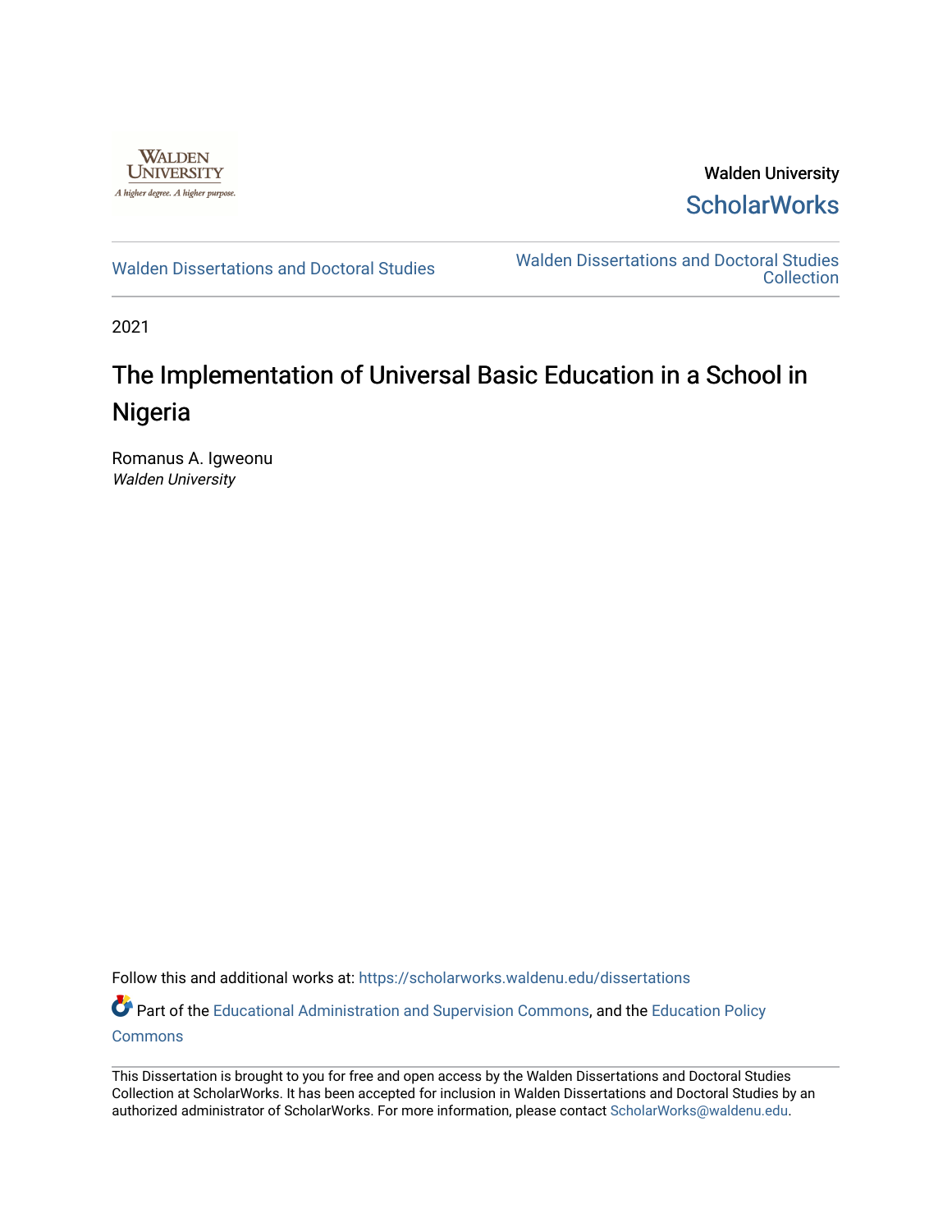Walden University

ScholarWorks

Walden Dissertations and Doctoral Studies

Walden Dissertations and Doctoral Studies Collection

2021

# The Implementation of Universal Basic Education in a School in Nigeria

Romanus A. Igweonu
*Walden University*

Follow this and additional works at: https://scholarworks.waldenu.edu/dissertations

Part of the Educational Administration and Supervision Commons, and the Education Policy Commons

This Dissertation is brought to you for free and open access by the Walden Dissertations and Doctoral Studies Collection at ScholarWorks. It has been accepted for inclusion in Walden Dissertations and Doctoral Studies by an authorized administrator of ScholarWorks. For more information, please contact ScholarWorks@waldenu.edu.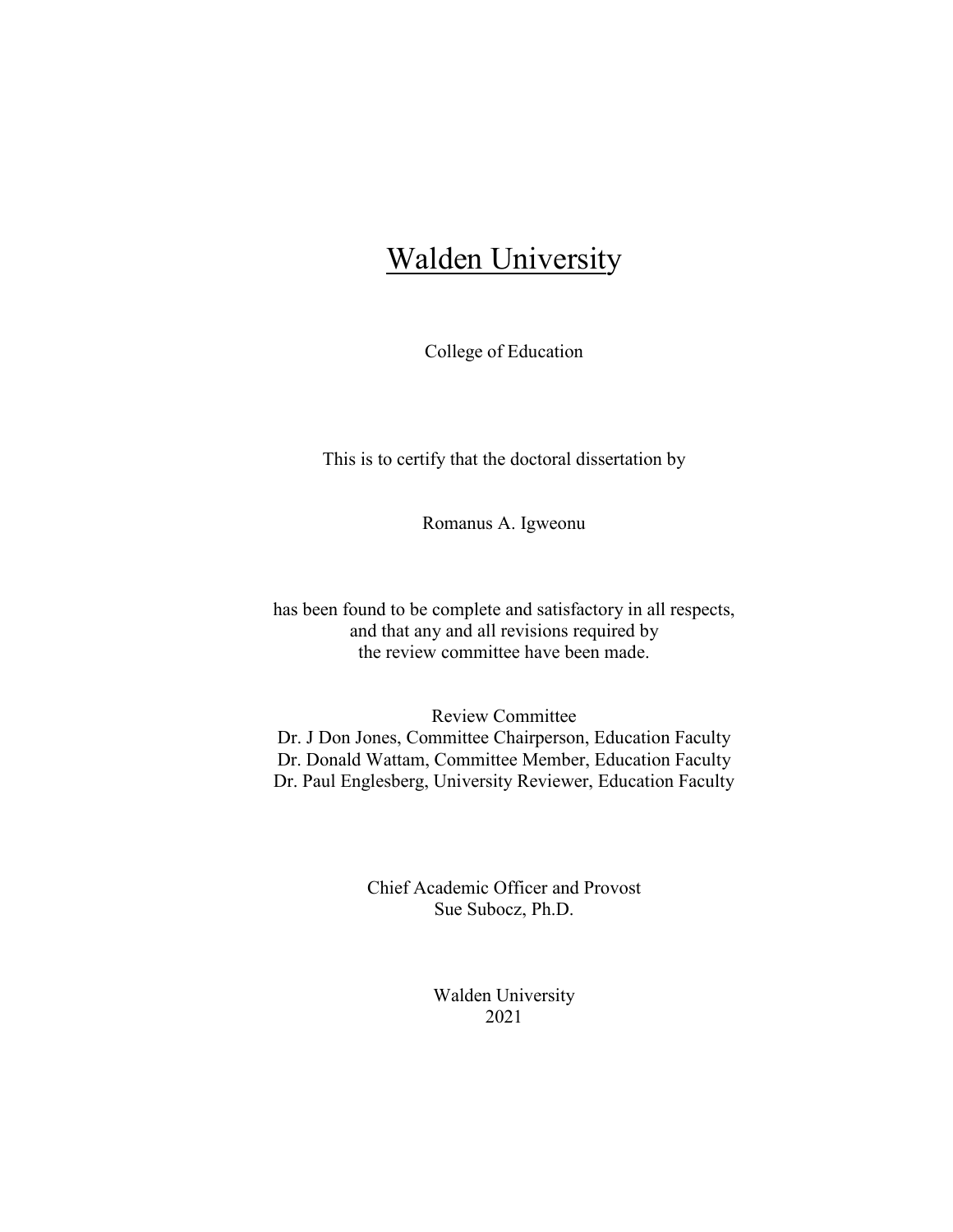# Walden University

College of Education

This is to certify that the doctoral dissertation by

Romanus A. Igweonu

has been found to be complete and satisfactory in all respects,
and that any and all revisions required by
the review committee have been made.

Review Committee
Dr. J Don Jones, Committee Chairperson, Education Faculty
Dr. Donald Wattam, Committee Member, Education Faculty
Dr. Paul Englesberg, University Reviewer, Education Faculty

Chief Academic Officer and Provost
Sue Subocz, Ph.D.

Walden University
2021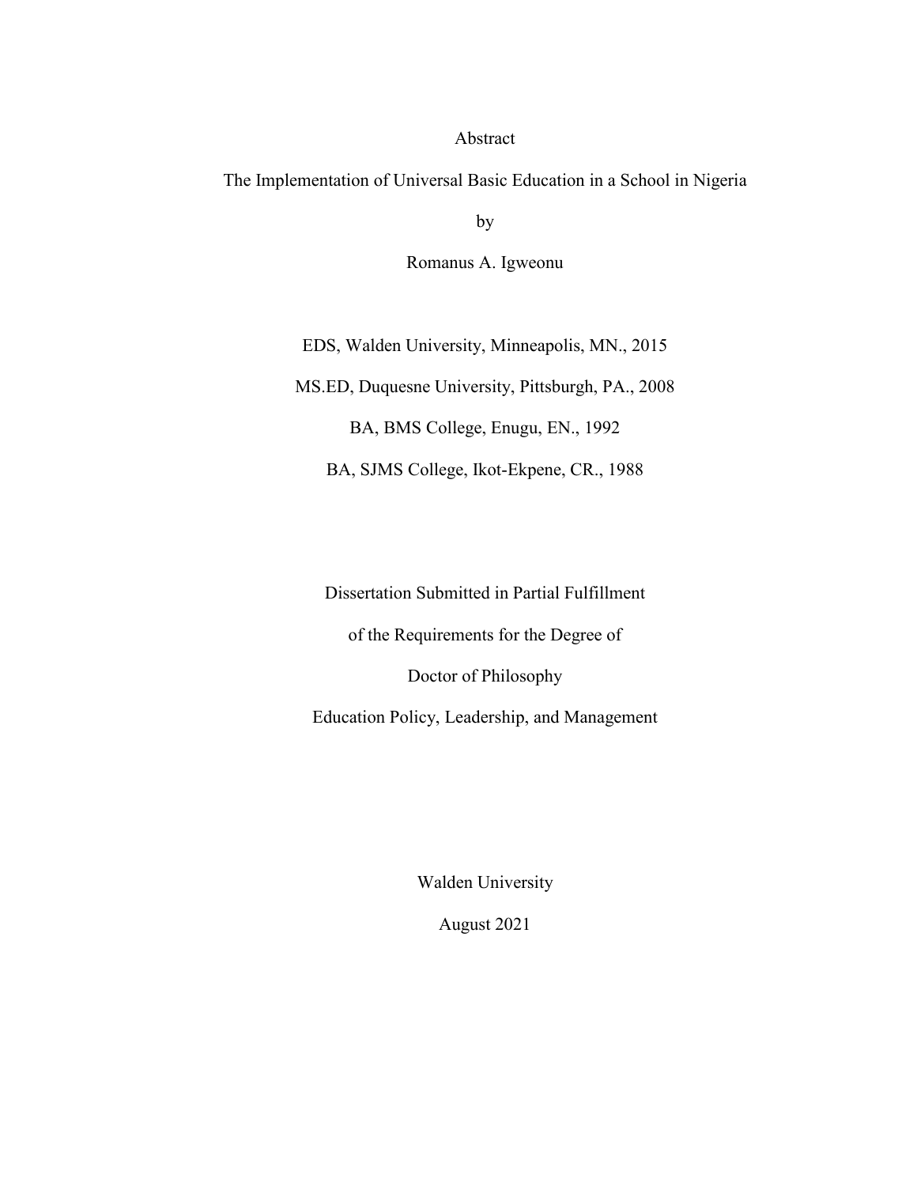Abstract

The Implementation of Universal Basic Education in a School in Nigeria

by

Romanus A. Igweonu

EDS, Walden University, Minneapolis, MN., 2015

MS.ED, Duquesne University, Pittsburgh, PA., 2008

BA, BMS College, Enugu, EN., 1992

BA, SJMS College, Ikot-Ekpene, CR., 1988

Dissertation Submitted in Partial Fulfillment

of the Requirements for the Degree of

Doctor of Philosophy

Education Policy, Leadership, and Management

Walden University

August 2021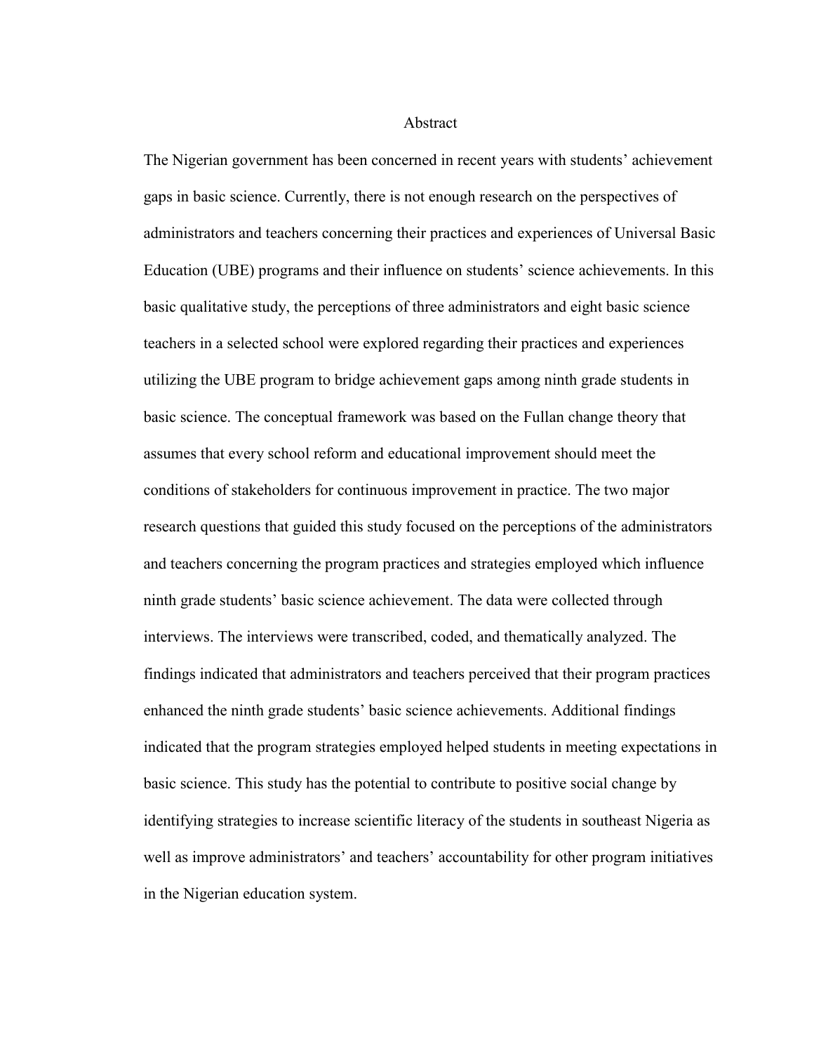# Abstract

The Nigerian government has been concerned in recent years with students' achievement gaps in basic science. Currently, there is not enough research on the perspectives of administrators and teachers concerning their practices and experiences of Universal Basic Education (UBE) programs and their influence on students' science achievements. In this basic qualitative study, the perceptions of three administrators and eight basic science teachers in a selected school were explored regarding their practices and experiences utilizing the UBE program to bridge achievement gaps among ninth grade students in basic science. The conceptual framework was based on the Fullan change theory that assumes that every school reform and educational improvement should meet the conditions of stakeholders for continuous improvement in practice. The two major research questions that guided this study focused on the perceptions of the administrators and teachers concerning the program practices and strategies employed which influence ninth grade students' basic science achievement. The data were collected through interviews. The interviews were transcribed, coded, and thematically analyzed. The findings indicated that administrators and teachers perceived that their program practices enhanced the ninth grade students' basic science achievements. Additional findings indicated that the program strategies employed helped students in meeting expectations in basic science. This study has the potential to contribute to positive social change by identifying strategies to increase scientific literacy of the students in southeast Nigeria as well as improve administrators' and teachers' accountability for other program initiatives in the Nigerian education system.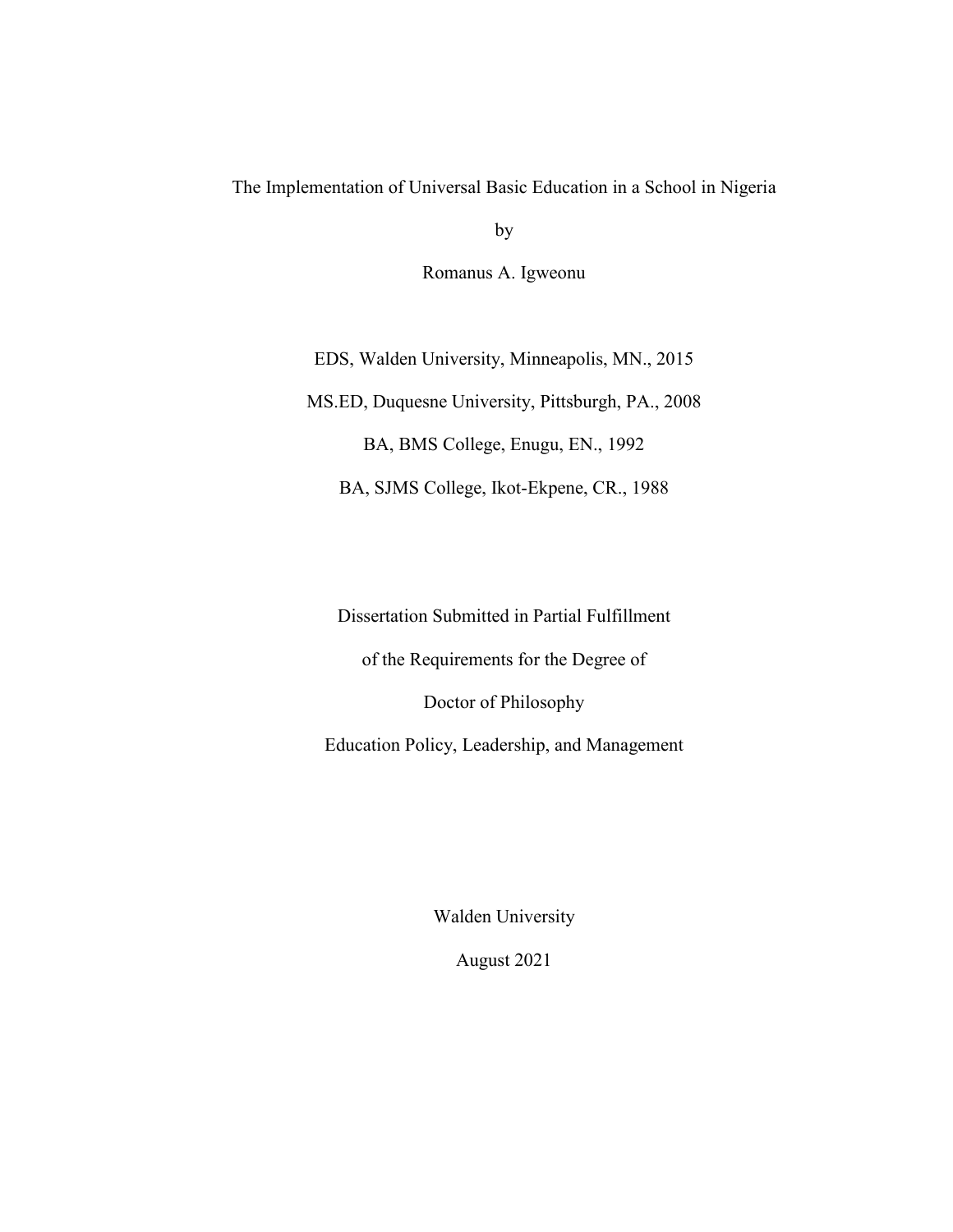The Implementation of Universal Basic Education in a School in Nigeria

by

Romanus A. Igweonu

EDS, Walden University, Minneapolis, MN., 2015

MS.ED, Duquesne University, Pittsburgh, PA., 2008

BA, BMS College, Enugu, EN., 1992

BA, SJMS College, Ikot-Ekpene, CR., 1988

Dissertation Submitted in Partial Fulfillment

of the Requirements for the Degree of

Doctor of Philosophy

Education Policy, Leadership, and Management

Walden University

August 2021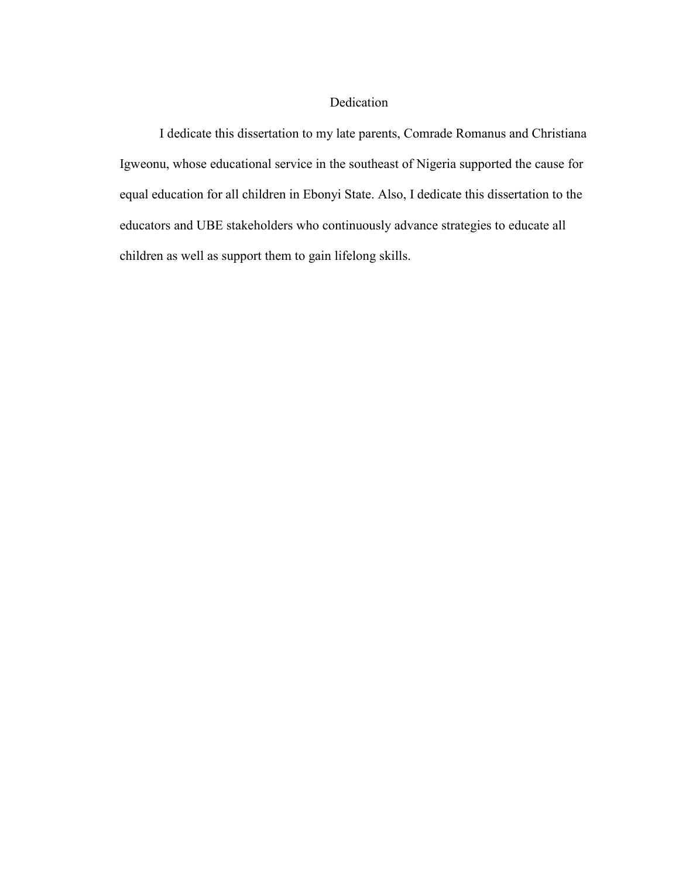# Dedication

I dedicate this dissertation to my late parents, Comrade Romanus and Christiana Igweonu, whose educational service in the southeast of Nigeria supported the cause for equal education for all children in Ebonyi State. Also, I dedicate this dissertation to the educators and UBE stakeholders who continuously advance strategies to educate all children as well as support them to gain lifelong skills.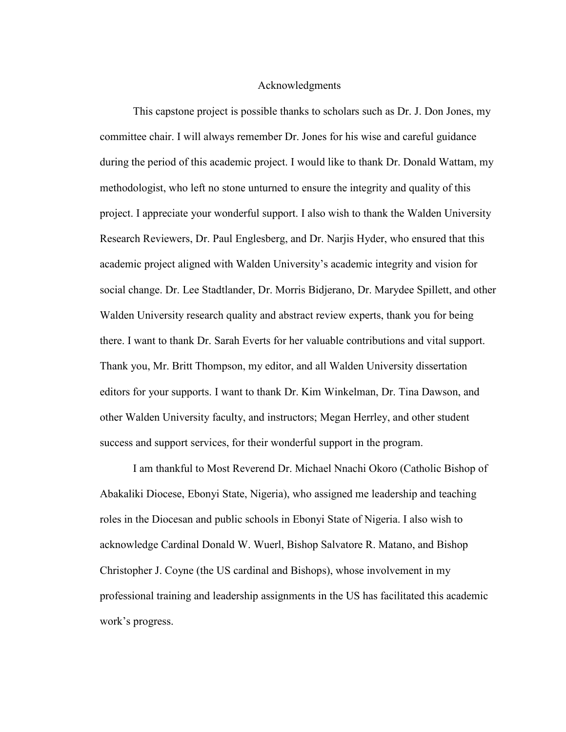# Acknowledgments

This capstone project is possible thanks to scholars such as Dr. J. Don Jones, my committee chair. I will always remember Dr. Jones for his wise and careful guidance during the period of this academic project. I would like to thank Dr. Donald Wattam, my methodologist, who left no stone unturned to ensure the integrity and quality of this project. I appreciate your wonderful support. I also wish to thank the Walden University Research Reviewers, Dr. Paul Englesberg, and Dr. Narjis Hyder, who ensured that this academic project aligned with Walden University's academic integrity and vision for social change. Dr. Lee Stadtlander, Dr. Morris Bidjerano, Dr. Marydee Spillett, and other Walden University research quality and abstract review experts, thank you for being there. I want to thank Dr. Sarah Everts for her valuable contributions and vital support. Thank you, Mr. Britt Thompson, my editor, and all Walden University dissertation editors for your supports. I want to thank Dr. Kim Winkelman, Dr. Tina Dawson, and other Walden University faculty, and instructors; Megan Herrley, and other student success and support services, for their wonderful support in the program.

I am thankful to Most Reverend Dr. Michael Nnachi Okoro (Catholic Bishop of Abakaliki Diocese, Ebonyi State, Nigeria), who assigned me leadership and teaching roles in the Diocesan and public schools in Ebonyi State of Nigeria. I also wish to acknowledge Cardinal Donald W. Wuerl, Bishop Salvatore R. Matano, and Bishop Christopher J. Coyne (the US cardinal and Bishops), whose involvement in my professional training and leadership assignments in the US has facilitated this academic work's progress.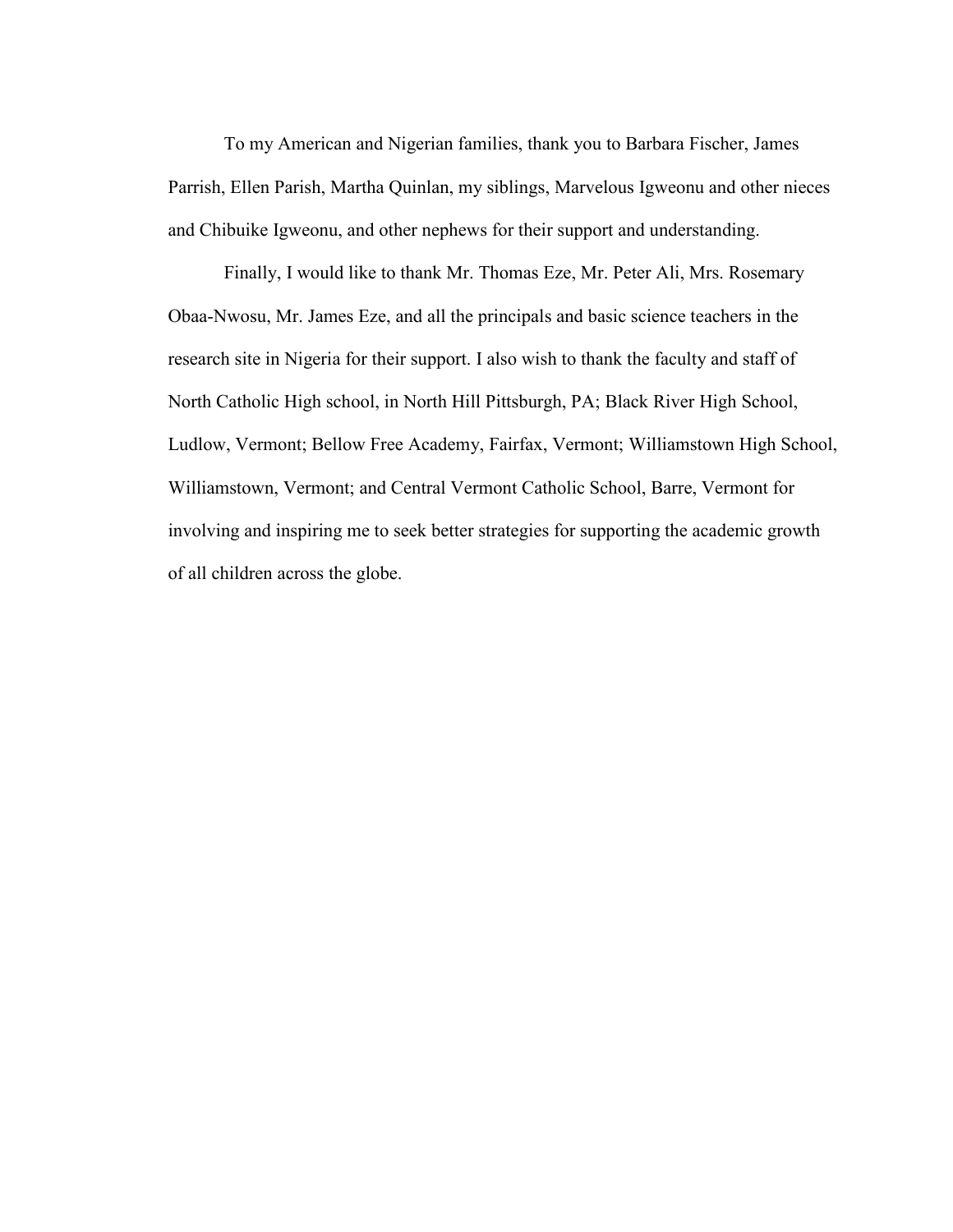To my American and Nigerian families, thank you to Barbara Fischer, James Parrish, Ellen Parish, Martha Quinlan, my siblings, Marvelous Igweonu and other nieces and Chibuike Igweonu, and other nephews for their support and understanding.

Finally, I would like to thank Mr. Thomas Eze, Mr. Peter Ali, Mrs. Rosemary Obaa-Nwosu, Mr. James Eze, and all the principals and basic science teachers in the research site in Nigeria for their support. I also wish to thank the faculty and staff of North Catholic High school, in North Hill Pittsburgh, PA; Black River High School, Ludlow, Vermont; Bellow Free Academy, Fairfax, Vermont; Williamstown High School, Williamstown, Vermont; and Central Vermont Catholic School, Barre, Vermont for involving and inspiring me to seek better strategies for supporting the academic growth of all children across the globe.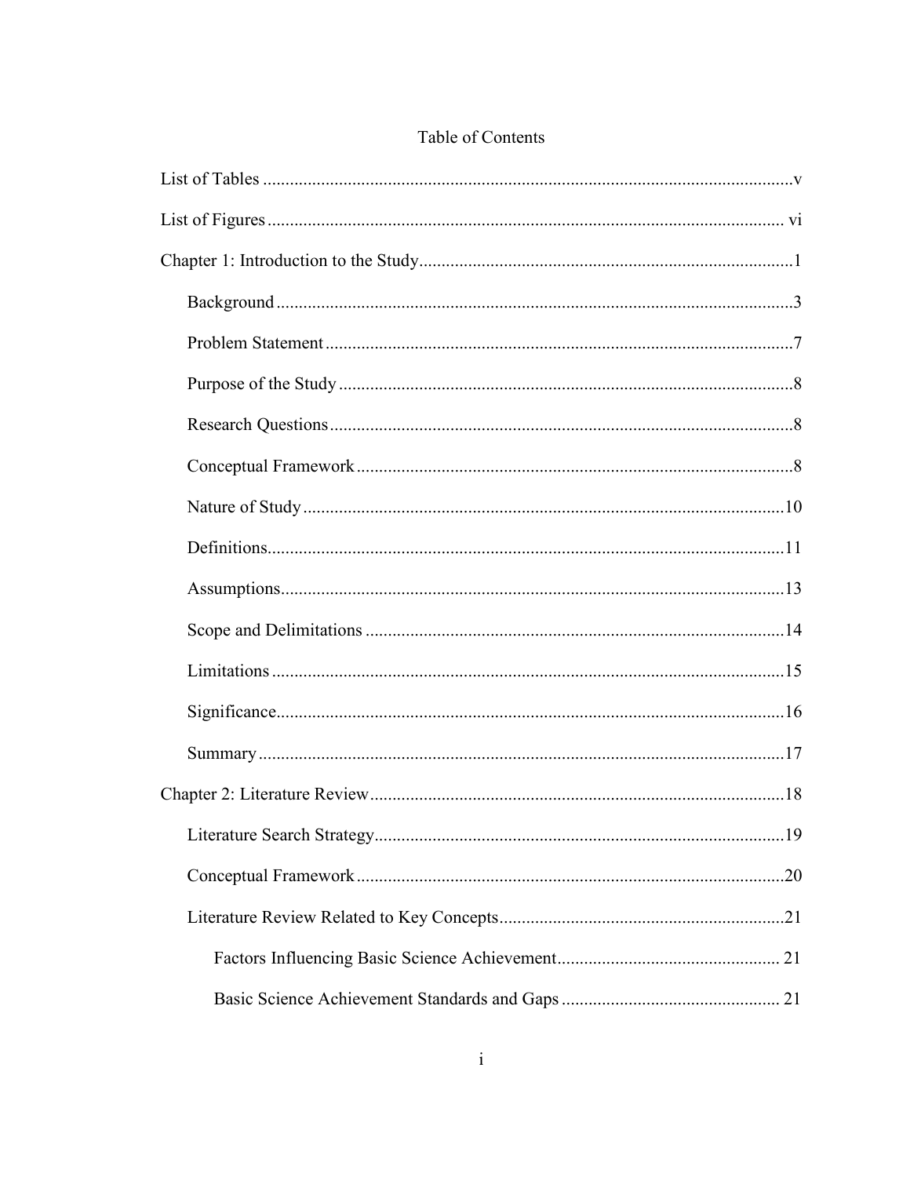# Table of Contents

List of Tables ........................................................................................................... v

List of Figures ........................................................................................................ vi

Chapter 1: Introduction to the Study ....................................................................... 1

- Background ....................................................................................................... 3
- Problem Statement ........................................................................................... 7
- Purpose of the Study ........................................................................................ 8
- Research Questions .......................................................................................... 8
- Conceptual Framework .................................................................................... 8
- Nature of Study ................................................................................................ 10
- Definitions ........................................................................................................ 11
- Assumptions ..................................................................................................... 13
- Scope and Delimitations .................................................................................. 14
- Limitations ....................................................................................................... 15
- Significance ...................................................................................................... 16
- Summary .......................................................................................................... 17

Chapter 2: Literature Review .................................................................................. 18

- Literature Search Strategy ............................................................................... 19
- Conceptual Framework .................................................................................... 20
- Literature Review Related to Key Concepts ................................................... 21
  - Factors Influencing Basic Science Achievement ........................................ 21
  - Basic Science Achievement Standards and Gaps ....................................... 21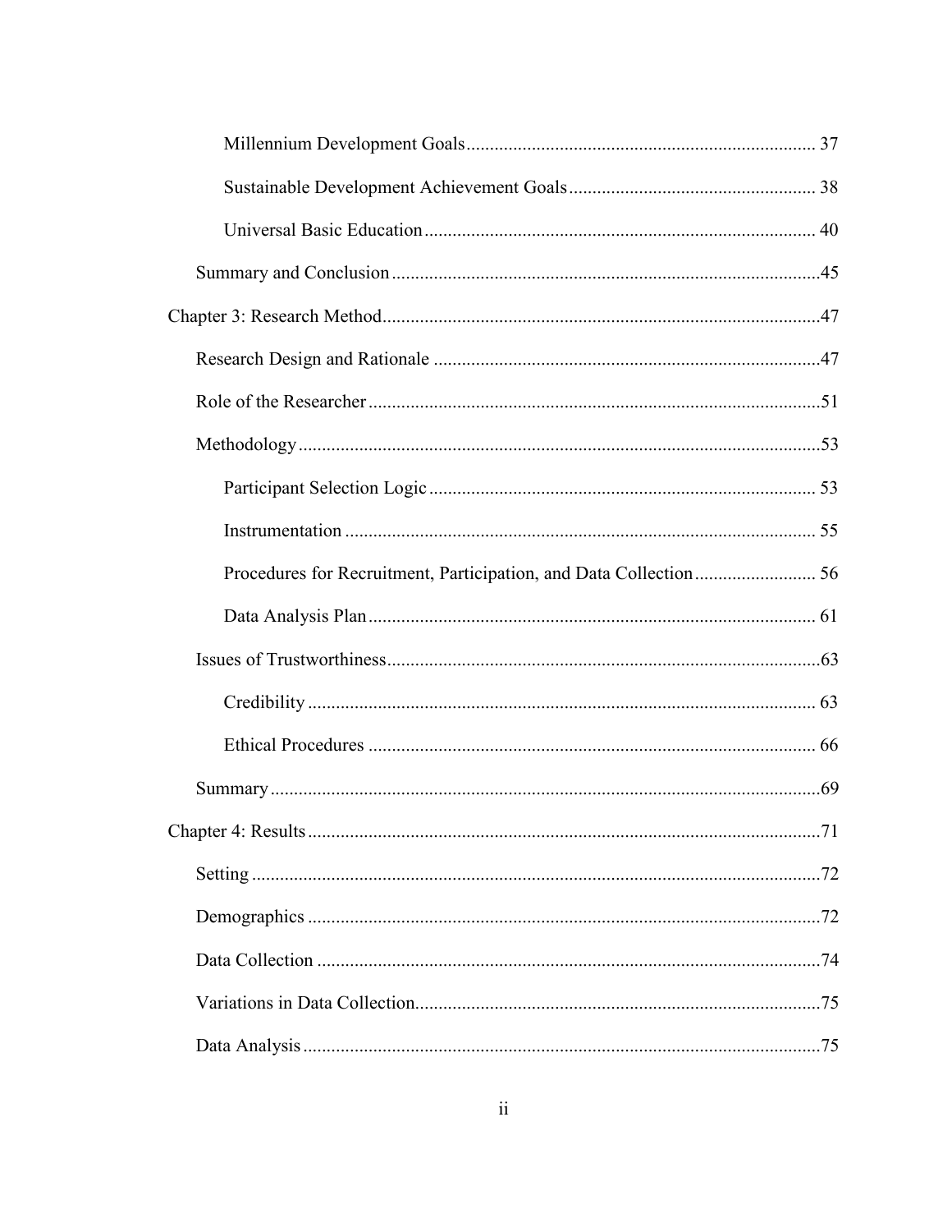Millennium Development Goals .......................................................................... 37

Sustainable Development Achievement Goals .................................................... 38

Universal Basic Education .................................................................................. 40

Summary and Conclusion ..........................................................................................45

Chapter 3: Research Method ............................................................................................47

Research Design and Rationale ..................................................................................47

Role of the Researcher ...............................................................................................51

Methodology ...............................................................................................................53

Participant Selection Logic .................................................................................. 53

Instrumentation .................................................................................................... 55

Procedures for Recruitment, Participation, and Data Collection .......................... 56

Data Analysis Plan ............................................................................................... 61

Issues of Trustworthiness ............................................................................................63

Credibility ............................................................................................................ 63

Ethical Procedures ............................................................................................... 66

Summary .....................................................................................................................69

Chapter 4: Results .............................................................................................................71

Setting .........................................................................................................................72

Demographics .............................................................................................................72

Data Collection ...........................................................................................................74

Variations in Data Collection ......................................................................................75

Data Analysis ..............................................................................................................75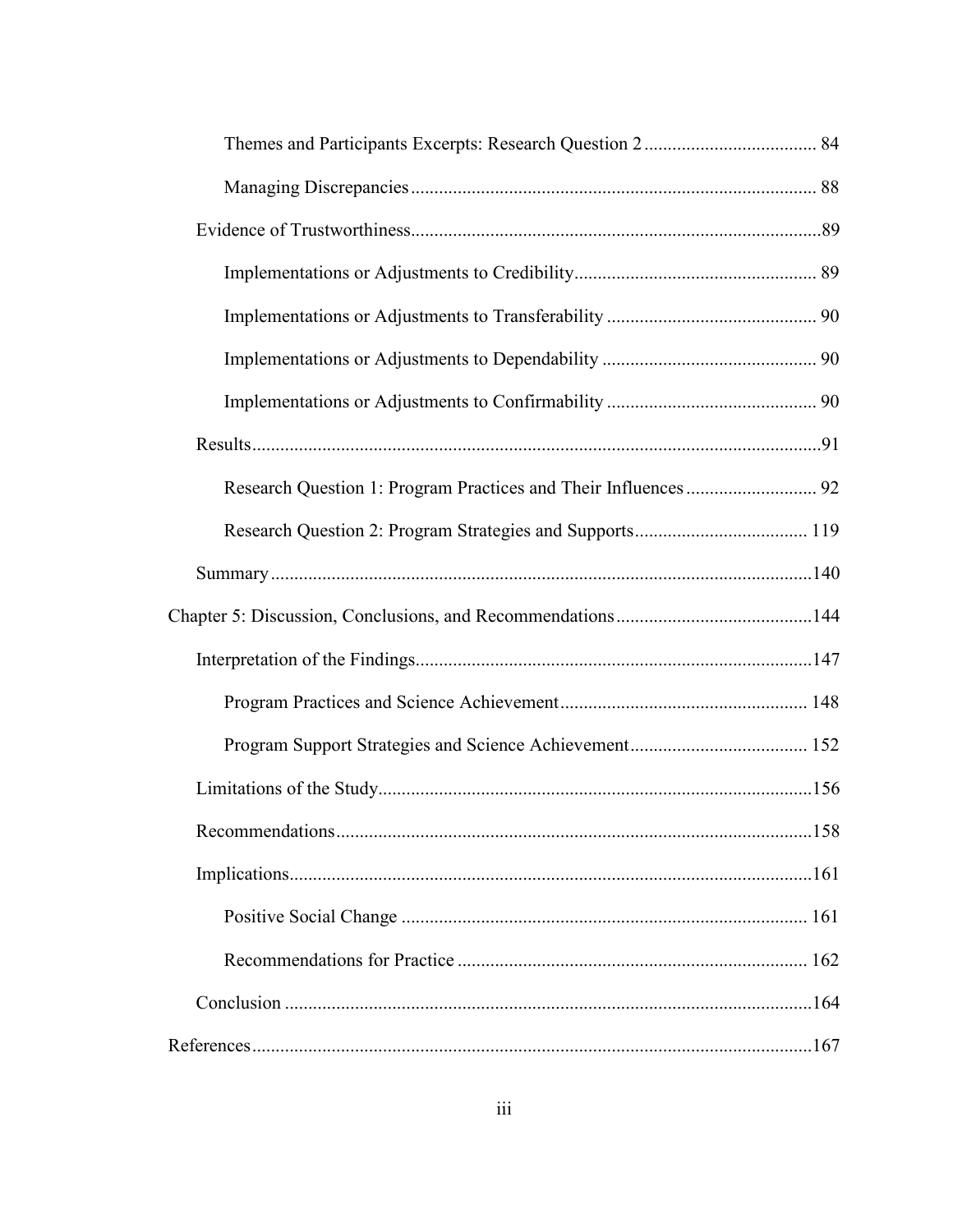Themes and Participants Excerpts: Research Question 2 ..................................... 84

Managing Discrepancies ..................................................................................... 88

Evidence of Trustworthiness ......................................................................................89

Implementations or Adjustments to Credibility .................................................... 89

Implementations or Adjustments to Transferability ............................................. 90

Implementations or Adjustments to Dependability .............................................. 90

Implementations or Adjustments to Confirmability ............................................. 90

Results .........................................................................................................................91

Research Question 1: Program Practices and Their Influences ............................ 92

Research Question 2: Program Strategies and Supports ..................................... 119

Summary ...................................................................................................................140

Chapter 5: Discussion, Conclusions, and Recommendations ..........................................144

Interpretation of the Findings ....................................................................................147

Program Practices and Science Achievement ..................................................... 148

Program Support Strategies and Science Achievement ...................................... 152

Limitations of the Study ............................................................................................156

Recommendations .....................................................................................................158

Implications ...............................................................................................................161

Positive Social Change ....................................................................................... 161

Recommendations for Practice ........................................................................... 162

Conclusion ................................................................................................................164

References .......................................................................................................................167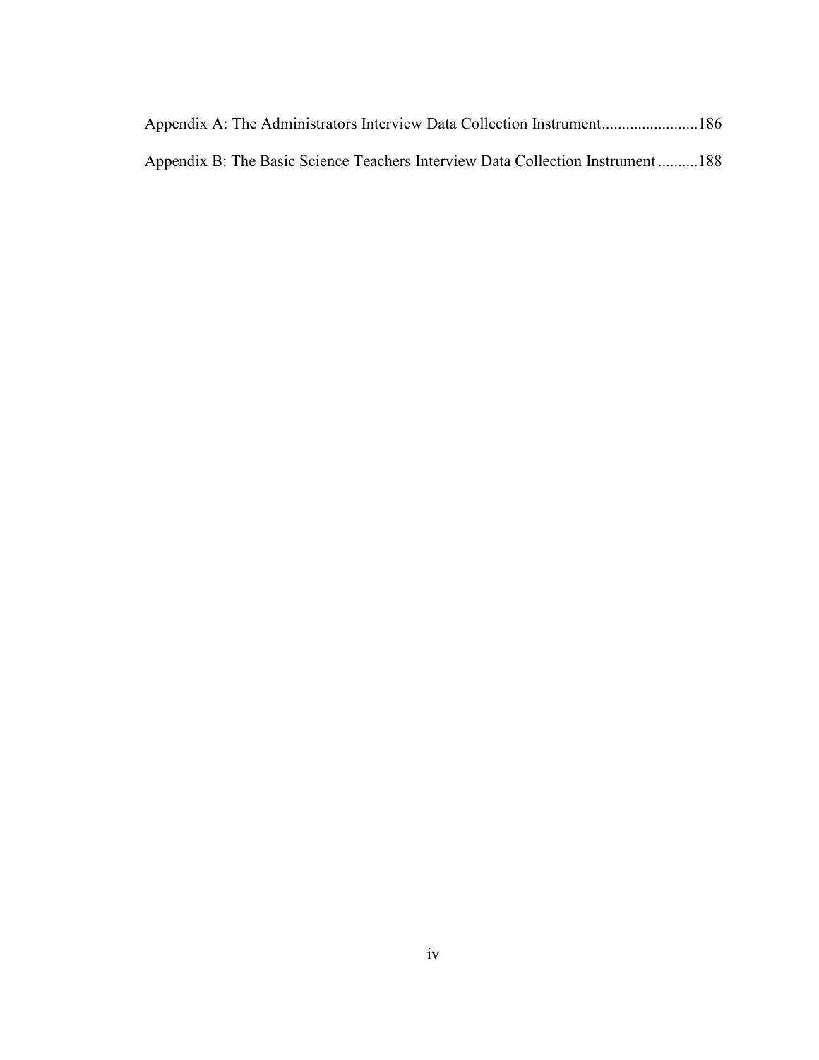Appendix A: The Administrators Interview Data Collection Instrument........................186

Appendix B: The Basic Science Teachers Interview Data Collection Instrument ..........188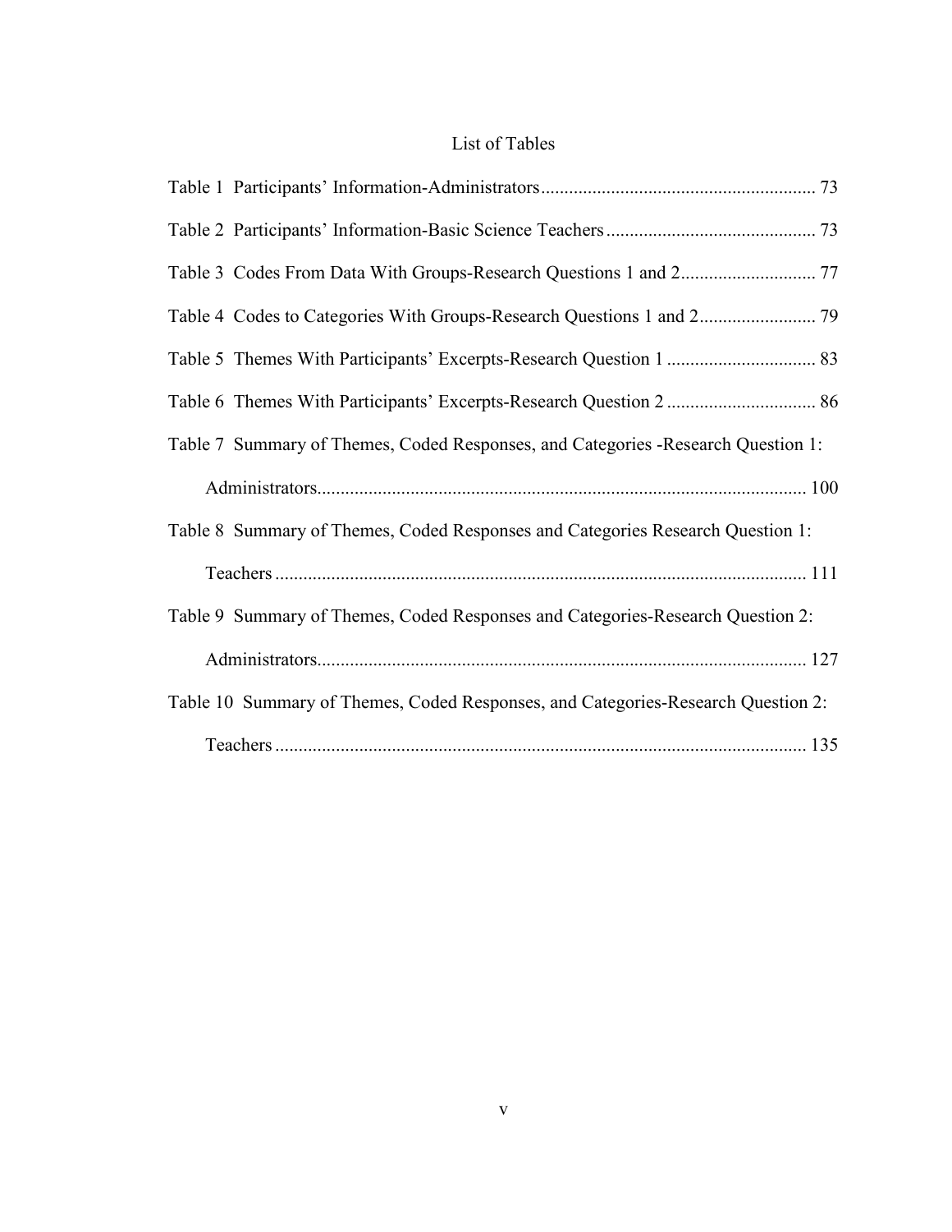# List of Tables

Table 1 Participants' Information-Administrators .......................................................... 73

Table 2 Participants' Information-Basic Science Teachers ............................................ 73

Table 3 Codes From Data With Groups-Research Questions 1 and 2 ............................ 77

Table 4 Codes to Categories With Groups-Research Questions 1 and 2 ......................... 79

Table 5 Themes With Participants' Excerpts-Research Question 1 ................................ 83

Table 6 Themes With Participants' Excerpts-Research Question 2 ................................ 86

Table 7 Summary of Themes, Coded Responses, and Categories -Research Question 1: Administrators ........................................................................................................ 100

Table 8 Summary of Themes, Coded Responses and Categories Research Question 1: Teachers ................................................................................................................. 111

Table 9 Summary of Themes, Coded Responses and Categories-Research Question 2: Administrators ........................................................................................................ 127

Table 10 Summary of Themes, Coded Responses, and Categories-Research Question 2: Teachers ................................................................................................................. 135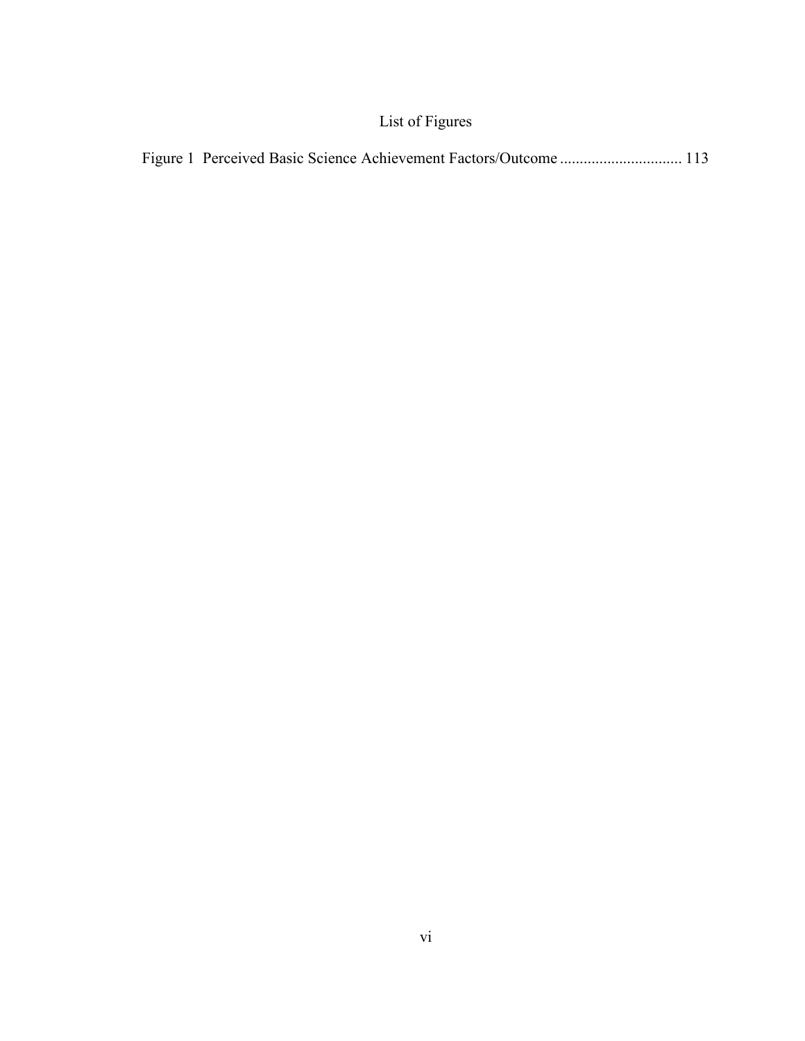# List of Figures

Figure 1 Perceived Basic Science Achievement Factors/Outcome ............................... 113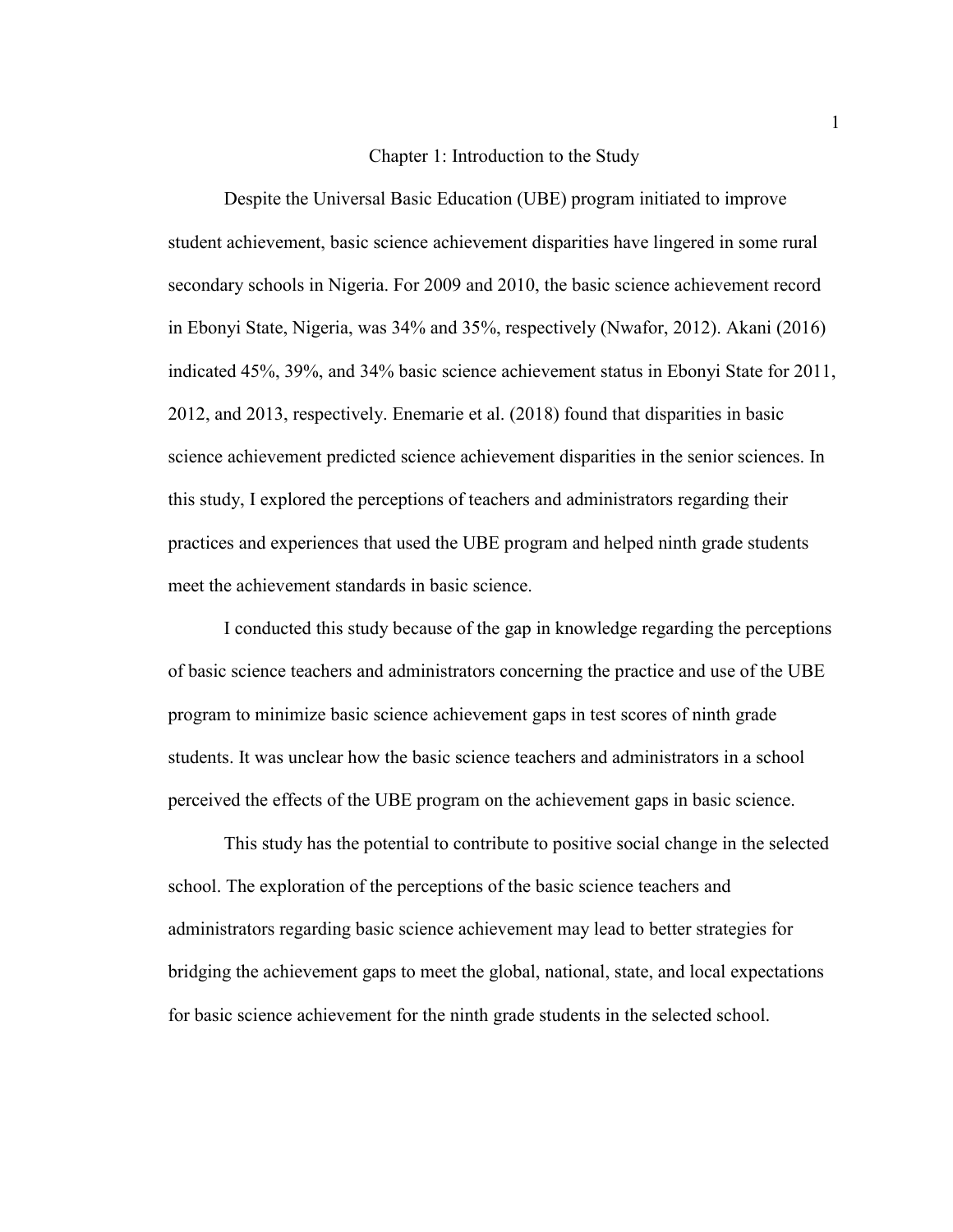# Chapter 1: Introduction to the Study

Despite the Universal Basic Education (UBE) program initiated to improve student achievement, basic science achievement disparities have lingered in some rural secondary schools in Nigeria. For 2009 and 2010, the basic science achievement record in Ebonyi State, Nigeria, was 34% and 35%, respectively (Nwafor, 2012). Akani (2016) indicated 45%, 39%, and 34% basic science achievement status in Ebonyi State for 2011, 2012, and 2013, respectively. Enemarie et al. (2018) found that disparities in basic science achievement predicted science achievement disparities in the senior sciences. In this study, I explored the perceptions of teachers and administrators regarding their practices and experiences that used the UBE program and helped ninth grade students meet the achievement standards in basic science.

I conducted this study because of the gap in knowledge regarding the perceptions of basic science teachers and administrators concerning the practice and use of the UBE program to minimize basic science achievement gaps in test scores of ninth grade students. It was unclear how the basic science teachers and administrators in a school perceived the effects of the UBE program on the achievement gaps in basic science.

This study has the potential to contribute to positive social change in the selected school. The exploration of the perceptions of the basic science teachers and administrators regarding basic science achievement may lead to better strategies for bridging the achievement gaps to meet the global, national, state, and local expectations for basic science achievement for the ninth grade students in the selected school.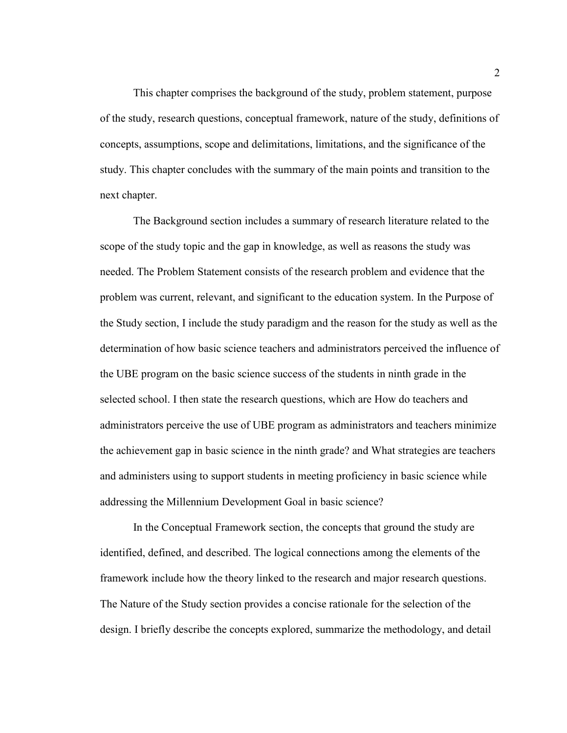This chapter comprises the background of the study, problem statement, purpose of the study, research questions, conceptual framework, nature of the study, definitions of concepts, assumptions, scope and delimitations, limitations, and the significance of the study. This chapter concludes with the summary of the main points and transition to the next chapter.

The Background section includes a summary of research literature related to the scope of the study topic and the gap in knowledge, as well as reasons the study was needed. The Problem Statement consists of the research problem and evidence that the problem was current, relevant, and significant to the education system. In the Purpose of the Study section, I include the study paradigm and the reason for the study as well as the determination of how basic science teachers and administrators perceived the influence of the UBE program on the basic science success of the students in ninth grade in the selected school. I then state the research questions, which are How do teachers and administrators perceive the use of UBE program as administrators and teachers minimize the achievement gap in basic science in the ninth grade? and What strategies are teachers and administers using to support students in meeting proficiency in basic science while addressing the Millennium Development Goal in basic science?

In the Conceptual Framework section, the concepts that ground the study are identified, defined, and described. The logical connections among the elements of the framework include how the theory linked to the research and major research questions. The Nature of the Study section provides a concise rationale for the selection of the design. I briefly describe the concepts explored, summarize the methodology, and detail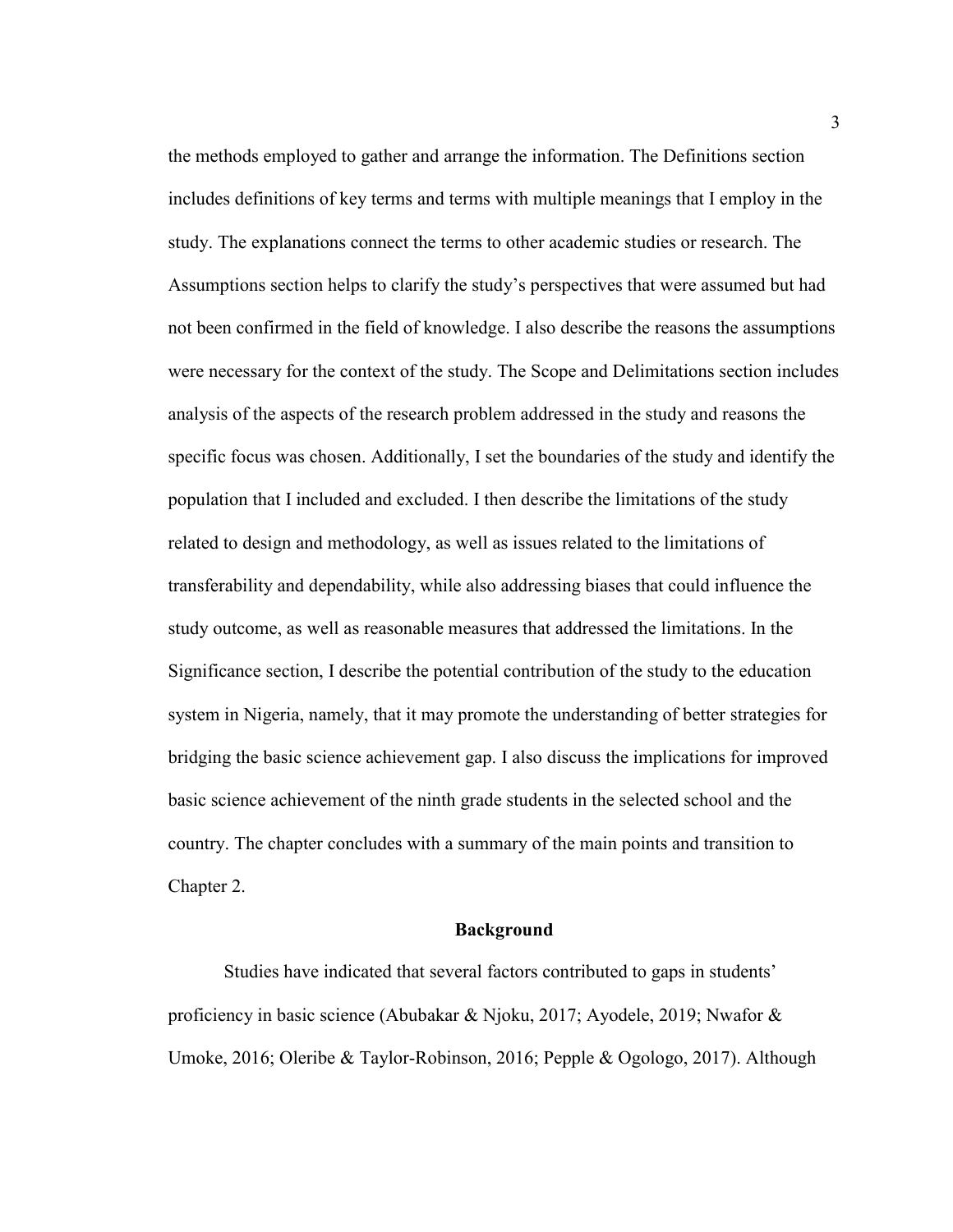the methods employed to gather and arrange the information. The Definitions section includes definitions of key terms and terms with multiple meanings that I employ in the study. The explanations connect the terms to other academic studies or research. The Assumptions section helps to clarify the study's perspectives that were assumed but had not been confirmed in the field of knowledge. I also describe the reasons the assumptions were necessary for the context of the study. The Scope and Delimitations section includes analysis of the aspects of the research problem addressed in the study and reasons the specific focus was chosen. Additionally, I set the boundaries of the study and identify the population that I included and excluded. I then describe the limitations of the study related to design and methodology, as well as issues related to the limitations of transferability and dependability, while also addressing biases that could influence the study outcome, as well as reasonable measures that addressed the limitations. In the Significance section, I describe the potential contribution of the study to the education system in Nigeria, namely, that it may promote the understanding of better strategies for bridging the basic science achievement gap. I also discuss the implications for improved basic science achievement of the ninth grade students in the selected school and the country. The chapter concludes with a summary of the main points and transition to Chapter 2.

## Background

Studies have indicated that several factors contributed to gaps in students' proficiency in basic science (Abubakar & Njoku, 2017; Ayodele, 2019; Nwafor & Umoke, 2016; Oleribe & Taylor-Robinson, 2016; Pepple & Ogologo, 2017). Although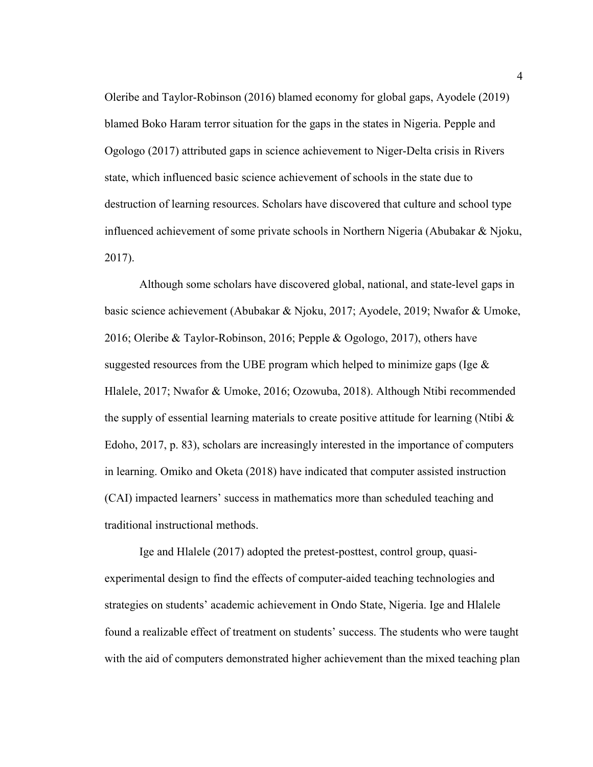Oleribe and Taylor-Robinson (2016) blamed economy for global gaps, Ayodele (2019) blamed Boko Haram terror situation for the gaps in the states in Nigeria. Pepple and Ogologo (2017) attributed gaps in science achievement to Niger-Delta crisis in Rivers state, which influenced basic science achievement of schools in the state due to destruction of learning resources. Scholars have discovered that culture and school type influenced achievement of some private schools in Northern Nigeria (Abubakar & Njoku, 2017).

Although some scholars have discovered global, national, and state-level gaps in basic science achievement (Abubakar & Njoku, 2017; Ayodele, 2019; Nwafor & Umoke, 2016; Oleribe & Taylor-Robinson, 2016; Pepple & Ogologo, 2017), others have suggested resources from the UBE program which helped to minimize gaps (Ige & Hlalele, 2017; Nwafor & Umoke, 2016; Ozowuba, 2018). Although Ntibi recommended the supply of essential learning materials to create positive attitude for learning (Ntibi & Edoho, 2017, p. 83), scholars are increasingly interested in the importance of computers in learning. Omiko and Oketa (2018) have indicated that computer assisted instruction (CAI) impacted learners' success in mathematics more than scheduled teaching and traditional instructional methods.

Ige and Hlalele (2017) adopted the pretest-posttest, control group, quasi-experimental design to find the effects of computer-aided teaching technologies and strategies on students' academic achievement in Ondo State, Nigeria. Ige and Hlalele found a realizable effect of treatment on students' success. The students who were taught with the aid of computers demonstrated higher achievement than the mixed teaching plan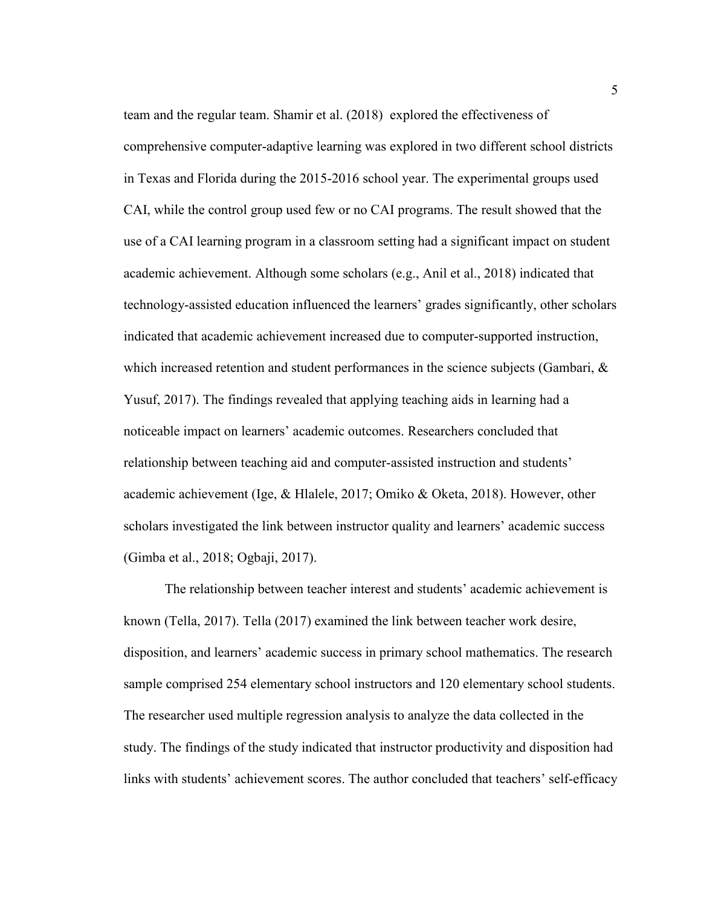team and the regular team. Shamir et al. (2018)  explored the effectiveness of comprehensive computer-adaptive learning was explored in two different school districts in Texas and Florida during the 2015-2016 school year. The experimental groups used CAI, while the control group used few or no CAI programs. The result showed that the use of a CAI learning program in a classroom setting had a significant impact on student academic achievement. Although some scholars (e.g., Anil et al., 2018) indicated that technology-assisted education influenced the learners' grades significantly, other scholars indicated that academic achievement increased due to computer-supported instruction, which increased retention and student performances in the science subjects (Gambari, & Yusuf, 2017). The findings revealed that applying teaching aids in learning had a noticeable impact on learners' academic outcomes. Researchers concluded that relationship between teaching aid and computer-assisted instruction and students' academic achievement (Ige, & Hlalele, 2017; Omiko & Oketa, 2018). However, other scholars investigated the link between instructor quality and learners' academic success (Gimba et al., 2018; Ogbaji, 2017).

The relationship between teacher interest and students' academic achievement is known (Tella, 2017). Tella (2017) examined the link between teacher work desire, disposition, and learners' academic success in primary school mathematics. The research sample comprised 254 elementary school instructors and 120 elementary school students. The researcher used multiple regression analysis to analyze the data collected in the study. The findings of the study indicated that instructor productivity and disposition had links with students' achievement scores. The author concluded that teachers' self-efficacy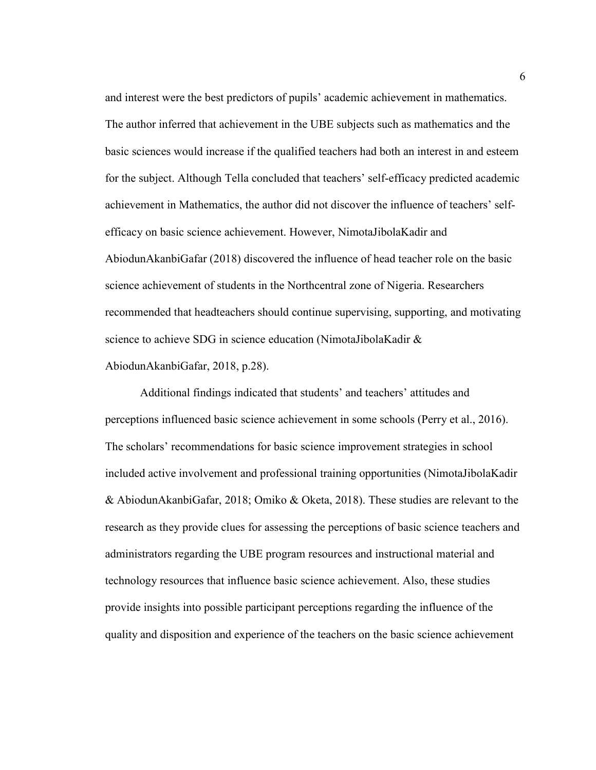and interest were the best predictors of pupils' academic achievement in mathematics. The author inferred that achievement in the UBE subjects such as mathematics and the basic sciences would increase if the qualified teachers had both an interest in and esteem for the subject. Although Tella concluded that teachers' self-efficacy predicted academic achievement in Mathematics, the author did not discover the influence of teachers' self-efficacy on basic science achievement. However, NimotaJibolaKadir and AbiodunAkanbiGafar (2018) discovered the influence of head teacher role on the basic science achievement of students in the Northcentral zone of Nigeria. Researchers recommended that headteachers should continue supervising, supporting, and motivating science to achieve SDG in science education (NimotaJibolaKadir & AbiodunAkanbiGafar, 2018, p.28).

Additional findings indicated that students' and teachers' attitudes and perceptions influenced basic science achievement in some schools (Perry et al., 2016). The scholars' recommendations for basic science improvement strategies in school included active involvement and professional training opportunities (NimotaJibolaKadir & AbiodunAkanbiGafar, 2018; Omiko & Oketa, 2018). These studies are relevant to the research as they provide clues for assessing the perceptions of basic science teachers and administrators regarding the UBE program resources and instructional material and technology resources that influence basic science achievement. Also, these studies provide insights into possible participant perceptions regarding the influence of the quality and disposition and experience of the teachers on the basic science achievement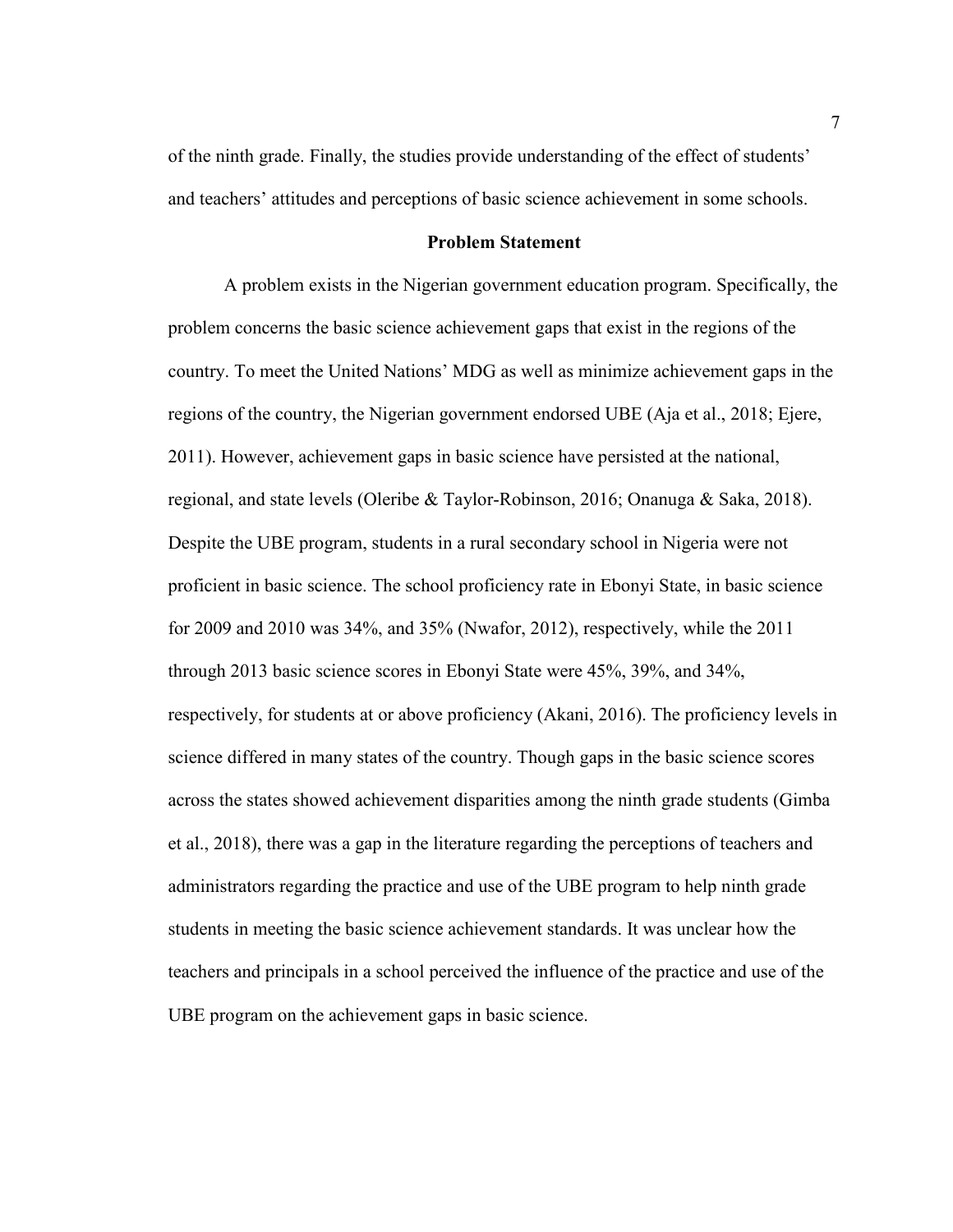of the ninth grade. Finally, the studies provide understanding of the effect of students' and teachers' attitudes and perceptions of basic science achievement in some schools.

## Problem Statement

A problem exists in the Nigerian government education program. Specifically, the problem concerns the basic science achievement gaps that exist in the regions of the country. To meet the United Nations' MDG as well as minimize achievement gaps in the regions of the country, the Nigerian government endorsed UBE (Aja et al., 2018; Ejere, 2011). However, achievement gaps in basic science have persisted at the national, regional, and state levels (Oleribe & Taylor-Robinson, 2016; Onanuga & Saka, 2018). Despite the UBE program, students in a rural secondary school in Nigeria were not proficient in basic science. The school proficiency rate in Ebonyi State, in basic science for 2009 and 2010 was 34%, and 35% (Nwafor, 2012), respectively, while the 2011 through 2013 basic science scores in Ebonyi State were 45%, 39%, and 34%, respectively, for students at or above proficiency (Akani, 2016). The proficiency levels in science differed in many states of the country. Though gaps in the basic science scores across the states showed achievement disparities among the ninth grade students (Gimba et al., 2018), there was a gap in the literature regarding the perceptions of teachers and administrators regarding the practice and use of the UBE program to help ninth grade students in meeting the basic science achievement standards. It was unclear how the teachers and principals in a school perceived the influence of the practice and use of the UBE program on the achievement gaps in basic science.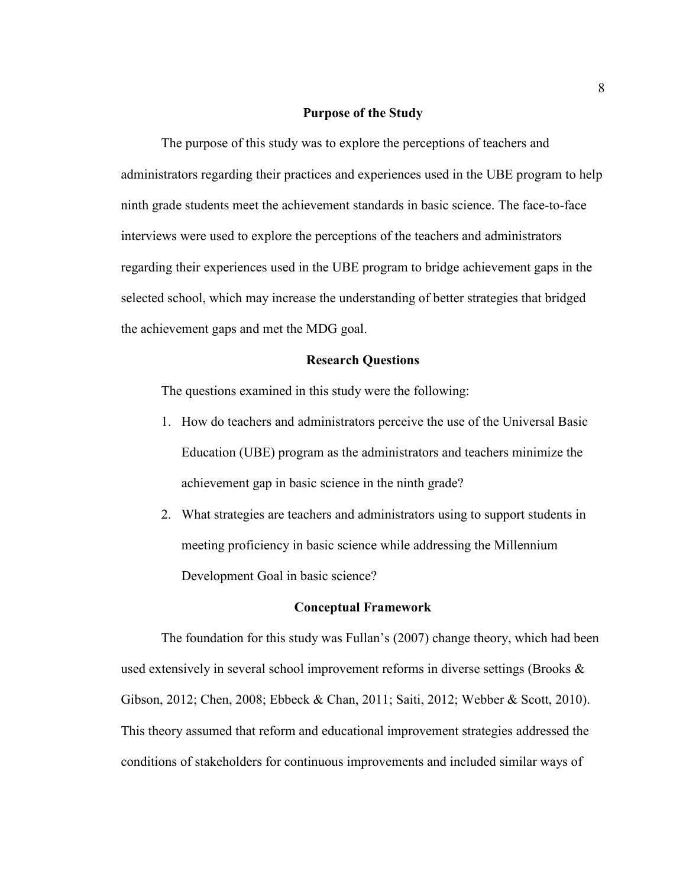## Purpose of the Study

The purpose of this study was to explore the perceptions of teachers and administrators regarding their practices and experiences used in the UBE program to help ninth grade students meet the achievement standards in basic science. The face-to-face interviews were used to explore the perceptions of the teachers and administrators regarding their experiences used in the UBE program to bridge achievement gaps in the selected school, which may increase the understanding of better strategies that bridged the achievement gaps and met the MDG goal.

## Research Questions

The questions examined in this study were the following:

1. How do teachers and administrators perceive the use of the Universal Basic Education (UBE) program as the administrators and teachers minimize the achievement gap in basic science in the ninth grade?
2. What strategies are teachers and administrators using to support students in meeting proficiency in basic science while addressing the Millennium Development Goal in basic science?

## Conceptual Framework

The foundation for this study was Fullan's (2007) change theory, which had been used extensively in several school improvement reforms in diverse settings (Brooks & Gibson, 2012; Chen, 2008; Ebbeck & Chan, 2011; Saiti, 2012; Webber & Scott, 2010). This theory assumed that reform and educational improvement strategies addressed the conditions of stakeholders for continuous improvements and included similar ways of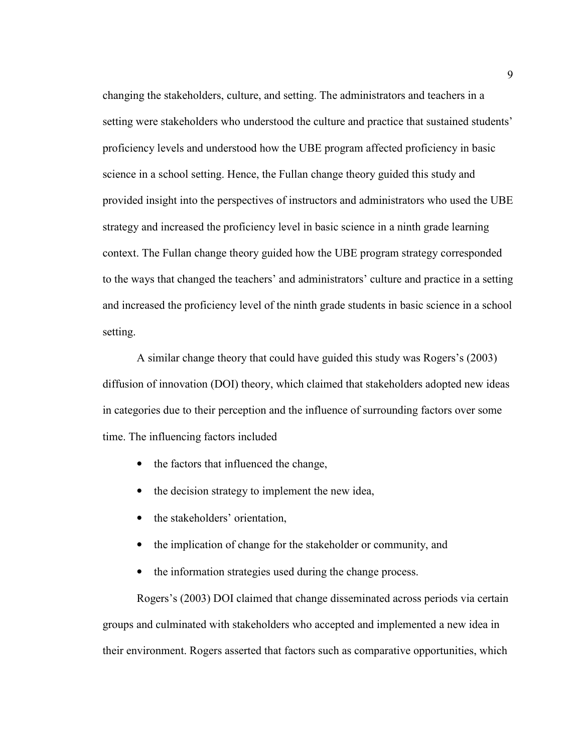changing the stakeholders, culture, and setting. The administrators and teachers in a setting were stakeholders who understood the culture and practice that sustained students' proficiency levels and understood how the UBE program affected proficiency in basic science in a school setting. Hence, the Fullan change theory guided this study and provided insight into the perspectives of instructors and administrators who used the UBE strategy and increased the proficiency level in basic science in a ninth grade learning context. The Fullan change theory guided how the UBE program strategy corresponded to the ways that changed the teachers' and administrators' culture and practice in a setting and increased the proficiency level of the ninth grade students in basic science in a school setting.

A similar change theory that could have guided this study was Rogers's (2003) diffusion of innovation (DOI) theory, which claimed that stakeholders adopted new ideas in categories due to their perception and the influence of surrounding factors over some time. The influencing factors included

- the factors that influenced the change,
- the decision strategy to implement the new idea,
- the stakeholders' orientation,
- the implication of change for the stakeholder or community, and
- the information strategies used during the change process.

Rogers's (2003) DOI claimed that change disseminated across periods via certain groups and culminated with stakeholders who accepted and implemented a new idea in their environment. Rogers asserted that factors such as comparative opportunities, which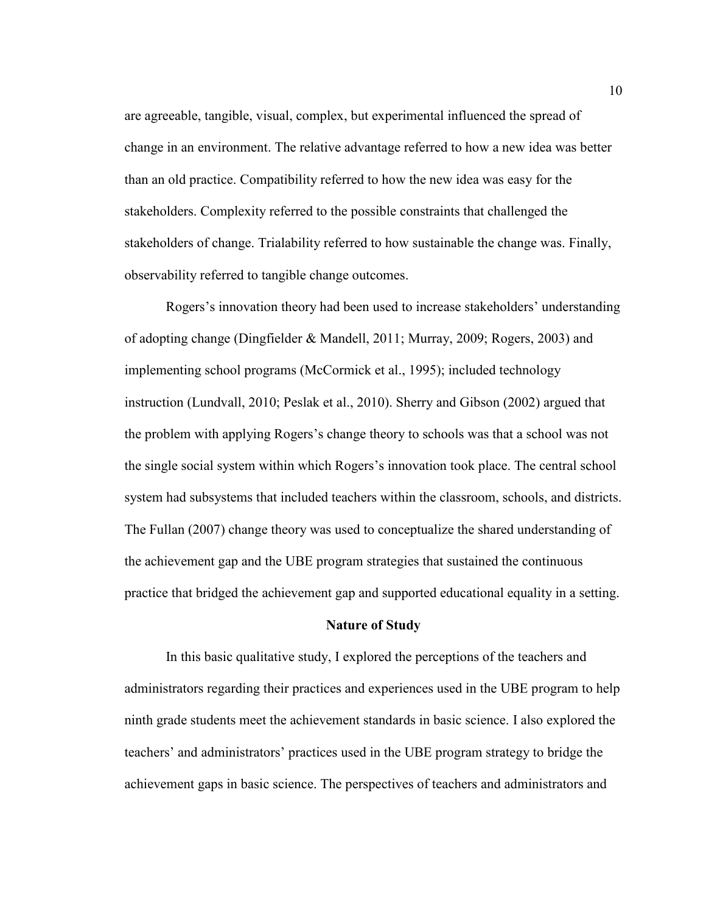are agreeable, tangible, visual, complex, but experimental influenced the spread of change in an environment. The relative advantage referred to how a new idea was better than an old practice. Compatibility referred to how the new idea was easy for the stakeholders. Complexity referred to the possible constraints that challenged the stakeholders of change. Trialability referred to how sustainable the change was. Finally, observability referred to tangible change outcomes.

Rogers's innovation theory had been used to increase stakeholders' understanding of adopting change (Dingfielder & Mandell, 2011; Murray, 2009; Rogers, 2003) and implementing school programs (McCormick et al., 1995); included technology instruction (Lundvall, 2010; Peslak et al., 2010). Sherry and Gibson (2002) argued that the problem with applying Rogers's change theory to schools was that a school was not the single social system within which Rogers's innovation took place. The central school system had subsystems that included teachers within the classroom, schools, and districts. The Fullan (2007) change theory was used to conceptualize the shared understanding of the achievement gap and the UBE program strategies that sustained the continuous practice that bridged the achievement gap and supported educational equality in a setting.

## Nature of Study

In this basic qualitative study, I explored the perceptions of the teachers and administrators regarding their practices and experiences used in the UBE program to help ninth grade students meet the achievement standards in basic science. I also explored the teachers' and administrators' practices used in the UBE program strategy to bridge the achievement gaps in basic science. The perspectives of teachers and administrators and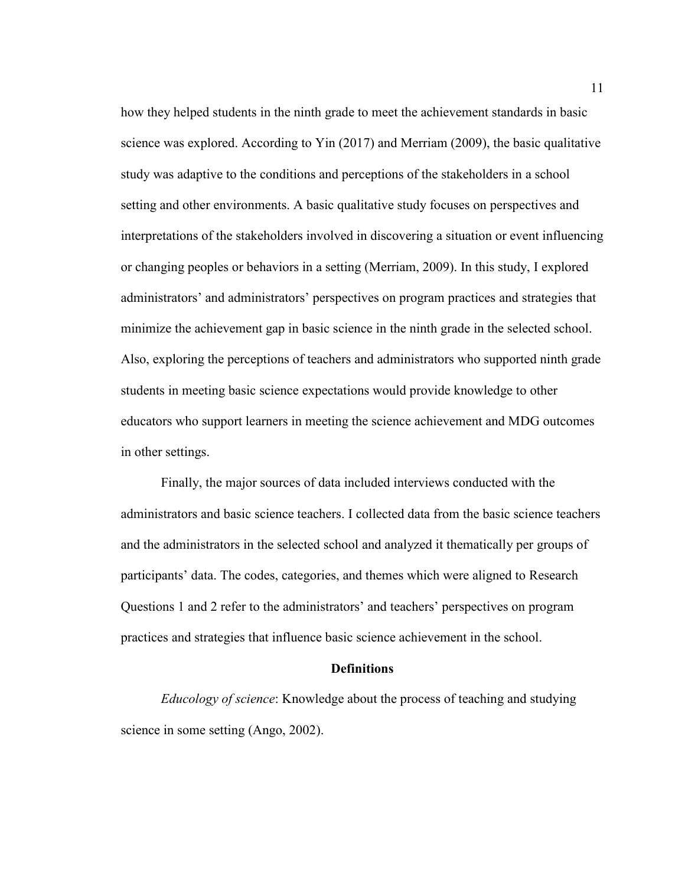how they helped students in the ninth grade to meet the achievement standards in basic science was explored. According to Yin (2017) and Merriam (2009), the basic qualitative study was adaptive to the conditions and perceptions of the stakeholders in a school setting and other environments. A basic qualitative study focuses on perspectives and interpretations of the stakeholders involved in discovering a situation or event influencing or changing peoples or behaviors in a setting (Merriam, 2009). In this study, I explored administrators' and administrators' perspectives on program practices and strategies that minimize the achievement gap in basic science in the ninth grade in the selected school. Also, exploring the perceptions of teachers and administrators who supported ninth grade students in meeting basic science expectations would provide knowledge to other educators who support learners in meeting the science achievement and MDG outcomes in other settings.

Finally, the major sources of data included interviews conducted with the administrators and basic science teachers. I collected data from the basic science teachers and the administrators in the selected school and analyzed it thematically per groups of participants' data. The codes, categories, and themes which were aligned to Research Questions 1 and 2 refer to the administrators' and teachers' perspectives on program practices and strategies that influence basic science achievement in the school.

## Definitions

*Educology of science*: Knowledge about the process of teaching and studying science in some setting (Ango, 2002).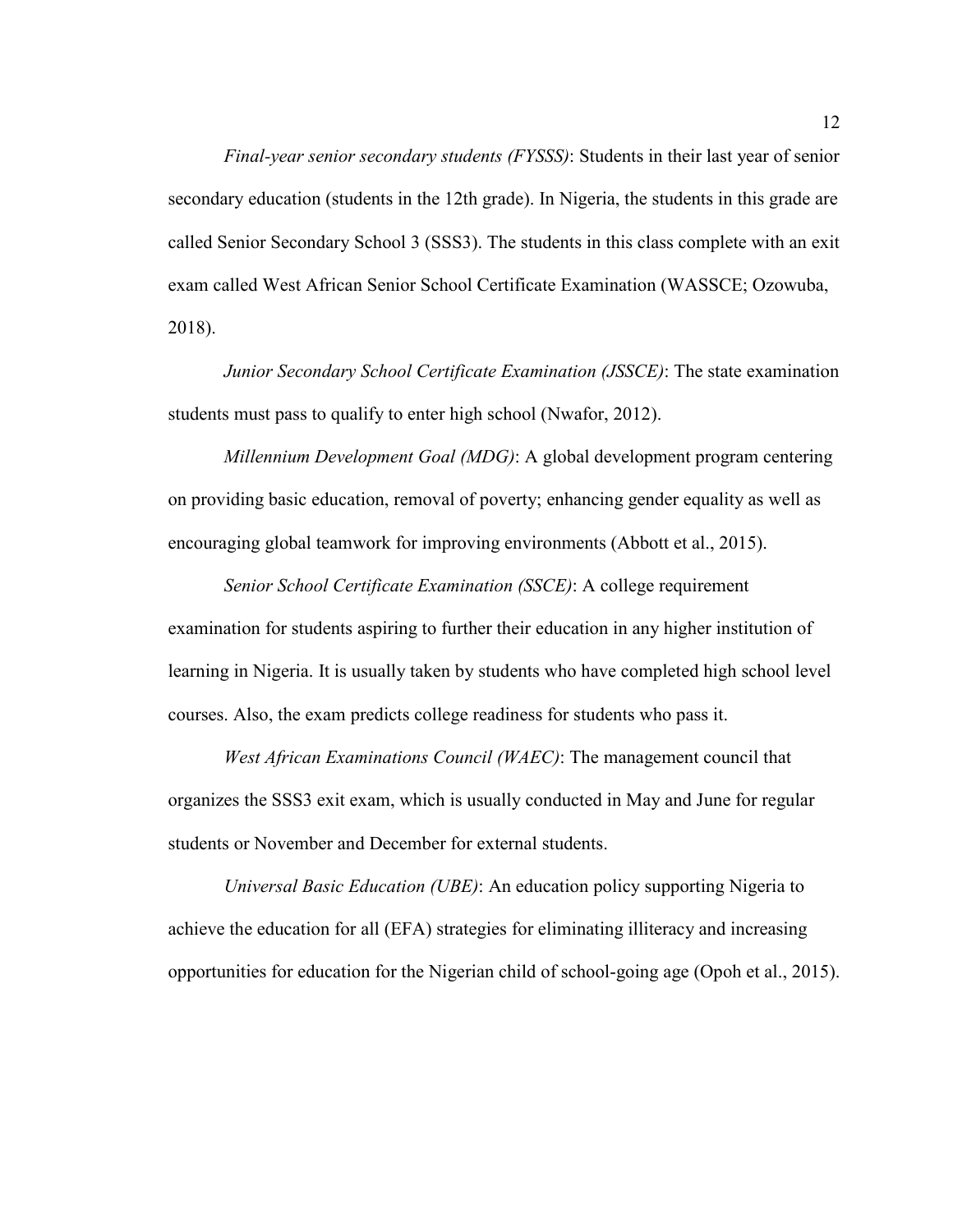*Final-year senior secondary students (FYSSS)*: Students in their last year of senior secondary education (students in the 12th grade). In Nigeria, the students in this grade are called Senior Secondary School 3 (SSS3). The students in this class complete with an exit exam called West African Senior School Certificate Examination (WASSCE; Ozowuba, 2018).

*Junior Secondary School Certificate Examination (JSSCE)*: The state examination students must pass to qualify to enter high school (Nwafor, 2012).

*Millennium Development Goal (MDG)*: A global development program centering on providing basic education, removal of poverty; enhancing gender equality as well as encouraging global teamwork for improving environments (Abbott et al., 2015).

*Senior School Certificate Examination (SSCE)*: A college requirement examination for students aspiring to further their education in any higher institution of learning in Nigeria. It is usually taken by students who have completed high school level courses. Also, the exam predicts college readiness for students who pass it.

*West African Examinations Council (WAEC)*: The management council that organizes the SSS3 exit exam, which is usually conducted in May and June for regular students or November and December for external students.

*Universal Basic Education (UBE)*: An education policy supporting Nigeria to achieve the education for all (EFA) strategies for eliminating illiteracy and increasing opportunities for education for the Nigerian child of school-going age (Opoh et al., 2015).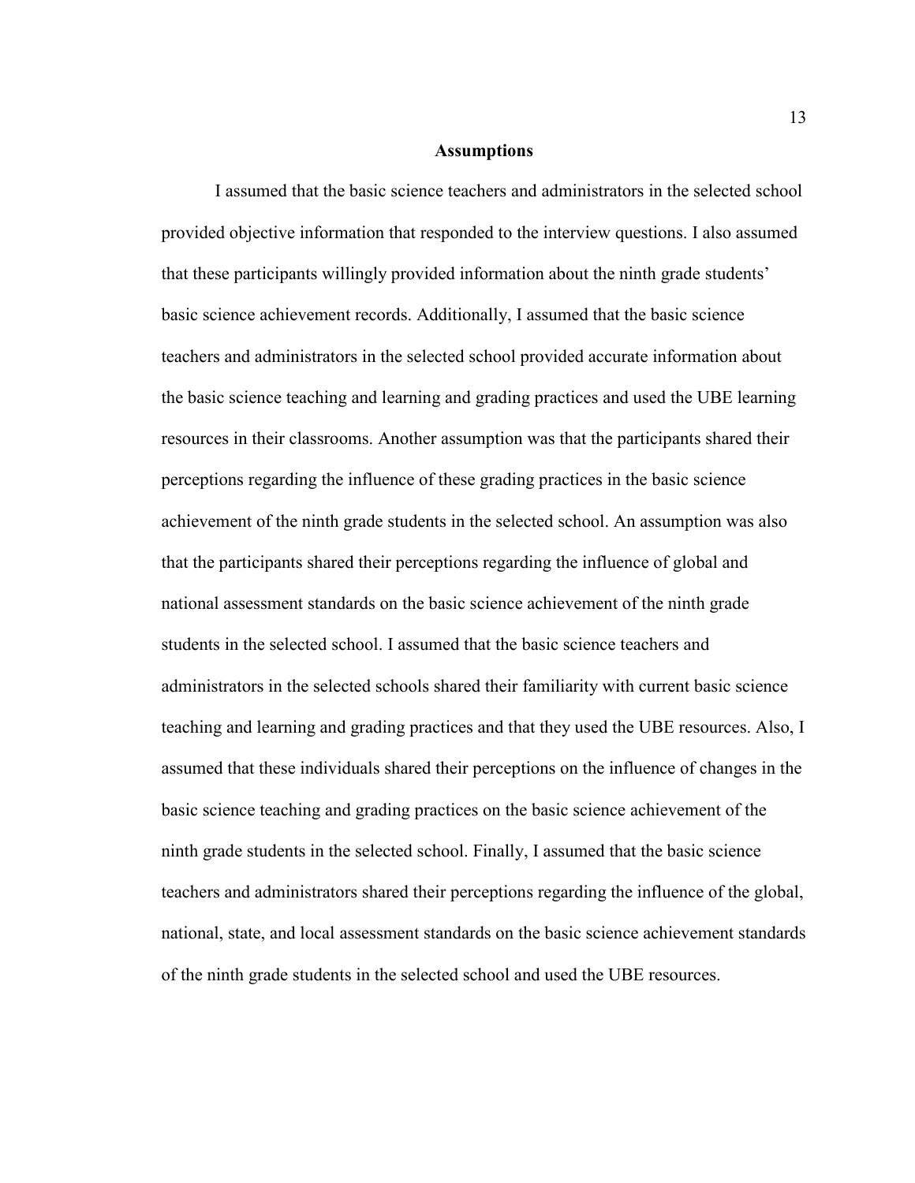## Assumptions

I assumed that the basic science teachers and administrators in the selected school provided objective information that responded to the interview questions. I also assumed that these participants willingly provided information about the ninth grade students' basic science achievement records. Additionally, I assumed that the basic science teachers and administrators in the selected school provided accurate information about the basic science teaching and learning and grading practices and used the UBE learning resources in their classrooms. Another assumption was that the participants shared their perceptions regarding the influence of these grading practices in the basic science achievement of the ninth grade students in the selected school. An assumption was also that the participants shared their perceptions regarding the influence of global and national assessment standards on the basic science achievement of the ninth grade students in the selected school. I assumed that the basic science teachers and administrators in the selected schools shared their familiarity with current basic science teaching and learning and grading practices and that they used the UBE resources. Also, I assumed that these individuals shared their perceptions on the influence of changes in the basic science teaching and grading practices on the basic science achievement of the ninth grade students in the selected school. Finally, I assumed that the basic science teachers and administrators shared their perceptions regarding the influence of the global, national, state, and local assessment standards on the basic science achievement standards of the ninth grade students in the selected school and used the UBE resources.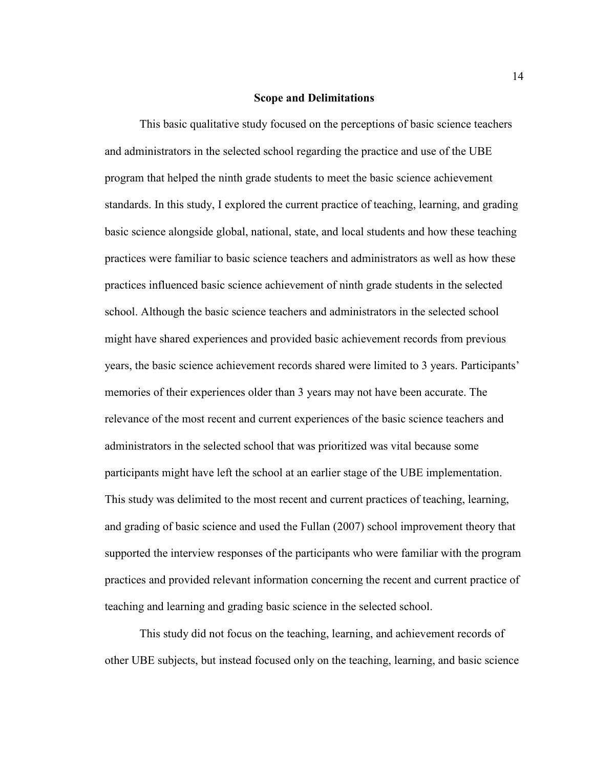## Scope and Delimitations

This basic qualitative study focused on the perceptions of basic science teachers and administrators in the selected school regarding the practice and use of the UBE program that helped the ninth grade students to meet the basic science achievement standards. In this study, I explored the current practice of teaching, learning, and grading basic science alongside global, national, state, and local students and how these teaching practices were familiar to basic science teachers and administrators as well as how these practices influenced basic science achievement of ninth grade students in the selected school. Although the basic science teachers and administrators in the selected school might have shared experiences and provided basic achievement records from previous years, the basic science achievement records shared were limited to 3 years. Participants' memories of their experiences older than 3 years may not have been accurate. The relevance of the most recent and current experiences of the basic science teachers and administrators in the selected school that was prioritized was vital because some participants might have left the school at an earlier stage of the UBE implementation. This study was delimited to the most recent and current practices of teaching, learning, and grading of basic science and used the Fullan (2007) school improvement theory that supported the interview responses of the participants who were familiar with the program practices and provided relevant information concerning the recent and current practice of teaching and learning and grading basic science in the selected school.

This study did not focus on the teaching, learning, and achievement records of other UBE subjects, but instead focused only on the teaching, learning, and basic science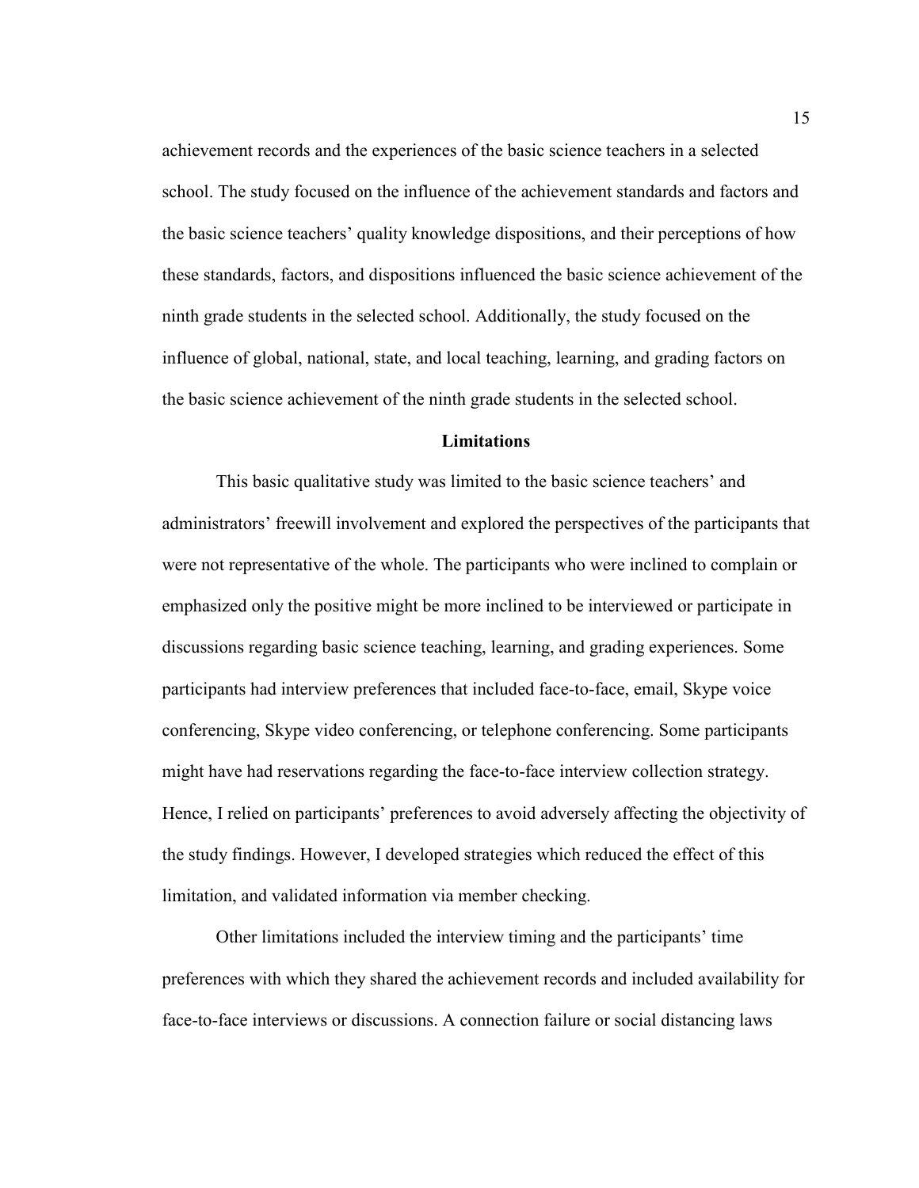achievement records and the experiences of the basic science teachers in a selected school. The study focused on the influence of the achievement standards and factors and the basic science teachers' quality knowledge dispositions, and their perceptions of how these standards, factors, and dispositions influenced the basic science achievement of the ninth grade students in the selected school. Additionally, the study focused on the influence of global, national, state, and local teaching, learning, and grading factors on the basic science achievement of the ninth grade students in the selected school.

## Limitations

This basic qualitative study was limited to the basic science teachers' and administrators' freewill involvement and explored the perspectives of the participants that were not representative of the whole. The participants who were inclined to complain or emphasized only the positive might be more inclined to be interviewed or participate in discussions regarding basic science teaching, learning, and grading experiences. Some participants had interview preferences that included face-to-face, email, Skype voice conferencing, Skype video conferencing, or telephone conferencing. Some participants might have had reservations regarding the face-to-face interview collection strategy. Hence, I relied on participants' preferences to avoid adversely affecting the objectivity of the study findings. However, I developed strategies which reduced the effect of this limitation, and validated information via member checking.

Other limitations included the interview timing and the participants' time preferences with which they shared the achievement records and included availability for face-to-face interviews or discussions. A connection failure or social distancing laws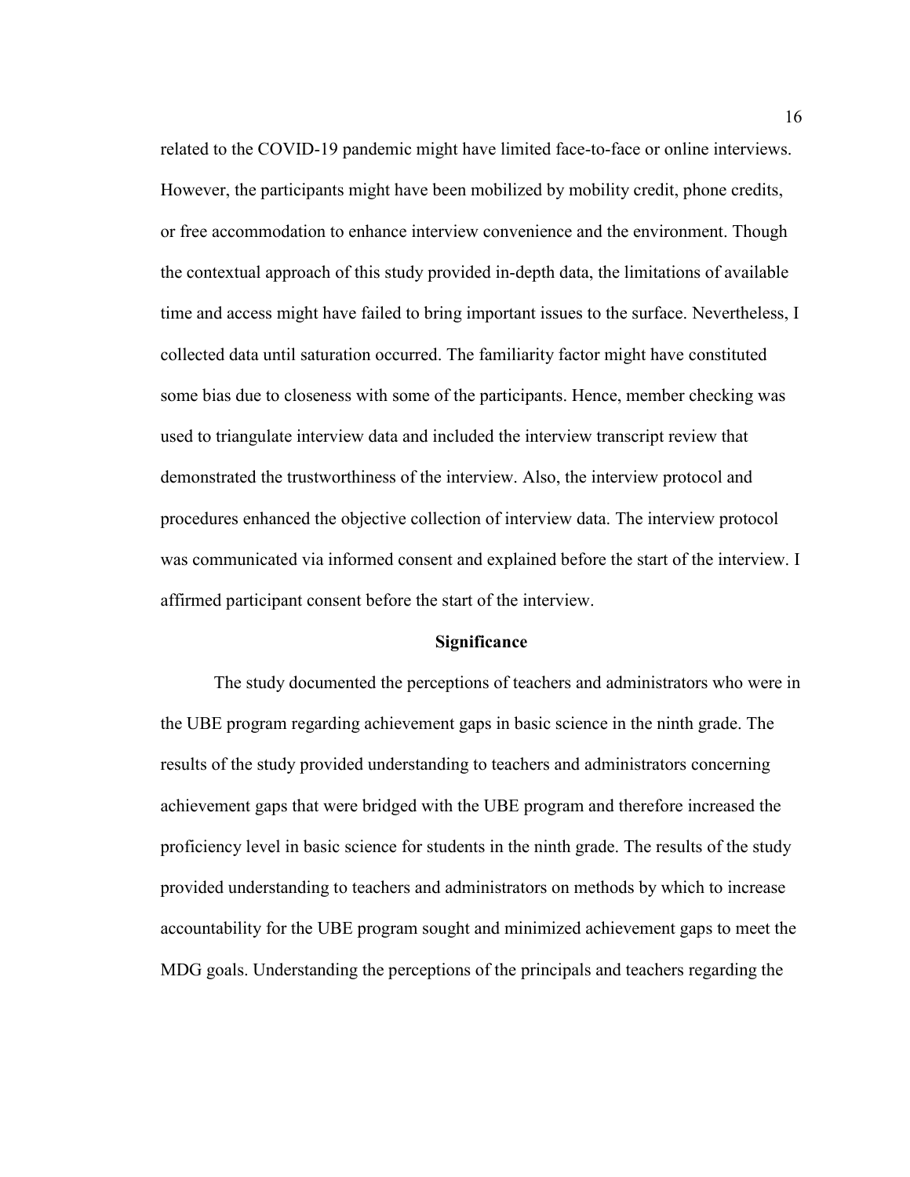related to the COVID-19 pandemic might have limited face-to-face or online interviews. However, the participants might have been mobilized by mobility credit, phone credits, or free accommodation to enhance interview convenience and the environment. Though the contextual approach of this study provided in-depth data, the limitations of available time and access might have failed to bring important issues to the surface. Nevertheless, I collected data until saturation occurred. The familiarity factor might have constituted some bias due to closeness with some of the participants. Hence, member checking was used to triangulate interview data and included the interview transcript review that demonstrated the trustworthiness of the interview. Also, the interview protocol and procedures enhanced the objective collection of interview data. The interview protocol was communicated via informed consent and explained before the start of the interview. I affirmed participant consent before the start of the interview.

## Significance

The study documented the perceptions of teachers and administrators who were in the UBE program regarding achievement gaps in basic science in the ninth grade. The results of the study provided understanding to teachers and administrators concerning achievement gaps that were bridged with the UBE program and therefore increased the proficiency level in basic science for students in the ninth grade. The results of the study provided understanding to teachers and administrators on methods by which to increase accountability for the UBE program sought and minimized achievement gaps to meet the MDG goals. Understanding the perceptions of the principals and teachers regarding the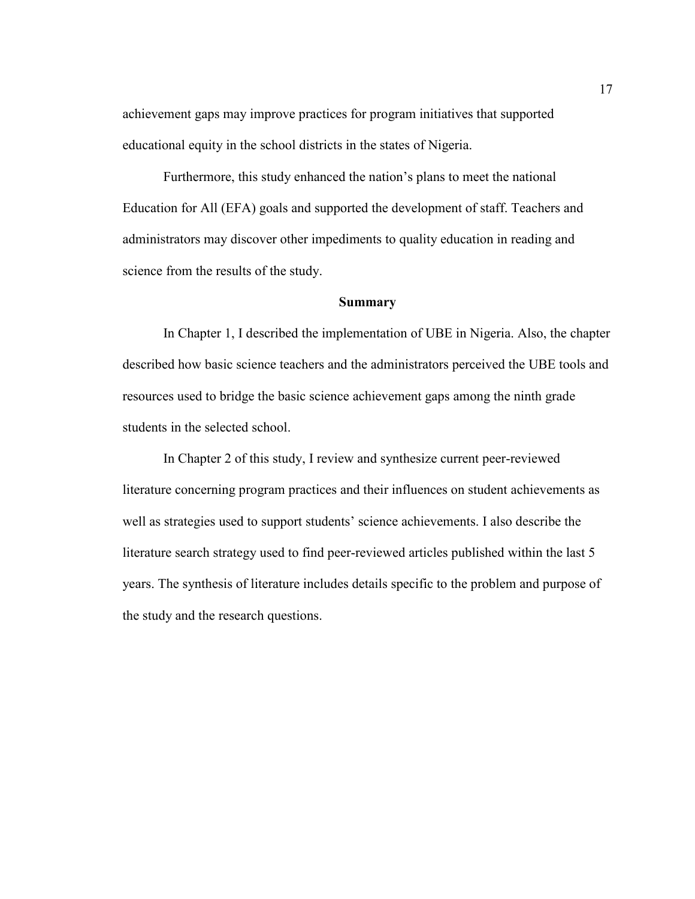achievement gaps may improve practices for program initiatives that supported educational equity in the school districts in the states of Nigeria.

Furthermore, this study enhanced the nation’s plans to meet the national Education for All (EFA) goals and supported the development of staff. Teachers and administrators may discover other impediments to quality education in reading and science from the results of the study.

## Summary

In Chapter 1, I described the implementation of UBE in Nigeria. Also, the chapter described how basic science teachers and the administrators perceived the UBE tools and resources used to bridge the basic science achievement gaps among the ninth grade students in the selected school.

In Chapter 2 of this study, I review and synthesize current peer-reviewed literature concerning program practices and their influences on student achievements as well as strategies used to support students’ science achievements. I also describe the literature search strategy used to find peer-reviewed articles published within the last 5 years. The synthesis of literature includes details specific to the problem and purpose of the study and the research questions.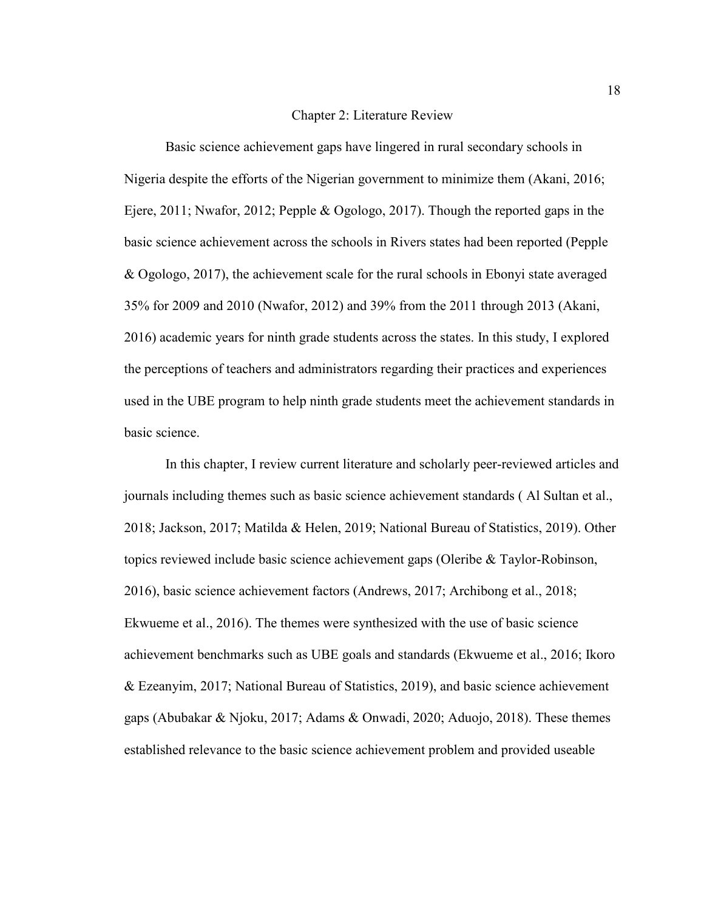# Chapter 2: Literature Review

Basic science achievement gaps have lingered in rural secondary schools in Nigeria despite the efforts of the Nigerian government to minimize them (Akani, 2016; Ejere, 2011; Nwafor, 2012; Pepple & Ogologo, 2017). Though the reported gaps in the basic science achievement across the schools in Rivers states had been reported (Pepple & Ogologo, 2017), the achievement scale for the rural schools in Ebonyi state averaged 35% for 2009 and 2010 (Nwafor, 2012) and 39% from the 2011 through 2013 (Akani, 2016) academic years for ninth grade students across the states. In this study, I explored the perceptions of teachers and administrators regarding their practices and experiences used in the UBE program to help ninth grade students meet the achievement standards in basic science.

In this chapter, I review current literature and scholarly peer-reviewed articles and journals including themes such as basic science achievement standards ( Al Sultan et al., 2018; Jackson, 2017; Matilda & Helen, 2019; National Bureau of Statistics, 2019). Other topics reviewed include basic science achievement gaps (Oleribe & Taylor-Robinson, 2016), basic science achievement factors (Andrews, 2017; Archibong et al., 2018; Ekwueme et al., 2016). The themes were synthesized with the use of basic science achievement benchmarks such as UBE goals and standards (Ekwueme et al., 2016; Ikoro & Ezeanyim, 2017; National Bureau of Statistics, 2019), and basic science achievement gaps (Abubakar & Njoku, 2017; Adams & Onwadi, 2020; Aduojo, 2018). These themes established relevance to the basic science achievement problem and provided useable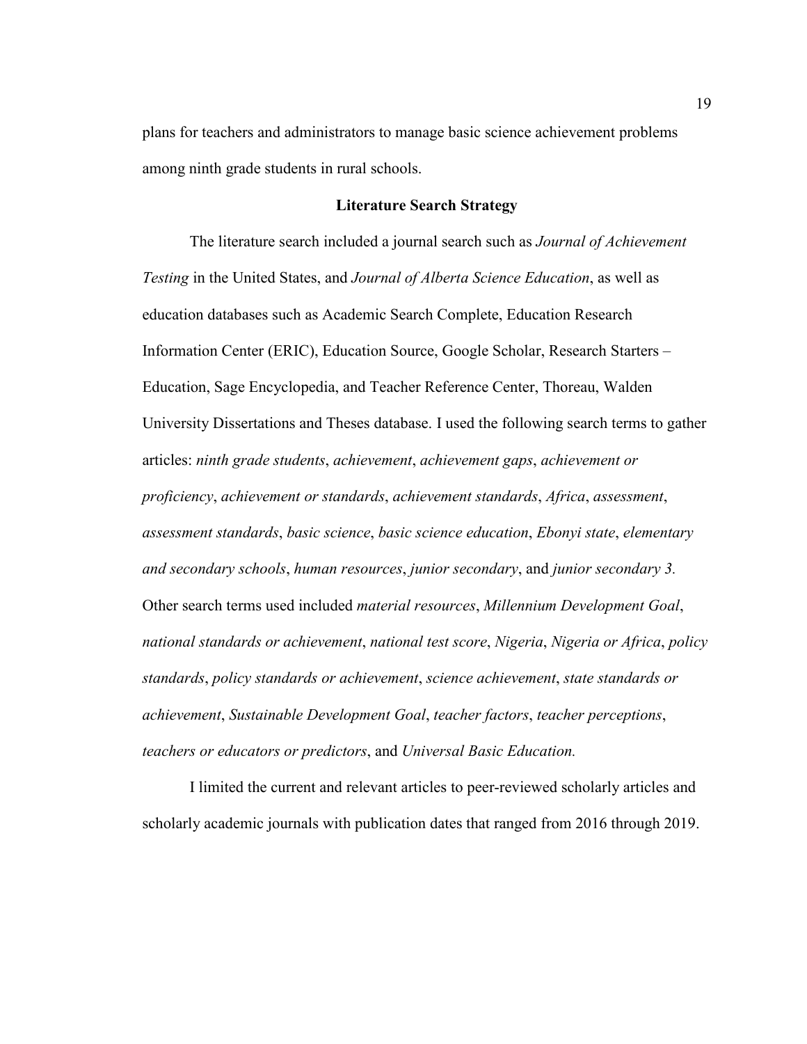plans for teachers and administrators to manage basic science achievement problems among ninth grade students in rural schools.

## Literature Search Strategy

The literature search included a journal search such as *Journal of Achievement Testing* in the United States, and *Journal of Alberta Science Education*, as well as education databases such as Academic Search Complete, Education Research Information Center (ERIC), Education Source, Google Scholar, Research Starters – Education, Sage Encyclopedia, and Teacher Reference Center, Thoreau, Walden University Dissertations and Theses database. I used the following search terms to gather articles: *ninth grade students*, *achievement*, *achievement gaps*, *achievement or proficiency*, *achievement or standards*, *achievement standards*, *Africa*, *assessment*, *assessment standards*, *basic science*, *basic science education*, *Ebonyi state*, *elementary and secondary schools*, *human resources*, *junior secondary*, and *junior secondary 3.* Other search terms used included *material resources*, *Millennium Development Goal*, *national standards or achievement*, *national test score*, *Nigeria*, *Nigeria or Africa*, *policy standards*, *policy standards or achievement*, *science achievement*, *state standards or achievement*, *Sustainable Development Goal*, *teacher factors*, *teacher perceptions*, *teachers or educators or predictors*, and *Universal Basic Education.*

I limited the current and relevant articles to peer-reviewed scholarly articles and scholarly academic journals with publication dates that ranged from 2016 through 2019.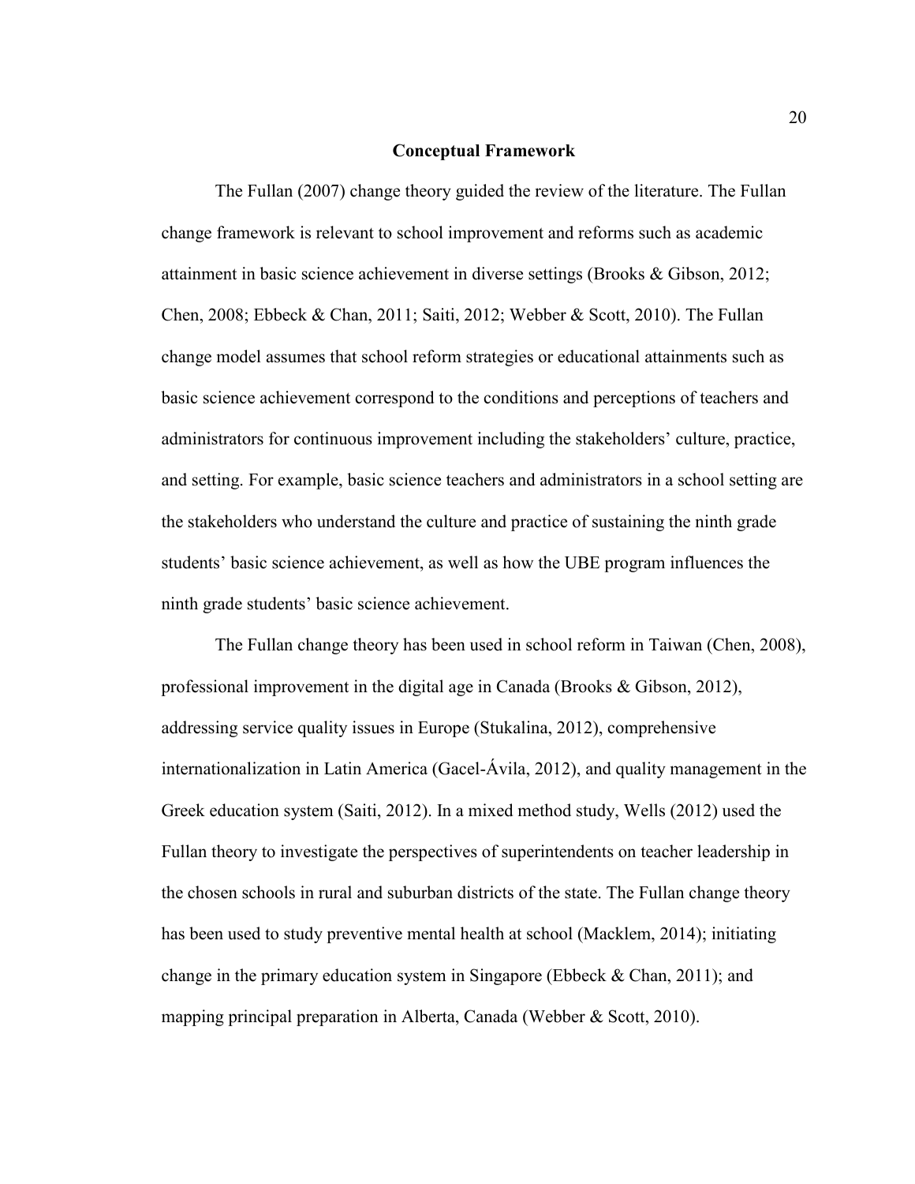## Conceptual Framework

The Fullan (2007) change theory guided the review of the literature. The Fullan change framework is relevant to school improvement and reforms such as academic attainment in basic science achievement in diverse settings (Brooks & Gibson, 2012; Chen, 2008; Ebbeck & Chan, 2011; Saiti, 2012; Webber & Scott, 2010). The Fullan change model assumes that school reform strategies or educational attainments such as basic science achievement correspond to the conditions and perceptions of teachers and administrators for continuous improvement including the stakeholders' culture, practice, and setting. For example, basic science teachers and administrators in a school setting are the stakeholders who understand the culture and practice of sustaining the ninth grade students' basic science achievement, as well as how the UBE program influences the ninth grade students' basic science achievement.

The Fullan change theory has been used in school reform in Taiwan (Chen, 2008), professional improvement in the digital age in Canada (Brooks & Gibson, 2012), addressing service quality issues in Europe (Stukalina, 2012), comprehensive internationalization in Latin America (Gacel-Ávila, 2012), and quality management in the Greek education system (Saiti, 2012). In a mixed method study, Wells (2012) used the Fullan theory to investigate the perspectives of superintendents on teacher leadership in the chosen schools in rural and suburban districts of the state. The Fullan change theory has been used to study preventive mental health at school (Macklem, 2014); initiating change in the primary education system in Singapore (Ebbeck & Chan, 2011); and mapping principal preparation in Alberta, Canada (Webber & Scott, 2010).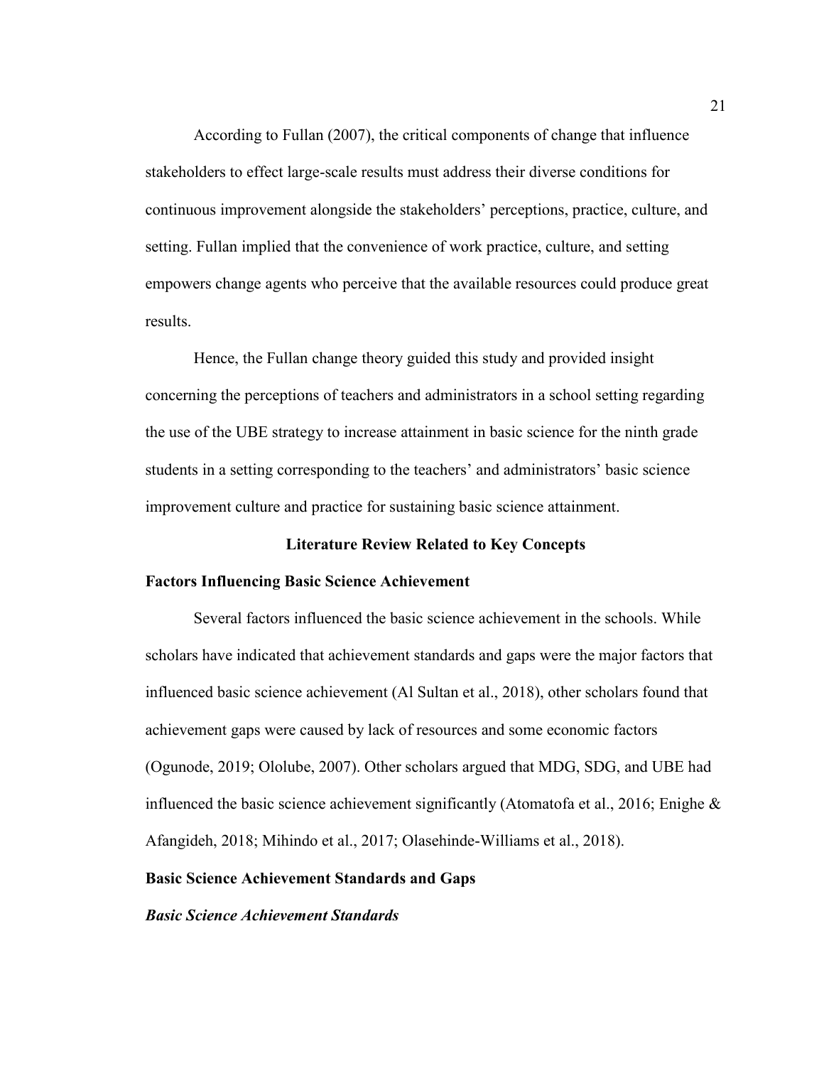According to Fullan (2007), the critical components of change that influence stakeholders to effect large-scale results must address their diverse conditions for continuous improvement alongside the stakeholders' perceptions, practice, culture, and setting. Fullan implied that the convenience of work practice, culture, and setting empowers change agents who perceive that the available resources could produce great results.

Hence, the Fullan change theory guided this study and provided insight concerning the perceptions of teachers and administrators in a school setting regarding the use of the UBE strategy to increase attainment in basic science for the ninth grade students in a setting corresponding to the teachers' and administrators' basic science improvement culture and practice for sustaining basic science attainment.

## Literature Review Related to Key Concepts

### Factors Influencing Basic Science Achievement

Several factors influenced the basic science achievement in the schools. While scholars have indicated that achievement standards and gaps were the major factors that influenced basic science achievement (Al Sultan et al., 2018), other scholars found that achievement gaps were caused by lack of resources and some economic factors (Ogunode, 2019; Ololube, 2007). Other scholars argued that MDG, SDG, and UBE had influenced the basic science achievement significantly (Atomatofa et al., 2016; Enighe & Afangideh, 2018; Mihindo et al., 2017; Olasehinde-Williams et al., 2018).

### Basic Science Achievement Standards and Gaps

#### *Basic Science Achievement Standards*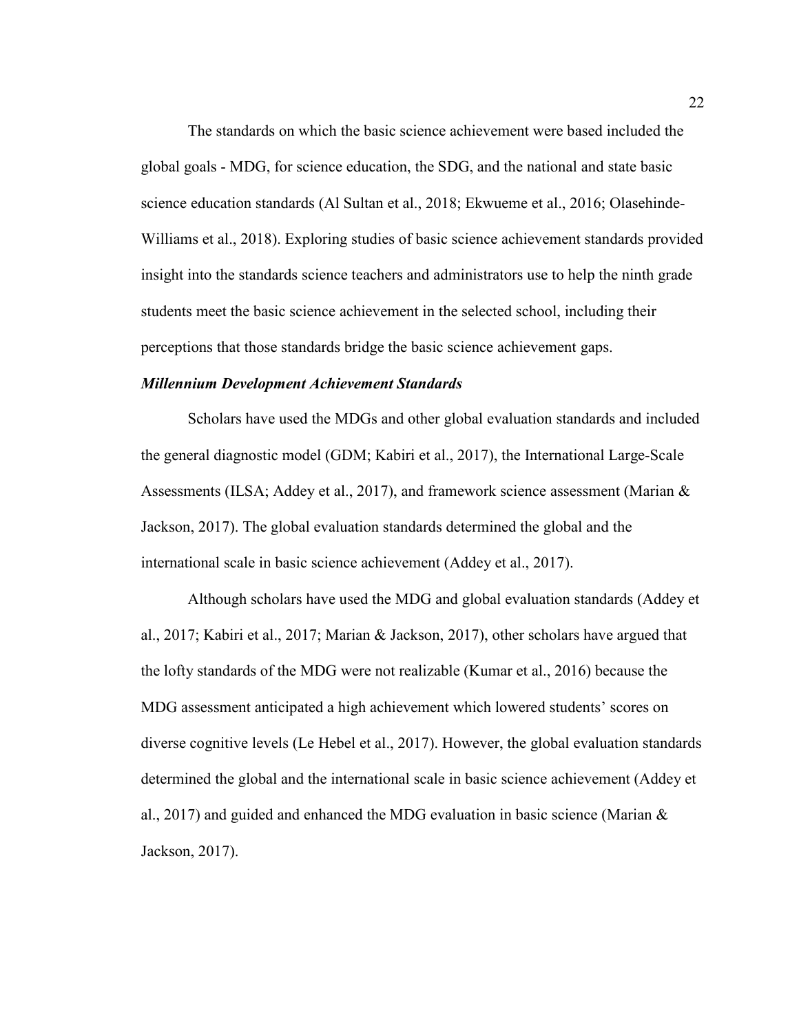The standards on which the basic science achievement were based included the global goals - MDG, for science education, the SDG, and the national and state basic science education standards (Al Sultan et al., 2018; Ekwueme et al., 2016; Olasehinde-Williams et al., 2018). Exploring studies of basic science achievement standards provided insight into the standards science teachers and administrators use to help the ninth grade students meet the basic science achievement in the selected school, including their perceptions that those standards bridge the basic science achievement gaps.

### ***Millennium Development Achievement Standards***

Scholars have used the MDGs and other global evaluation standards and included the general diagnostic model (GDM; Kabiri et al., 2017), the International Large-Scale Assessments (ILSA; Addey et al., 2017), and framework science assessment (Marian & Jackson, 2017). The global evaluation standards determined the global and the international scale in basic science achievement (Addey et al., 2017).

Although scholars have used the MDG and global evaluation standards (Addey et al., 2017; Kabiri et al., 2017; Marian & Jackson, 2017), other scholars have argued that the lofty standards of the MDG were not realizable (Kumar et al., 2016) because the MDG assessment anticipated a high achievement which lowered students' scores on diverse cognitive levels (Le Hebel et al., 2017). However, the global evaluation standards determined the global and the international scale in basic science achievement (Addey et al., 2017) and guided and enhanced the MDG evaluation in basic science (Marian & Jackson, 2017).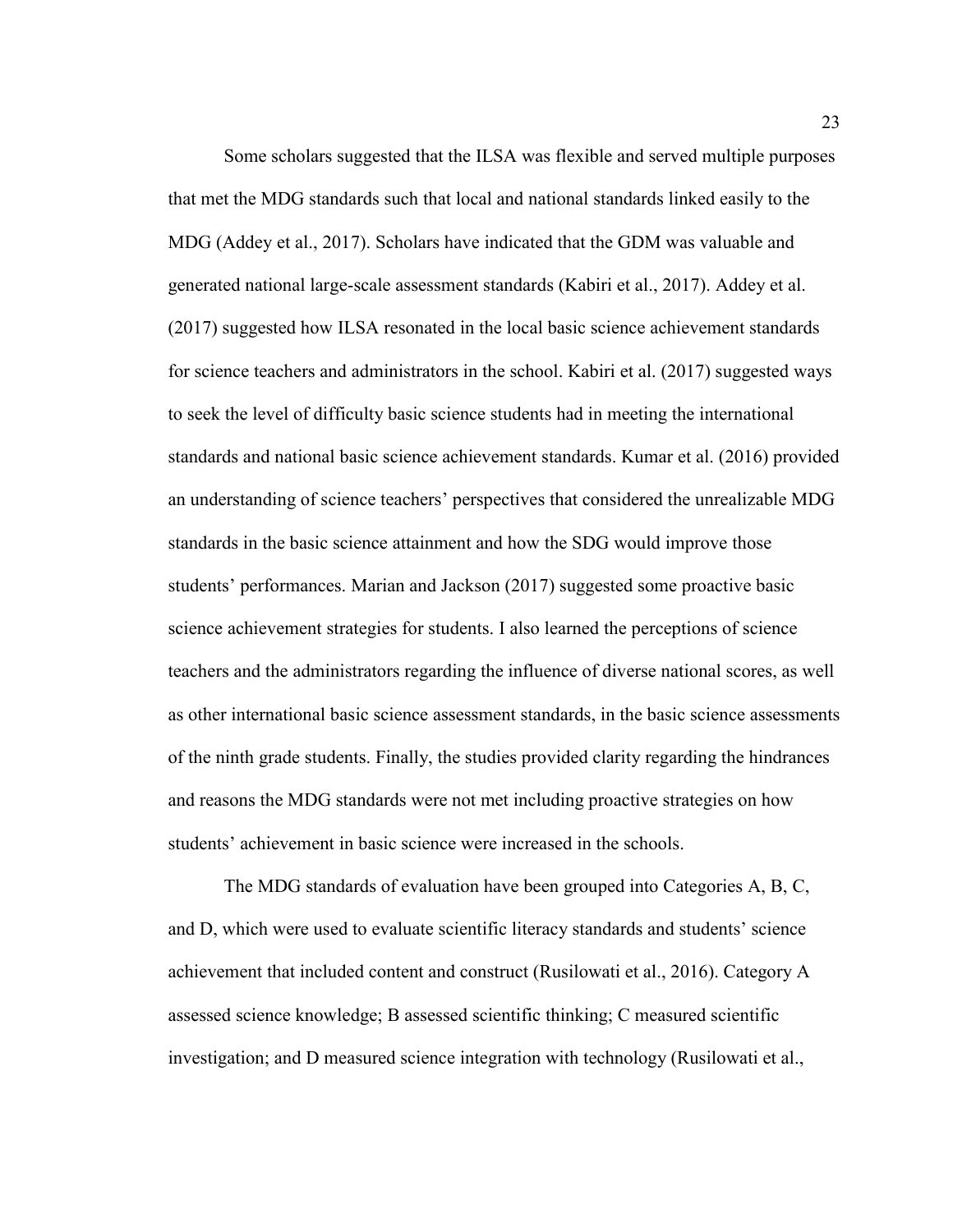Some scholars suggested that the ILSA was flexible and served multiple purposes that met the MDG standards such that local and national standards linked easily to the MDG (Addey et al., 2017). Scholars have indicated that the GDM was valuable and generated national large-scale assessment standards (Kabiri et al., 2017). Addey et al. (2017) suggested how ILSA resonated in the local basic science achievement standards for science teachers and administrators in the school. Kabiri et al. (2017) suggested ways to seek the level of difficulty basic science students had in meeting the international standards and national basic science achievement standards. Kumar et al. (2016) provided an understanding of science teachers' perspectives that considered the unrealizable MDG standards in the basic science attainment and how the SDG would improve those students' performances. Marian and Jackson (2017) suggested some proactive basic science achievement strategies for students. I also learned the perceptions of science teachers and the administrators regarding the influence of diverse national scores, as well as other international basic science assessment standards, in the basic science assessments of the ninth grade students. Finally, the studies provided clarity regarding the hindrances and reasons the MDG standards were not met including proactive strategies on how students' achievement in basic science were increased in the schools.

The MDG standards of evaluation have been grouped into Categories A, B, C, and D, which were used to evaluate scientific literacy standards and students' science achievement that included content and construct (Rusilowati et al., 2016). Category A assessed science knowledge; B assessed scientific thinking; C measured scientific investigation; and D measured science integration with technology (Rusilowati et al.,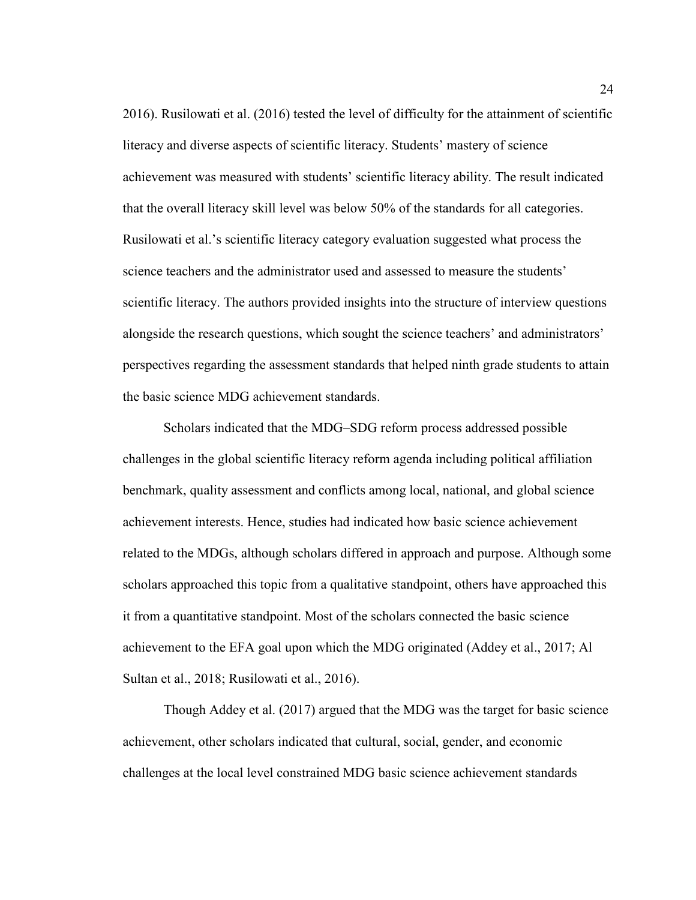2016). Rusilowati et al. (2016) tested the level of difficulty for the attainment of scientific literacy and diverse aspects of scientific literacy. Students' mastery of science achievement was measured with students' scientific literacy ability. The result indicated that the overall literacy skill level was below 50% of the standards for all categories. Rusilowati et al.'s scientific literacy category evaluation suggested what process the science teachers and the administrator used and assessed to measure the students' scientific literacy. The authors provided insights into the structure of interview questions alongside the research questions, which sought the science teachers' and administrators' perspectives regarding the assessment standards that helped ninth grade students to attain the basic science MDG achievement standards.

Scholars indicated that the MDG–SDG reform process addressed possible challenges in the global scientific literacy reform agenda including political affiliation benchmark, quality assessment and conflicts among local, national, and global science achievement interests. Hence, studies had indicated how basic science achievement related to the MDGs, although scholars differed in approach and purpose. Although some scholars approached this topic from a qualitative standpoint, others have approached this it from a quantitative standpoint. Most of the scholars connected the basic science achievement to the EFA goal upon which the MDG originated (Addey et al., 2017; Al Sultan et al., 2018; Rusilowati et al., 2016).

Though Addey et al. (2017) argued that the MDG was the target for basic science achievement, other scholars indicated that cultural, social, gender, and economic challenges at the local level constrained MDG basic science achievement standards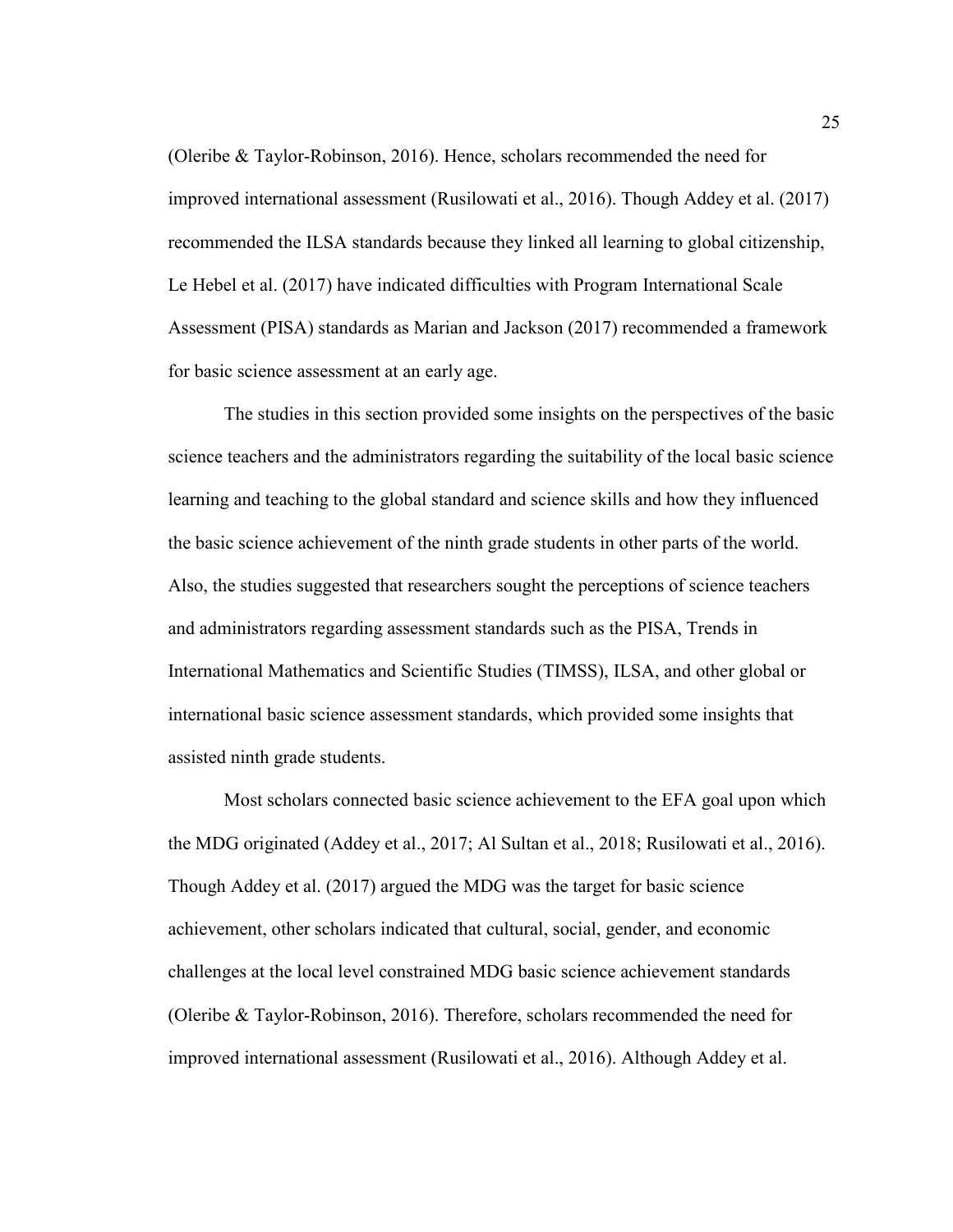(Oleribe & Taylor-Robinson, 2016). Hence, scholars recommended the need for improved international assessment (Rusilowati et al., 2016). Though Addey et al. (2017) recommended the ILSA standards because they linked all learning to global citizenship, Le Hebel et al. (2017) have indicated difficulties with Program International Scale Assessment (PISA) standards as Marian and Jackson (2017) recommended a framework for basic science assessment at an early age.

The studies in this section provided some insights on the perspectives of the basic science teachers and the administrators regarding the suitability of the local basic science learning and teaching to the global standard and science skills and how they influenced the basic science achievement of the ninth grade students in other parts of the world. Also, the studies suggested that researchers sought the perceptions of science teachers and administrators regarding assessment standards such as the PISA, Trends in International Mathematics and Scientific Studies (TIMSS), ILSA, and other global or international basic science assessment standards, which provided some insights that assisted ninth grade students.

Most scholars connected basic science achievement to the EFA goal upon which the MDG originated (Addey et al., 2017; Al Sultan et al., 2018; Rusilowati et al., 2016). Though Addey et al. (2017) argued the MDG was the target for basic science achievement, other scholars indicated that cultural, social, gender, and economic challenges at the local level constrained MDG basic science achievement standards (Oleribe & Taylor-Robinson, 2016). Therefore, scholars recommended the need for improved international assessment (Rusilowati et al., 2016). Although Addey et al.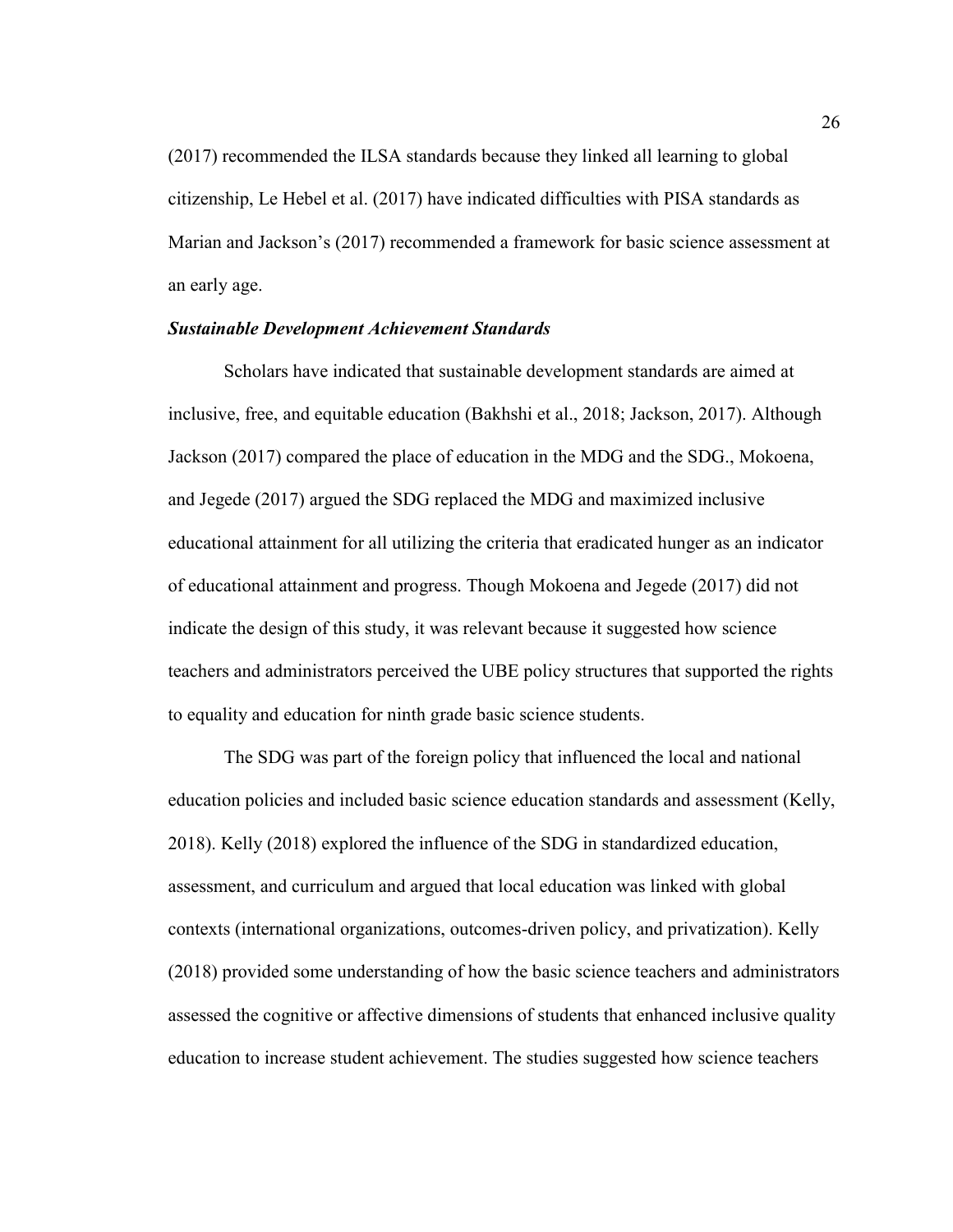(2017) recommended the ILSA standards because they linked all learning to global citizenship, Le Hebel et al. (2017) have indicated difficulties with PISA standards as Marian and Jackson's (2017) recommended a framework for basic science assessment at an early age.

### *Sustainable Development Achievement Standards*

Scholars have indicated that sustainable development standards are aimed at inclusive, free, and equitable education (Bakhshi et al., 2018; Jackson, 2017). Although Jackson (2017) compared the place of education in the MDG and the SDG., Mokoena, and Jegede (2017) argued the SDG replaced the MDG and maximized inclusive educational attainment for all utilizing the criteria that eradicated hunger as an indicator of educational attainment and progress. Though Mokoena and Jegede (2017) did not indicate the design of this study, it was relevant because it suggested how science teachers and administrators perceived the UBE policy structures that supported the rights to equality and education for ninth grade basic science students.

The SDG was part of the foreign policy that influenced the local and national education policies and included basic science education standards and assessment (Kelly, 2018). Kelly (2018) explored the influence of the SDG in standardized education, assessment, and curriculum and argued that local education was linked with global contexts (international organizations, outcomes-driven policy, and privatization). Kelly (2018) provided some understanding of how the basic science teachers and administrators assessed the cognitive or affective dimensions of students that enhanced inclusive quality education to increase student achievement. The studies suggested how science teachers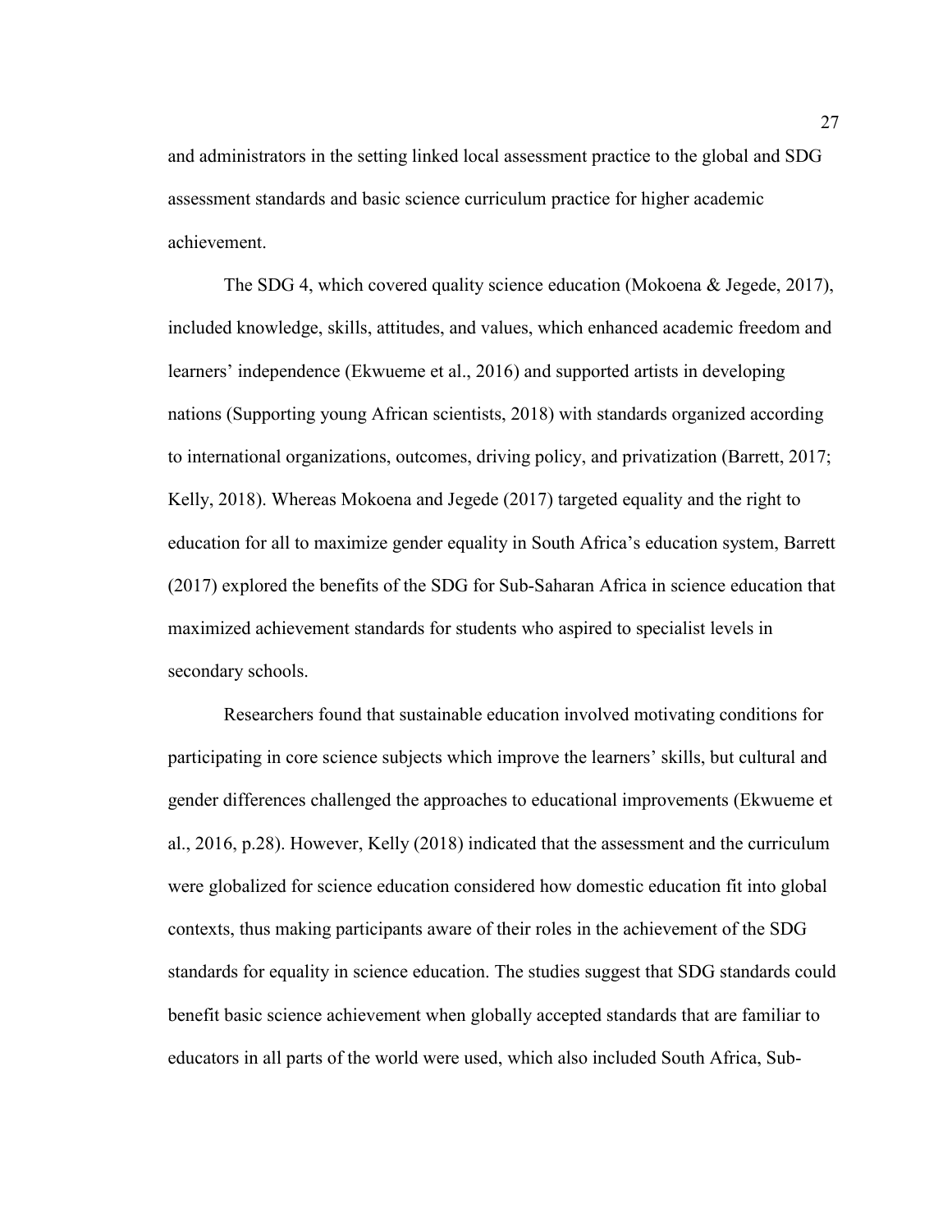and administrators in the setting linked local assessment practice to the global and SDG assessment standards and basic science curriculum practice for higher academic achievement.

The SDG 4, which covered quality science education (Mokoena & Jegede, 2017), included knowledge, skills, attitudes, and values, which enhanced academic freedom and learners' independence (Ekwueme et al., 2016) and supported artists in developing nations (Supporting young African scientists, 2018) with standards organized according to international organizations, outcomes, driving policy, and privatization (Barrett, 2017; Kelly, 2018). Whereas Mokoena and Jegede (2017) targeted equality and the right to education for all to maximize gender equality in South Africa's education system, Barrett (2017) explored the benefits of the SDG for Sub-Saharan Africa in science education that maximized achievement standards for students who aspired to specialist levels in secondary schools.

Researchers found that sustainable education involved motivating conditions for participating in core science subjects which improve the learners' skills, but cultural and gender differences challenged the approaches to educational improvements (Ekwueme et al., 2016, p.28). However, Kelly (2018) indicated that the assessment and the curriculum were globalized for science education considered how domestic education fit into global contexts, thus making participants aware of their roles in the achievement of the SDG standards for equality in science education. The studies suggest that SDG standards could benefit basic science achievement when globally accepted standards that are familiar to educators in all parts of the world were used, which also included South Africa, Sub-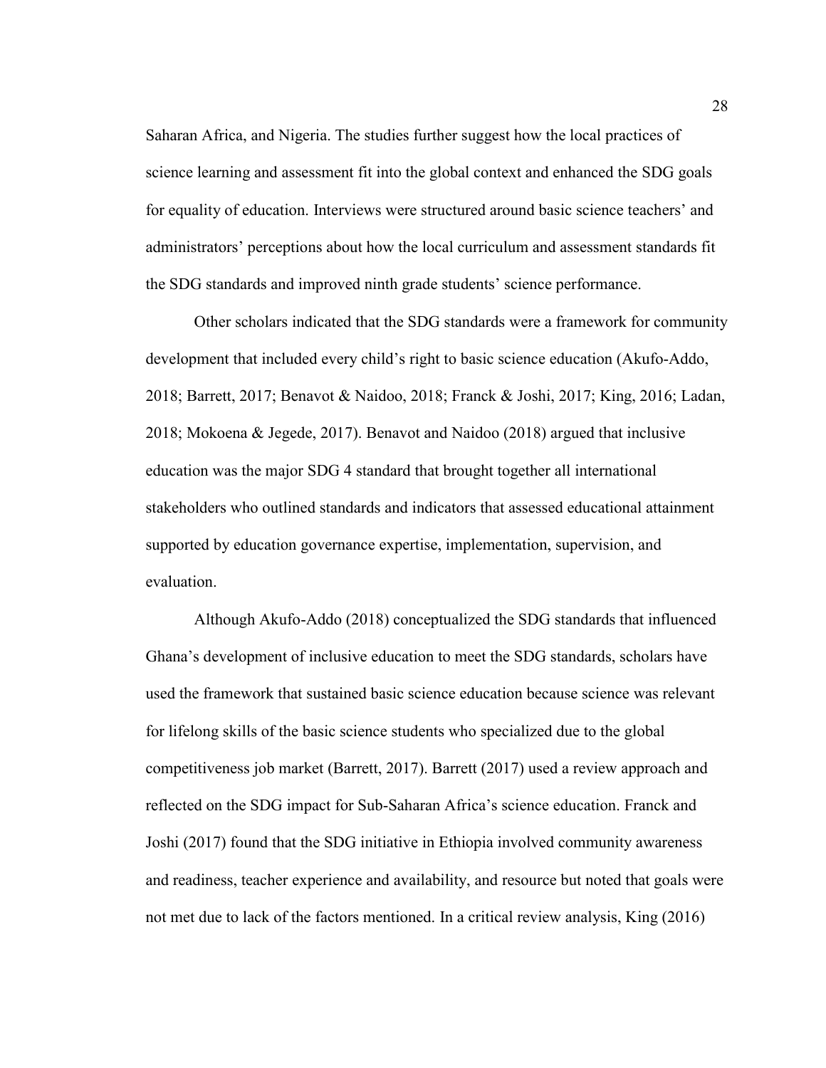Saharan Africa, and Nigeria. The studies further suggest how the local practices of science learning and assessment fit into the global context and enhanced the SDG goals for equality of education. Interviews were structured around basic science teachers' and administrators' perceptions about how the local curriculum and assessment standards fit the SDG standards and improved ninth grade students' science performance.

Other scholars indicated that the SDG standards were a framework for community development that included every child's right to basic science education (Akufo-Addo, 2018; Barrett, 2017; Benavot & Naidoo, 2018; Franck & Joshi, 2017; King, 2016; Ladan, 2018; Mokoena & Jegede, 2017). Benavot and Naidoo (2018) argued that inclusive education was the major SDG 4 standard that brought together all international stakeholders who outlined standards and indicators that assessed educational attainment supported by education governance expertise, implementation, supervision, and evaluation.

Although Akufo-Addo (2018) conceptualized the SDG standards that influenced Ghana's development of inclusive education to meet the SDG standards, scholars have used the framework that sustained basic science education because science was relevant for lifelong skills of the basic science students who specialized due to the global competitiveness job market (Barrett, 2017). Barrett (2017) used a review approach and reflected on the SDG impact for Sub-Saharan Africa's science education. Franck and Joshi (2017) found that the SDG initiative in Ethiopia involved community awareness and readiness, teacher experience and availability, and resource but noted that goals were not met due to lack of the factors mentioned. In a critical review analysis, King (2016)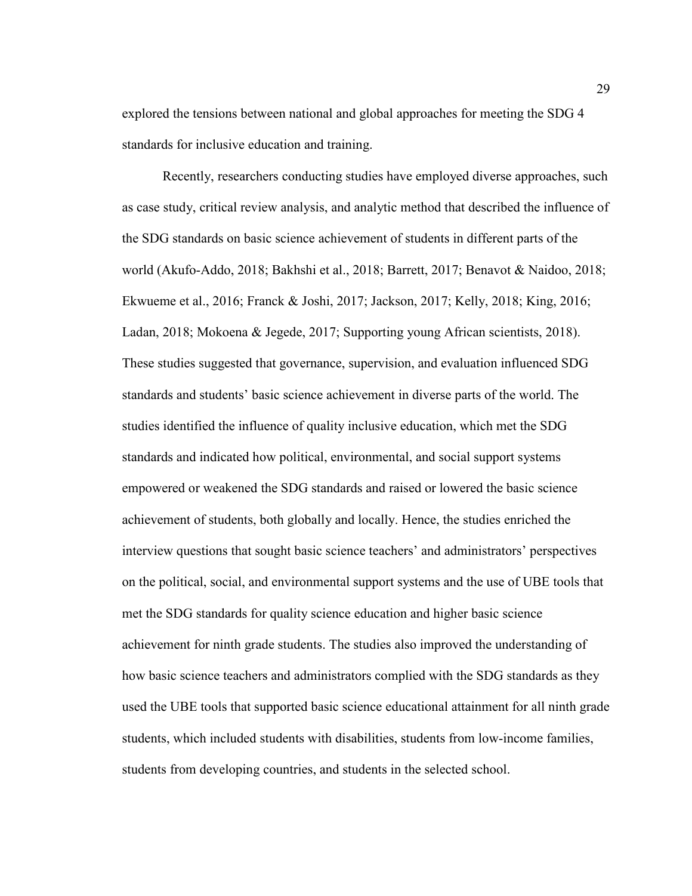explored the tensions between national and global approaches for meeting the SDG 4 standards for inclusive education and training.

Recently, researchers conducting studies have employed diverse approaches, such as case study, critical review analysis, and analytic method that described the influence of the SDG standards on basic science achievement of students in different parts of the world (Akufo-Addo, 2018; Bakhshi et al., 2018; Barrett, 2017; Benavot & Naidoo, 2018; Ekwueme et al., 2016; Franck & Joshi, 2017; Jackson, 2017; Kelly, 2018; King, 2016; Ladan, 2018; Mokoena & Jegede, 2017; Supporting young African scientists, 2018). These studies suggested that governance, supervision, and evaluation influenced SDG standards and students' basic science achievement in diverse parts of the world. The studies identified the influence of quality inclusive education, which met the SDG standards and indicated how political, environmental, and social support systems empowered or weakened the SDG standards and raised or lowered the basic science achievement of students, both globally and locally. Hence, the studies enriched the interview questions that sought basic science teachers' and administrators' perspectives on the political, social, and environmental support systems and the use of UBE tools that met the SDG standards for quality science education and higher basic science achievement for ninth grade students. The studies also improved the understanding of how basic science teachers and administrators complied with the SDG standards as they used the UBE tools that supported basic science educational attainment for all ninth grade students, which included students with disabilities, students from low-income families, students from developing countries, and students in the selected school.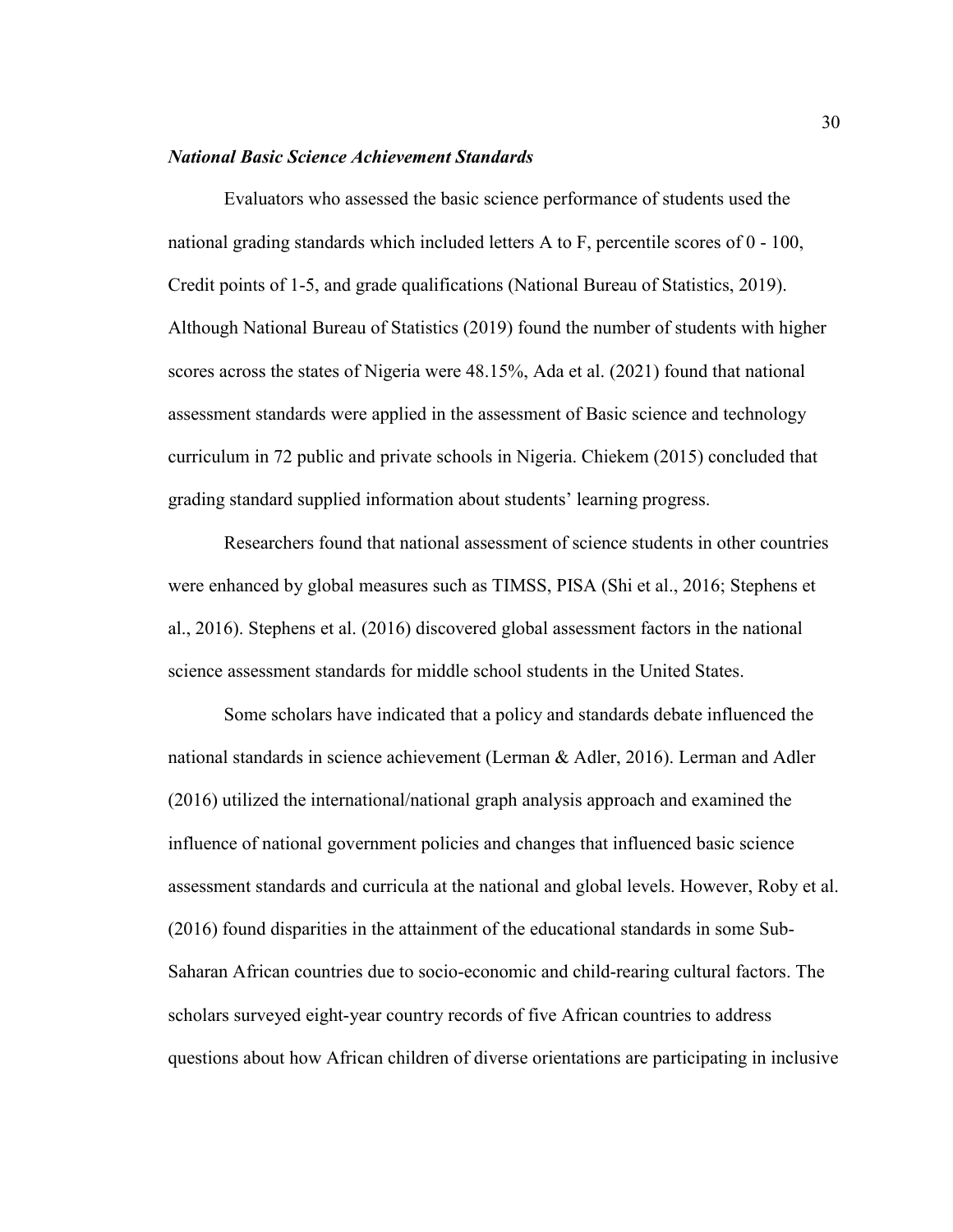### *National Basic Science Achievement Standards*

Evaluators who assessed the basic science performance of students used the national grading standards which included letters A to F, percentile scores of 0 - 100, Credit points of 1-5, and grade qualifications (National Bureau of Statistics, 2019). Although National Bureau of Statistics (2019) found the number of students with higher scores across the states of Nigeria were 48.15%, Ada et al. (2021) found that national assessment standards were applied in the assessment of Basic science and technology curriculum in 72 public and private schools in Nigeria. Chiekem (2015) concluded that grading standard supplied information about students' learning progress.

Researchers found that national assessment of science students in other countries were enhanced by global measures such as TIMSS, PISA (Shi et al., 2016; Stephens et al., 2016). Stephens et al. (2016) discovered global assessment factors in the national science assessment standards for middle school students in the United States.

Some scholars have indicated that a policy and standards debate influenced the national standards in science achievement (Lerman & Adler, 2016). Lerman and Adler (2016) utilized the international/national graph analysis approach and examined the influence of national government policies and changes that influenced basic science assessment standards and curricula at the national and global levels. However, Roby et al. (2016) found disparities in the attainment of the educational standards in some Sub-Saharan African countries due to socio-economic and child-rearing cultural factors. The scholars surveyed eight-year country records of five African countries to address questions about how African children of diverse orientations are participating in inclusive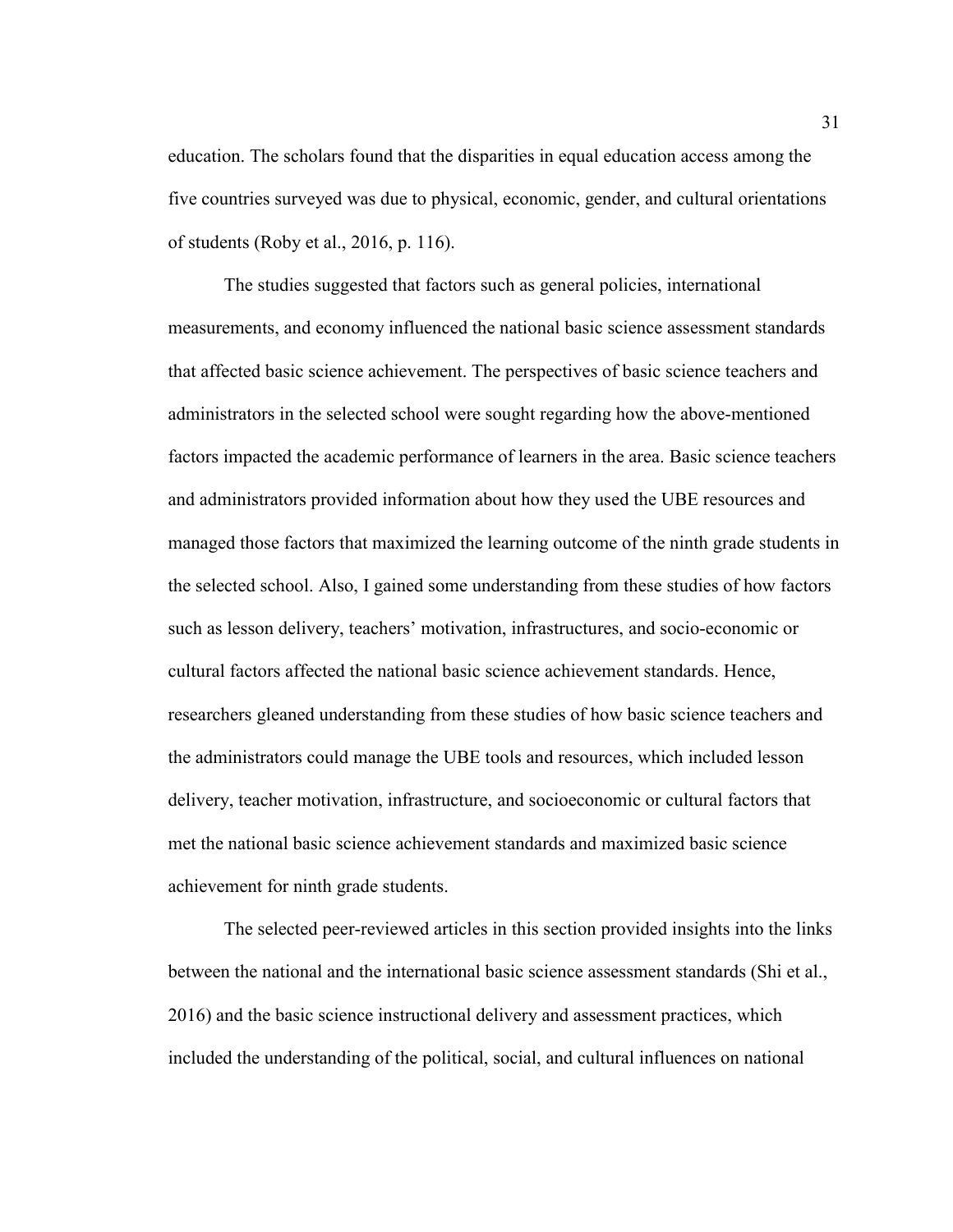education. The scholars found that the disparities in equal education access among the five countries surveyed was due to physical, economic, gender, and cultural orientations of students (Roby et al., 2016, p. 116).

The studies suggested that factors such as general policies, international measurements, and economy influenced the national basic science assessment standards that affected basic science achievement. The perspectives of basic science teachers and administrators in the selected school were sought regarding how the above-mentioned factors impacted the academic performance of learners in the area. Basic science teachers and administrators provided information about how they used the UBE resources and managed those factors that maximized the learning outcome of the ninth grade students in the selected school. Also, I gained some understanding from these studies of how factors such as lesson delivery, teachers' motivation, infrastructures, and socio-economic or cultural factors affected the national basic science achievement standards. Hence, researchers gleaned understanding from these studies of how basic science teachers and the administrators could manage the UBE tools and resources, which included lesson delivery, teacher motivation, infrastructure, and socioeconomic or cultural factors that met the national basic science achievement standards and maximized basic science achievement for ninth grade students.

The selected peer-reviewed articles in this section provided insights into the links between the national and the international basic science assessment standards (Shi et al., 2016) and the basic science instructional delivery and assessment practices, which included the understanding of the political, social, and cultural influences on national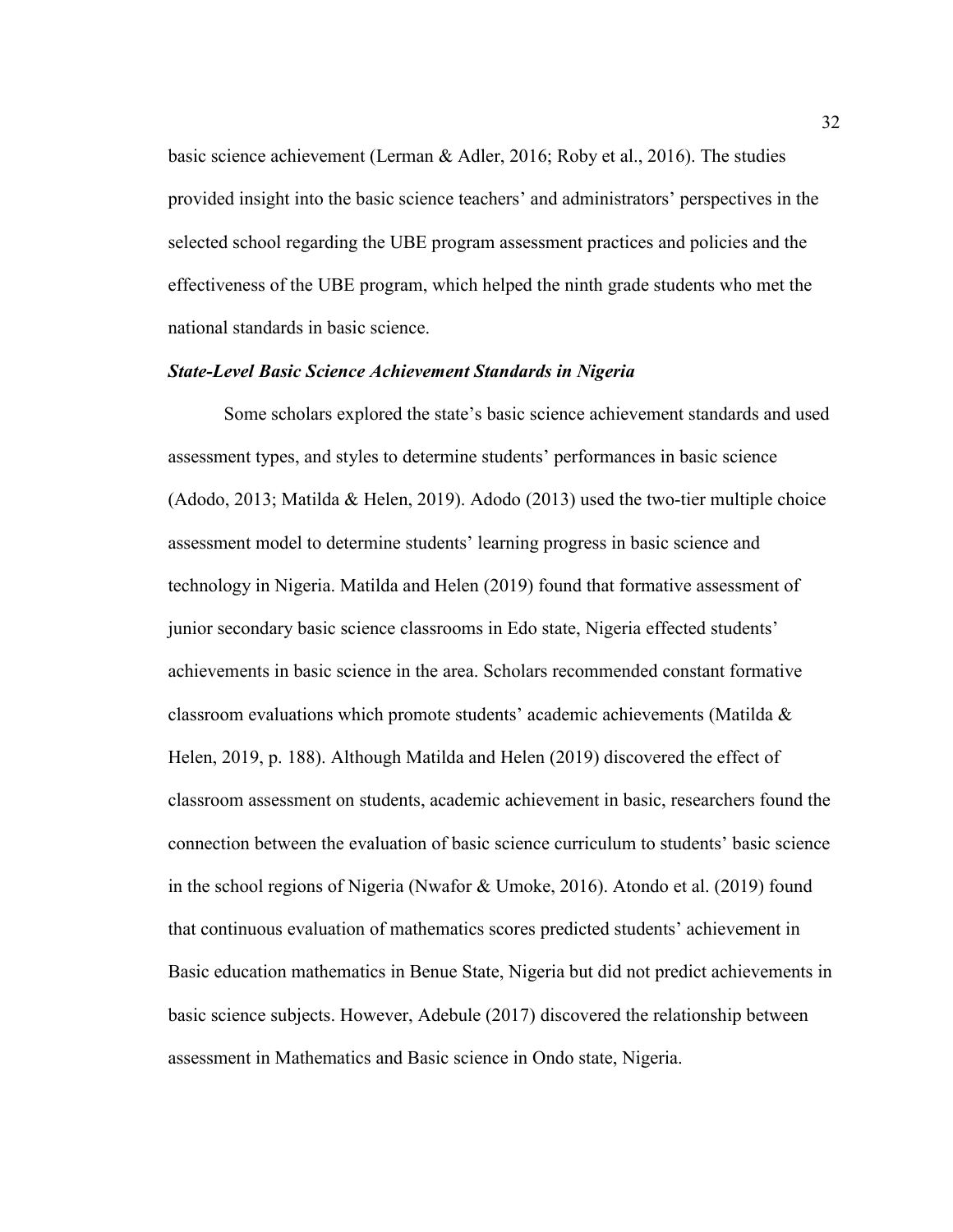basic science achievement (Lerman & Adler, 2016; Roby et al., 2016). The studies provided insight into the basic science teachers' and administrators' perspectives in the selected school regarding the UBE program assessment practices and policies and the effectiveness of the UBE program, which helped the ninth grade students who met the national standards in basic science.

### *State-Level Basic Science Achievement Standards in Nigeria*

Some scholars explored the state's basic science achievement standards and used assessment types, and styles to determine students' performances in basic science (Adodo, 2013; Matilda & Helen, 2019). Adodo (2013) used the two-tier multiple choice assessment model to determine students' learning progress in basic science and technology in Nigeria. Matilda and Helen (2019) found that formative assessment of junior secondary basic science classrooms in Edo state, Nigeria effected students' achievements in basic science in the area. Scholars recommended constant formative classroom evaluations which promote students' academic achievements (Matilda & Helen, 2019, p. 188). Although Matilda and Helen (2019) discovered the effect of classroom assessment on students, academic achievement in basic, researchers found the connection between the evaluation of basic science curriculum to students' basic science in the school regions of Nigeria (Nwafor & Umoke, 2016). Atondo et al. (2019) found that continuous evaluation of mathematics scores predicted students' achievement in Basic education mathematics in Benue State, Nigeria but did not predict achievements in basic science subjects. However, Adebule (2017) discovered the relationship between assessment in Mathematics and Basic science in Ondo state, Nigeria.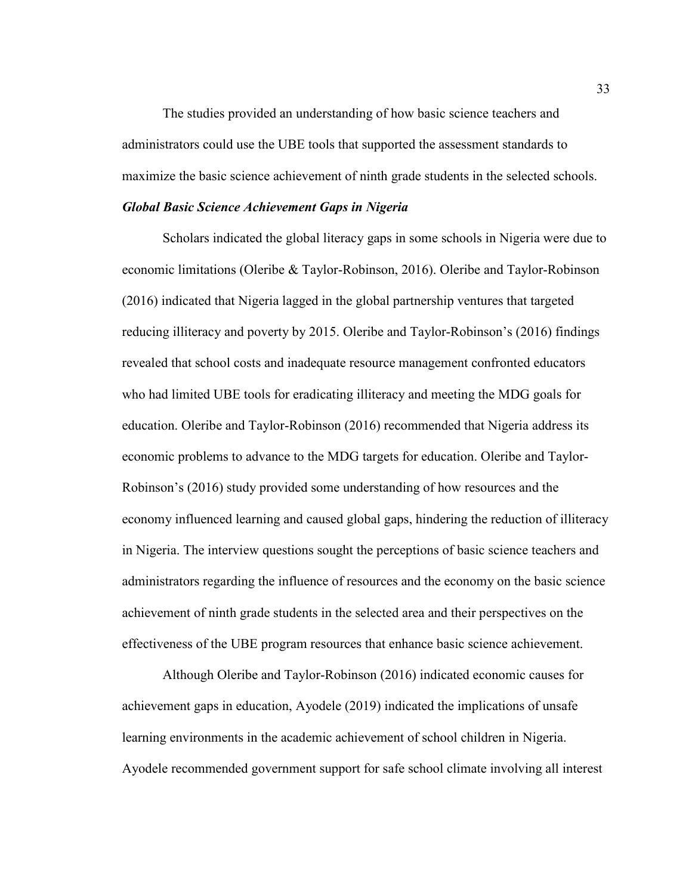The studies provided an understanding of how basic science teachers and administrators could use the UBE tools that supported the assessment standards to maximize the basic science achievement of ninth grade students in the selected schools.

### ***Global Basic Science Achievement Gaps in Nigeria***

Scholars indicated the global literacy gaps in some schools in Nigeria were due to economic limitations (Oleribe & Taylor-Robinson, 2016). Oleribe and Taylor-Robinson (2016) indicated that Nigeria lagged in the global partnership ventures that targeted reducing illiteracy and poverty by 2015. Oleribe and Taylor-Robinson's (2016) findings revealed that school costs and inadequate resource management confronted educators who had limited UBE tools for eradicating illiteracy and meeting the MDG goals for education. Oleribe and Taylor-Robinson (2016) recommended that Nigeria address its economic problems to advance to the MDG targets for education. Oleribe and Taylor-Robinson's (2016) study provided some understanding of how resources and the economy influenced learning and caused global gaps, hindering the reduction of illiteracy in Nigeria. The interview questions sought the perceptions of basic science teachers and administrators regarding the influence of resources and the economy on the basic science achievement of ninth grade students in the selected area and their perspectives on the effectiveness of the UBE program resources that enhance basic science achievement.

Although Oleribe and Taylor-Robinson (2016) indicated economic causes for achievement gaps in education, Ayodele (2019) indicated the implications of unsafe learning environments in the academic achievement of school children in Nigeria. Ayodele recommended government support for safe school climate involving all interest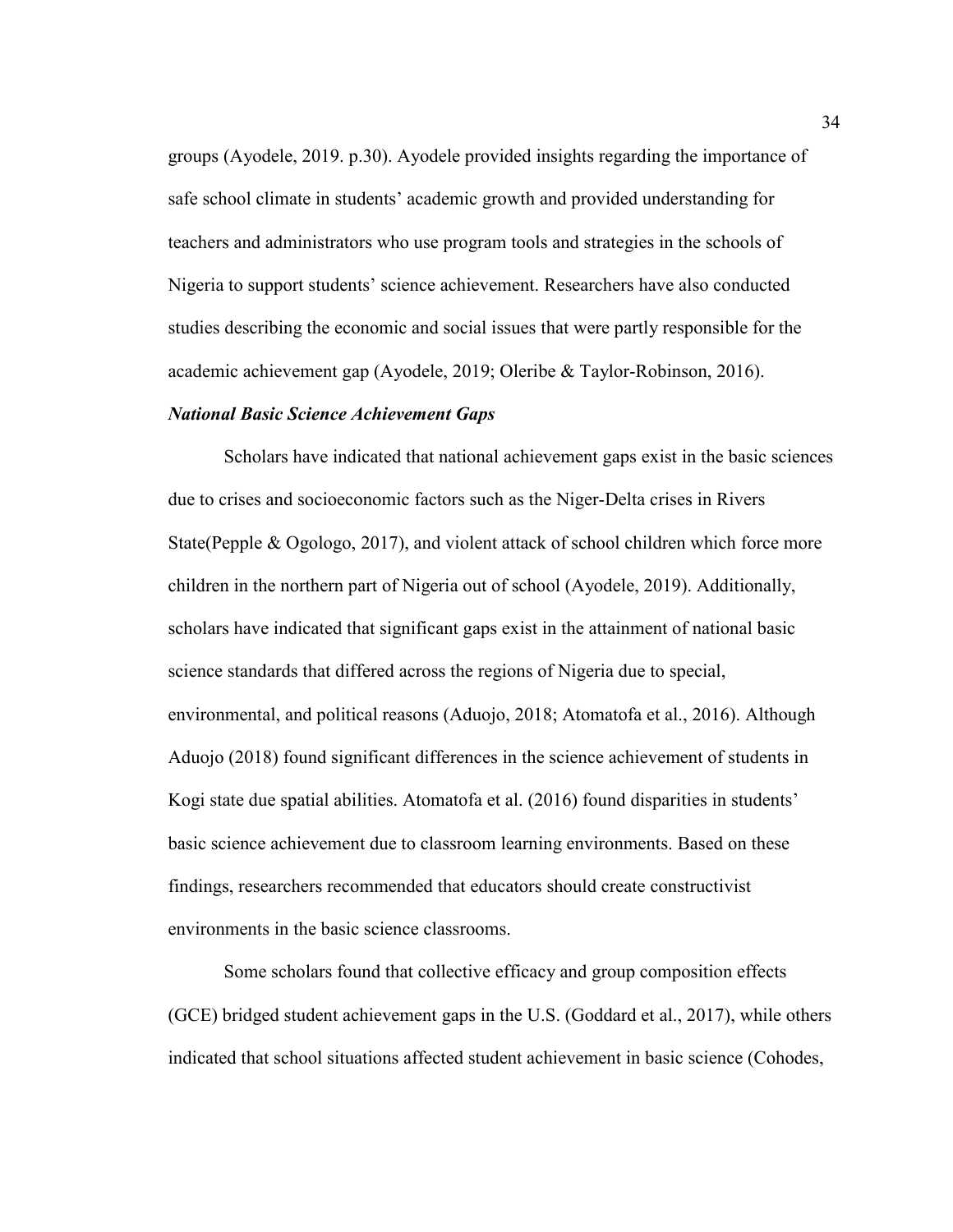groups (Ayodele, 2019. p.30). Ayodele provided insights regarding the importance of safe school climate in students' academic growth and provided understanding for teachers and administrators who use program tools and strategies in the schools of Nigeria to support students' science achievement. Researchers have also conducted studies describing the economic and social issues that were partly responsible for the academic achievement gap (Ayodele, 2019; Oleribe & Taylor-Robinson, 2016).

### *National Basic Science Achievement Gaps*

Scholars have indicated that national achievement gaps exist in the basic sciences due to crises and socioeconomic factors such as the Niger-Delta crises in Rivers State(Pepple & Ogologo, 2017), and violent attack of school children which force more children in the northern part of Nigeria out of school (Ayodele, 2019). Additionally, scholars have indicated that significant gaps exist in the attainment of national basic science standards that differed across the regions of Nigeria due to special, environmental, and political reasons (Aduojo, 2018; Atomatofa et al., 2016). Although Aduojo (2018) found significant differences in the science achievement of students in Kogi state due spatial abilities. Atomatofa et al. (2016) found disparities in students' basic science achievement due to classroom learning environments. Based on these findings, researchers recommended that educators should create constructivist environments in the basic science classrooms.

Some scholars found that collective efficacy and group composition effects (GCE) bridged student achievement gaps in the U.S. (Goddard et al., 2017), while others indicated that school situations affected student achievement in basic science (Cohodes,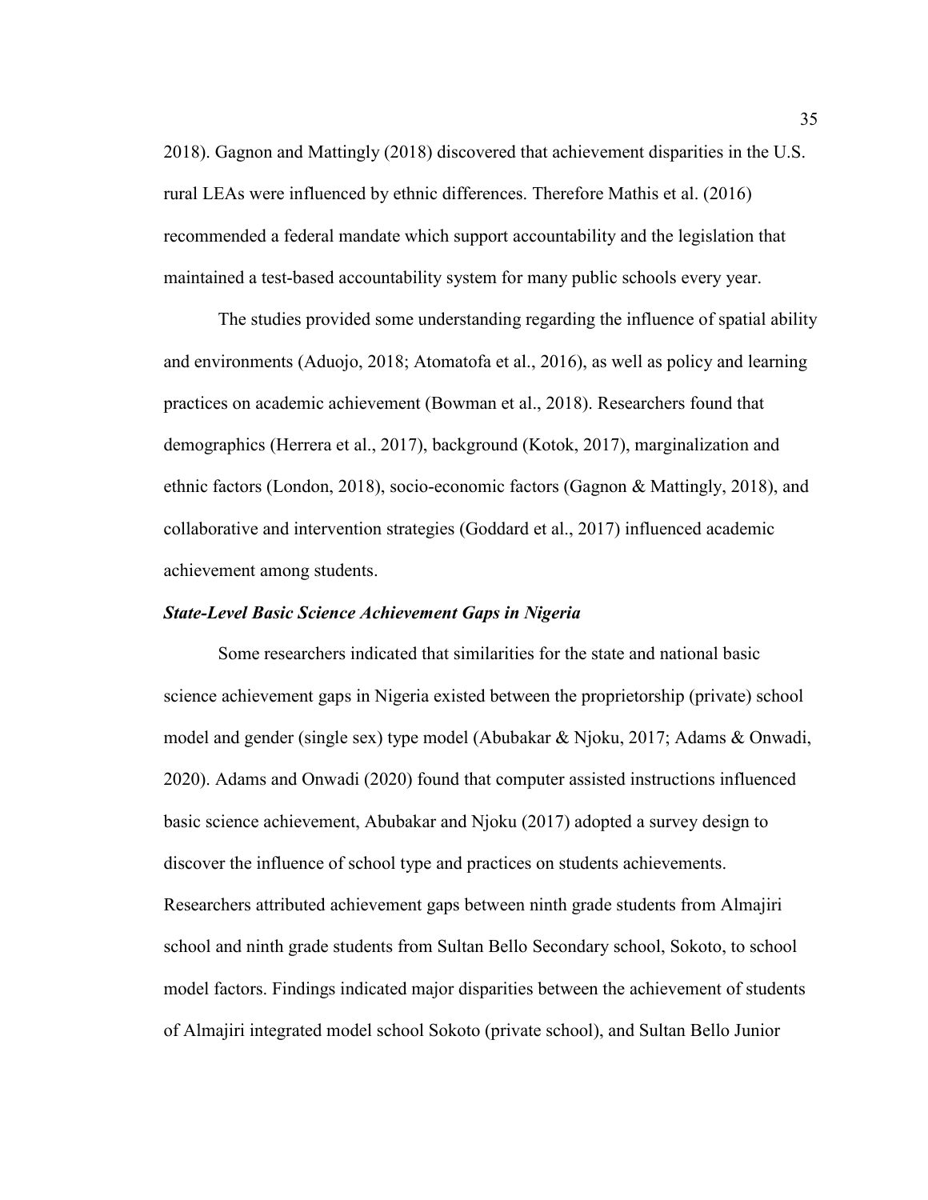2018). Gagnon and Mattingly (2018) discovered that achievement disparities in the U.S. rural LEAs were influenced by ethnic differences. Therefore Mathis et al. (2016) recommended a federal mandate which support accountability and the legislation that maintained a test-based accountability system for many public schools every year.

The studies provided some understanding regarding the influence of spatial ability and environments (Aduojo, 2018; Atomatofa et al., 2016), as well as policy and learning practices on academic achievement (Bowman et al., 2018). Researchers found that demographics (Herrera et al., 2017), background (Kotok, 2017), marginalization and ethnic factors (London, 2018), socio-economic factors (Gagnon & Mattingly, 2018), and collaborative and intervention strategies (Goddard et al., 2017) influenced academic achievement among students.

### *State-Level Basic Science Achievement Gaps in Nigeria*

Some researchers indicated that similarities for the state and national basic science achievement gaps in Nigeria existed between the proprietorship (private) school model and gender (single sex) type model (Abubakar & Njoku, 2017; Adams & Onwadi, 2020). Adams and Onwadi (2020) found that computer assisted instructions influenced basic science achievement, Abubakar and Njoku (2017) adopted a survey design to discover the influence of school type and practices on students achievements. Researchers attributed achievement gaps between ninth grade students from Almajiri school and ninth grade students from Sultan Bello Secondary school, Sokoto, to school model factors. Findings indicated major disparities between the achievement of students of Almajiri integrated model school Sokoto (private school), and Sultan Bello Junior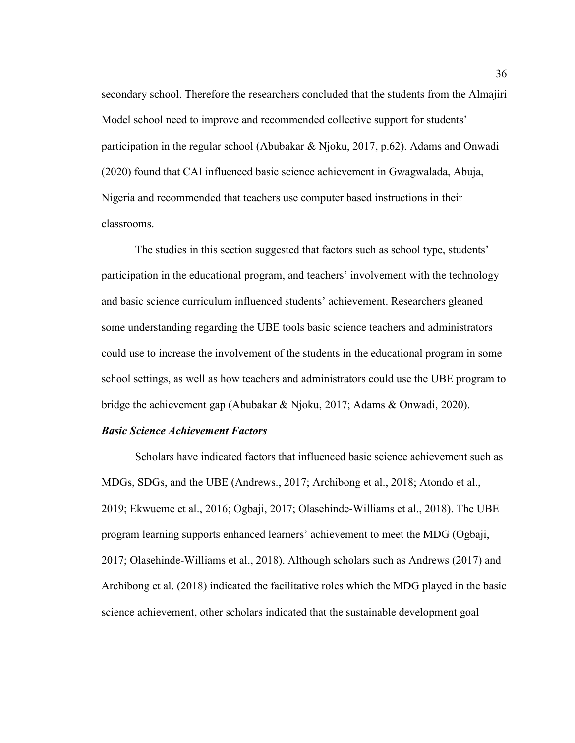secondary school. Therefore the researchers concluded that the students from the Almajiri Model school need to improve and recommended collective support for students' participation in the regular school (Abubakar & Njoku, 2017, p.62). Adams and Onwadi (2020) found that CAI influenced basic science achievement in Gwagwalada, Abuja, Nigeria and recommended that teachers use computer based instructions in their classrooms.

The studies in this section suggested that factors such as school type, students' participation in the educational program, and teachers' involvement with the technology and basic science curriculum influenced students' achievement. Researchers gleaned some understanding regarding the UBE tools basic science teachers and administrators could use to increase the involvement of the students in the educational program in some school settings, as well as how teachers and administrators could use the UBE program to bridge the achievement gap (Abubakar & Njoku, 2017; Adams & Onwadi, 2020).

#### ***Basic Science Achievement Factors***

Scholars have indicated factors that influenced basic science achievement such as MDGs, SDGs, and the UBE (Andrews., 2017; Archibong et al., 2018; Atondo et al., 2019; Ekwueme et al., 2016; Ogbaji, 2017; Olasehinde-Williams et al., 2018). The UBE program learning supports enhanced learners' achievement to meet the MDG (Ogbaji, 2017; Olasehinde-Williams et al., 2018). Although scholars such as Andrews (2017) and Archibong et al. (2018) indicated the facilitative roles which the MDG played in the basic science achievement, other scholars indicated that the sustainable development goal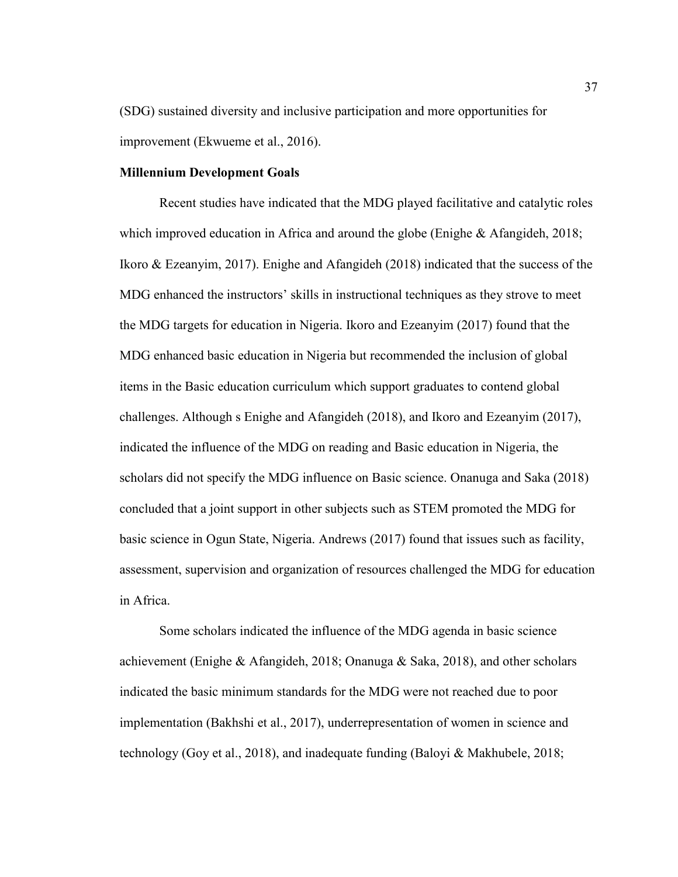(SDG) sustained diversity and inclusive participation and more opportunities for improvement (Ekwueme et al., 2016).

**Millennium Development Goals**

Recent studies have indicated that the MDG played facilitative and catalytic roles which improved education in Africa and around the globe (Enighe & Afangideh, 2018; Ikoro & Ezeanyim, 2017). Enighe and Afangideh (2018) indicated that the success of the MDG enhanced the instructors' skills in instructional techniques as they strove to meet the MDG targets for education in Nigeria. Ikoro and Ezeanyim (2017) found that the MDG enhanced basic education in Nigeria but recommended the inclusion of global items in the Basic education curriculum which support graduates to contend global challenges. Although s Enighe and Afangideh (2018), and Ikoro and Ezeanyim (2017), indicated the influence of the MDG on reading and Basic education in Nigeria, the scholars did not specify the MDG influence on Basic science. Onanuga and Saka (2018) concluded that a joint support in other subjects such as STEM promoted the MDG for basic science in Ogun State, Nigeria. Andrews (2017) found that issues such as facility, assessment, supervision and organization of resources challenged the MDG for education in Africa.

Some scholars indicated the influence of the MDG agenda in basic science achievement (Enighe & Afangideh, 2018; Onanuga & Saka, 2018), and other scholars indicated the basic minimum standards for the MDG were not reached due to poor implementation (Bakhshi et al., 2017), underrepresentation of women in science and technology (Goy et al., 2018), and inadequate funding (Baloyi & Makhubele, 2018;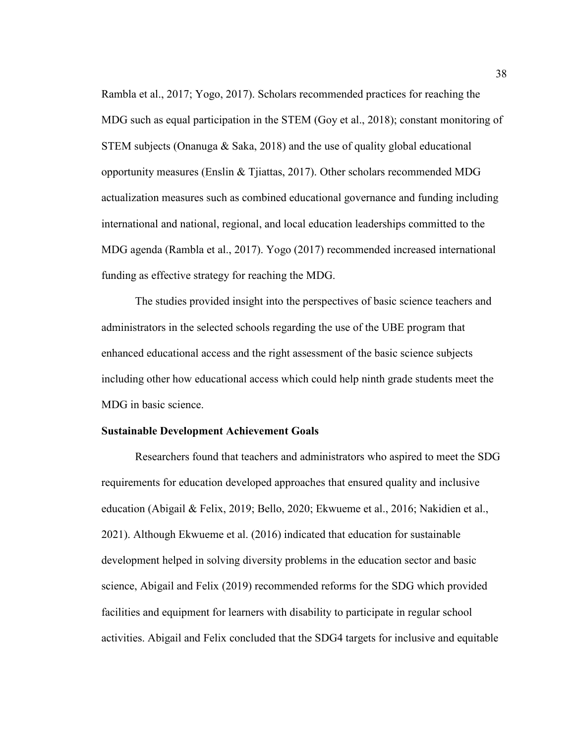Rambla et al., 2017; Yogo, 2017). Scholars recommended practices for reaching the MDG such as equal participation in the STEM (Goy et al., 2018); constant monitoring of STEM subjects (Onanuga & Saka, 2018) and the use of quality global educational opportunity measures (Enslin & Tjiattas, 2017). Other scholars recommended MDG actualization measures such as combined educational governance and funding including international and national, regional, and local education leaderships committed to the MDG agenda (Rambla et al., 2017). Yogo (2017) recommended increased international funding as effective strategy for reaching the MDG.

The studies provided insight into the perspectives of basic science teachers and administrators in the selected schools regarding the use of the UBE program that enhanced educational access and the right assessment of the basic science subjects including other how educational access which could help ninth grade students meet the MDG in basic science.

**Sustainable Development Achievement Goals**

Researchers found that teachers and administrators who aspired to meet the SDG requirements for education developed approaches that ensured quality and inclusive education (Abigail & Felix, 2019; Bello, 2020; Ekwueme et al., 2016; Nakidien et al., 2021). Although Ekwueme et al. (2016) indicated that education for sustainable development helped in solving diversity problems in the education sector and basic science, Abigail and Felix (2019) recommended reforms for the SDG which provided facilities and equipment for learners with disability to participate in regular school activities. Abigail and Felix concluded that the SDG4 targets for inclusive and equitable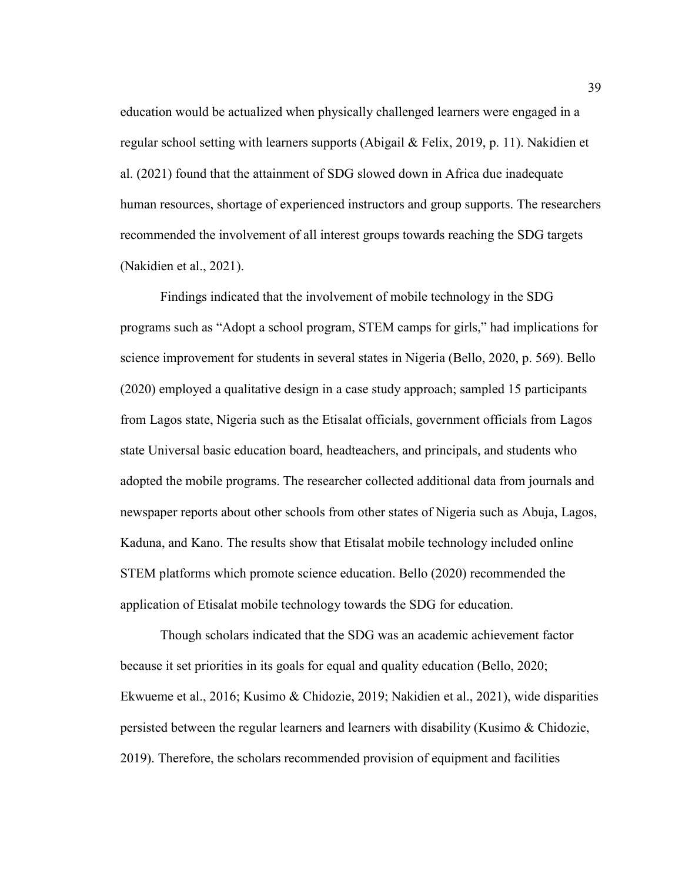education would be actualized when physically challenged learners were engaged in a regular school setting with learners supports (Abigail & Felix, 2019, p. 11). Nakidien et al. (2021) found that the attainment of SDG slowed down in Africa due inadequate human resources, shortage of experienced instructors and group supports. The researchers recommended the involvement of all interest groups towards reaching the SDG targets (Nakidien et al., 2021).

Findings indicated that the involvement of mobile technology in the SDG programs such as "Adopt a school program, STEM camps for girls," had implications for science improvement for students in several states in Nigeria (Bello, 2020, p. 569). Bello (2020) employed a qualitative design in a case study approach; sampled 15 participants from Lagos state, Nigeria such as the Etisalat officials, government officials from Lagos state Universal basic education board, headteachers, and principals, and students who adopted the mobile programs. The researcher collected additional data from journals and newspaper reports about other schools from other states of Nigeria such as Abuja, Lagos, Kaduna, and Kano. The results show that Etisalat mobile technology included online STEM platforms which promote science education. Bello (2020) recommended the application of Etisalat mobile technology towards the SDG for education.

Though scholars indicated that the SDG was an academic achievement factor because it set priorities in its goals for equal and quality education (Bello, 2020; Ekwueme et al., 2016; Kusimo & Chidozie, 2019; Nakidien et al., 2021), wide disparities persisted between the regular learners and learners with disability (Kusimo & Chidozie, 2019). Therefore, the scholars recommended provision of equipment and facilities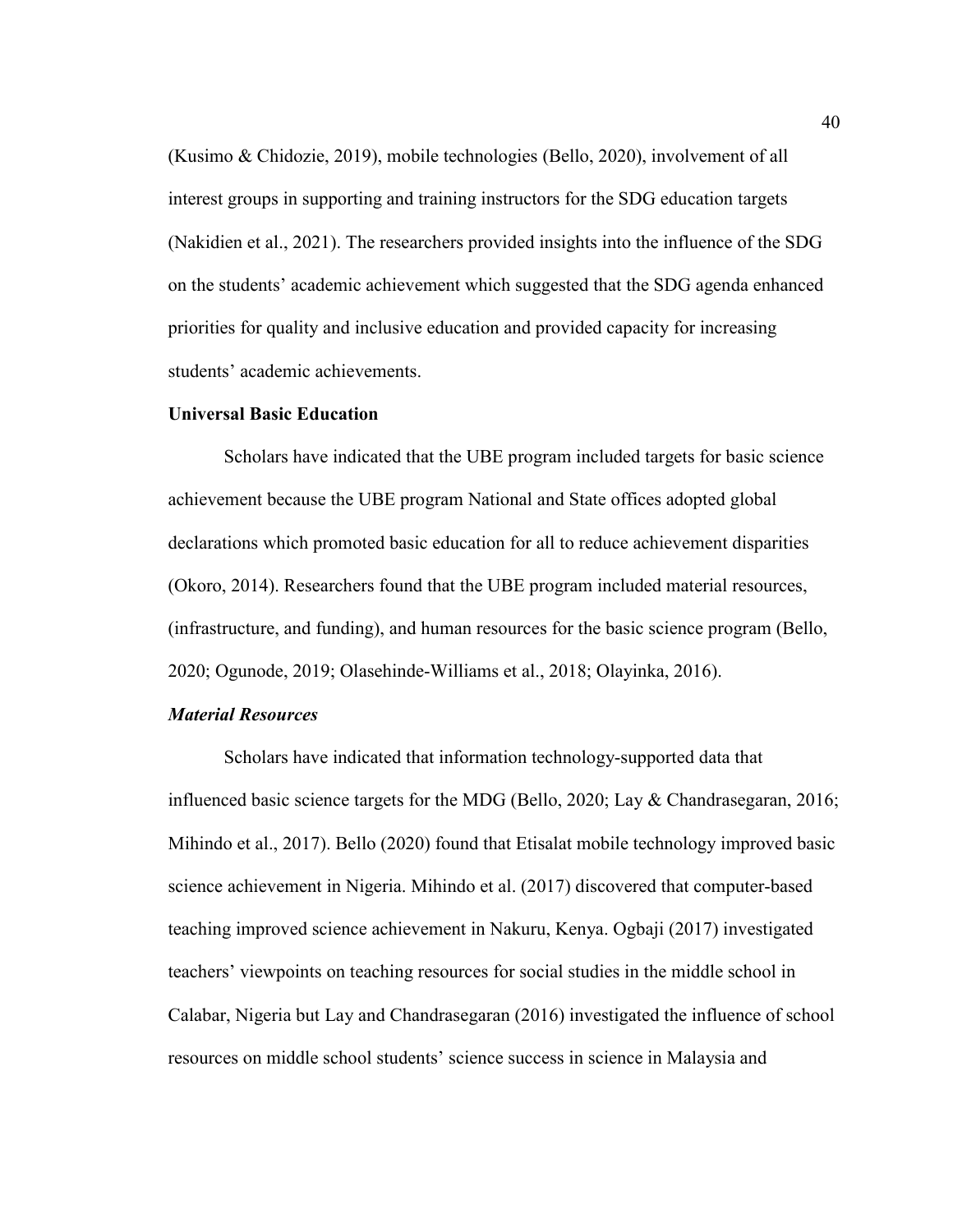(Kusimo & Chidozie, 2019), mobile technologies (Bello, 2020), involvement of all interest groups in supporting and training instructors for the SDG education targets (Nakidien et al., 2021). The researchers provided insights into the influence of the SDG on the students' academic achievement which suggested that the SDG agenda enhanced priorities for quality and inclusive education and provided capacity for increasing students' academic achievements.

### Universal Basic Education

Scholars have indicated that the UBE program included targets for basic science achievement because the UBE program National and State offices adopted global declarations which promoted basic education for all to reduce achievement disparities (Okoro, 2014). Researchers found that the UBE program included material resources, (infrastructure, and funding), and human resources for the basic science program (Bello, 2020; Ogunode, 2019; Olasehinde-Williams et al., 2018; Olayinka, 2016).

#### *Material Resources*

Scholars have indicated that information technology-supported data that influenced basic science targets for the MDG (Bello, 2020; Lay & Chandrasegaran, 2016; Mihindo et al., 2017). Bello (2020) found that Etisalat mobile technology improved basic science achievement in Nigeria. Mihindo et al. (2017) discovered that computer-based teaching improved science achievement in Nakuru, Kenya. Ogbaji (2017) investigated teachers' viewpoints on teaching resources for social studies in the middle school in Calabar, Nigeria but Lay and Chandrasegaran (2016) investigated the influence of school resources on middle school students' science success in science in Malaysia and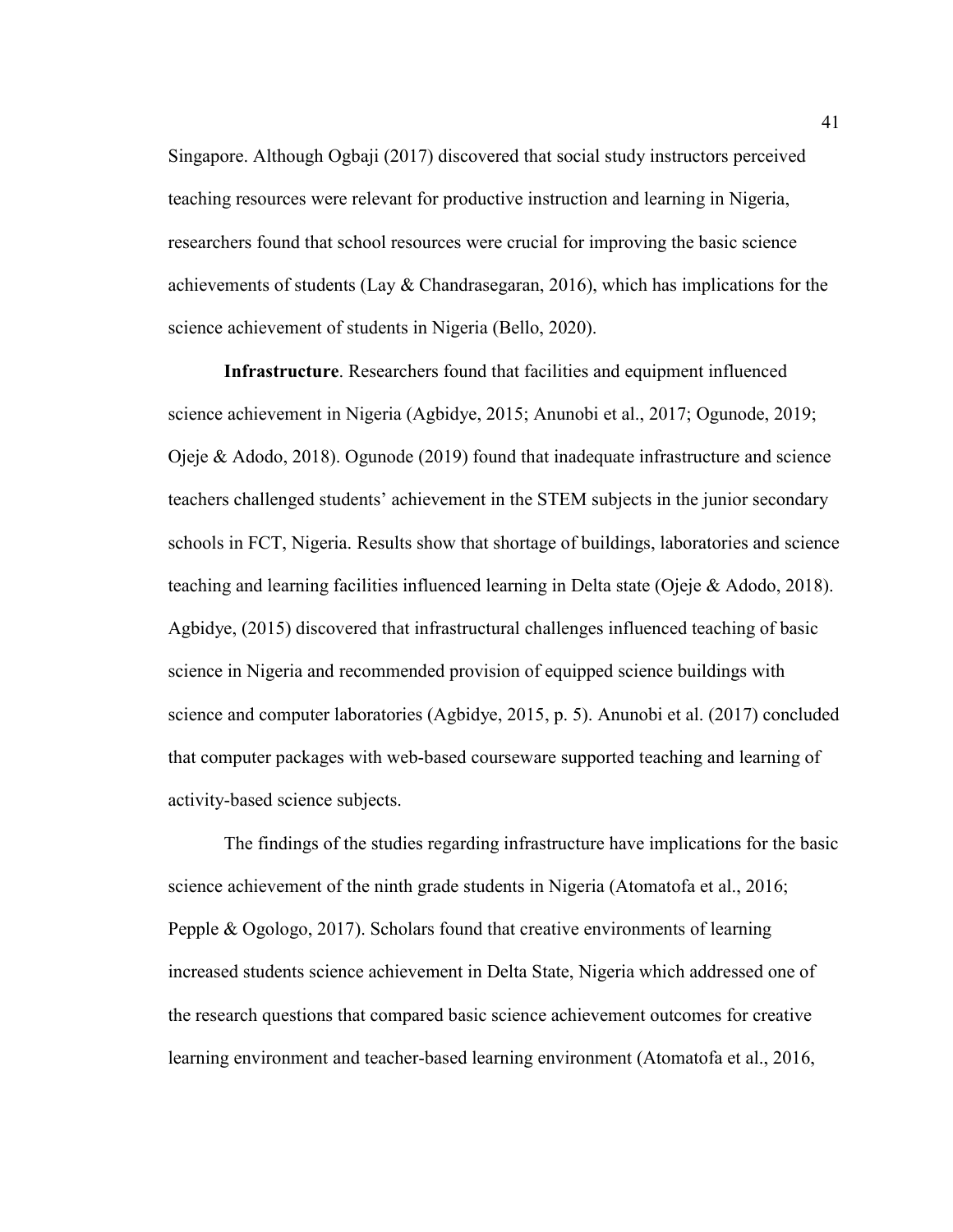Singapore. Although Ogbaji (2017) discovered that social study instructors perceived teaching resources were relevant for productive instruction and learning in Nigeria, researchers found that school resources were crucial for improving the basic science achievements of students (Lay & Chandrasegaran, 2016), which has implications for the science achievement of students in Nigeria (Bello, 2020).

**Infrastructure**. Researchers found that facilities and equipment influenced science achievement in Nigeria (Agbidye, 2015; Anunobi et al., 2017; Ogunode, 2019; Ojeje & Adodo, 2018). Ogunode (2019) found that inadequate infrastructure and science teachers challenged students' achievement in the STEM subjects in the junior secondary schools in FCT, Nigeria. Results show that shortage of buildings, laboratories and science teaching and learning facilities influenced learning in Delta state (Ojeje & Adodo, 2018). Agbidye, (2015) discovered that infrastructural challenges influenced teaching of basic science in Nigeria and recommended provision of equipped science buildings with science and computer laboratories (Agbidye, 2015, p. 5). Anunobi et al. (2017) concluded that computer packages with web-based courseware supported teaching and learning of activity-based science subjects.

The findings of the studies regarding infrastructure have implications for the basic science achievement of the ninth grade students in Nigeria (Atomatofa et al., 2016; Pepple & Ogologo, 2017). Scholars found that creative environments of learning increased students science achievement in Delta State, Nigeria which addressed one of the research questions that compared basic science achievement outcomes for creative learning environment and teacher-based learning environment (Atomatofa et al., 2016,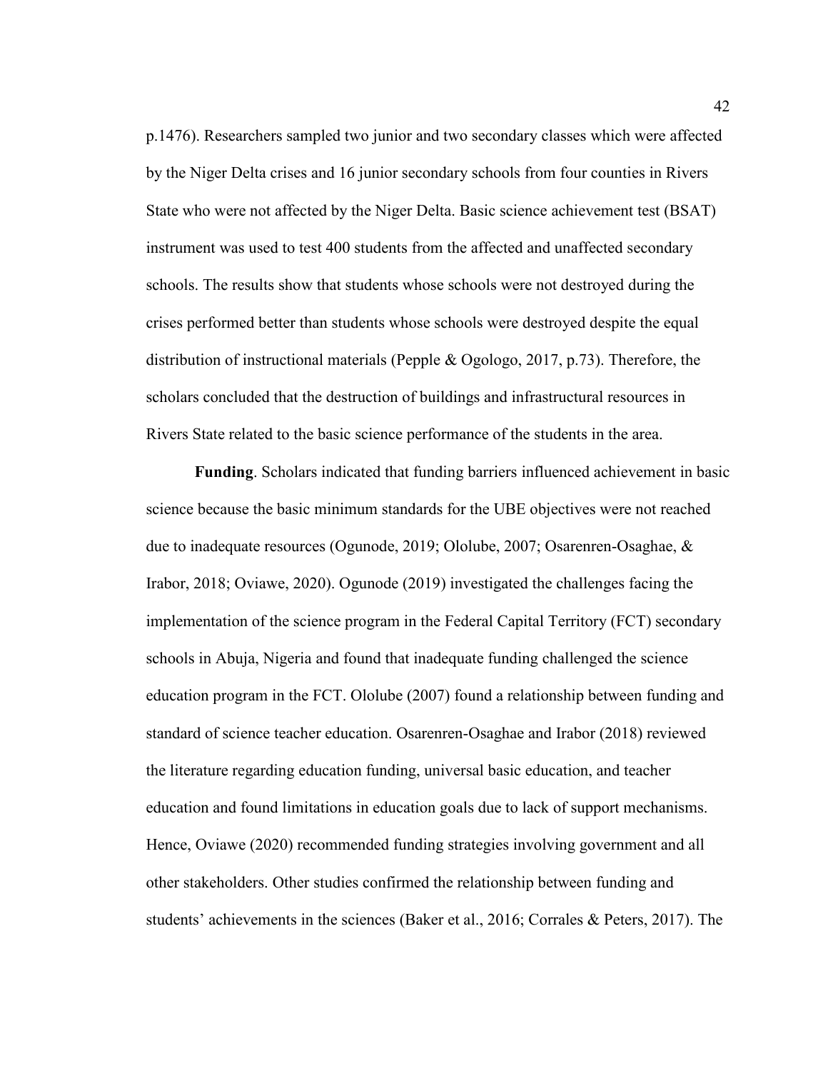p.1476). Researchers sampled two junior and two secondary classes which were affected by the Niger Delta crises and 16 junior secondary schools from four counties in Rivers State who were not affected by the Niger Delta. Basic science achievement test (BSAT) instrument was used to test 400 students from the affected and unaffected secondary schools. The results show that students whose schools were not destroyed during the crises performed better than students whose schools were destroyed despite the equal distribution of instructional materials (Pepple & Ogologo, 2017, p.73). Therefore, the scholars concluded that the destruction of buildings and infrastructural resources in Rivers State related to the basic science performance of the students in the area.

**Funding**. Scholars indicated that funding barriers influenced achievement in basic science because the basic minimum standards for the UBE objectives were not reached due to inadequate resources (Ogunode, 2019; Ololube, 2007; Osarenren-Osaghae, & Irabor, 2018; Oviawe, 2020). Ogunode (2019) investigated the challenges facing the implementation of the science program in the Federal Capital Territory (FCT) secondary schools in Abuja, Nigeria and found that inadequate funding challenged the science education program in the FCT. Ololube (2007) found a relationship between funding and standard of science teacher education. Osarenren-Osaghae and Irabor (2018) reviewed the literature regarding education funding, universal basic education, and teacher education and found limitations in education goals due to lack of support mechanisms. Hence, Oviawe (2020) recommended funding strategies involving government and all other stakeholders. Other studies confirmed the relationship between funding and students' achievements in the sciences (Baker et al., 2016; Corrales & Peters, 2017). The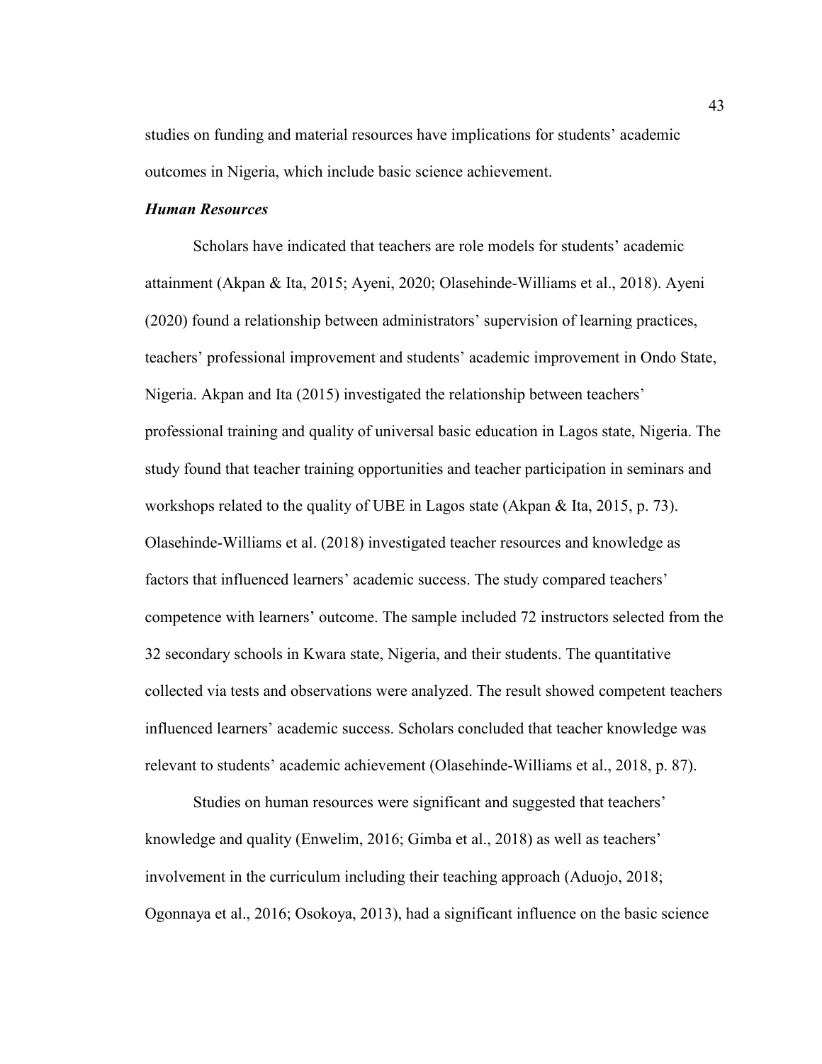studies on funding and material resources have implications for students' academic outcomes in Nigeria, which include basic science achievement.

### *Human Resources*

Scholars have indicated that teachers are role models for students' academic attainment (Akpan & Ita, 2015; Ayeni, 2020; Olasehinde-Williams et al., 2018). Ayeni (2020) found a relationship between administrators' supervision of learning practices, teachers' professional improvement and students' academic improvement in Ondo State, Nigeria. Akpan and Ita (2015) investigated the relationship between teachers' professional training and quality of universal basic education in Lagos state, Nigeria. The study found that teacher training opportunities and teacher participation in seminars and workshops related to the quality of UBE in Lagos state (Akpan & Ita, 2015, p. 73). Olasehinde-Williams et al. (2018) investigated teacher resources and knowledge as factors that influenced learners' academic success. The study compared teachers' competence with learners' outcome. The sample included 72 instructors selected from the 32 secondary schools in Kwara state, Nigeria, and their students. The quantitative collected via tests and observations were analyzed. The result showed competent teachers influenced learners' academic success. Scholars concluded that teacher knowledge was relevant to students' academic achievement (Olasehinde-Williams et al., 2018, p. 87).

Studies on human resources were significant and suggested that teachers' knowledge and quality (Enwelim, 2016; Gimba et al., 2018) as well as teachers' involvement in the curriculum including their teaching approach (Aduojo, 2018; Ogonnaya et al., 2016; Osokoya, 2013), had a significant influence on the basic science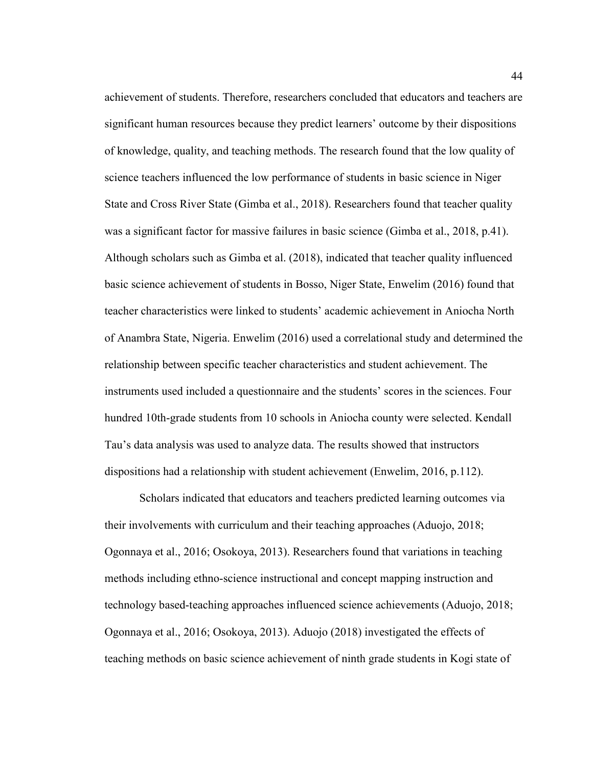achievement of students. Therefore, researchers concluded that educators and teachers are significant human resources because they predict learners' outcome by their dispositions of knowledge, quality, and teaching methods. The research found that the low quality of science teachers influenced the low performance of students in basic science in Niger State and Cross River State (Gimba et al., 2018). Researchers found that teacher quality was a significant factor for massive failures in basic science (Gimba et al., 2018, p.41). Although scholars such as Gimba et al. (2018), indicated that teacher quality influenced basic science achievement of students in Bosso, Niger State, Enwelim (2016) found that teacher characteristics were linked to students' academic achievement in Aniocha North of Anambra State, Nigeria. Enwelim (2016) used a correlational study and determined the relationship between specific teacher characteristics and student achievement. The instruments used included a questionnaire and the students' scores in the sciences. Four hundred 10th-grade students from 10 schools in Aniocha county were selected. Kendall Tau's data analysis was used to analyze data. The results showed that instructors dispositions had a relationship with student achievement (Enwelim, 2016, p.112).

Scholars indicated that educators and teachers predicted learning outcomes via their involvements with curriculum and their teaching approaches (Aduojo, 2018; Ogonnaya et al., 2016; Osokoya, 2013). Researchers found that variations in teaching methods including ethno-science instructional and concept mapping instruction and technology based-teaching approaches influenced science achievements (Aduojo, 2018; Ogonnaya et al., 2016; Osokoya, 2013). Aduojo (2018) investigated the effects of teaching methods on basic science achievement of ninth grade students in Kogi state of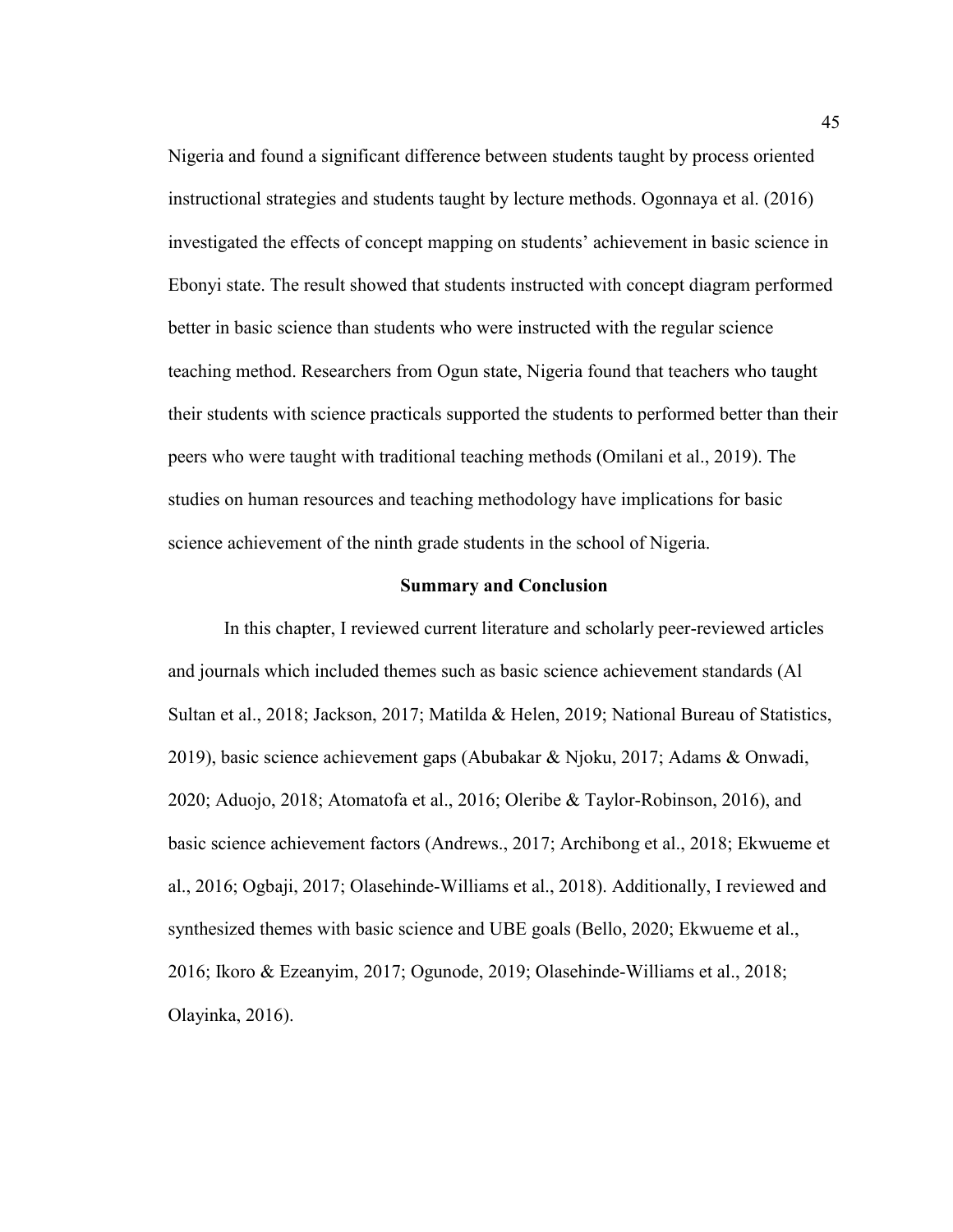Nigeria and found a significant difference between students taught by process oriented instructional strategies and students taught by lecture methods. Ogonnaya et al. (2016) investigated the effects of concept mapping on students' achievement in basic science in Ebonyi state. The result showed that students instructed with concept diagram performed better in basic science than students who were instructed with the regular science teaching method. Researchers from Ogun state, Nigeria found that teachers who taught their students with science practicals supported the students to performed better than their peers who were taught with traditional teaching methods (Omilani et al., 2019). The studies on human resources and teaching methodology have implications for basic science achievement of the ninth grade students in the school of Nigeria.

## Summary and Conclusion

In this chapter, I reviewed current literature and scholarly peer-reviewed articles and journals which included themes such as basic science achievement standards (Al Sultan et al., 2018; Jackson, 2017; Matilda & Helen, 2019; National Bureau of Statistics, 2019), basic science achievement gaps (Abubakar & Njoku, 2017; Adams & Onwadi, 2020; Aduojo, 2018; Atomatofa et al., 2016; Oleribe & Taylor-Robinson, 2016), and basic science achievement factors (Andrews., 2017; Archibong et al., 2018; Ekwueme et al., 2016; Ogbaji, 2017; Olasehinde-Williams et al., 2018). Additionally, I reviewed and synthesized themes with basic science and UBE goals (Bello, 2020; Ekwueme et al., 2016; Ikoro & Ezeanyim, 2017; Ogunode, 2019; Olasehinde-Williams et al., 2018; Olayinka, 2016).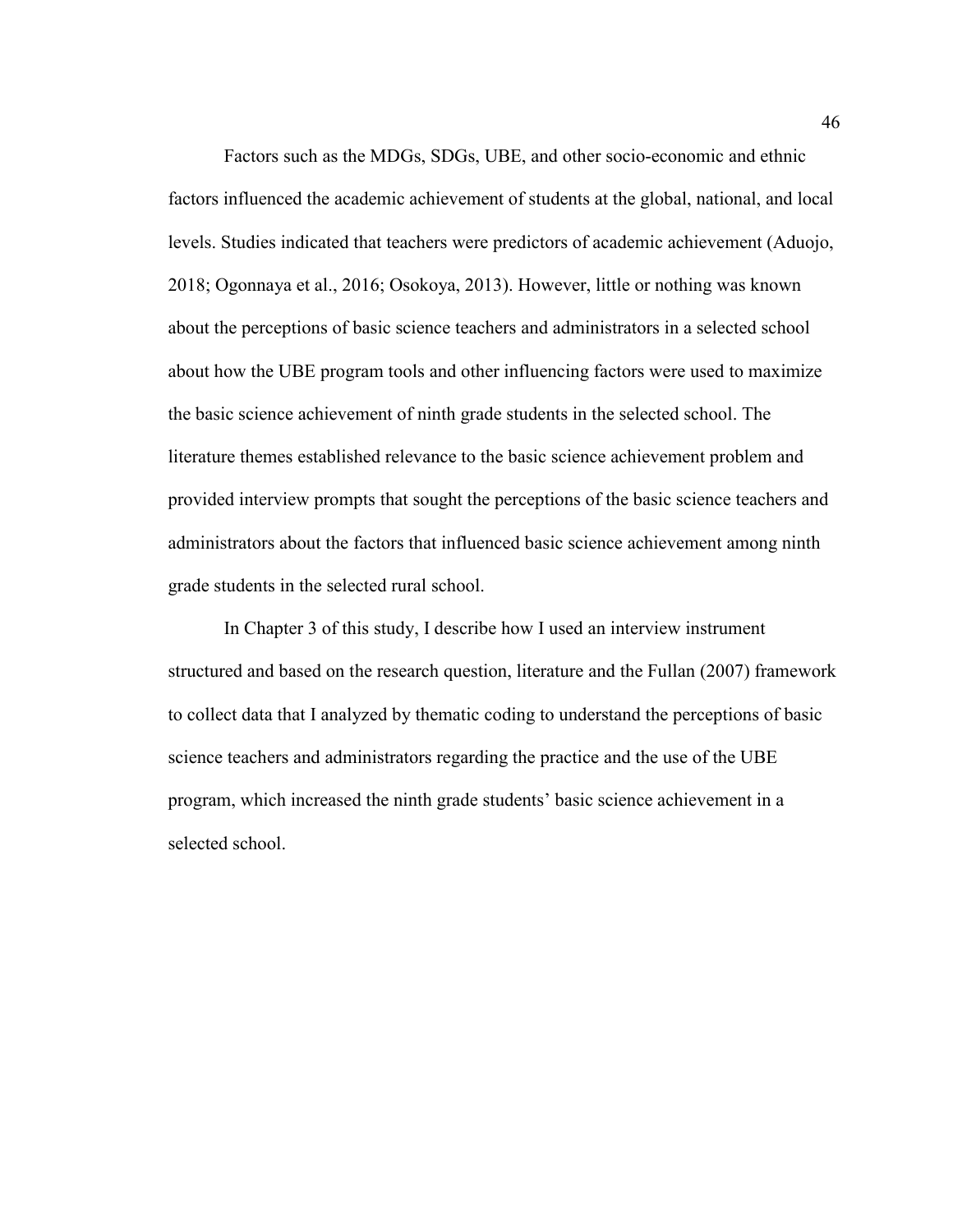Factors such as the MDGs, SDGs, UBE, and other socio-economic and ethnic factors influenced the academic achievement of students at the global, national, and local levels. Studies indicated that teachers were predictors of academic achievement (Aduojo, 2018; Ogonnaya et al., 2016; Osokoya, 2013). However, little or nothing was known about the perceptions of basic science teachers and administrators in a selected school about how the UBE program tools and other influencing factors were used to maximize the basic science achievement of ninth grade students in the selected school. The literature themes established relevance to the basic science achievement problem and provided interview prompts that sought the perceptions of the basic science teachers and administrators about the factors that influenced basic science achievement among ninth grade students in the selected rural school.

In Chapter 3 of this study, I describe how I used an interview instrument structured and based on the research question, literature and the Fullan (2007) framework to collect data that I analyzed by thematic coding to understand the perceptions of basic science teachers and administrators regarding the practice and the use of the UBE program, which increased the ninth grade students' basic science achievement in a selected school.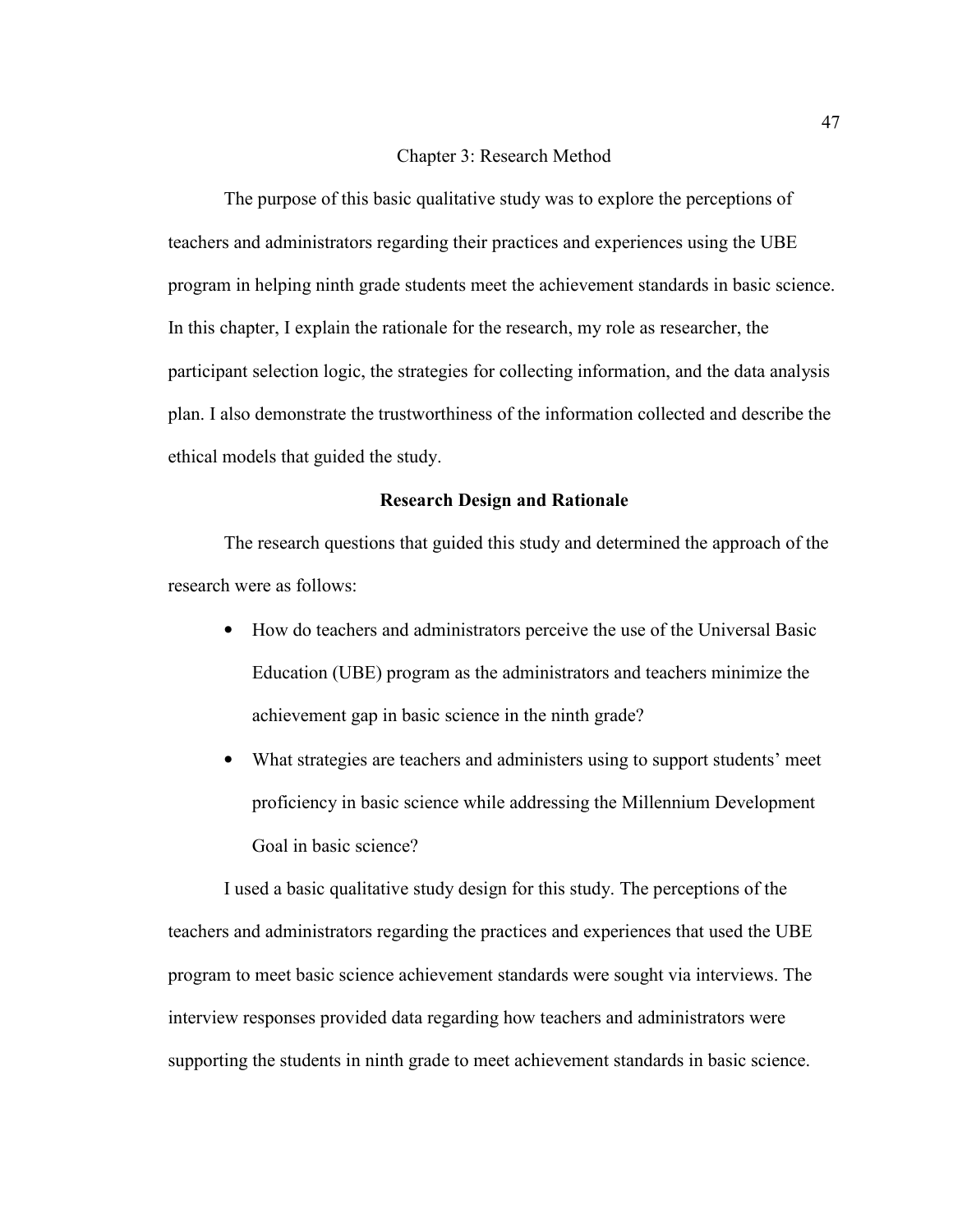# Chapter 3: Research Method

The purpose of this basic qualitative study was to explore the perceptions of teachers and administrators regarding their practices and experiences using the UBE program in helping ninth grade students meet the achievement standards in basic science. In this chapter, I explain the rationale for the research, my role as researcher, the participant selection logic, the strategies for collecting information, and the data analysis plan. I also demonstrate the trustworthiness of the information collected and describe the ethical models that guided the study.

## Research Design and Rationale

The research questions that guided this study and determined the approach of the research were as follows:

- How do teachers and administrators perceive the use of the Universal Basic Education (UBE) program as the administrators and teachers minimize the achievement gap in basic science in the ninth grade?
- What strategies are teachers and administers using to support students' meet proficiency in basic science while addressing the Millennium Development Goal in basic science?

I used a basic qualitative study design for this study. The perceptions of the teachers and administrators regarding the practices and experiences that used the UBE program to meet basic science achievement standards were sought via interviews. The interview responses provided data regarding how teachers and administrators were supporting the students in ninth grade to meet achievement standards in basic science.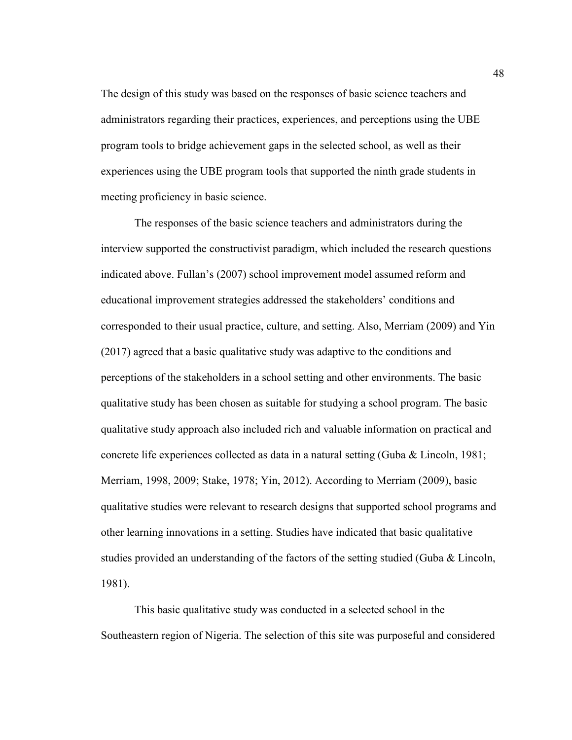The design of this study was based on the responses of basic science teachers and administrators regarding their practices, experiences, and perceptions using the UBE program tools to bridge achievement gaps in the selected school, as well as their experiences using the UBE program tools that supported the ninth grade students in meeting proficiency in basic science.

The responses of the basic science teachers and administrators during the interview supported the constructivist paradigm, which included the research questions indicated above. Fullan's (2007) school improvement model assumed reform and educational improvement strategies addressed the stakeholders' conditions and corresponded to their usual practice, culture, and setting. Also, Merriam (2009) and Yin (2017) agreed that a basic qualitative study was adaptive to the conditions and perceptions of the stakeholders in a school setting and other environments. The basic qualitative study has been chosen as suitable for studying a school program. The basic qualitative study approach also included rich and valuable information on practical and concrete life experiences collected as data in a natural setting (Guba & Lincoln, 1981; Merriam, 1998, 2009; Stake, 1978; Yin, 2012). According to Merriam (2009), basic qualitative studies were relevant to research designs that supported school programs and other learning innovations in a setting. Studies have indicated that basic qualitative studies provided an understanding of the factors of the setting studied (Guba & Lincoln, 1981).

This basic qualitative study was conducted in a selected school in the Southeastern region of Nigeria. The selection of this site was purposeful and considered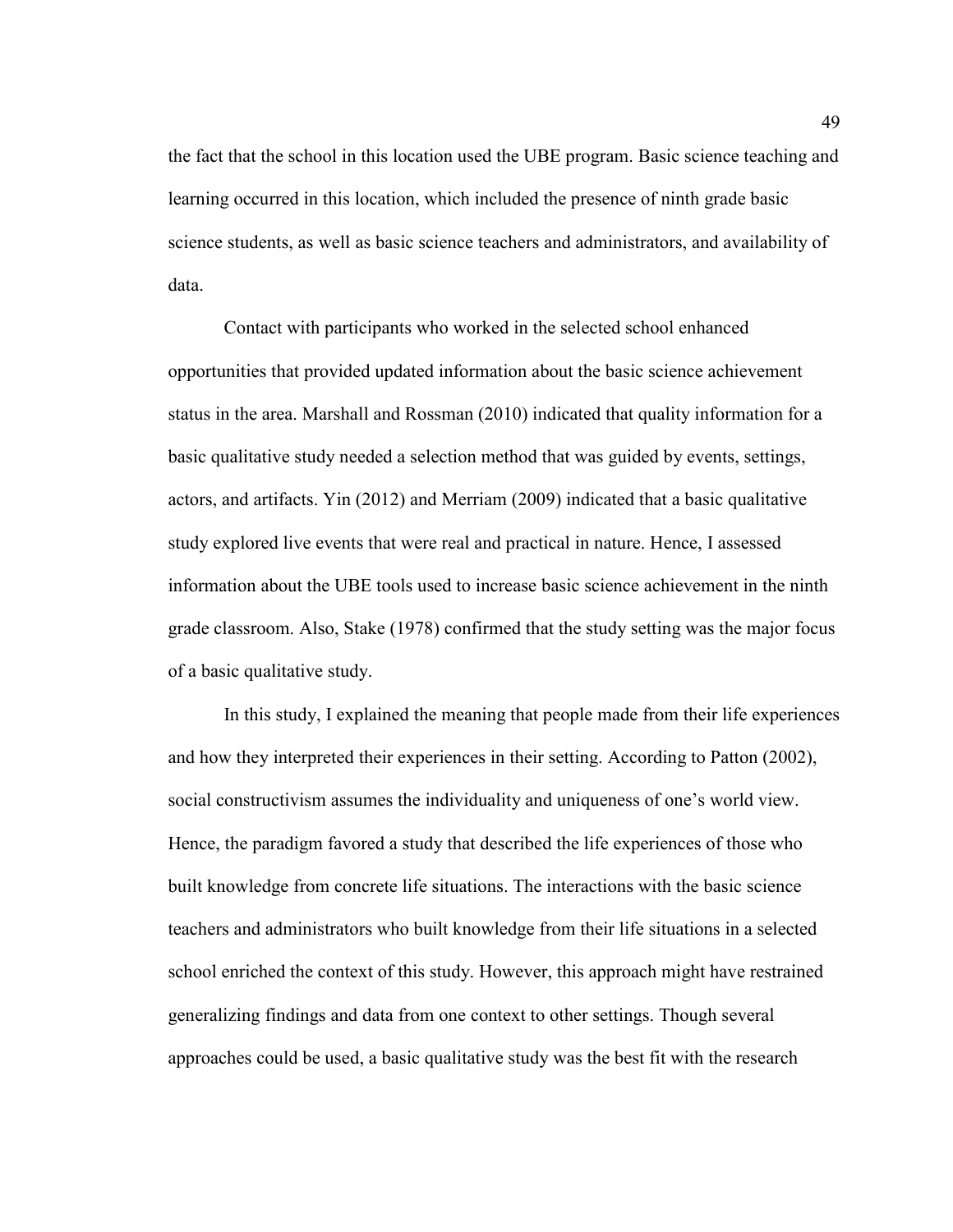the fact that the school in this location used the UBE program. Basic science teaching and learning occurred in this location, which included the presence of ninth grade basic science students, as well as basic science teachers and administrators, and availability of data.

Contact with participants who worked in the selected school enhanced opportunities that provided updated information about the basic science achievement status in the area. Marshall and Rossman (2010) indicated that quality information for a basic qualitative study needed a selection method that was guided by events, settings, actors, and artifacts. Yin (2012) and Merriam (2009) indicated that a basic qualitative study explored live events that were real and practical in nature. Hence, I assessed information about the UBE tools used to increase basic science achievement in the ninth grade classroom. Also, Stake (1978) confirmed that the study setting was the major focus of a basic qualitative study.

In this study, I explained the meaning that people made from their life experiences and how they interpreted their experiences in their setting. According to Patton (2002), social constructivism assumes the individuality and uniqueness of one's world view. Hence, the paradigm favored a study that described the life experiences of those who built knowledge from concrete life situations. The interactions with the basic science teachers and administrators who built knowledge from their life situations in a selected school enriched the context of this study. However, this approach might have restrained generalizing findings and data from one context to other settings. Though several approaches could be used, a basic qualitative study was the best fit with the research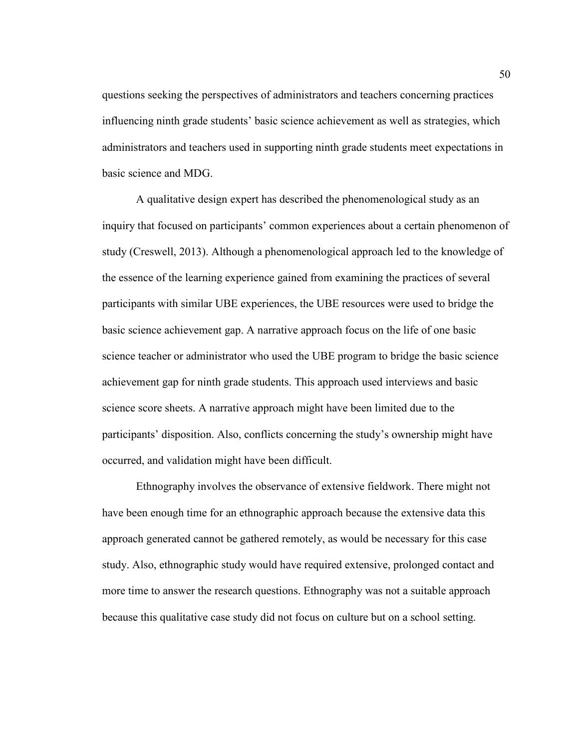questions seeking the perspectives of administrators and teachers concerning practices influencing ninth grade students' basic science achievement as well as strategies, which administrators and teachers used in supporting ninth grade students meet expectations in basic science and MDG.

A qualitative design expert has described the phenomenological study as an inquiry that focused on participants' common experiences about a certain phenomenon of study (Creswell, 2013). Although a phenomenological approach led to the knowledge of the essence of the learning experience gained from examining the practices of several participants with similar UBE experiences, the UBE resources were used to bridge the basic science achievement gap. A narrative approach focus on the life of one basic science teacher or administrator who used the UBE program to bridge the basic science achievement gap for ninth grade students. This approach used interviews and basic science score sheets. A narrative approach might have been limited due to the participants' disposition. Also, conflicts concerning the study's ownership might have occurred, and validation might have been difficult.

Ethnography involves the observance of extensive fieldwork. There might not have been enough time for an ethnographic approach because the extensive data this approach generated cannot be gathered remotely, as would be necessary for this case study. Also, ethnographic study would have required extensive, prolonged contact and more time to answer the research questions. Ethnography was not a suitable approach because this qualitative case study did not focus on culture but on a school setting.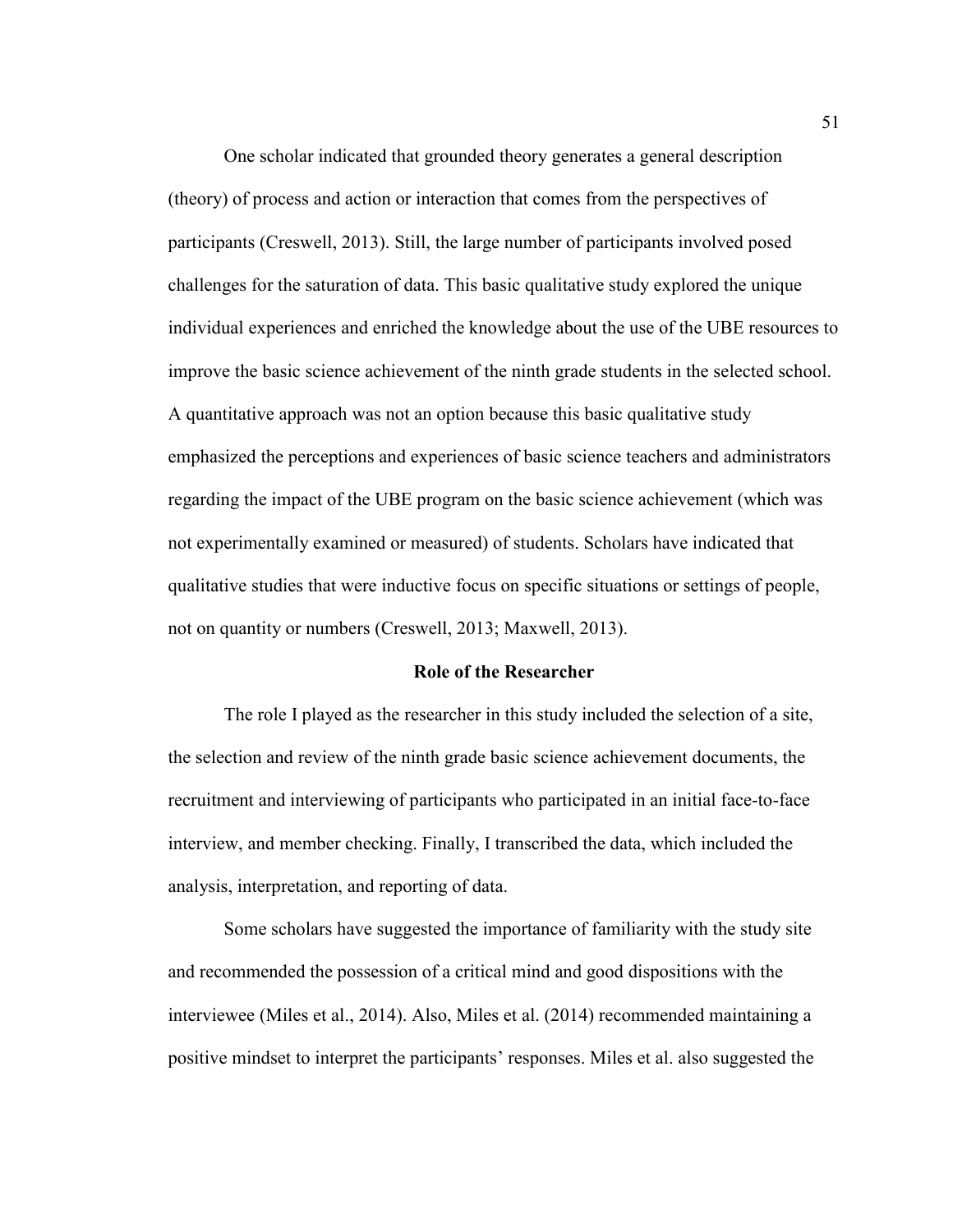One scholar indicated that grounded theory generates a general description (theory) of process and action or interaction that comes from the perspectives of participants (Creswell, 2013). Still, the large number of participants involved posed challenges for the saturation of data. This basic qualitative study explored the unique individual experiences and enriched the knowledge about the use of the UBE resources to improve the basic science achievement of the ninth grade students in the selected school. A quantitative approach was not an option because this basic qualitative study emphasized the perceptions and experiences of basic science teachers and administrators regarding the impact of the UBE program on the basic science achievement (which was not experimentally examined or measured) of students. Scholars have indicated that qualitative studies that were inductive focus on specific situations or settings of people, not on quantity or numbers (Creswell, 2013; Maxwell, 2013).

## Role of the Researcher

The role I played as the researcher in this study included the selection of a site, the selection and review of the ninth grade basic science achievement documents, the recruitment and interviewing of participants who participated in an initial face-to-face interview, and member checking. Finally, I transcribed the data, which included the analysis, interpretation, and reporting of data.

Some scholars have suggested the importance of familiarity with the study site and recommended the possession of a critical mind and good dispositions with the interviewee (Miles et al., 2014). Also, Miles et al. (2014) recommended maintaining a positive mindset to interpret the participants' responses. Miles et al. also suggested the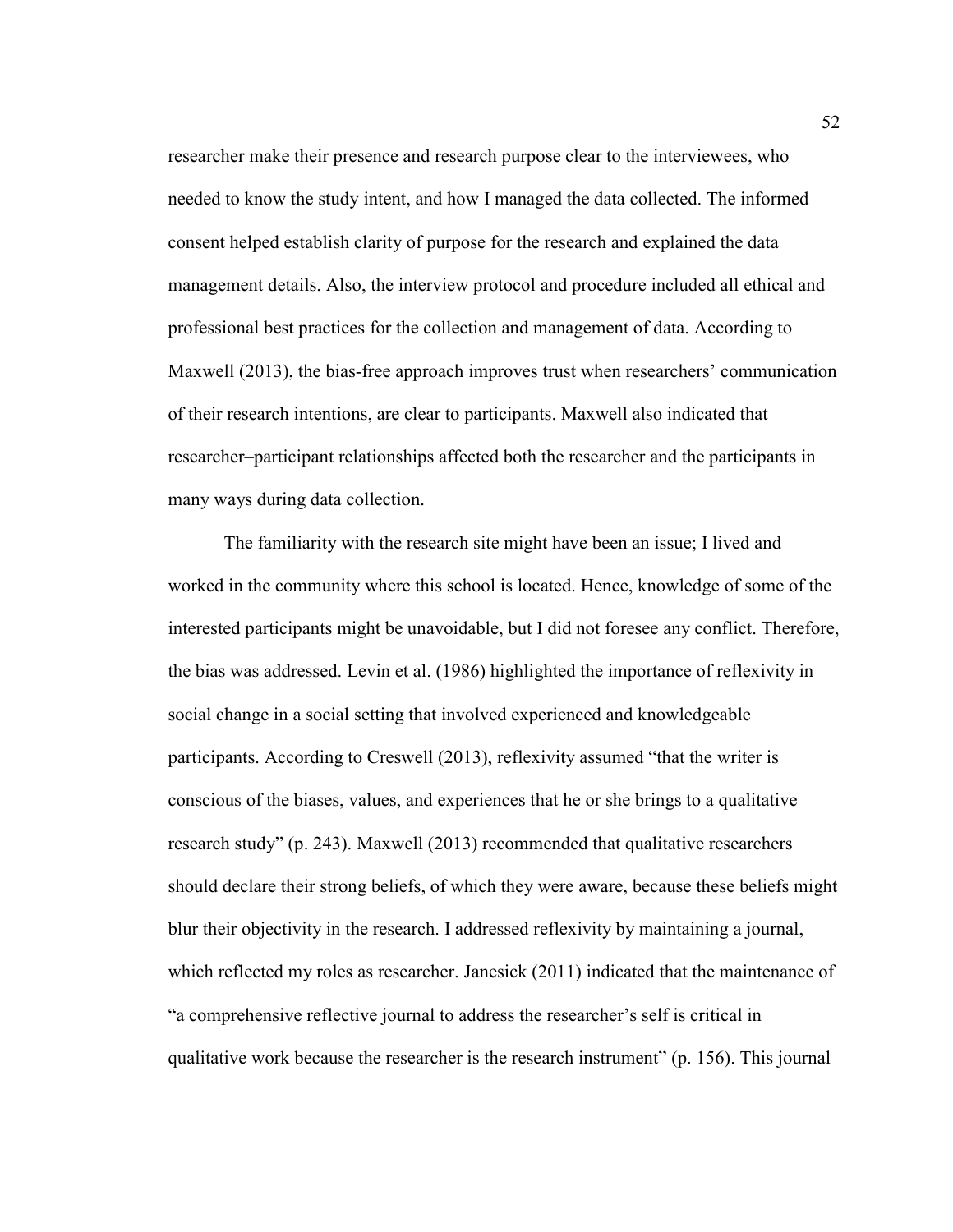researcher make their presence and research purpose clear to the interviewees, who needed to know the study intent, and how I managed the data collected. The informed consent helped establish clarity of purpose for the research and explained the data management details. Also, the interview protocol and procedure included all ethical and professional best practices for the collection and management of data. According to Maxwell (2013), the bias-free approach improves trust when researchers' communication of their research intentions, are clear to participants. Maxwell also indicated that researcher–participant relationships affected both the researcher and the participants in many ways during data collection.

The familiarity with the research site might have been an issue; I lived and worked in the community where this school is located. Hence, knowledge of some of the interested participants might be unavoidable, but I did not foresee any conflict. Therefore, the bias was addressed. Levin et al. (1986) highlighted the importance of reflexivity in social change in a social setting that involved experienced and knowledgeable participants. According to Creswell (2013), reflexivity assumed "that the writer is conscious of the biases, values, and experiences that he or she brings to a qualitative research study" (p. 243). Maxwell (2013) recommended that qualitative researchers should declare their strong beliefs, of which they were aware, because these beliefs might blur their objectivity in the research. I addressed reflexivity by maintaining a journal, which reflected my roles as researcher. Janesick (2011) indicated that the maintenance of "a comprehensive reflective journal to address the researcher's self is critical in qualitative work because the researcher is the research instrument" (p. 156). This journal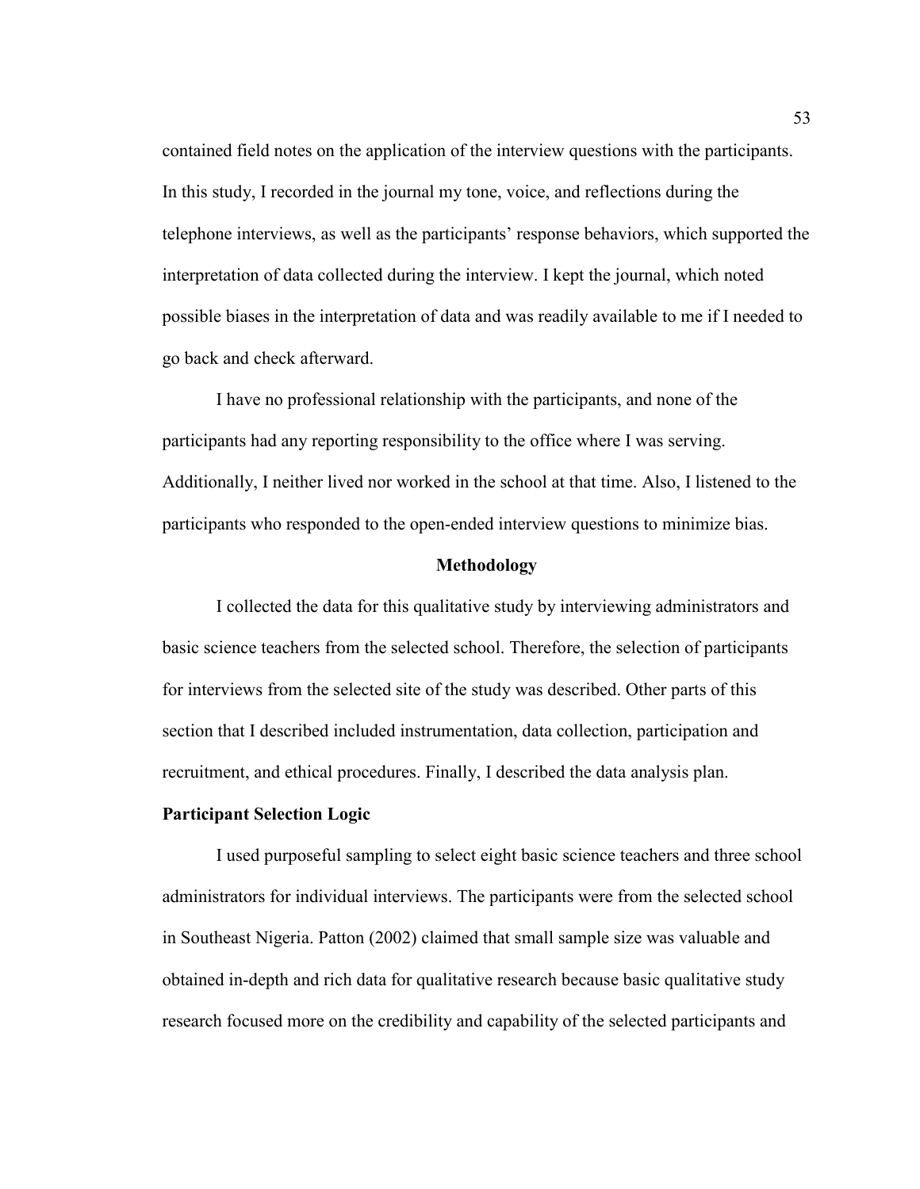contained field notes on the application of the interview questions with the participants. In this study, I recorded in the journal my tone, voice, and reflections during the telephone interviews, as well as the participants' response behaviors, which supported the interpretation of data collected during the interview. I kept the journal, which noted possible biases in the interpretation of data and was readily available to me if I needed to go back and check afterward.

I have no professional relationship with the participants, and none of the participants had any reporting responsibility to the office where I was serving. Additionally, I neither lived nor worked in the school at that time. Also, I listened to the participants who responded to the open-ended interview questions to minimize bias.

## Methodology

I collected the data for this qualitative study by interviewing administrators and basic science teachers from the selected school. Therefore, the selection of participants for interviews from the selected site of the study was described. Other parts of this section that I described included instrumentation, data collection, participation and recruitment, and ethical procedures. Finally, I described the data analysis plan.

### Participant Selection Logic

I used purposeful sampling to select eight basic science teachers and three school administrators for individual interviews. The participants were from the selected school in Southeast Nigeria. Patton (2002) claimed that small sample size was valuable and obtained in-depth and rich data for qualitative research because basic qualitative study research focused more on the credibility and capability of the selected participants and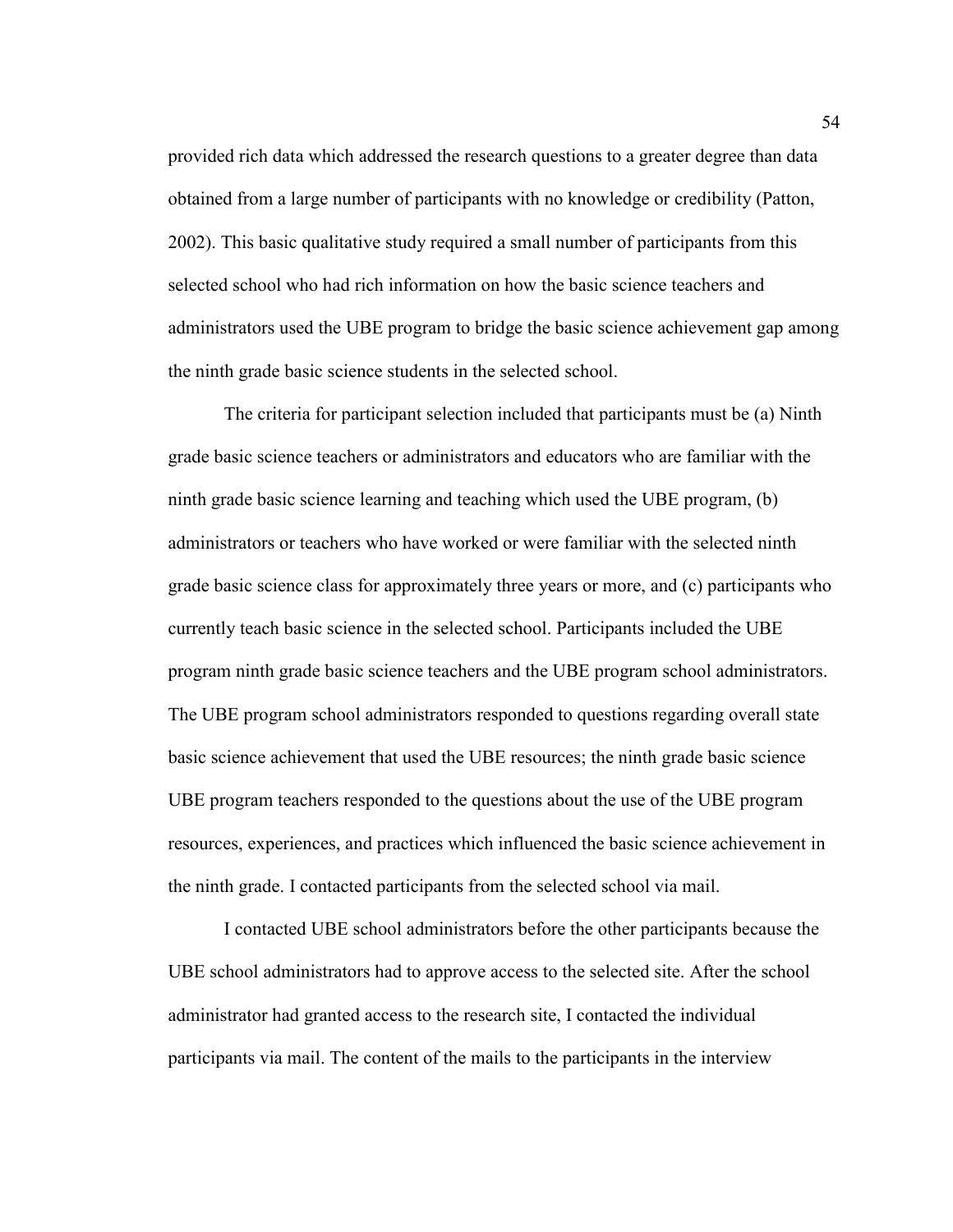provided rich data which addressed the research questions to a greater degree than data obtained from a large number of participants with no knowledge or credibility (Patton, 2002). This basic qualitative study required a small number of participants from this selected school who had rich information on how the basic science teachers and administrators used the UBE program to bridge the basic science achievement gap among the ninth grade basic science students in the selected school.

The criteria for participant selection included that participants must be (a) Ninth grade basic science teachers or administrators and educators who are familiar with the ninth grade basic science learning and teaching which used the UBE program, (b) administrators or teachers who have worked or were familiar with the selected ninth grade basic science class for approximately three years or more, and (c) participants who currently teach basic science in the selected school. Participants included the UBE program ninth grade basic science teachers and the UBE program school administrators. The UBE program school administrators responded to questions regarding overall state basic science achievement that used the UBE resources; the ninth grade basic science UBE program teachers responded to the questions about the use of the UBE program resources, experiences, and practices which influenced the basic science achievement in the ninth grade. I contacted participants from the selected school via mail.

I contacted UBE school administrators before the other participants because the UBE school administrators had to approve access to the selected site. After the school administrator had granted access to the research site, I contacted the individual participants via mail. The content of the mails to the participants in the interview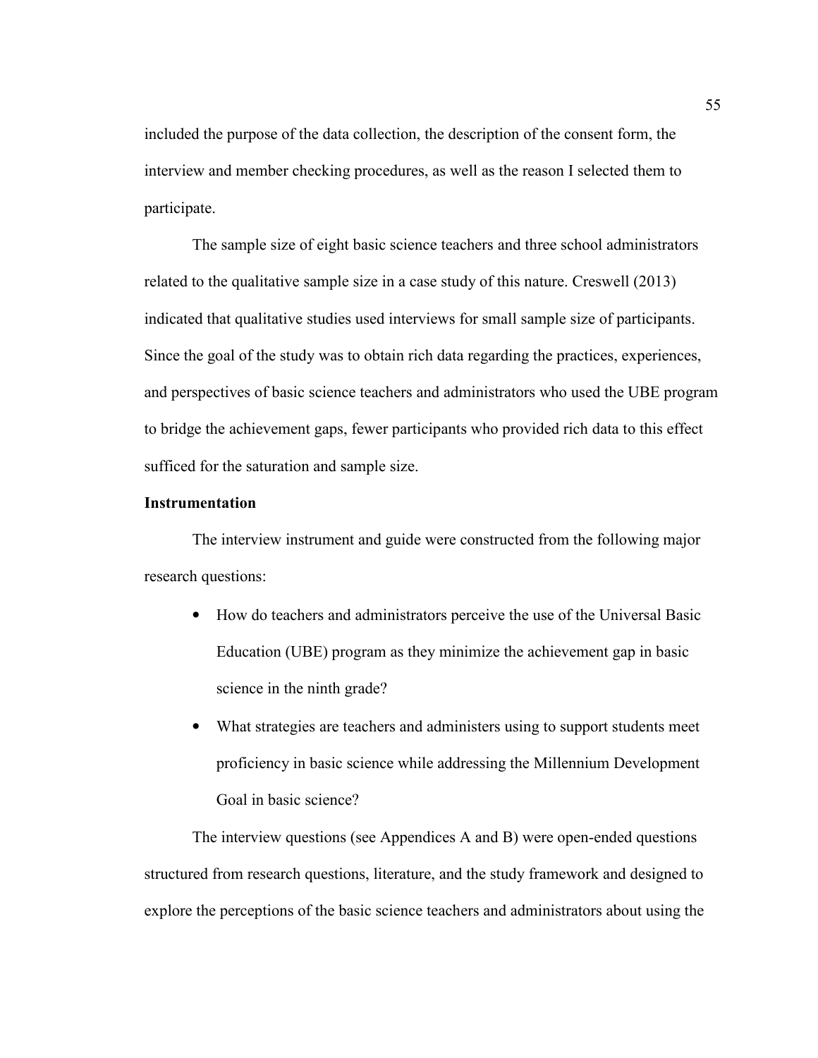included the purpose of the data collection, the description of the consent form, the interview and member checking procedures, as well as the reason I selected them to participate.

The sample size of eight basic science teachers and three school administrators related to the qualitative sample size in a case study of this nature. Creswell (2013) indicated that qualitative studies used interviews for small sample size of participants. Since the goal of the study was to obtain rich data regarding the practices, experiences, and perspectives of basic science teachers and administrators who used the UBE program to bridge the achievement gaps, fewer participants who provided rich data to this effect sufficed for the saturation and sample size.

**Instrumentation**

The interview instrument and guide were constructed from the following major research questions:

- How do teachers and administrators perceive the use of the Universal Basic Education (UBE) program as they minimize the achievement gap in basic science in the ninth grade?
- What strategies are teachers and administers using to support students meet proficiency in basic science while addressing the Millennium Development Goal in basic science?

The interview questions (see Appendices A and B) were open-ended questions structured from research questions, literature, and the study framework and designed to explore the perceptions of the basic science teachers and administrators about using the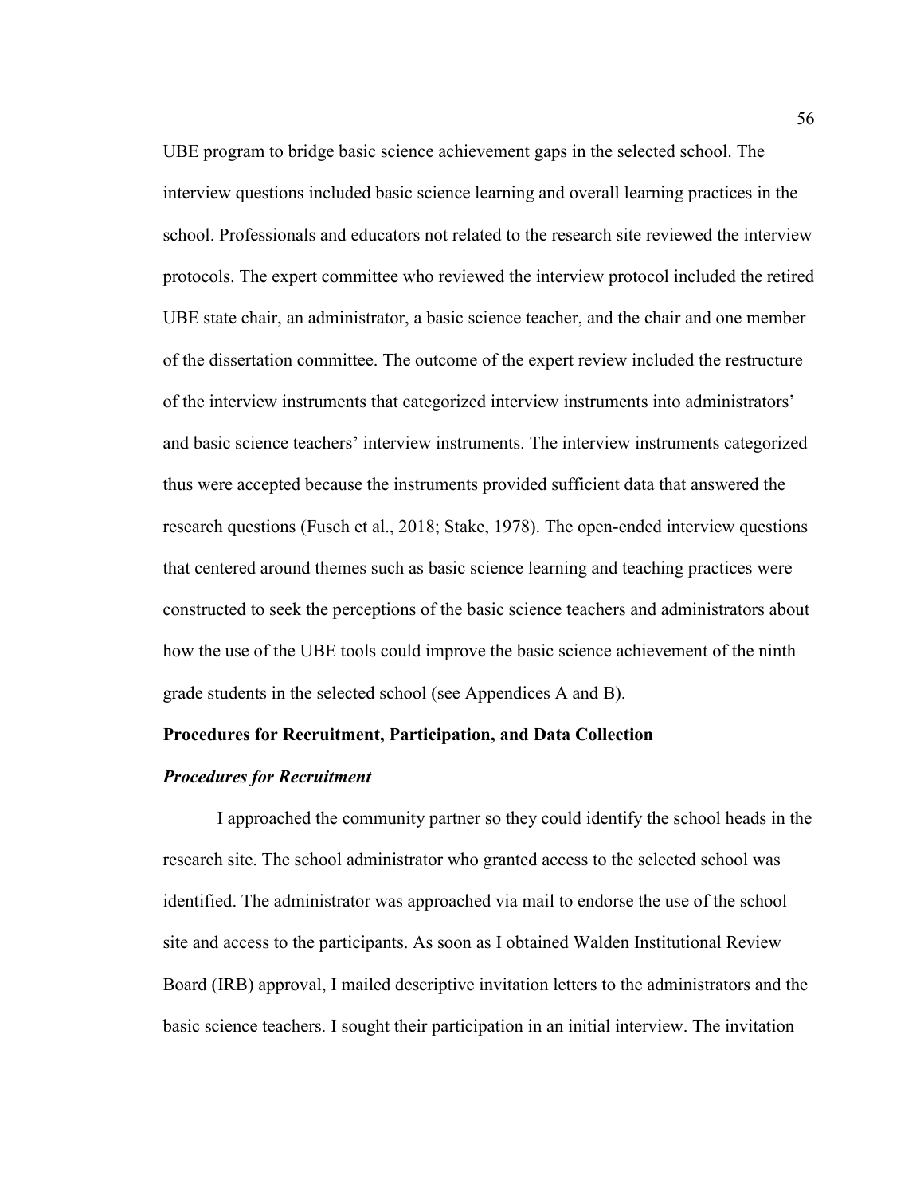UBE program to bridge basic science achievement gaps in the selected school. The interview questions included basic science learning and overall learning practices in the school. Professionals and educators not related to the research site reviewed the interview protocols. The expert committee who reviewed the interview protocol included the retired UBE state chair, an administrator, a basic science teacher, and the chair and one member of the dissertation committee. The outcome of the expert review included the restructure of the interview instruments that categorized interview instruments into administrators' and basic science teachers' interview instruments. The interview instruments categorized thus were accepted because the instruments provided sufficient data that answered the research questions (Fusch et al., 2018; Stake, 1978). The open-ended interview questions that centered around themes such as basic science learning and teaching practices were constructed to seek the perceptions of the basic science teachers and administrators about how the use of the UBE tools could improve the basic science achievement of the ninth grade students in the selected school (see Appendices A and B).

## Procedures for Recruitment, Participation, and Data Collection

### *Procedures for Recruitment*

I approached the community partner so they could identify the school heads in the research site. The school administrator who granted access to the selected school was identified. The administrator was approached via mail to endorse the use of the school site and access to the participants. As soon as I obtained Walden Institutional Review Board (IRB) approval, I mailed descriptive invitation letters to the administrators and the basic science teachers. I sought their participation in an initial interview. The invitation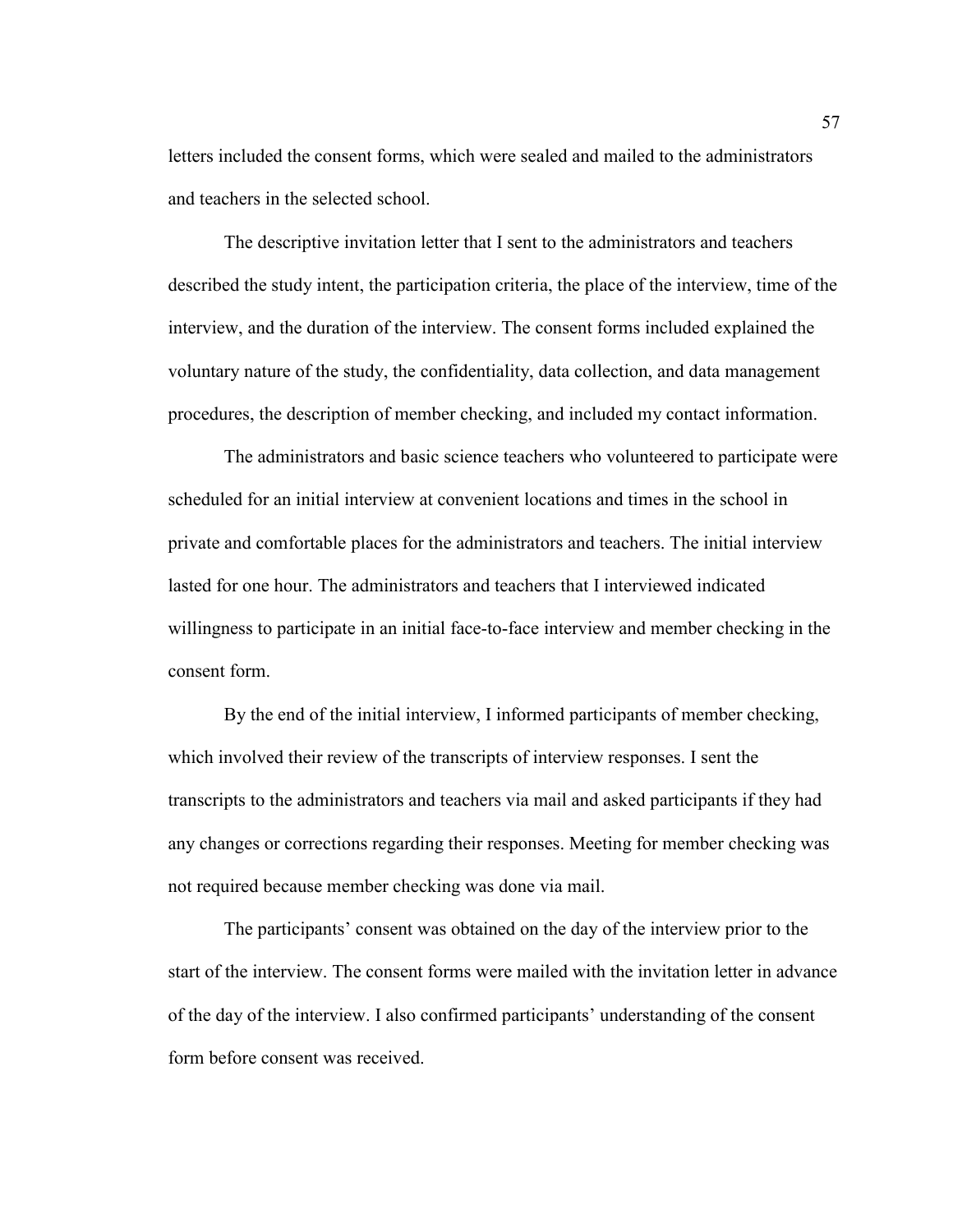letters included the consent forms, which were sealed and mailed to the administrators and teachers in the selected school.

The descriptive invitation letter that I sent to the administrators and teachers described the study intent, the participation criteria, the place of the interview, time of the interview, and the duration of the interview. The consent forms included explained the voluntary nature of the study, the confidentiality, data collection, and data management procedures, the description of member checking, and included my contact information.

The administrators and basic science teachers who volunteered to participate were scheduled for an initial interview at convenient locations and times in the school in private and comfortable places for the administrators and teachers. The initial interview lasted for one hour. The administrators and teachers that I interviewed indicated willingness to participate in an initial face-to-face interview and member checking in the consent form.

By the end of the initial interview, I informed participants of member checking, which involved their review of the transcripts of interview responses. I sent the transcripts to the administrators and teachers via mail and asked participants if they had any changes or corrections regarding their responses. Meeting for member checking was not required because member checking was done via mail.

The participants' consent was obtained on the day of the interview prior to the start of the interview. The consent forms were mailed with the invitation letter in advance of the day of the interview. I also confirmed participants' understanding of the consent form before consent was received.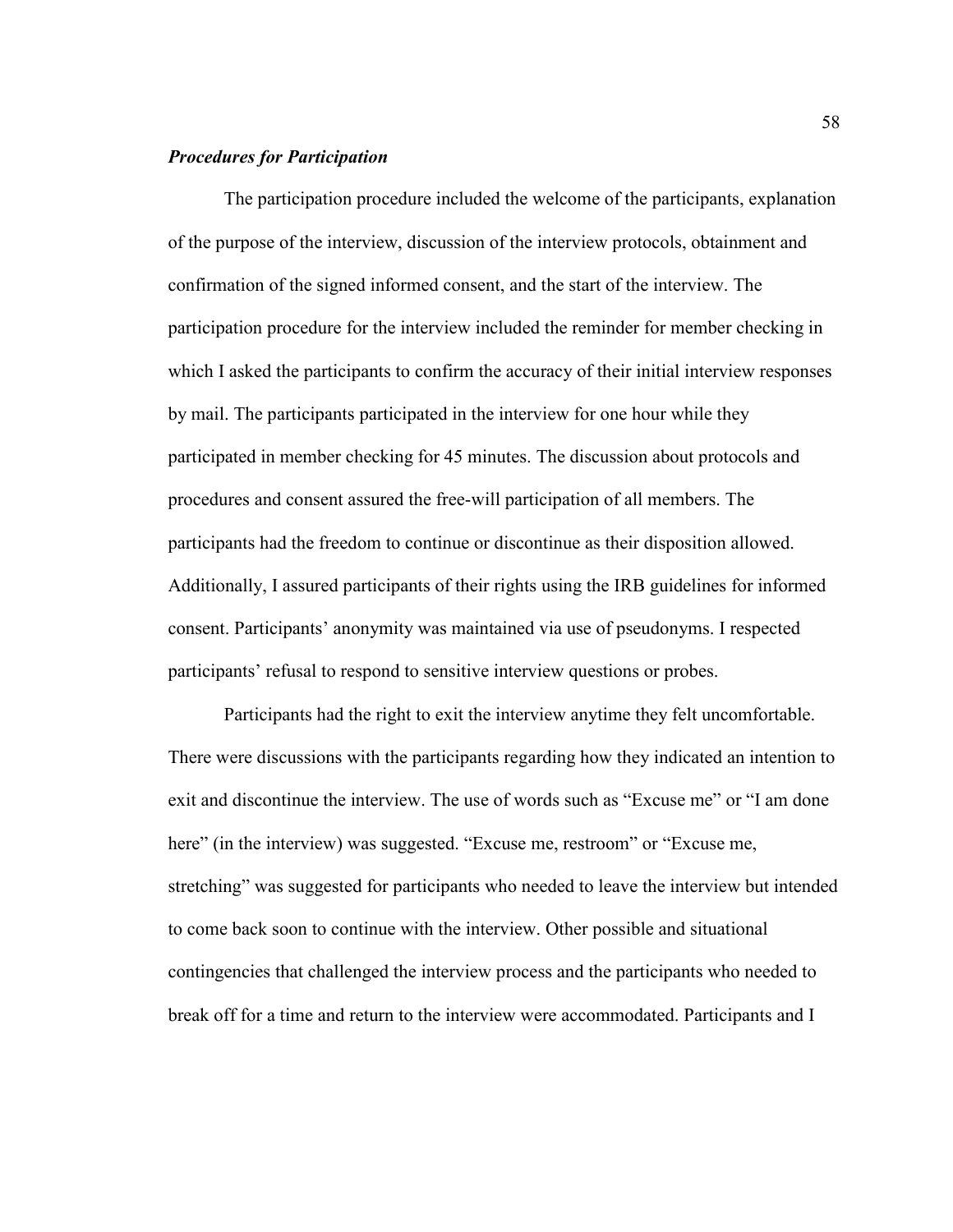### ***Procedures for Participation***

The participation procedure included the welcome of the participants, explanation of the purpose of the interview, discussion of the interview protocols, obtainment and confirmation of the signed informed consent, and the start of the interview. The participation procedure for the interview included the reminder for member checking in which I asked the participants to confirm the accuracy of their initial interview responses by mail. The participants participated in the interview for one hour while they participated in member checking for 45 minutes. The discussion about protocols and procedures and consent assured the free-will participation of all members. The participants had the freedom to continue or discontinue as their disposition allowed. Additionally, I assured participants of their rights using the IRB guidelines for informed consent. Participants' anonymity was maintained via use of pseudonyms. I respected participants' refusal to respond to sensitive interview questions or probes.

Participants had the right to exit the interview anytime they felt uncomfortable. There were discussions with the participants regarding how they indicated an intention to exit and discontinue the interview. The use of words such as "Excuse me" or "I am done here" (in the interview) was suggested. "Excuse me, restroom" or "Excuse me, stretching" was suggested for participants who needed to leave the interview but intended to come back soon to continue with the interview. Other possible and situational contingencies that challenged the interview process and the participants who needed to break off for a time and return to the interview were accommodated. Participants and I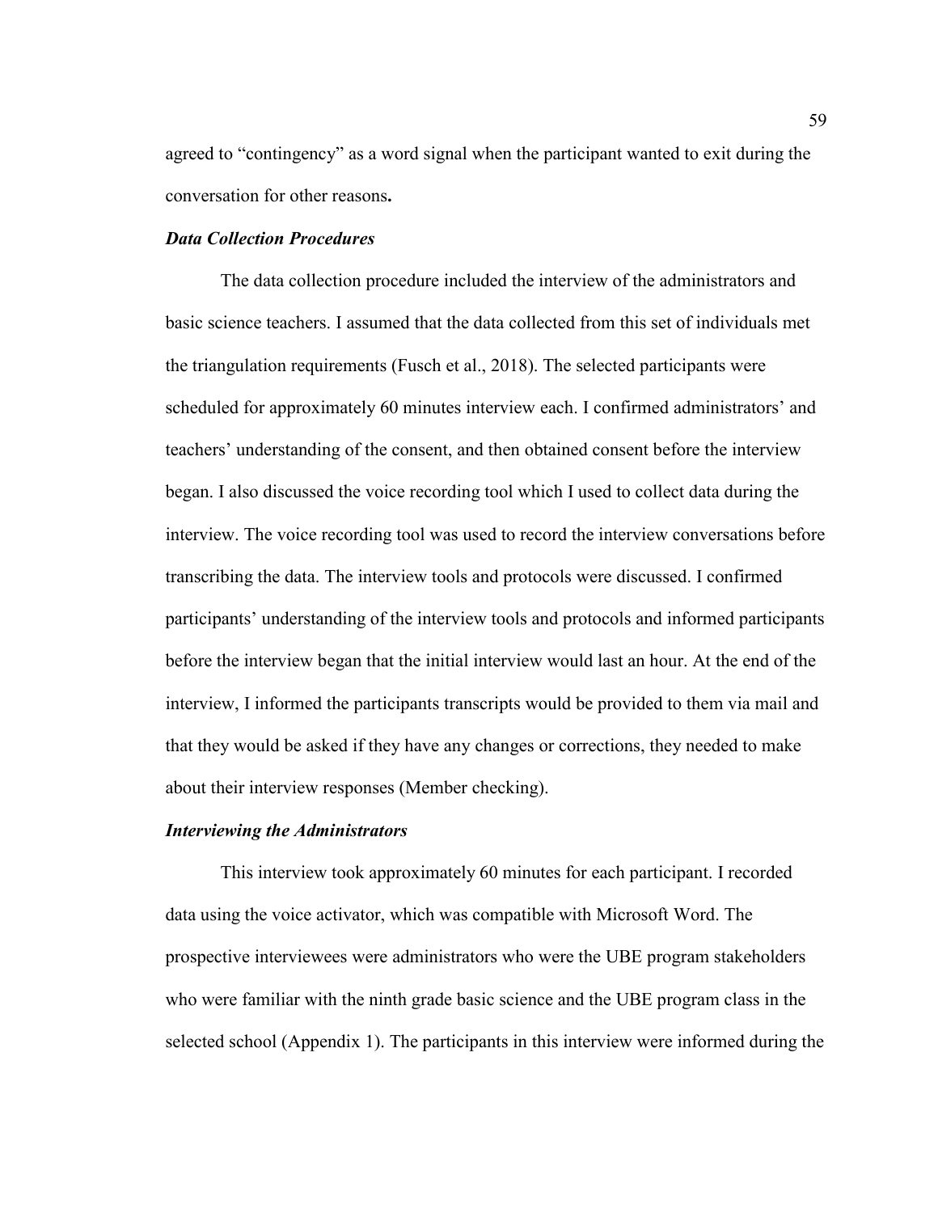agreed to “contingency” as a word signal when the participant wanted to exit during the conversation for other reasons**.**

### ***Data Collection Procedures***

The data collection procedure included the interview of the administrators and basic science teachers. I assumed that the data collected from this set of individuals met the triangulation requirements (Fusch et al., 2018). The selected participants were scheduled for approximately 60 minutes interview each. I confirmed administrators’ and teachers’ understanding of the consent, and then obtained consent before the interview began. I also discussed the voice recording tool which I used to collect data during the interview. The voice recording tool was used to record the interview conversations before transcribing the data. The interview tools and protocols were discussed. I confirmed participants’ understanding of the interview tools and protocols and informed participants before the interview began that the initial interview would last an hour. At the end of the interview, I informed the participants transcripts would be provided to them via mail and that they would be asked if they have any changes or corrections, they needed to make about their interview responses (Member checking).

### ***Interviewing the Administrators***

This interview took approximately 60 minutes for each participant. I recorded data using the voice activator, which was compatible with Microsoft Word. The prospective interviewees were administrators who were the UBE program stakeholders who were familiar with the ninth grade basic science and the UBE program class in the selected school (Appendix 1). The participants in this interview were informed during the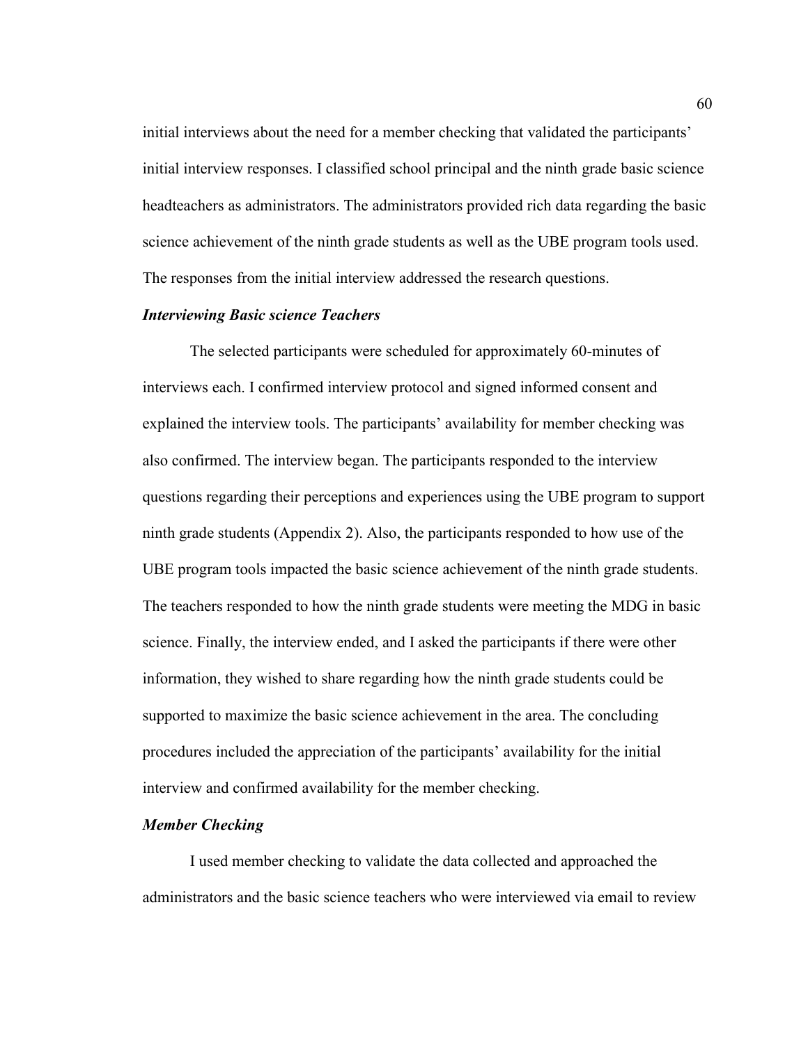initial interviews about the need for a member checking that validated the participants' initial interview responses. I classified school principal and the ninth grade basic science headteachers as administrators. The administrators provided rich data regarding the basic science achievement of the ninth grade students as well as the UBE program tools used. The responses from the initial interview addressed the research questions.

### *Interviewing Basic science Teachers*

The selected participants were scheduled for approximately 60-minutes of interviews each. I confirmed interview protocol and signed informed consent and explained the interview tools. The participants' availability for member checking was also confirmed. The interview began. The participants responded to the interview questions regarding their perceptions and experiences using the UBE program to support ninth grade students (Appendix 2). Also, the participants responded to how use of the UBE program tools impacted the basic science achievement of the ninth grade students. The teachers responded to how the ninth grade students were meeting the MDG in basic science. Finally, the interview ended, and I asked the participants if there were other information, they wished to share regarding how the ninth grade students could be supported to maximize the basic science achievement in the area. The concluding procedures included the appreciation of the participants' availability for the initial interview and confirmed availability for the member checking.

### *Member Checking*

I used member checking to validate the data collected and approached the administrators and the basic science teachers who were interviewed via email to review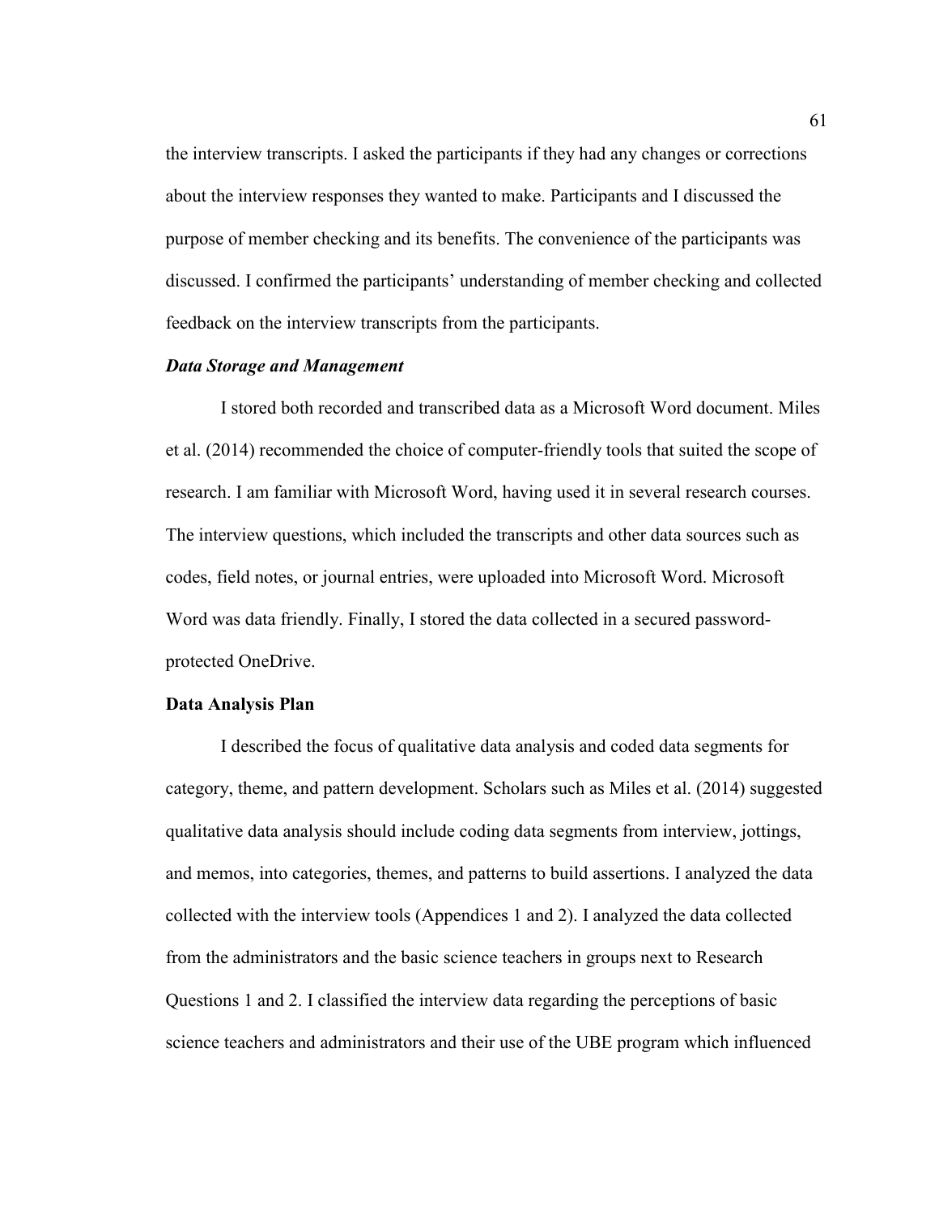the interview transcripts. I asked the participants if they had any changes or corrections about the interview responses they wanted to make. Participants and I discussed the purpose of member checking and its benefits. The convenience of the participants was discussed. I confirmed the participants' understanding of member checking and collected feedback on the interview transcripts from the participants.

#### ***Data Storage and Management***

I stored both recorded and transcribed data as a Microsoft Word document. Miles et al. (2014) recommended the choice of computer-friendly tools that suited the scope of research. I am familiar with Microsoft Word, having used it in several research courses. The interview questions, which included the transcripts and other data sources such as codes, field notes, or journal entries, were uploaded into Microsoft Word. Microsoft Word was data friendly. Finally, I stored the data collected in a secured password-protected OneDrive.

### **Data Analysis Plan**

I described the focus of qualitative data analysis and coded data segments for category, theme, and pattern development. Scholars such as Miles et al. (2014) suggested qualitative data analysis should include coding data segments from interview, jottings, and memos, into categories, themes, and patterns to build assertions. I analyzed the data collected with the interview tools (Appendices 1 and 2). I analyzed the data collected from the administrators and the basic science teachers in groups next to Research Questions 1 and 2. I classified the interview data regarding the perceptions of basic science teachers and administrators and their use of the UBE program which influenced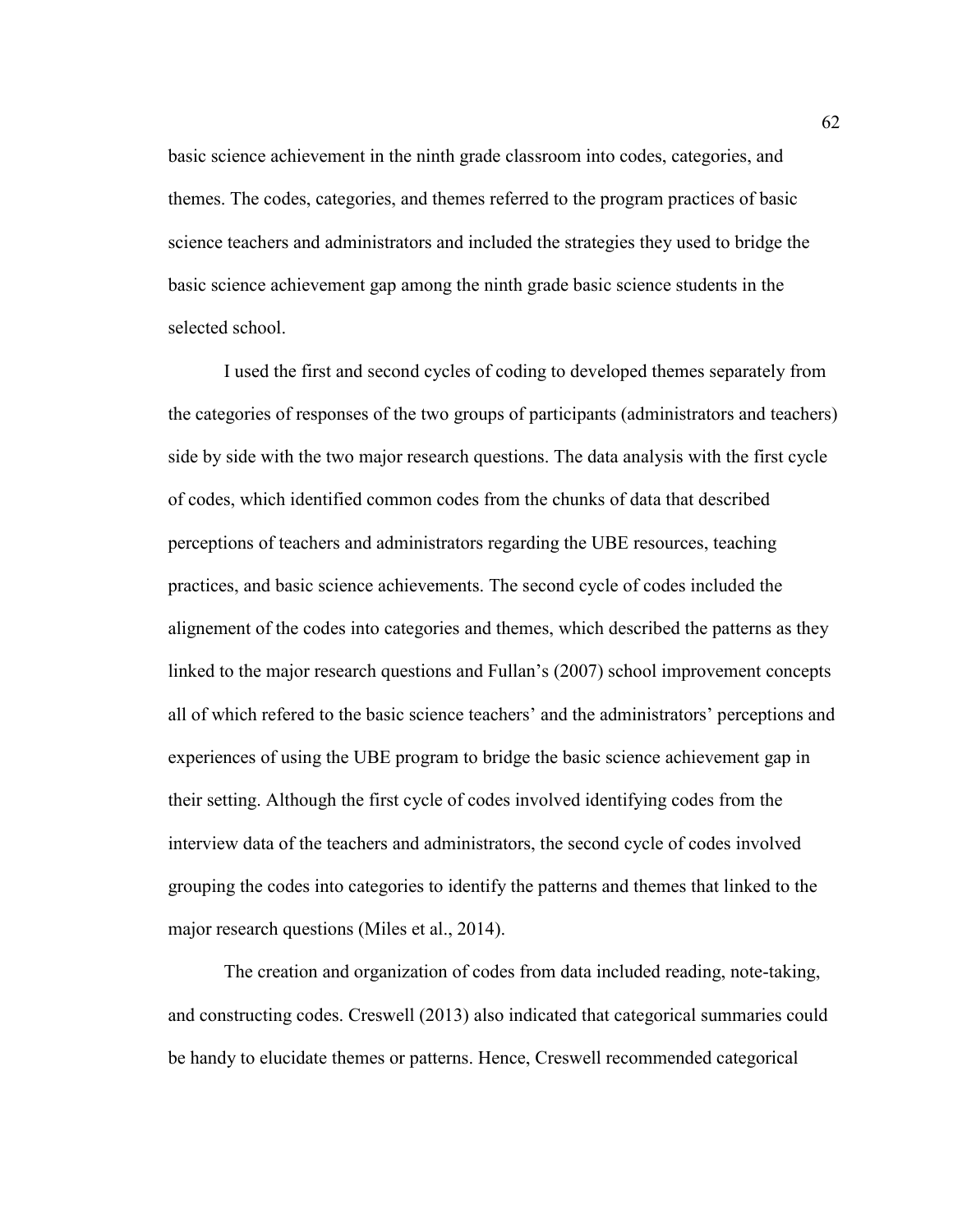basic science achievement in the ninth grade classroom into codes, categories, and themes. The codes, categories, and themes referred to the program practices of basic science teachers and administrators and included the strategies they used to bridge the basic science achievement gap among the ninth grade basic science students in the selected school.

I used the first and second cycles of coding to developed themes separately from the categories of responses of the two groups of participants (administrators and teachers) side by side with the two major research questions. The data analysis with the first cycle of codes, which identified common codes from the chunks of data that described perceptions of teachers and administrators regarding the UBE resources, teaching practices, and basic science achievements. The second cycle of codes included the alignement of the codes into categories and themes, which described the patterns as they linked to the major research questions and Fullan's (2007) school improvement concepts all of which refered to the basic science teachers' and the administrators' perceptions and experiences of using the UBE program to bridge the basic science achievement gap in their setting. Although the first cycle of codes involved identifying codes from the interview data of the teachers and administrators, the second cycle of codes involved grouping the codes into categories to identify the patterns and themes that linked to the major research questions (Miles et al., 2014).

The creation and organization of codes from data included reading, note-taking, and constructing codes. Creswell (2013) also indicated that categorical summaries could be handy to elucidate themes or patterns. Hence, Creswell recommended categorical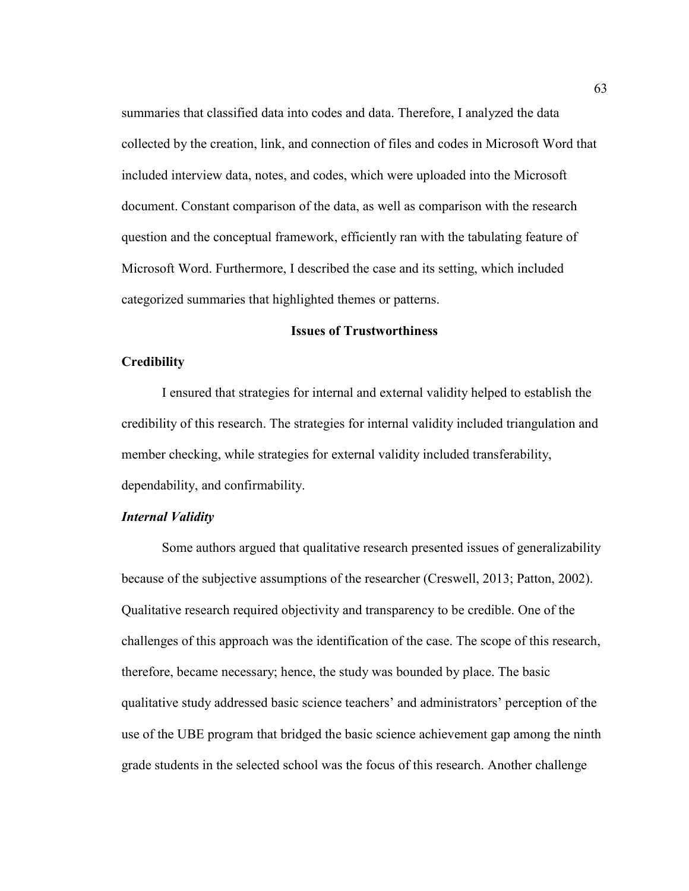summaries that classified data into codes and data. Therefore, I analyzed the data collected by the creation, link, and connection of files and codes in Microsoft Word that included interview data, notes, and codes, which were uploaded into the Microsoft document. Constant comparison of the data, as well as comparison with the research question and the conceptual framework, efficiently ran with the tabulating feature of Microsoft Word. Furthermore, I described the case and its setting, which included categorized summaries that highlighted themes or patterns.

## Issues of Trustworthiness

### Credibility

I ensured that strategies for internal and external validity helped to establish the credibility of this research. The strategies for internal validity included triangulation and member checking, while strategies for external validity included transferability, dependability, and confirmability.

#### *Internal Validity*

Some authors argued that qualitative research presented issues of generalizability because of the subjective assumptions of the researcher (Creswell, 2013; Patton, 2002). Qualitative research required objectivity and transparency to be credible. One of the challenges of this approach was the identification of the case. The scope of this research, therefore, became necessary; hence, the study was bounded by place. The basic qualitative study addressed basic science teachers' and administrators' perception of the use of the UBE program that bridged the basic science achievement gap among the ninth grade students in the selected school was the focus of this research. Another challenge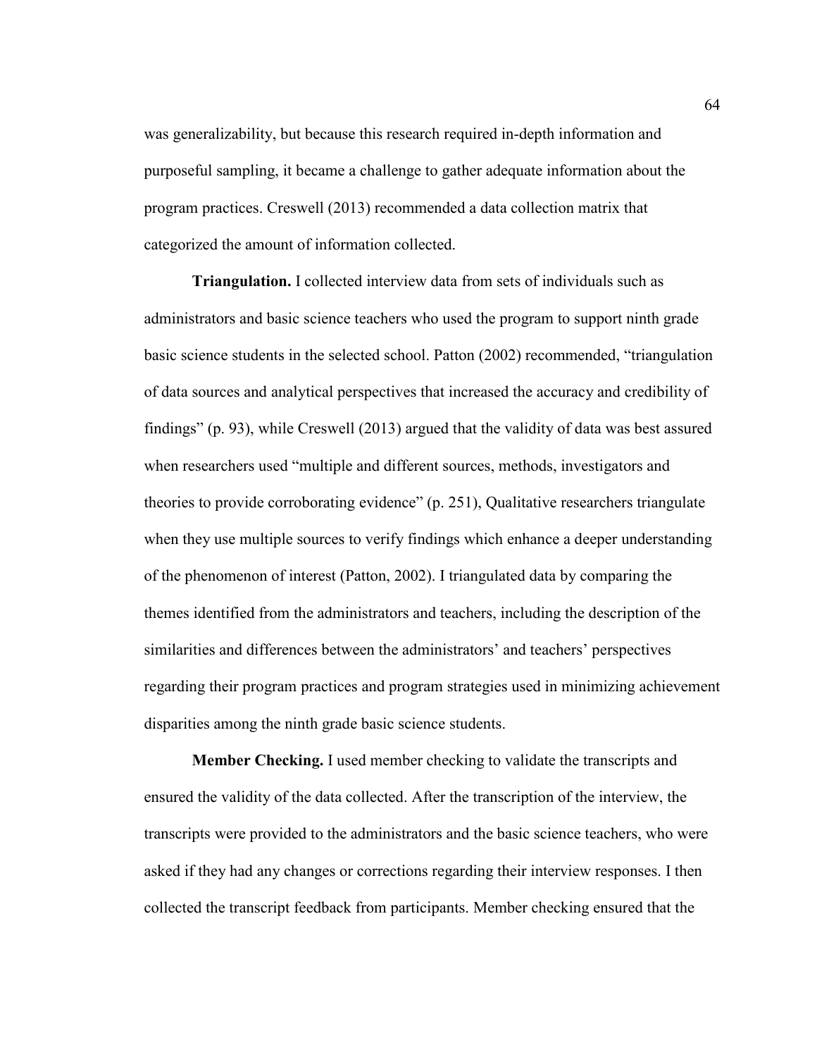was generalizability, but because this research required in-depth information and purposeful sampling, it became a challenge to gather adequate information about the program practices. Creswell (2013) recommended a data collection matrix that categorized the amount of information collected.

**Triangulation.** I collected interview data from sets of individuals such as administrators and basic science teachers who used the program to support ninth grade basic science students in the selected school. Patton (2002) recommended, "triangulation of data sources and analytical perspectives that increased the accuracy and credibility of findings" (p. 93), while Creswell (2013) argued that the validity of data was best assured when researchers used "multiple and different sources, methods, investigators and theories to provide corroborating evidence" (p. 251), Qualitative researchers triangulate when they use multiple sources to verify findings which enhance a deeper understanding of the phenomenon of interest (Patton, 2002). I triangulated data by comparing the themes identified from the administrators and teachers, including the description of the similarities and differences between the administrators' and teachers' perspectives regarding their program practices and program strategies used in minimizing achievement disparities among the ninth grade basic science students.

**Member Checking.** I used member checking to validate the transcripts and ensured the validity of the data collected. After the transcription of the interview, the transcripts were provided to the administrators and the basic science teachers, who were asked if they had any changes or corrections regarding their interview responses. I then collected the transcript feedback from participants. Member checking ensured that the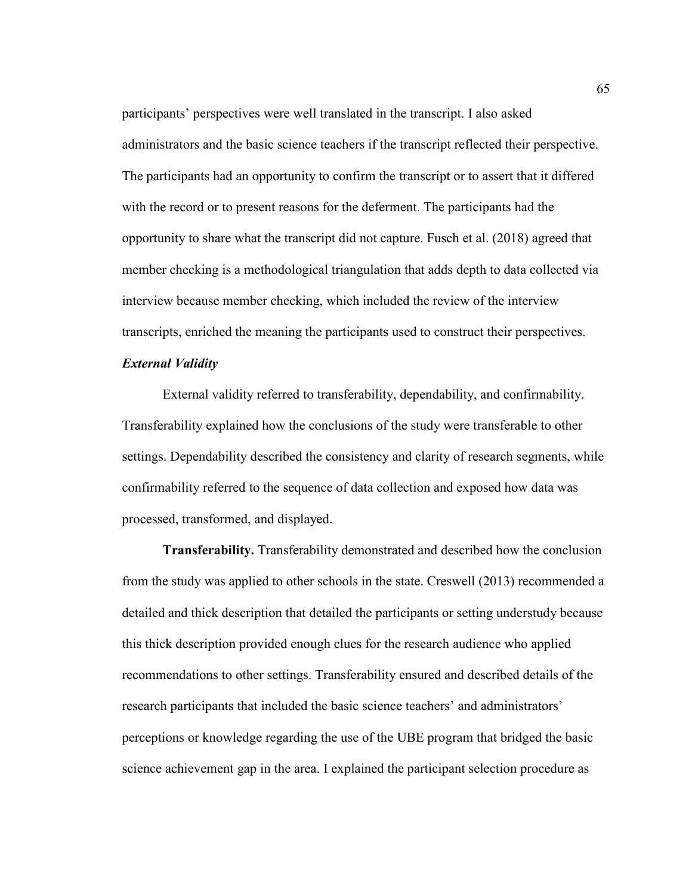participants' perspectives were well translated in the transcript. I also asked administrators and the basic science teachers if the transcript reflected their perspective. The participants had an opportunity to confirm the transcript or to assert that it differed with the record or to present reasons for the deferment. The participants had the opportunity to share what the transcript did not capture. Fusch et al. (2018) agreed that member checking is a methodological triangulation that adds depth to data collected via interview because member checking, which included the review of the interview transcripts, enriched the meaning the participants used to construct their perspectives.

### *External Validity*

External validity referred to transferability, dependability, and confirmability. Transferability explained how the conclusions of the study were transferable to other settings. Dependability described the consistency and clarity of research segments, while confirmability referred to the sequence of data collection and exposed how data was processed, transformed, and displayed.

**Transferability.** Transferability demonstrated and described how the conclusion from the study was applied to other schools in the state. Creswell (2013) recommended a detailed and thick description that detailed the participants or setting understudy because this thick description provided enough clues for the research audience who applied recommendations to other settings. Transferability ensured and described details of the research participants that included the basic science teachers' and administrators' perceptions or knowledge regarding the use of the UBE program that bridged the basic science achievement gap in the area. I explained the participant selection procedure as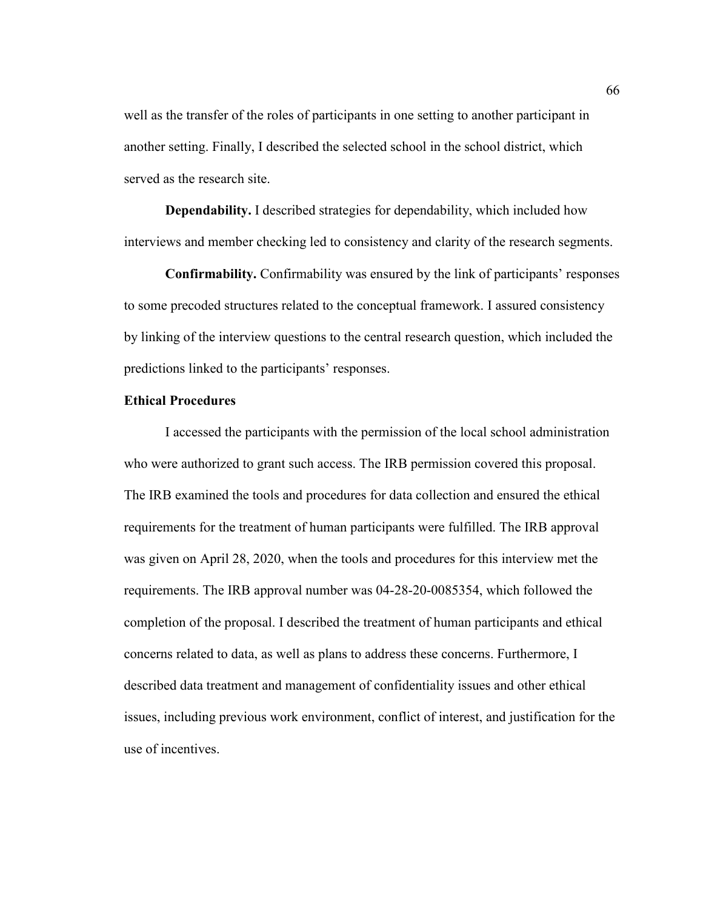well as the transfer of the roles of participants in one setting to another participant in another setting. Finally, I described the selected school in the school district, which served as the research site.

**Dependability.** I described strategies for dependability, which included how interviews and member checking led to consistency and clarity of the research segments.

**Confirmability.** Confirmability was ensured by the link of participants' responses to some precoded structures related to the conceptual framework. I assured consistency by linking of the interview questions to the central research question, which included the predictions linked to the participants' responses.

### Ethical Procedures

I accessed the participants with the permission of the local school administration who were authorized to grant such access. The IRB permission covered this proposal. The IRB examined the tools and procedures for data collection and ensured the ethical requirements for the treatment of human participants were fulfilled. The IRB approval was given on April 28, 2020, when the tools and procedures for this interview met the requirements. The IRB approval number was 04-28-20-0085354, which followed the completion of the proposal. I described the treatment of human participants and ethical concerns related to data, as well as plans to address these concerns. Furthermore, I described data treatment and management of confidentiality issues and other ethical issues, including previous work environment, conflict of interest, and justification for the use of incentives.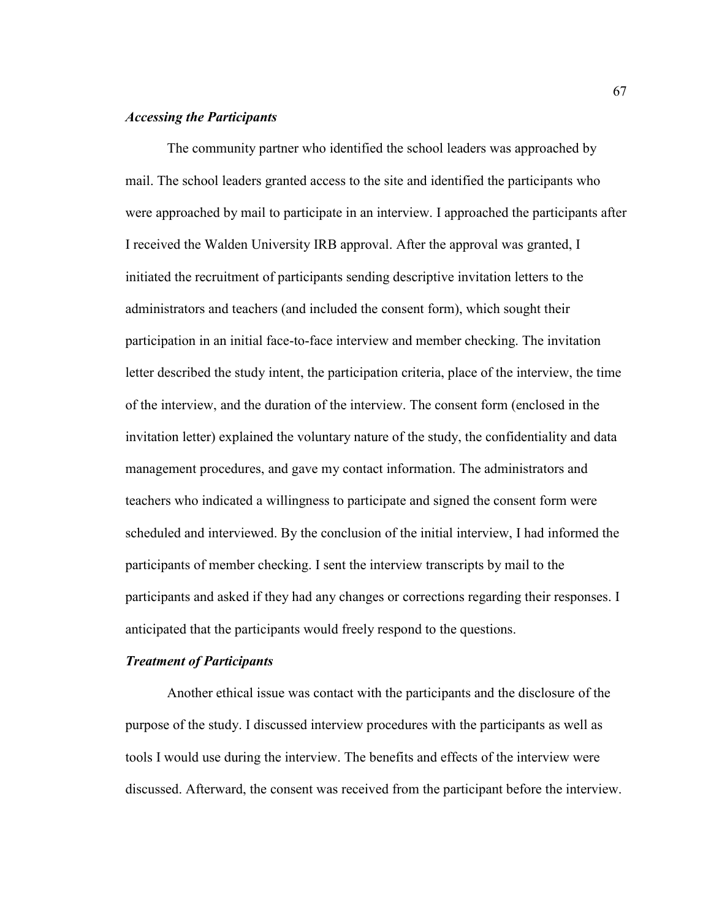***Accessing the Participants***

The community partner who identified the school leaders was approached by mail. The school leaders granted access to the site and identified the participants who were approached by mail to participate in an interview. I approached the participants after I received the Walden University IRB approval. After the approval was granted, I initiated the recruitment of participants sending descriptive invitation letters to the administrators and teachers (and included the consent form), which sought their participation in an initial face-to-face interview and member checking. The invitation letter described the study intent, the participation criteria, place of the interview, the time of the interview, and the duration of the interview. The consent form (enclosed in the invitation letter) explained the voluntary nature of the study, the confidentiality and data management procedures, and gave my contact information. The administrators and teachers who indicated a willingness to participate and signed the consent form were scheduled and interviewed. By the conclusion of the initial interview, I had informed the participants of member checking. I sent the interview transcripts by mail to the participants and asked if they had any changes or corrections regarding their responses. I anticipated that the participants would freely respond to the questions.

***Treatment of Participants***

Another ethical issue was contact with the participants and the disclosure of the purpose of the study. I discussed interview procedures with the participants as well as tools I would use during the interview. The benefits and effects of the interview were discussed. Afterward, the consent was received from the participant before the interview.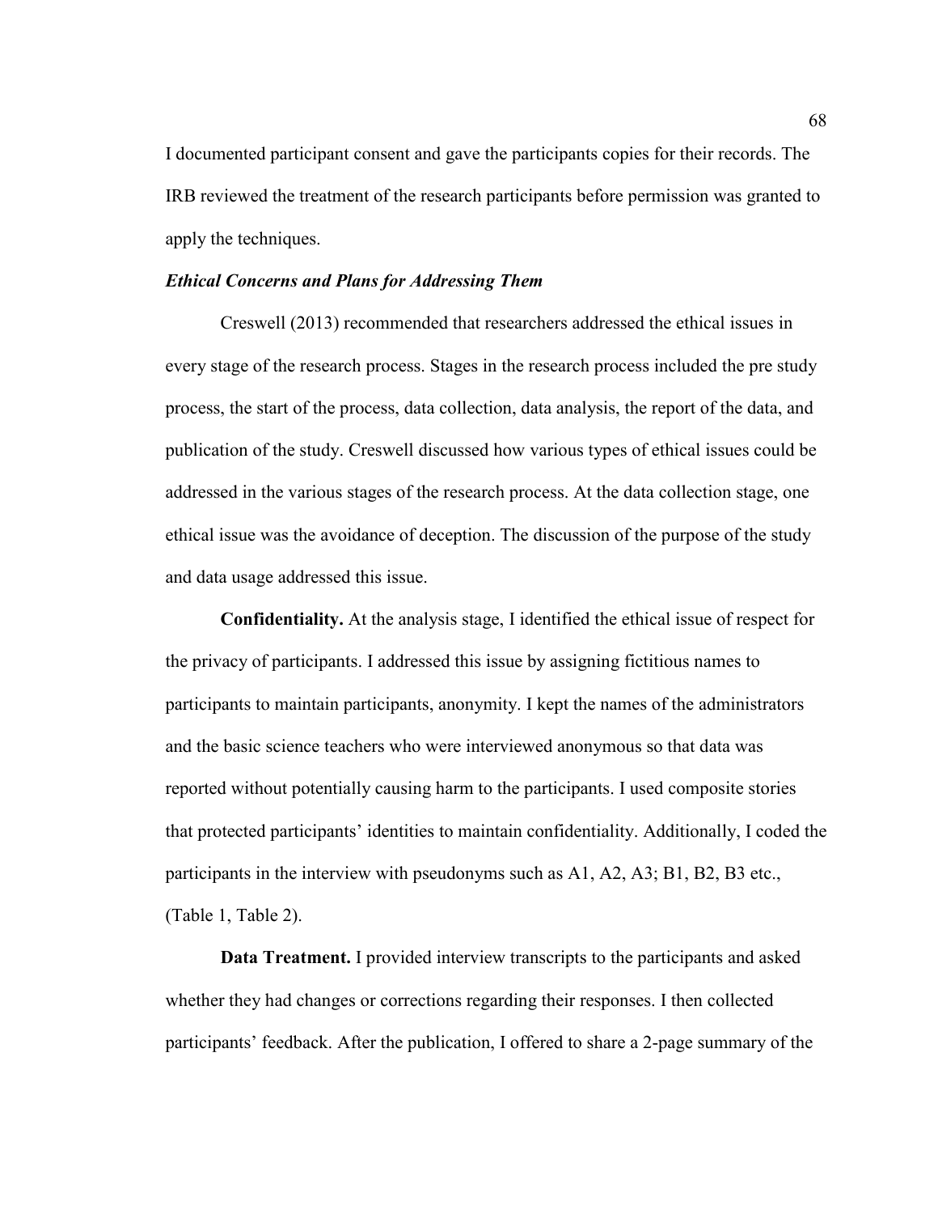I documented participant consent and gave the participants copies for their records. The IRB reviewed the treatment of the research participants before permission was granted to apply the techniques.

### *Ethical Concerns and Plans for Addressing Them*

Creswell (2013) recommended that researchers addressed the ethical issues in every stage of the research process. Stages in the research process included the pre study process, the start of the process, data collection, data analysis, the report of the data, and publication of the study. Creswell discussed how various types of ethical issues could be addressed in the various stages of the research process. At the data collection stage, one ethical issue was the avoidance of deception. The discussion of the purpose of the study and data usage addressed this issue.

**Confidentiality.** At the analysis stage, I identified the ethical issue of respect for the privacy of participants. I addressed this issue by assigning fictitious names to participants to maintain participants, anonymity. I kept the names of the administrators and the basic science teachers who were interviewed anonymous so that data was reported without potentially causing harm to the participants. I used composite stories that protected participants' identities to maintain confidentiality. Additionally, I coded the participants in the interview with pseudonyms such as A1, A2, A3; B1, B2, B3 etc., (Table 1, Table 2).

**Data Treatment.** I provided interview transcripts to the participants and asked whether they had changes or corrections regarding their responses. I then collected participants' feedback. After the publication, I offered to share a 2-page summary of the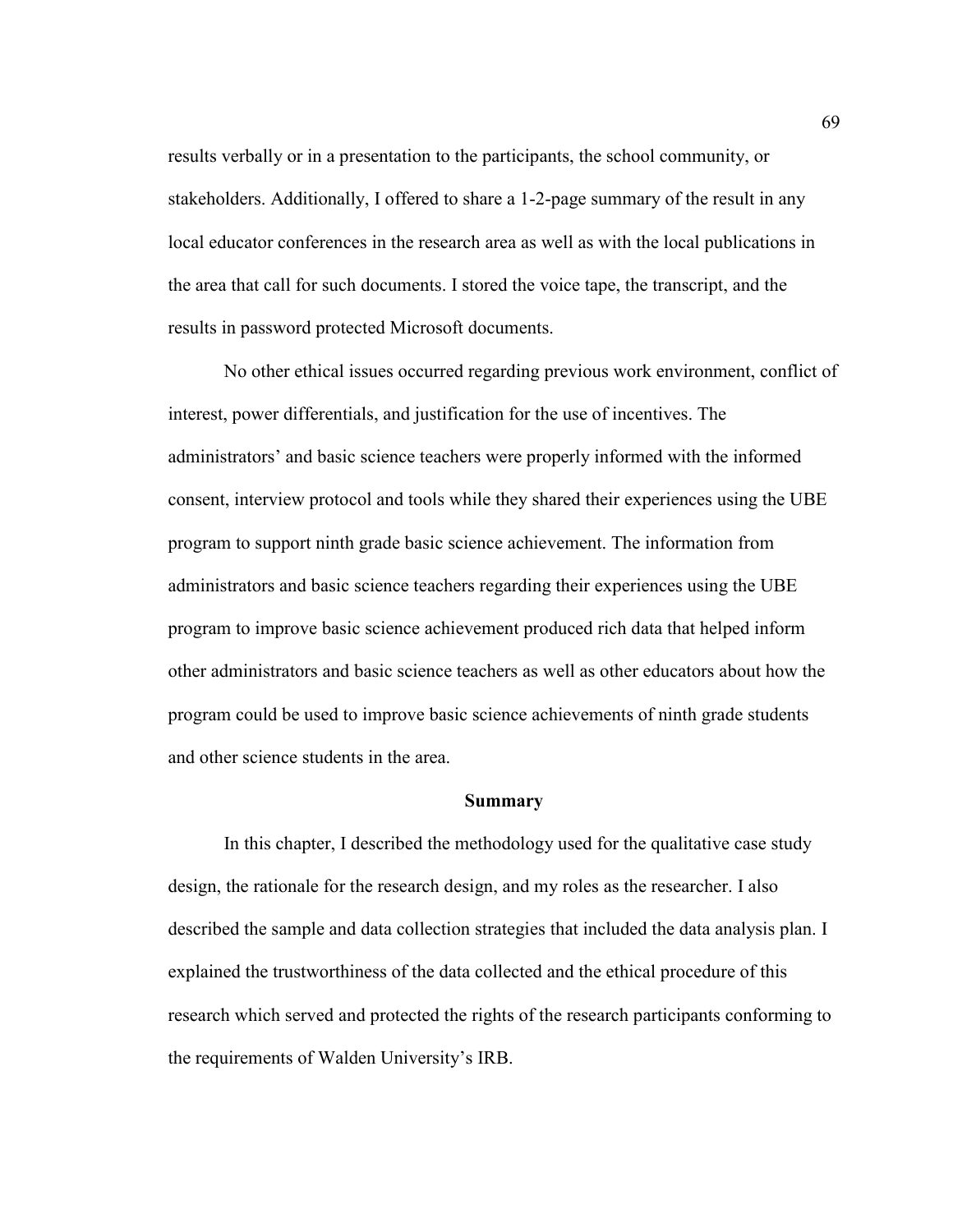results verbally or in a presentation to the participants, the school community, or stakeholders. Additionally, I offered to share a 1-2-page summary of the result in any local educator conferences in the research area as well as with the local publications in the area that call for such documents. I stored the voice tape, the transcript, and the results in password protected Microsoft documents.

No other ethical issues occurred regarding previous work environment, conflict of interest, power differentials, and justification for the use of incentives. The administrators' and basic science teachers were properly informed with the informed consent, interview protocol and tools while they shared their experiences using the UBE program to support ninth grade basic science achievement. The information from administrators and basic science teachers regarding their experiences using the UBE program to improve basic science achievement produced rich data that helped inform other administrators and basic science teachers as well as other educators about how the program could be used to improve basic science achievements of ninth grade students and other science students in the area.

## Summary

In this chapter, I described the methodology used for the qualitative case study design, the rationale for the research design, and my roles as the researcher. I also described the sample and data collection strategies that included the data analysis plan. I explained the trustworthiness of the data collected and the ethical procedure of this research which served and protected the rights of the research participants conforming to the requirements of Walden University's IRB.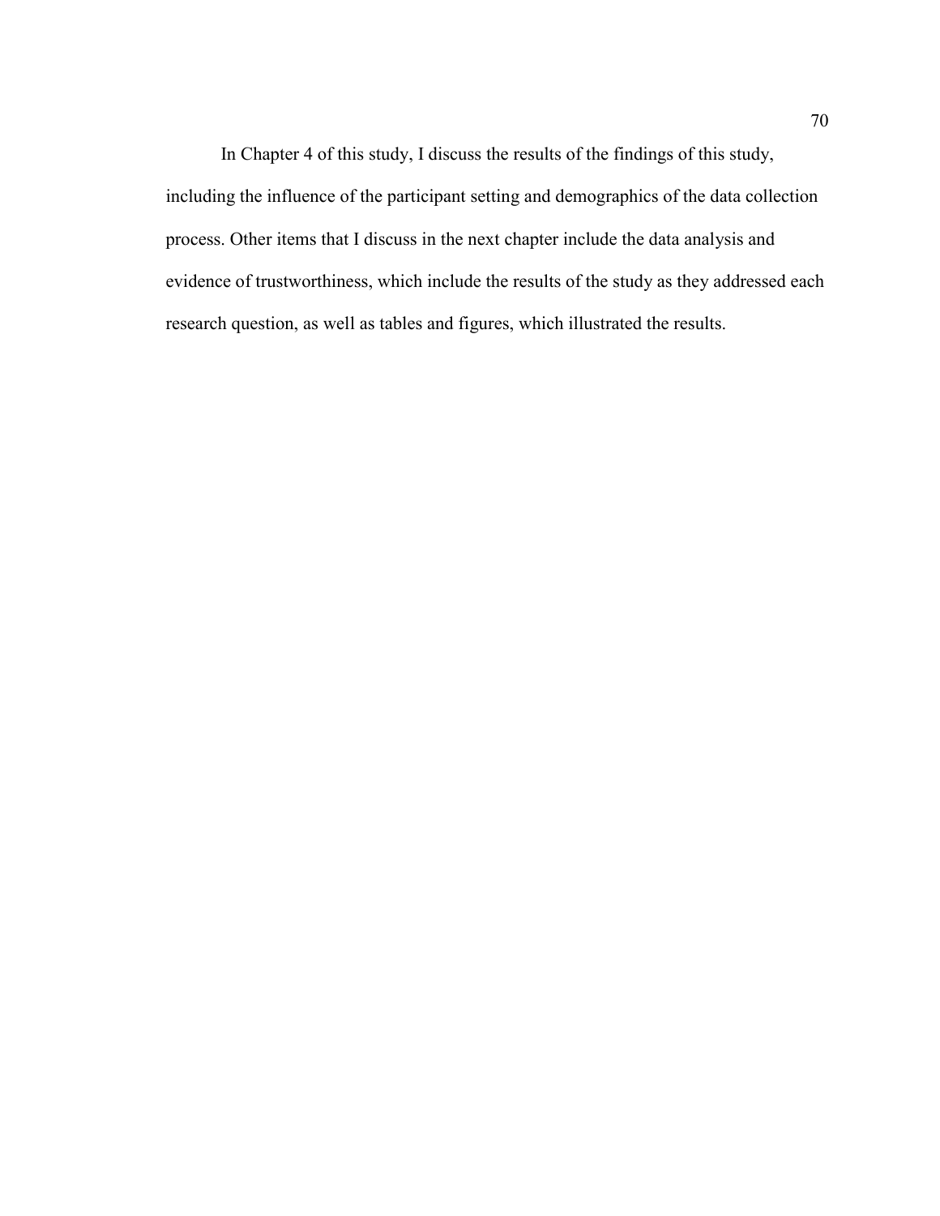In Chapter 4 of this study, I discuss the results of the findings of this study, including the influence of the participant setting and demographics of the data collection process. Other items that I discuss in the next chapter include the data analysis and evidence of trustworthiness, which include the results of the study as they addressed each research question, as well as tables and figures, which illustrated the results.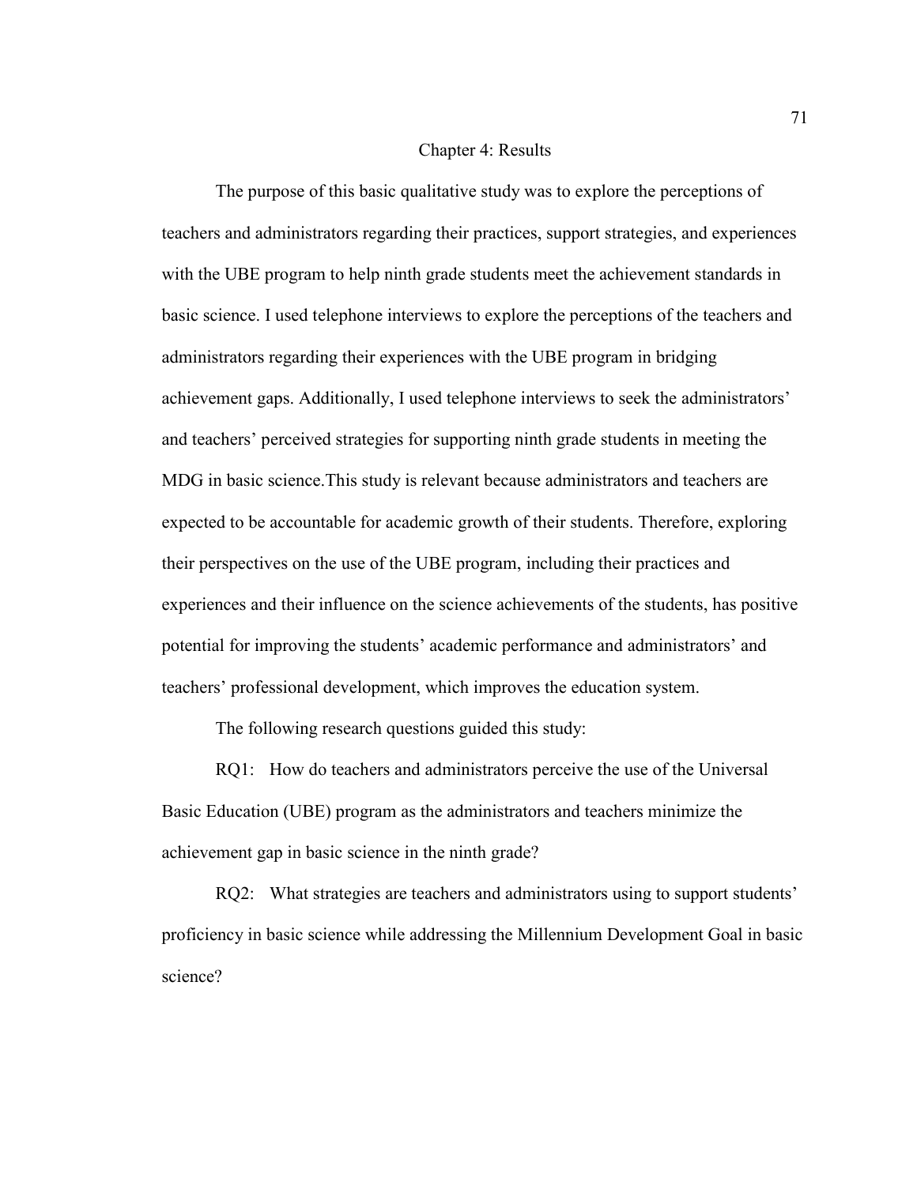# Chapter 4: Results

The purpose of this basic qualitative study was to explore the perceptions of teachers and administrators regarding their practices, support strategies, and experiences with the UBE program to help ninth grade students meet the achievement standards in basic science. I used telephone interviews to explore the perceptions of the teachers and administrators regarding their experiences with the UBE program in bridging achievement gaps. Additionally, I used telephone interviews to seek the administrators' and teachers' perceived strategies for supporting ninth grade students in meeting the MDG in basic science.This study is relevant because administrators and teachers are expected to be accountable for academic growth of their students. Therefore, exploring their perspectives on the use of the UBE program, including their practices and experiences and their influence on the science achievements of the students, has positive potential for improving the students' academic performance and administrators' and teachers' professional development, which improves the education system.

The following research questions guided this study:

RQ1: How do teachers and administrators perceive the use of the Universal Basic Education (UBE) program as the administrators and teachers minimize the achievement gap in basic science in the ninth grade?

RQ2: What strategies are teachers and administrators using to support students' proficiency in basic science while addressing the Millennium Development Goal in basic science?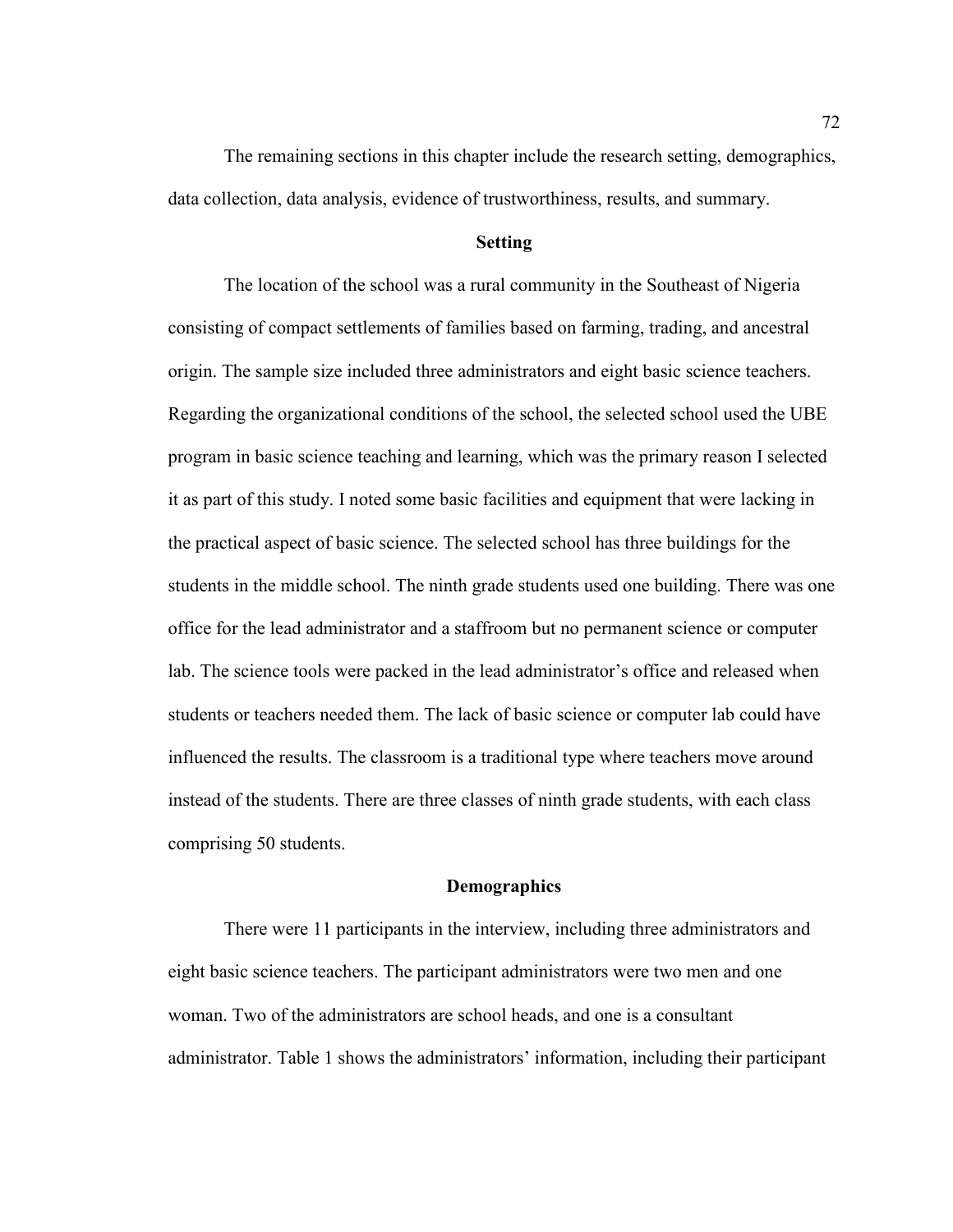The remaining sections in this chapter include the research setting, demographics, data collection, data analysis, evidence of trustworthiness, results, and summary.

## Setting

The location of the school was a rural community in the Southeast of Nigeria consisting of compact settlements of families based on farming, trading, and ancestral origin. The sample size included three administrators and eight basic science teachers. Regarding the organizational conditions of the school, the selected school used the UBE program in basic science teaching and learning, which was the primary reason I selected it as part of this study. I noted some basic facilities and equipment that were lacking in the practical aspect of basic science. The selected school has three buildings for the students in the middle school. The ninth grade students used one building. There was one office for the lead administrator and a staffroom but no permanent science or computer lab. The science tools were packed in the lead administrator's office and released when students or teachers needed them. The lack of basic science or computer lab could have influenced the results. The classroom is a traditional type where teachers move around instead of the students. There are three classes of ninth grade students, with each class comprising 50 students.

## Demographics

There were 11 participants in the interview, including three administrators and eight basic science teachers. The participant administrators were two men and one woman. Two of the administrators are school heads, and one is a consultant administrator. Table 1 shows the administrators' information, including their participant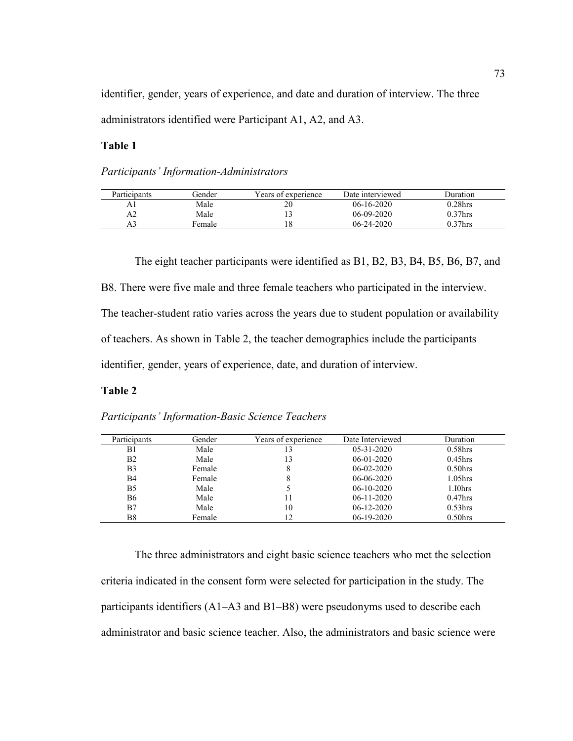identifier, gender, years of experience, and date and duration of interview. The three administrators identified were Participant A1, A2, and A3.

**Table 1**

*Participants' Information-Administrators*

| Participants | Gender | Years of experience | Date interviewed | Duration |
|---|---|---|---|---|
| A1 | Male | 20 | 06-16-2020 | 0.28hrs |
| A2 | Male | 13 | 06-09-2020 | 0.37hrs |
| A3 | Female | 18 | 06-24-2020 | 0.37hrs |

The eight teacher participants were identified as B1, B2, B3, B4, B5, B6, B7, and B8. There were five male and three female teachers who participated in the interview. The teacher-student ratio varies across the years due to student population or availability of teachers. As shown in Table 2, the teacher demographics include the participants identifier, gender, years of experience, date, and duration of interview.

**Table 2**

*Participants' Information-Basic Science Teachers*

| Participants | Gender | Years of experience | Date Interviewed | Duration |
|---|---|---|---|---|
| B1 | Male | 13 | 05-31-2020 | 0.58hrs |
| B2 | Male | 13 | 06-01-2020 | 0.45hrs |
| B3 | Female | 8 | 06-02-2020 | 0.50hrs |
| B4 | Female | 8 | 06-06-2020 | 1.05hrs |
| B5 | Male | 5 | 06-10-2020 | 1.I0hrs |
| B6 | Male | 11 | 06-11-2020 | 0.47hrs |
| B7 | Male | 10 | 06-12-2020 | 0.53hrs |
| B8 | Female | 12 | 06-19-2020 | 0.50hrs |

The three administrators and eight basic science teachers who met the selection criteria indicated in the consent form were selected for participation in the study. The participants identifiers (A1–A3 and B1–B8) were pseudonyms used to describe each administrator and basic science teacher. Also, the administrators and basic science were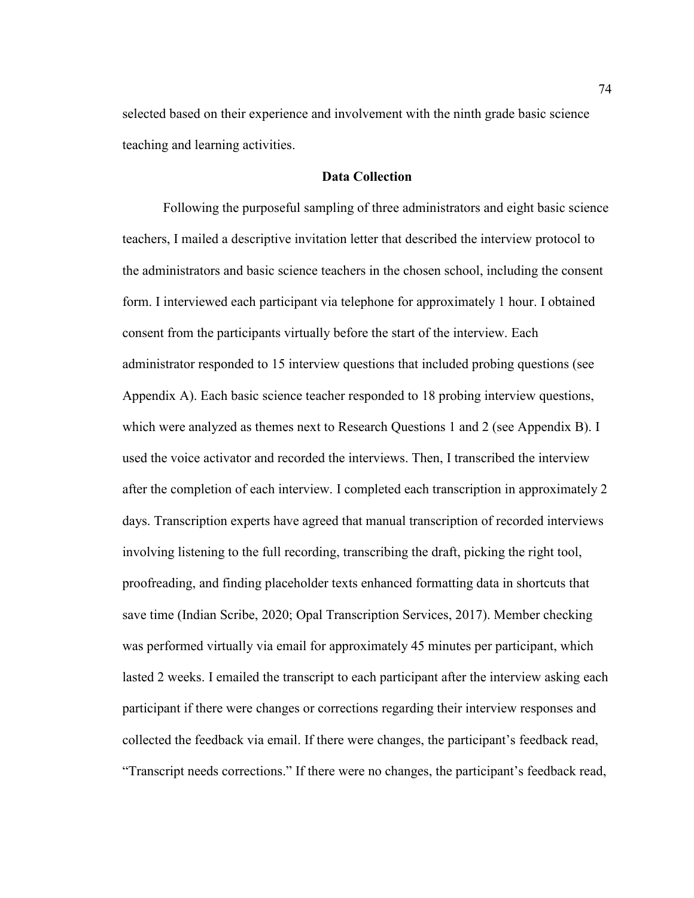selected based on their experience and involvement with the ninth grade basic science teaching and learning activities.

## Data Collection

Following the purposeful sampling of three administrators and eight basic science teachers, I mailed a descriptive invitation letter that described the interview protocol to the administrators and basic science teachers in the chosen school, including the consent form. I interviewed each participant via telephone for approximately 1 hour. I obtained consent from the participants virtually before the start of the interview. Each administrator responded to 15 interview questions that included probing questions (see Appendix A). Each basic science teacher responded to 18 probing interview questions, which were analyzed as themes next to Research Questions 1 and 2 (see Appendix B). I used the voice activator and recorded the interviews. Then, I transcribed the interview after the completion of each interview. I completed each transcription in approximately 2 days. Transcription experts have agreed that manual transcription of recorded interviews involving listening to the full recording, transcribing the draft, picking the right tool, proofreading, and finding placeholder texts enhanced formatting data in shortcuts that save time (Indian Scribe, 2020; Opal Transcription Services, 2017). Member checking was performed virtually via email for approximately 45 minutes per participant, which lasted 2 weeks. I emailed the transcript to each participant after the interview asking each participant if there were changes or corrections regarding their interview responses and collected the feedback via email. If there were changes, the participant's feedback read, "Transcript needs corrections." If there were no changes, the participant's feedback read,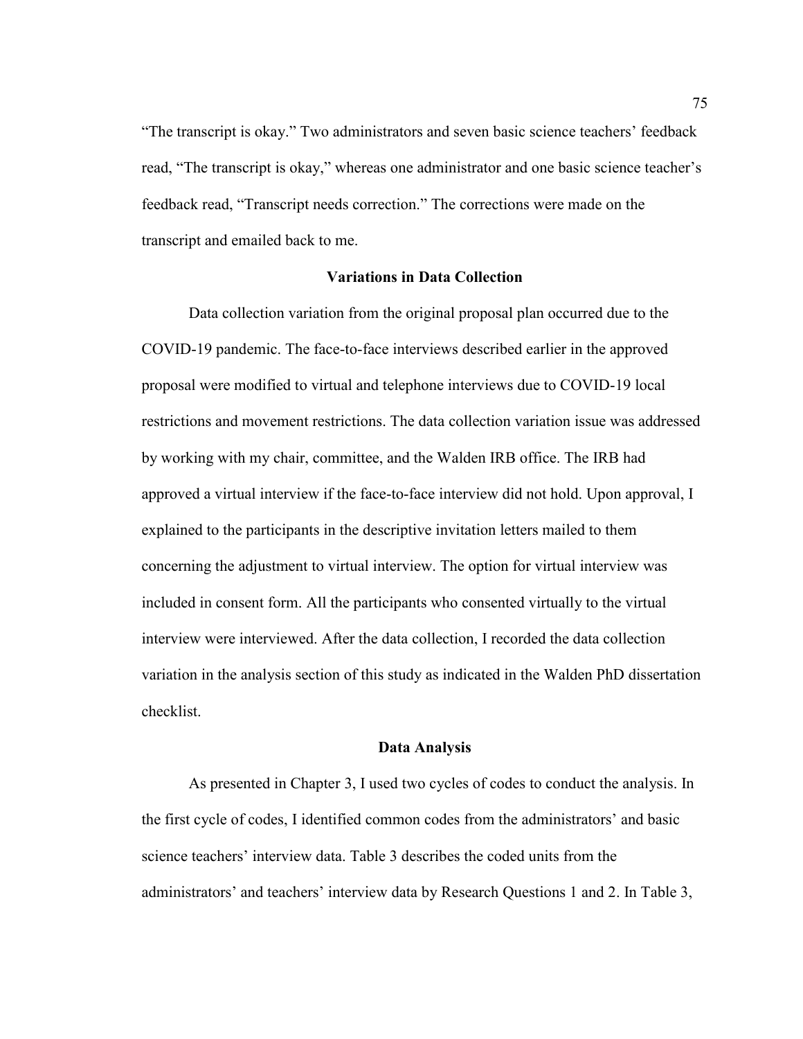"The transcript is okay." Two administrators and seven basic science teachers' feedback read, "The transcript is okay," whereas one administrator and one basic science teacher's feedback read, "Transcript needs correction." The corrections were made on the transcript and emailed back to me.

## Variations in Data Collection

Data collection variation from the original proposal plan occurred due to the COVID-19 pandemic. The face-to-face interviews described earlier in the approved proposal were modified to virtual and telephone interviews due to COVID-19 local restrictions and movement restrictions. The data collection variation issue was addressed by working with my chair, committee, and the Walden IRB office. The IRB had approved a virtual interview if the face-to-face interview did not hold. Upon approval, I explained to the participants in the descriptive invitation letters mailed to them concerning the adjustment to virtual interview. The option for virtual interview was included in consent form. All the participants who consented virtually to the virtual interview were interviewed. After the data collection, I recorded the data collection variation in the analysis section of this study as indicated in the Walden PhD dissertation checklist.

## Data Analysis

As presented in Chapter 3, I used two cycles of codes to conduct the analysis. In the first cycle of codes, I identified common codes from the administrators' and basic science teachers' interview data. Table 3 describes the coded units from the administrators' and teachers' interview data by Research Questions 1 and 2. In Table 3,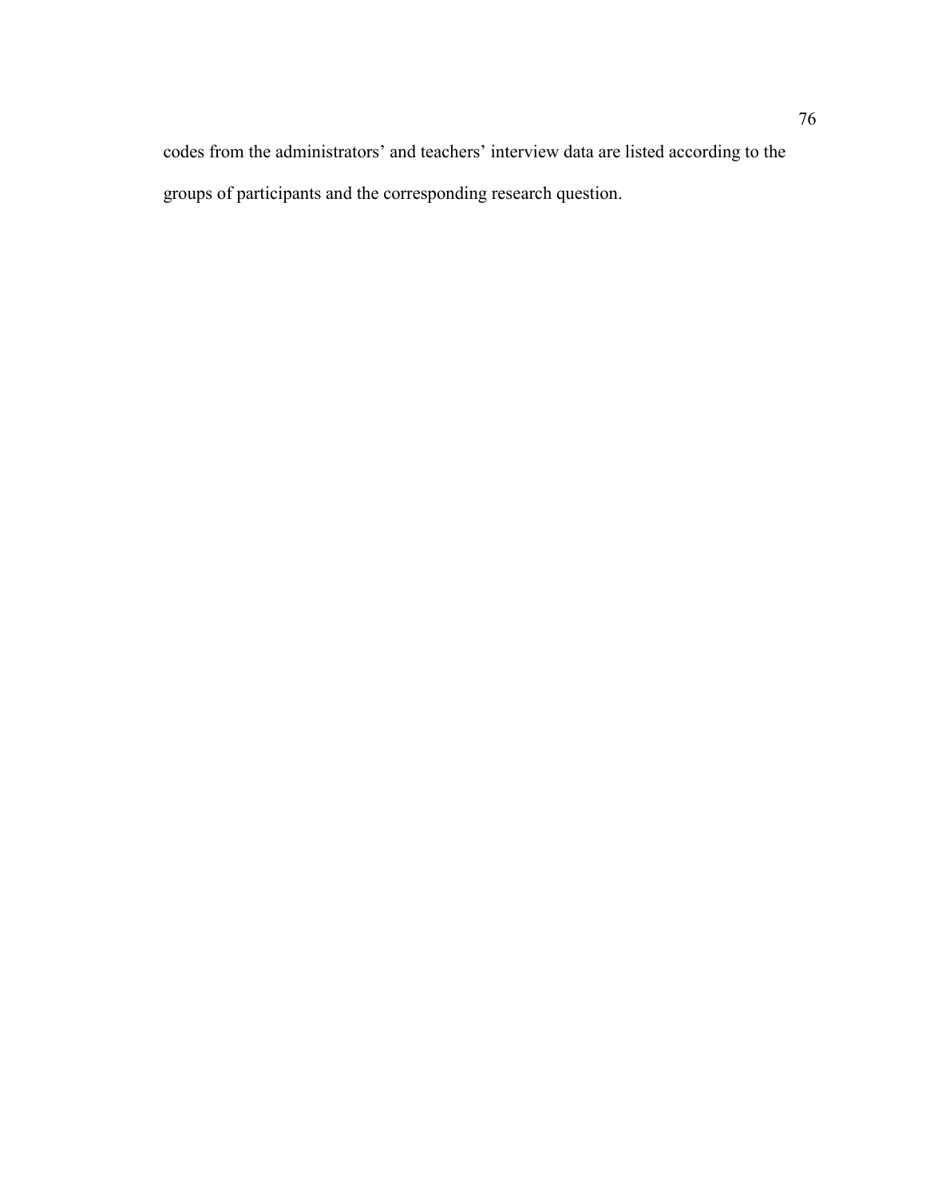codes from the administrators' and teachers' interview data are listed according to the groups of participants and the corresponding research question.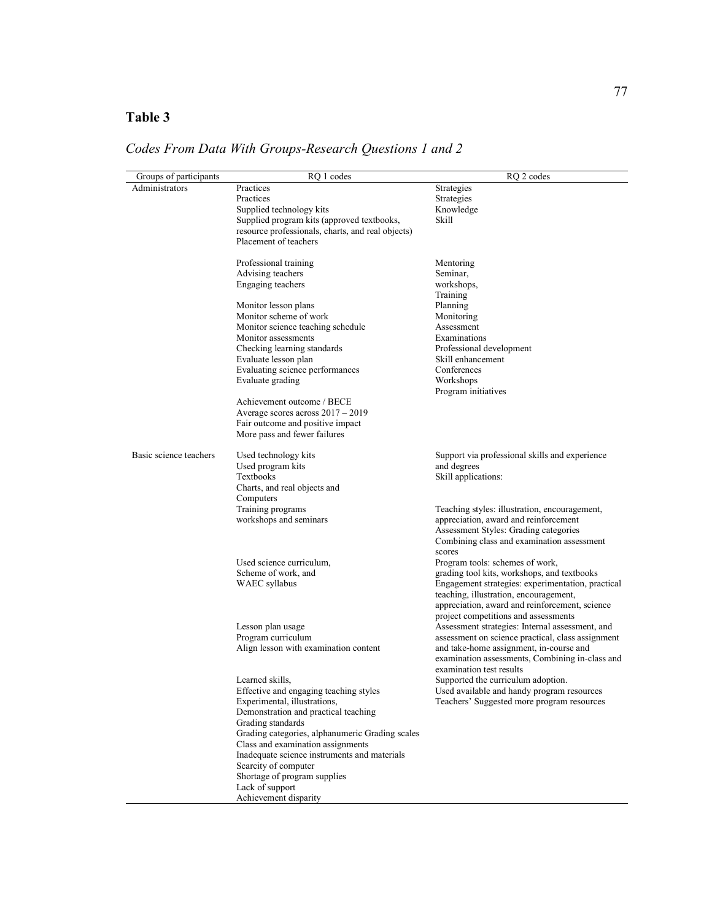**Table 3**

*Codes From Data With Groups-Research Questions 1 and 2*

| Groups of participants | RQ 1 codes | RQ 2 codes |
|---|---|---|
| Administrators | Practices<br>Practices<br>Supplied technology kits<br>Supplied program kits (approved textbooks, resource professionals, charts, and real objects)<br>Placement of teachers | Strategies<br>Strategies<br>Knowledge<br>Skill |
| | Professional training<br>Advising teachers<br>Engaging teachers | Mentoring<br>Seminar,<br>workshops,<br>Training |
| | Monitor lesson plans<br>Monitor scheme of work<br>Monitor science teaching schedule<br>Monitor assessments<br>Checking learning standards<br>Evaluate lesson plan<br>Evaluating science performances<br>Evaluate grading | Planning<br>Monitoring<br>Assessment<br>Examinations<br>Professional development<br>Skill enhancement<br>Conferences<br>Workshops<br>Program initiatives |
| | Achievement outcome / BECE<br>Average scores across 2017 – 2019<br>Fair outcome and positive impact<br>More pass and fewer failures | |
| Basic science teachers | Used technology kits<br>Used program kits<br>Textbooks<br>Charts, and real objects and<br>Computers | Support via professional skills and experience and degrees<br>Skill applications: |
| | Training programs<br>workshops and seminars | Teaching styles: illustration, encouragement, appreciation, award and reinforcement<br>Assessment Styles: Grading categories<br>Combining class and examination assessment scores |
| | Used science curriculum,<br>Scheme of work, and<br>WAEC syllabus | Program tools: schemes of work, grading tool kits, workshops, and textbooks<br>Engagement strategies: experimentation, practical teaching, illustration, encouragement, appreciation, award and reinforcement, science project competitions and assessments |
| | Lesson plan usage<br>Program curriculum<br>Align lesson with examination content | Assessment strategies: Internal assessment, and assessment on science practical, class assignment and take-home assignment, in-course and examination assessments, Combining in-class and examination test results |
| | Learned skills,<br>Effective and engaging teaching styles<br>Experimental, illustrations,<br>Demonstration and practical teaching<br>Grading standards<br>Grading categories, alphanumeric Grading scales<br>Class and examination assignments<br>Inadequate science instruments and materials<br>Scarcity of computer<br>Shortage of program supplies<br>Lack of support<br>Achievement disparity | Supported the curriculum adoption.<br>Used available and handy program resources<br>Teachers' Suggested more program resources |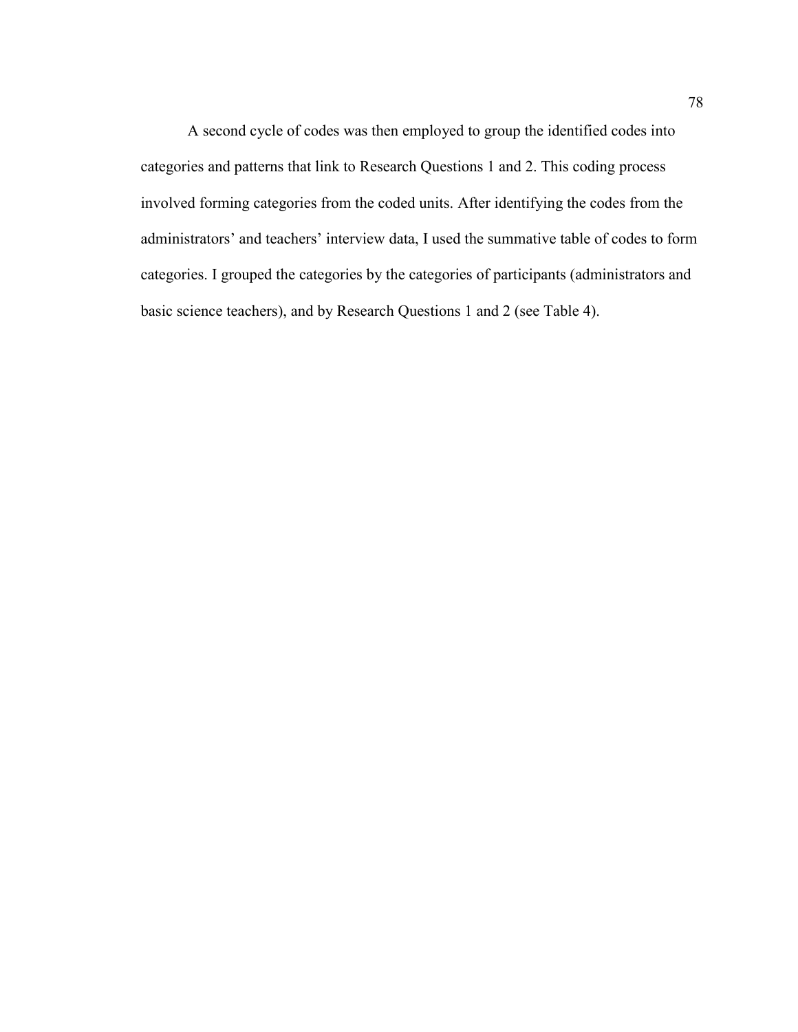A second cycle of codes was then employed to group the identified codes into categories and patterns that link to Research Questions 1 and 2. This coding process involved forming categories from the coded units. After identifying the codes from the administrators' and teachers' interview data, I used the summative table of codes to form categories. I grouped the categories by the categories of participants (administrators and basic science teachers), and by Research Questions 1 and 2 (see Table 4).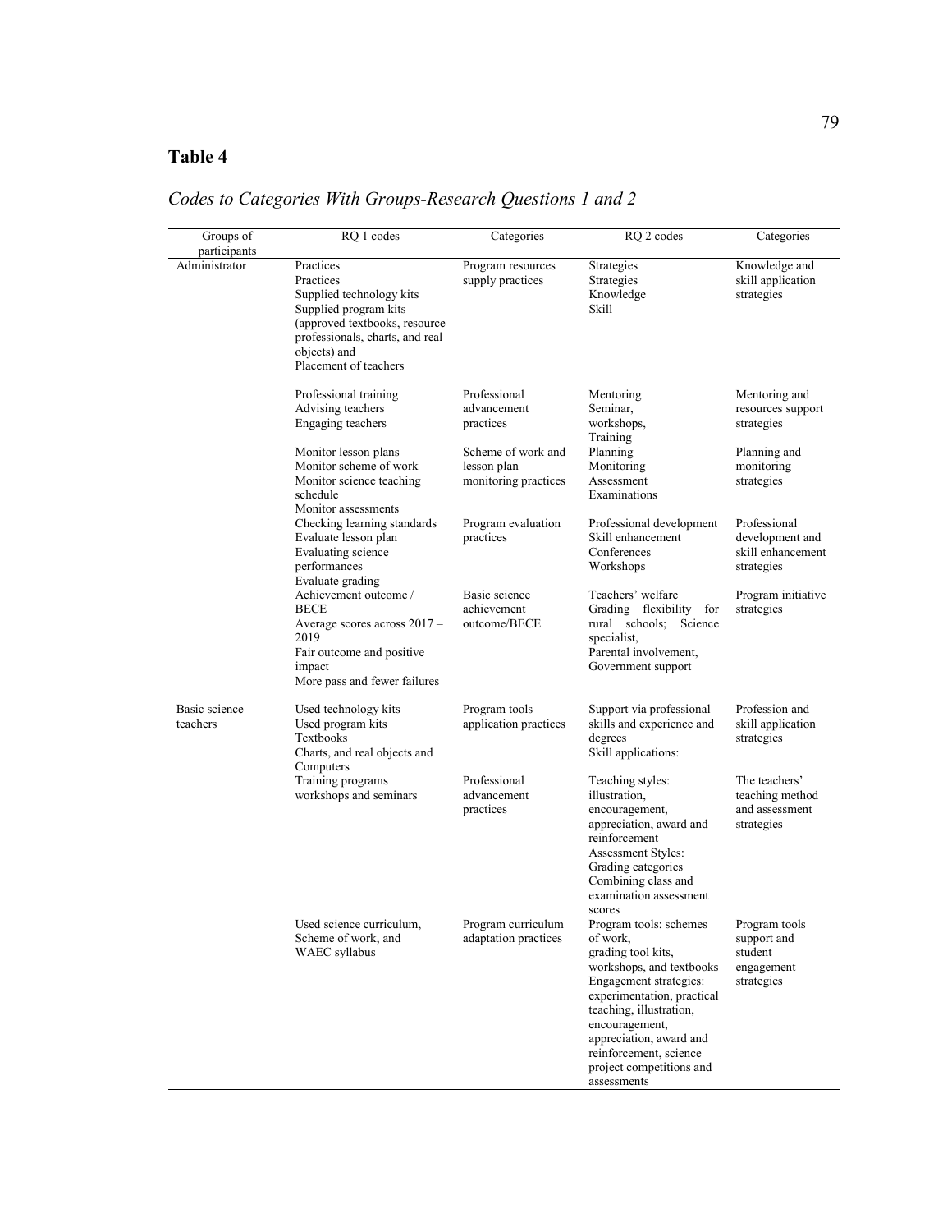**Table 4**

*Codes to Categories With Groups-Research Questions 1 and 2*

| Groups of participants | RQ 1 codes | Categories | RQ 2 codes | Categories |
|---|---|---|---|---|
| Administrator | Practices<br>Practices<br>Supplied technology kits<br>Supplied program kits (approved textbooks, resource professionals, charts, and real objects) and<br>Placement of teachers | Program resources supply practices | Strategies<br>Strategies<br>Knowledge<br>Skill | Knowledge and skill application strategies |
| | Professional training<br>Advising teachers<br>Engaging teachers | Professional advancement practices | Mentoring<br>Seminar,<br>workshops,<br>Training | Mentoring and resources support strategies |
| | Monitor lesson plans<br>Monitor scheme of work<br>Monitor science teaching schedule<br>Monitor assessments | Scheme of work and lesson plan monitoring practices | Planning<br>Monitoring<br>Assessment<br>Examinations | Planning and monitoring strategies |
| | Checking learning standards<br>Evaluate lesson plan<br>Evaluating science performances<br>Evaluate grading | Program evaluation practices | Professional development<br>Skill enhancement<br>Conferences<br>Workshops | Professional development and skill enhancement strategies |
| | Achievement outcome / BECE<br>Average scores across 2017 – 2019<br>Fair outcome and positive impact<br>More pass and fewer failures | Basic science achievement outcome/BECE | Teachers' welfare<br>Grading flexibility for rural schools; Science specialist,<br>Parental involvement,<br>Government support | Program initiative strategies |
| Basic science teachers | Used technology kits<br>Used program kits<br>Textbooks<br>Charts, and real objects and Computers | Program tools application practices | Support via professional skills and experience and degrees<br>Skill applications: | Profession and skill application strategies |
| | Training programs<br>workshops and seminars | Professional advancement practices | Teaching styles:<br>illustration,<br>encouragement,<br>appreciation, award and reinforcement<br>Assessment Styles:<br>Grading categories<br>Combining class and examination assessment scores | The teachers' teaching method and assessment strategies |
| | Used science curriculum,<br>Scheme of work, and<br>WAEC syllabus | Program curriculum adaptation practices | Program tools: schemes of work,<br>grading tool kits,<br>workshops, and textbooks<br>Engagement strategies:<br>experimentation, practical teaching, illustration,<br>encouragement,<br>appreciation, award and reinforcement, science project competitions and assessments | Program tools support and student engagement strategies |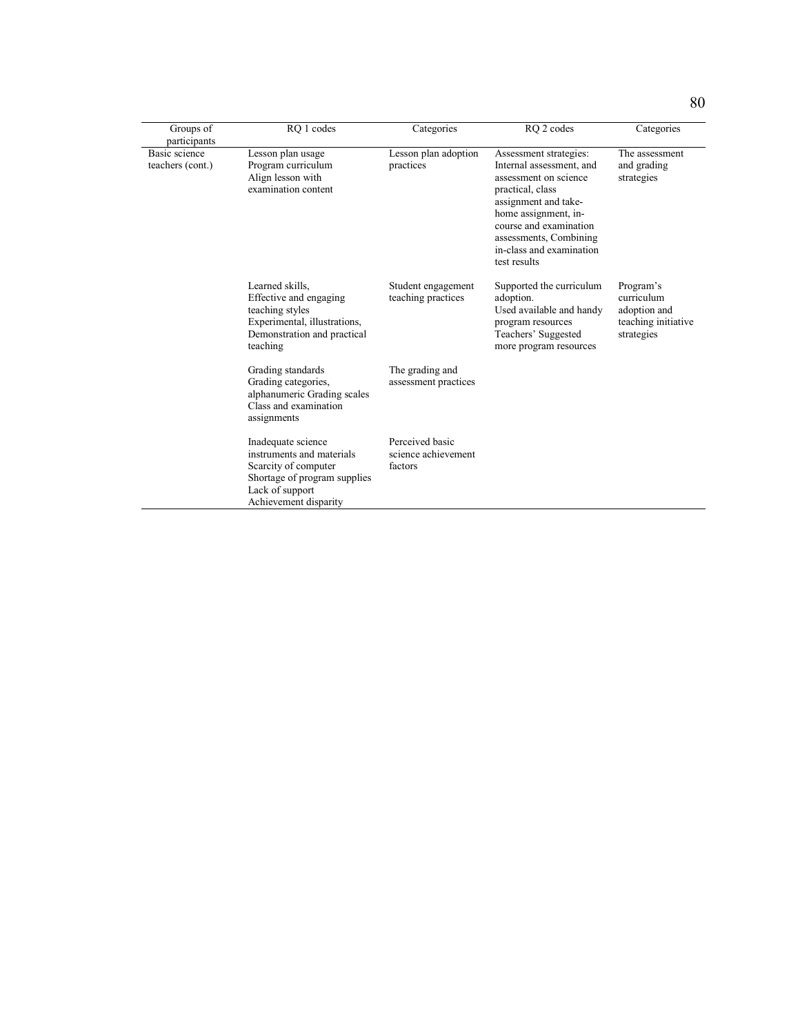| Groups of participants | RQ 1 codes | Categories | RQ 2 codes | Categories |
|---|---|---|---|---|
| Basic science teachers (cont.) | Lesson plan usage<br>Program curriculum<br>Align lesson with examination content | Lesson plan adoption practices | Assessment strategies: Internal assessment, and assessment on science practical, class assignment and take-home assignment, in-course and examination assessments, Combining in-class and examination test results | The assessment and grading strategies |
| | Learned skills,<br>Effective and engaging teaching styles<br>Experimental, illustrations, Demonstration and practical teaching | Student engagement teaching practices | Supported the curriculum adoption.<br>Used available and handy program resources<br>Teachers' Suggested more program resources | Program's curriculum adoption and teaching initiative strategies |
| | Grading standards<br>Grading categories, alphanumeric Grading scales<br>Class and examination assignments | The grading and assessment practices | | |
| | Inadequate science instruments and materials<br>Scarcity of computer<br>Shortage of program supplies<br>Lack of support<br>Achievement disparity | Perceived basic science achievement factors | | |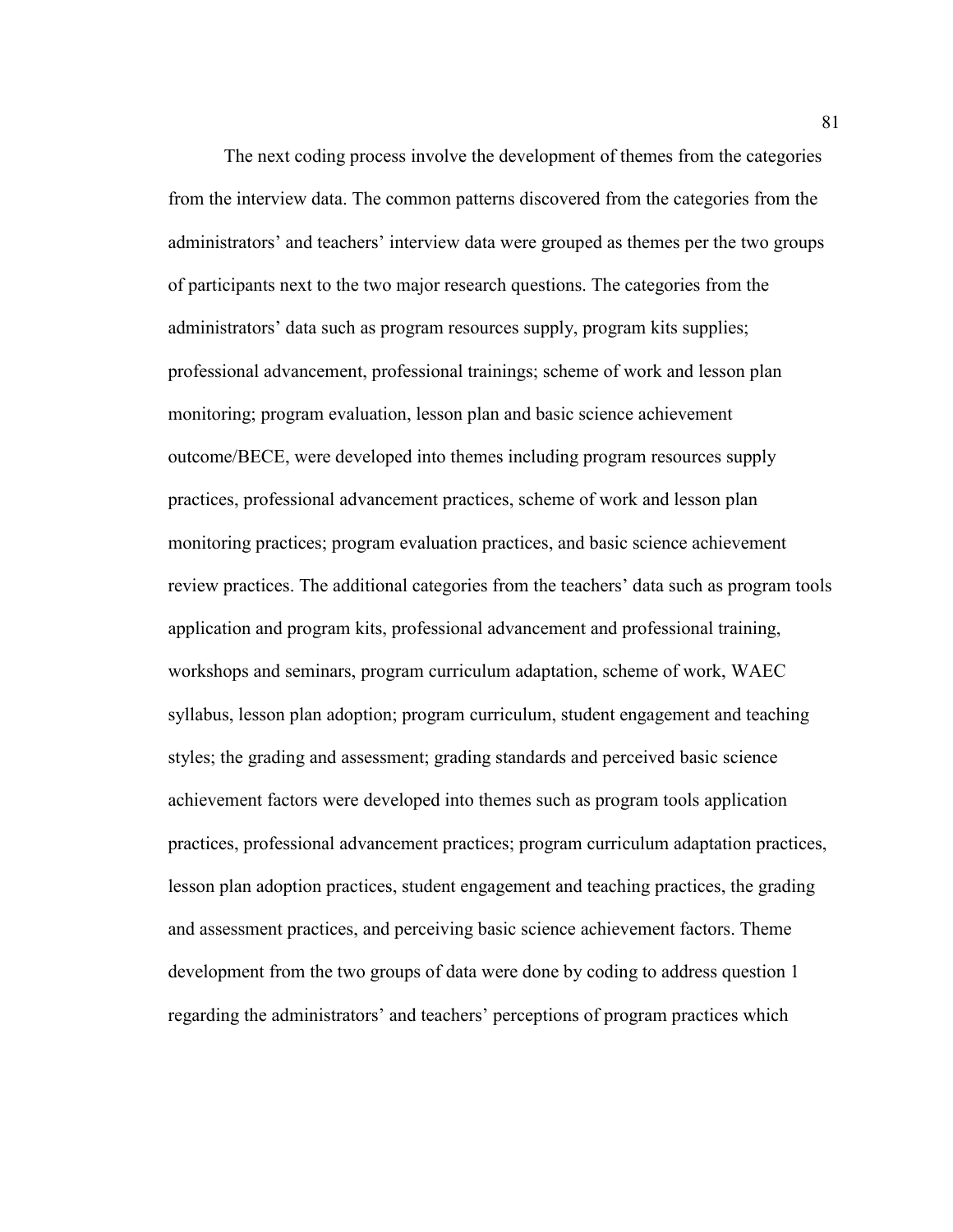The next coding process involve the development of themes from the categories from the interview data. The common patterns discovered from the categories from the administrators' and teachers' interview data were grouped as themes per the two groups of participants next to the two major research questions. The categories from the administrators' data such as program resources supply, program kits supplies; professional advancement, professional trainings; scheme of work and lesson plan monitoring; program evaluation, lesson plan and basic science achievement outcome/BECE, were developed into themes including program resources supply practices, professional advancement practices, scheme of work and lesson plan monitoring practices; program evaluation practices, and basic science achievement review practices. The additional categories from the teachers' data such as program tools application and program kits, professional advancement and professional training, workshops and seminars, program curriculum adaptation, scheme of work, WAEC syllabus, lesson plan adoption; program curriculum, student engagement and teaching styles; the grading and assessment; grading standards and perceived basic science achievement factors were developed into themes such as program tools application practices, professional advancement practices; program curriculum adaptation practices, lesson plan adoption practices, student engagement and teaching practices, the grading and assessment practices, and perceiving basic science achievement factors. Theme development from the two groups of data were done by coding to address question 1 regarding the administrators' and teachers' perceptions of program practices which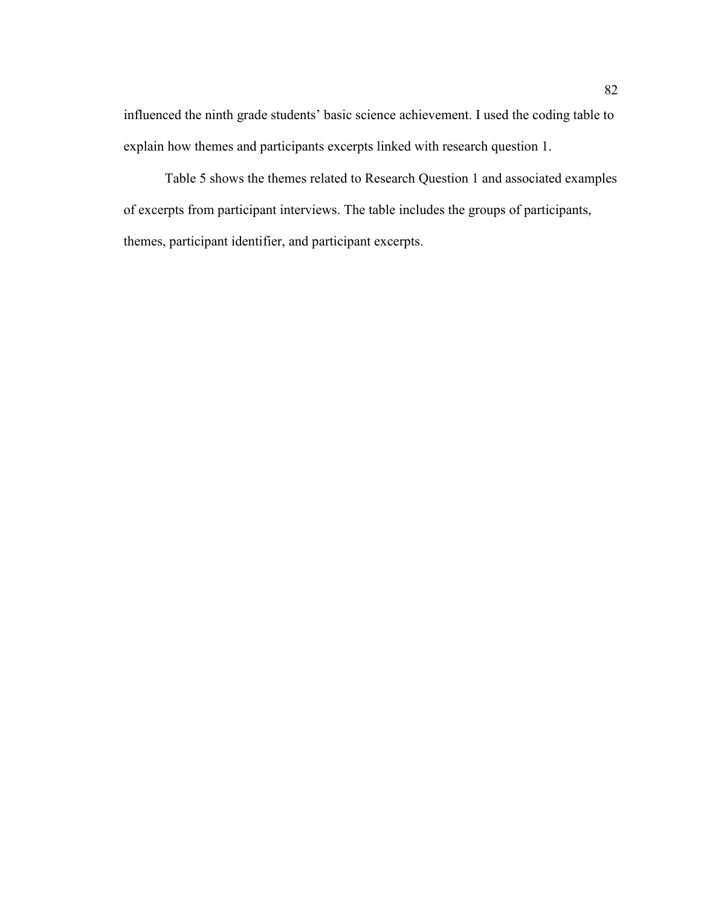influenced the ninth grade students' basic science achievement. I used the coding table to explain how themes and participants excerpts linked with research question 1.

Table 5 shows the themes related to Research Question 1 and associated examples of excerpts from participant interviews. The table includes the groups of participants, themes, participant identifier, and participant excerpts.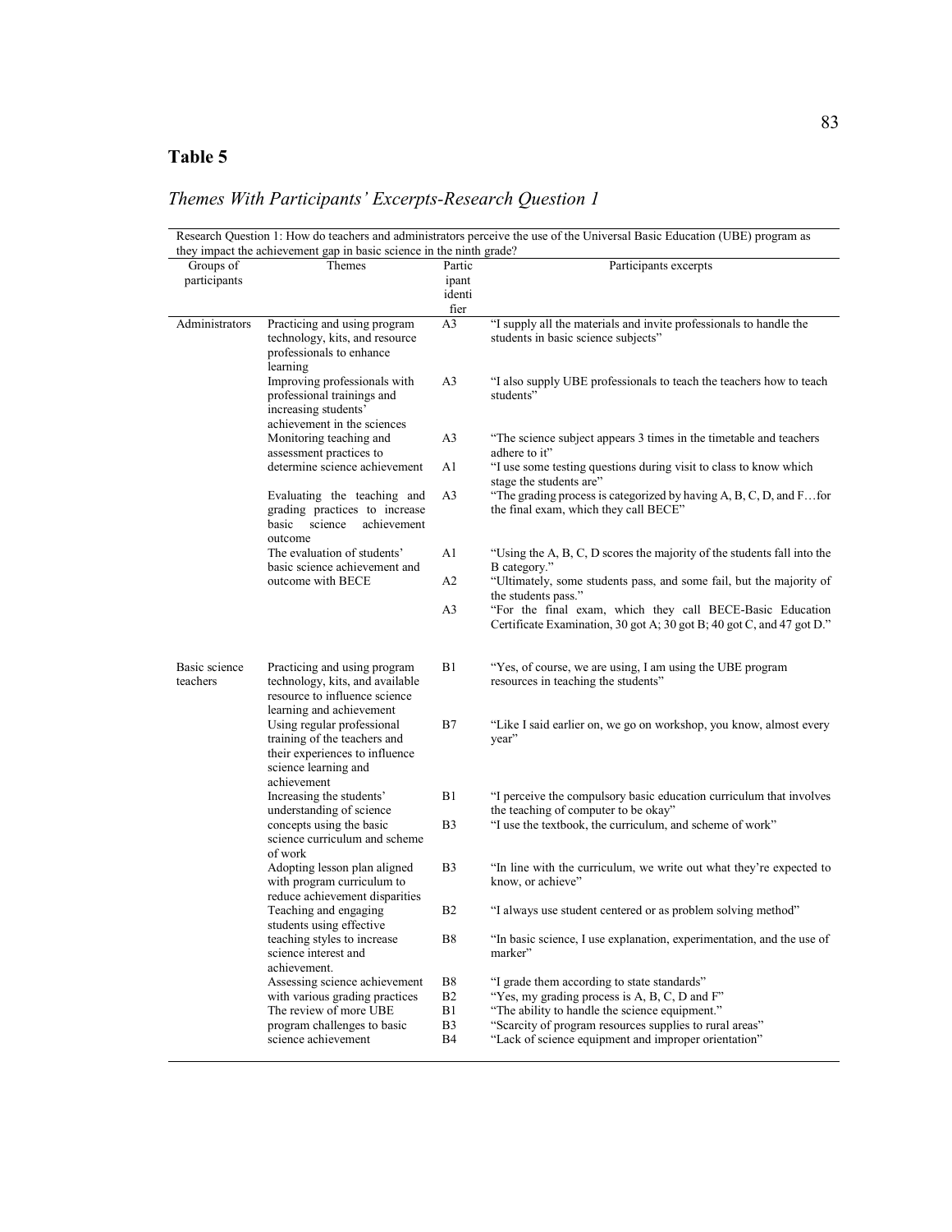**Table 5**

*Themes With Participants' Excerpts-Research Question 1*

Research Question 1: How do teachers and administrators perceive the use of the Universal Basic Education (UBE) program as they impact the achievement gap in basic science in the ninth grade?

| Groups of participants | Themes | Participant identifier | Participants excerpts |
|---|---|---|---|
| Administrators | Practicing and using program technology, kits, and resource professionals to enhance learning | A3 | "I supply all the materials and invite professionals to handle the students in basic science subjects" |
| | Improving professionals with professional trainings and increasing students' achievement in the sciences | A3 | "I also supply UBE professionals to teach the teachers how to teach students" |
| | Monitoring teaching and assessment practices to determine science achievement | A3 | "The science subject appears 3 times in the timetable and teachers adhere to it" |
| | | A1 | "I use some testing questions during visit to class to know which stage the students are" |
| | Evaluating the teaching and grading practices to increase basic science achievement outcome | A3 | "The grading process is categorized by having A, B, C, D, and F…for the final exam, which they call BECE" |
| | The evaluation of students' basic science achievement and outcome with BECE | A1 | "Using the A, B, C, D scores the majority of the students fall into the B category." |
| | | A2 | "Ultimately, some students pass, and some fail, but the majority of the students pass." |
| | | A3 | "For the final exam, which they call BECE-Basic Education Certificate Examination, 30 got A; 30 got B; 40 got C, and 47 got D." |
| Basic science teachers | Practicing and using program technology, kits, and available resource to influence science learning and achievement | B1 | "Yes, of course, we are using, I am using the UBE program resources in teaching the students" |
| | Using regular professional training of the teachers and their experiences to influence science learning and achievement | B7 | "Like I said earlier on, we go on workshop, you know, almost every year" |
| | Increasing the students' understanding of science concepts using the basic science curriculum and scheme of work | B1 | "I perceive the compulsory basic education curriculum that involves the teaching of computer to be okay" |
| | | B3 | "I use the textbook, the curriculum, and scheme of work" |
| | Adopting lesson plan aligned with program curriculum to reduce achievement disparities | B3 | "In line with the curriculum, we write out what they're expected to know, or achieve" |
| | Teaching and engaging students using effective teaching styles to increase science interest and achievement. | B2 | "I always use student centered or as problem solving method" |
| | | B8 | "In basic science, I use explanation, experimentation, and the use of marker" |
| | Assessing science achievement with various grading practices | B8 | "I grade them according to state standards" |
| | | B2 | "Yes, my grading process is A, B, C, D and F" |
| | The review of more UBE program challenges to basic science achievement | B1 | "The ability to handle the science equipment." |
| | | B3 | "Scarcity of program resources supplies to rural areas" |
| | | B4 | "Lack of science equipment and improper orientation" |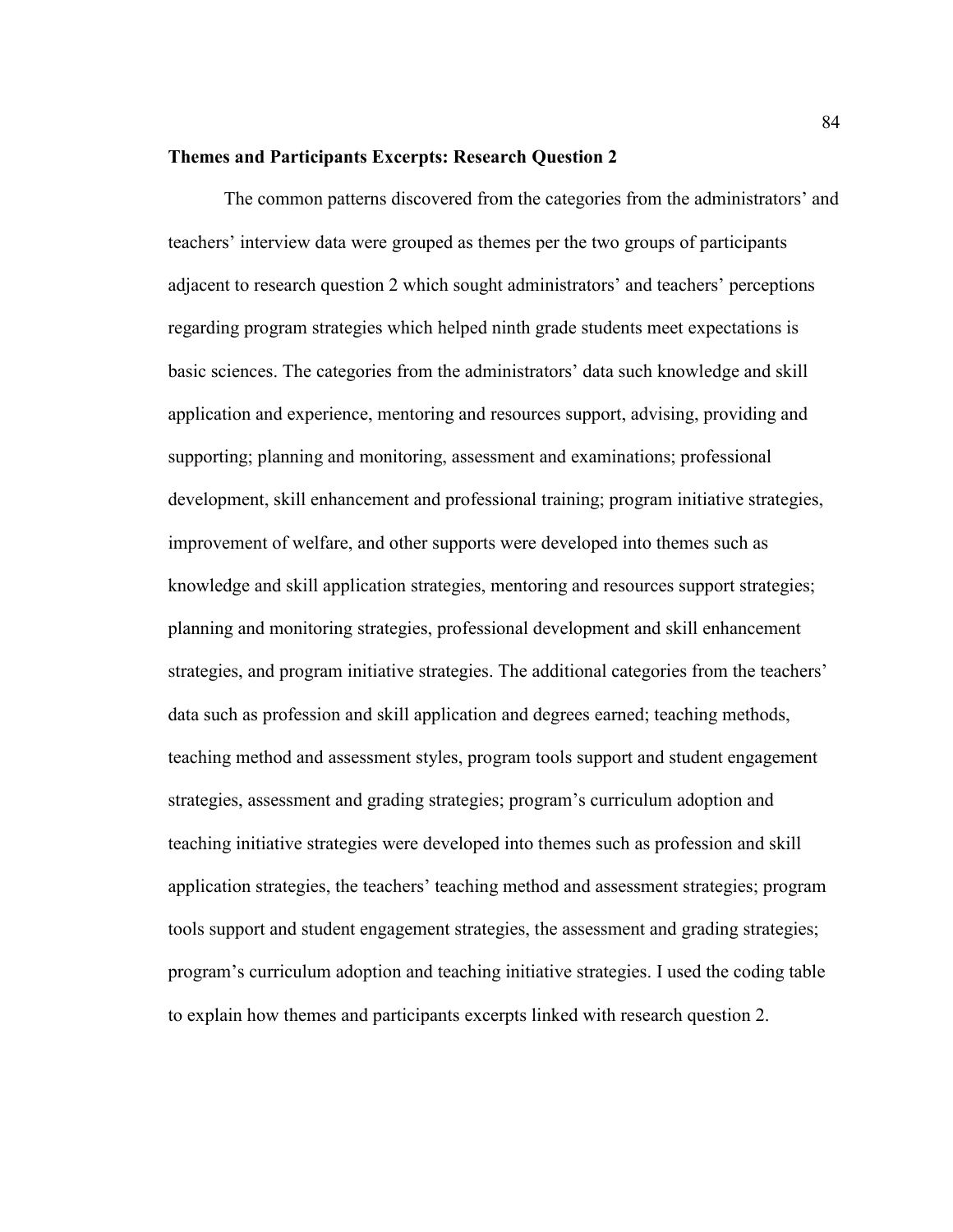**Themes and Participants Excerpts: Research Question 2**

The common patterns discovered from the categories from the administrators' and teachers' interview data were grouped as themes per the two groups of participants adjacent to research question 2 which sought administrators' and teachers' perceptions regarding program strategies which helped ninth grade students meet expectations is basic sciences. The categories from the administrators' data such knowledge and skill application and experience, mentoring and resources support, advising, providing and supporting; planning and monitoring, assessment and examinations; professional development, skill enhancement and professional training; program initiative strategies, improvement of welfare, and other supports were developed into themes such as knowledge and skill application strategies, mentoring and resources support strategies; planning and monitoring strategies, professional development and skill enhancement strategies, and program initiative strategies. The additional categories from the teachers' data such as profession and skill application and degrees earned; teaching methods, teaching method and assessment styles, program tools support and student engagement strategies, assessment and grading strategies; program's curriculum adoption and teaching initiative strategies were developed into themes such as profession and skill application strategies, the teachers' teaching method and assessment strategies; program tools support and student engagement strategies, the assessment and grading strategies; program's curriculum adoption and teaching initiative strategies. I used the coding table to explain how themes and participants excerpts linked with research question 2.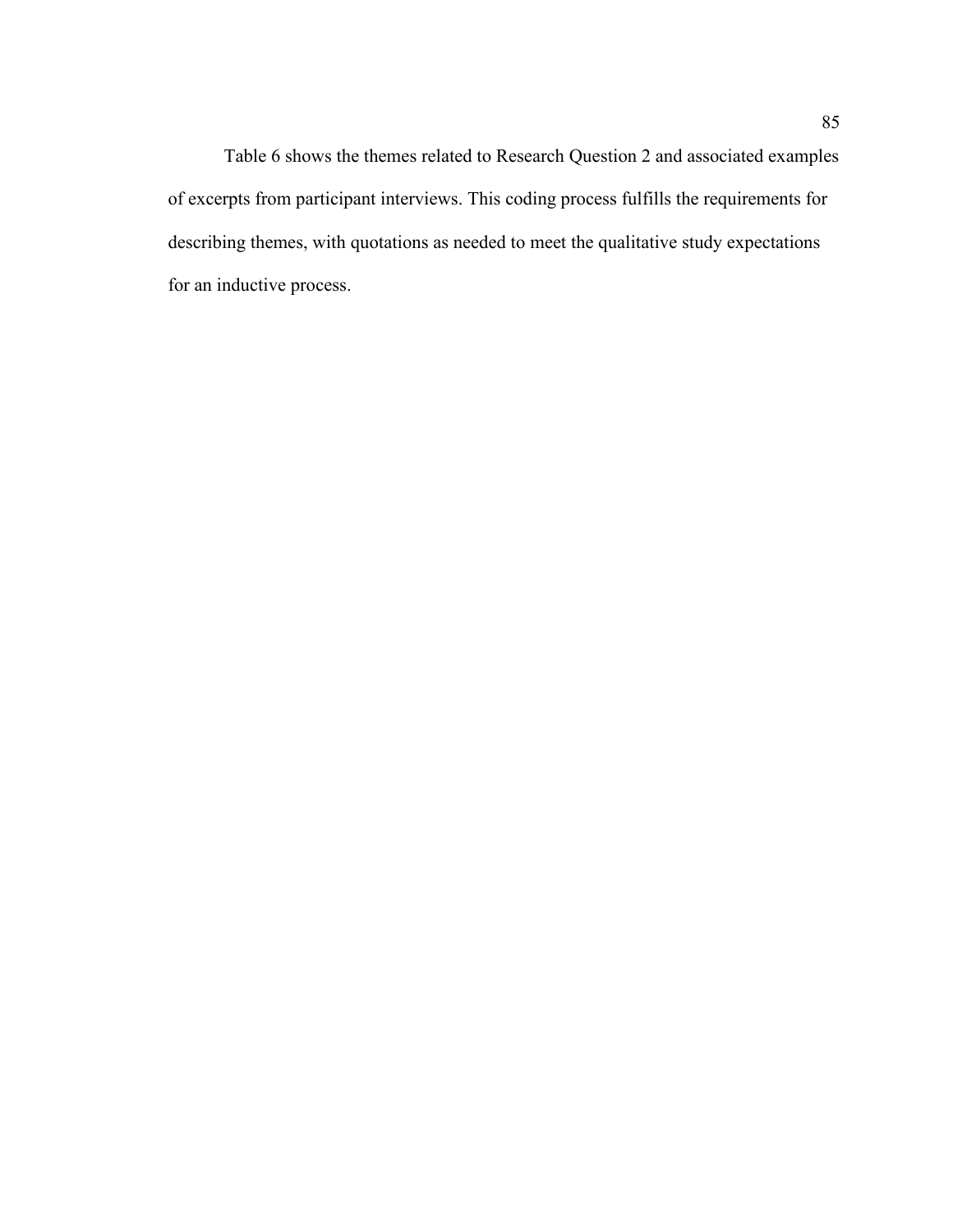Table 6 shows the themes related to Research Question 2 and associated examples of excerpts from participant interviews. This coding process fulfills the requirements for describing themes, with quotations as needed to meet the qualitative study expectations for an inductive process.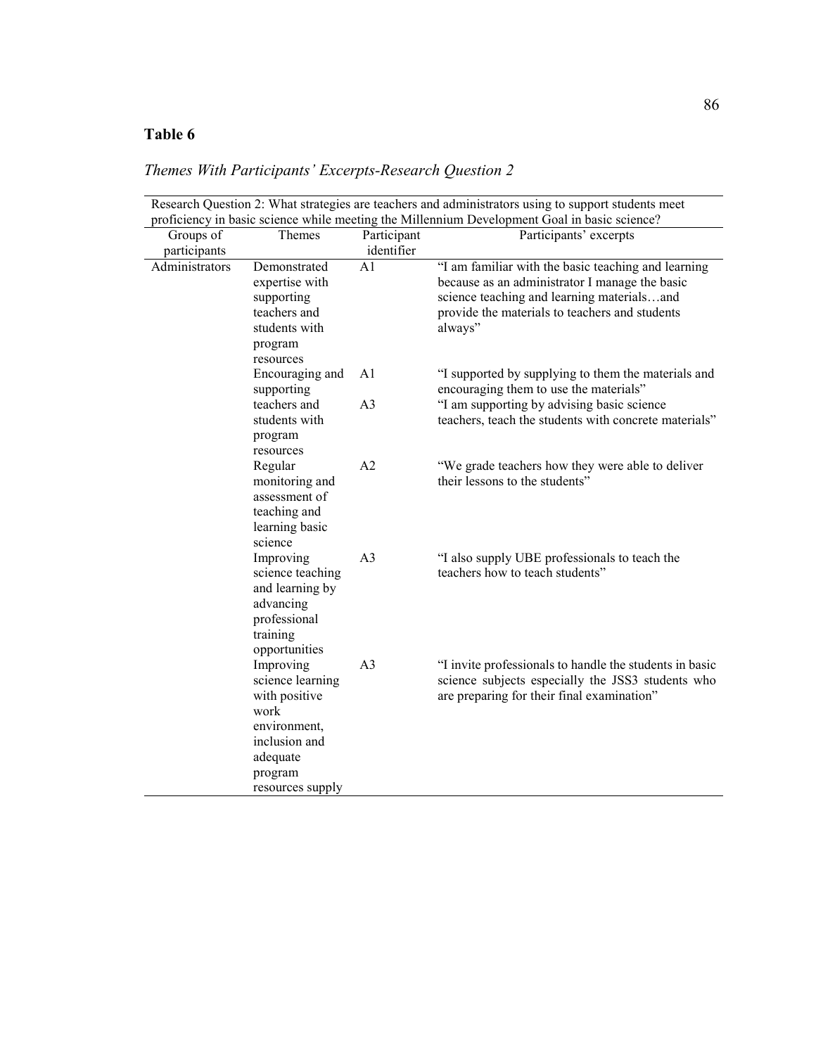**Table 6**

*Themes With Participants' Excerpts-Research Question 2*

| Research Question 2: What strategies are teachers and administrators using to support students meet proficiency in basic science while meeting the Millennium Development Goal in basic science? | | | |
|---|---|---|---|
| Groups of participants | Themes | Participant identifier | Participants' excerpts |
| Administrators | Demonstrated expertise with supporting teachers and students with program resources | A1 | "I am familiar with the basic teaching and learning because as an administrator I manage the basic science teaching and learning materials…and provide the materials to teachers and students always" |
| | Encouraging and supporting teachers and students with program resources | A1 | "I supported by supplying to them the materials and encouraging them to use the materials" |
| | | A3 | "I am supporting by advising basic science teachers, teach the students with concrete materials" |
| | Regular monitoring and assessment of teaching and learning basic science | A2 | "We grade teachers how they were able to deliver their lessons to the students" |
| | Improving science teaching and learning by advancing professional training opportunities | A3 | "I also supply UBE professionals to teach the teachers how to teach students" |
| | Improving science learning with positive work environment, inclusion and adequate program resources supply | A3 | "I invite professionals to handle the students in basic science subjects especially the JSS3 students who are preparing for their final examination" |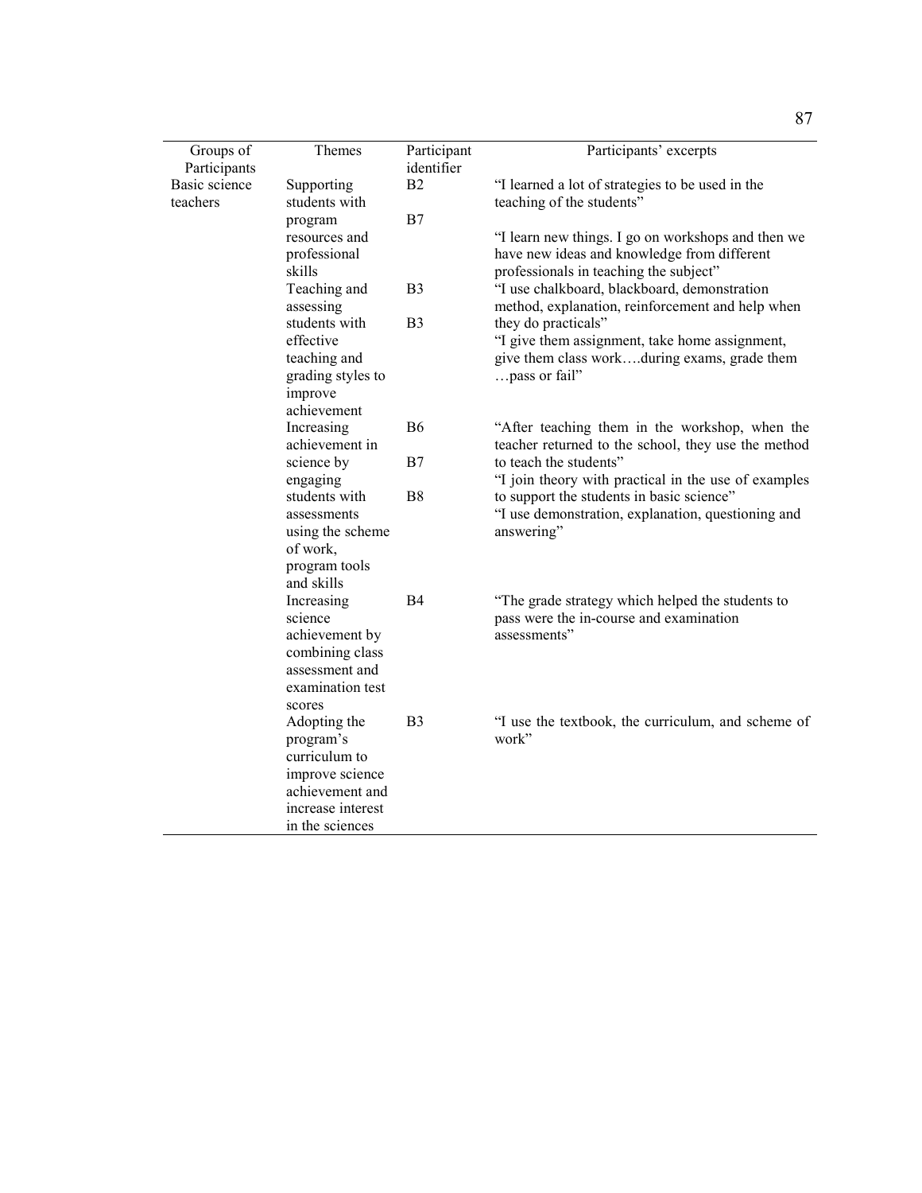| Groups of Participants | Themes | Participant identifier | Participants' excerpts |
|---|---|---|---|
| Basic science teachers | Supporting students with program resources and professional skills | B2 | "I learned a lot of strategies to be used in the teaching of the students" |
| | | B7 | "I learn new things. I go on workshops and then we have new ideas and knowledge from different professionals in teaching the subject" |
| | Teaching and assessing students with effective teaching and grading styles to improve achievement | B3 | "I use chalkboard, blackboard, demonstration method, explanation, reinforcement and help when they do practicals" |
| | | B3 | "I give them assignment, take home assignment, give them class work….during exams, grade them …pass or fail" |
| | Increasing achievement in science by engaging students with assessments using the scheme of work, program tools and skills | B6 | "After teaching them in the workshop, when the teacher returned to the school, they use the method to teach the students" |
| | | B7 | "I join theory with practical in the use of examples to support the students in basic science" |
| | | B8 | "I use demonstration, explanation, questioning and answering" |
| | Increasing science achievement by combining class assessment and examination test scores | B4 | "The grade strategy which helped the students to pass were the in-course and examination assessments" |
| | Adopting the program's curriculum to improve science achievement and increase interest in the sciences | B3 | "I use the textbook, the curriculum, and scheme of work" |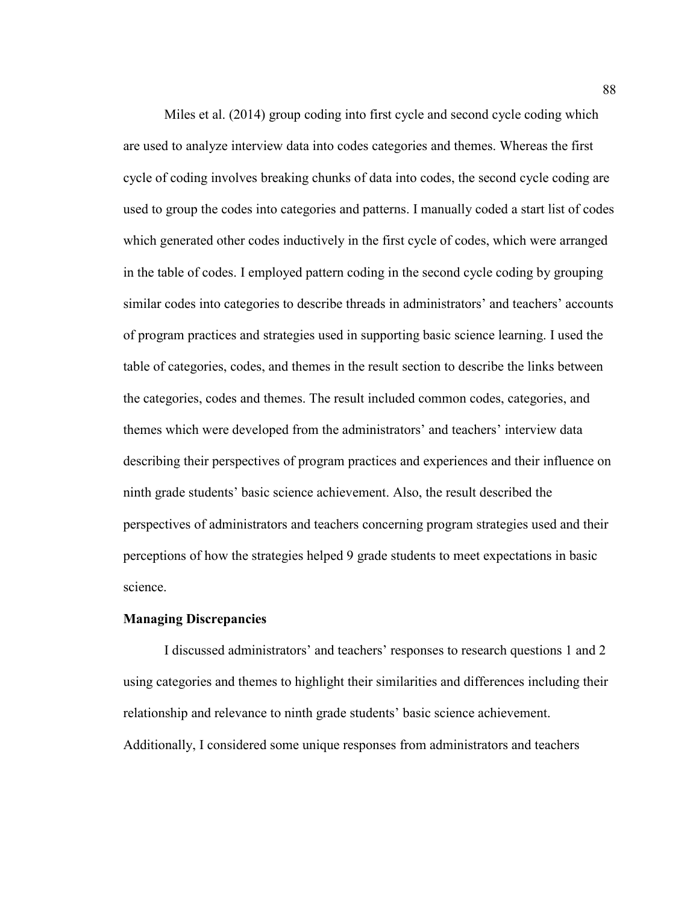Miles et al. (2014) group coding into first cycle and second cycle coding which are used to analyze interview data into codes categories and themes. Whereas the first cycle of coding involves breaking chunks of data into codes, the second cycle coding are used to group the codes into categories and patterns. I manually coded a start list of codes which generated other codes inductively in the first cycle of codes, which were arranged in the table of codes. I employed pattern coding in the second cycle coding by grouping similar codes into categories to describe threads in administrators' and teachers' accounts of program practices and strategies used in supporting basic science learning. I used the table of categories, codes, and themes in the result section to describe the links between the categories, codes and themes. The result included common codes, categories, and themes which were developed from the administrators' and teachers' interview data describing their perspectives of program practices and experiences and their influence on ninth grade students' basic science achievement. Also, the result described the perspectives of administrators and teachers concerning program strategies used and their perceptions of how the strategies helped 9 grade students to meet expectations in basic science.

**Managing Discrepancies**

I discussed administrators' and teachers' responses to research questions 1 and 2 using categories and themes to highlight their similarities and differences including their relationship and relevance to ninth grade students' basic science achievement. Additionally, I considered some unique responses from administrators and teachers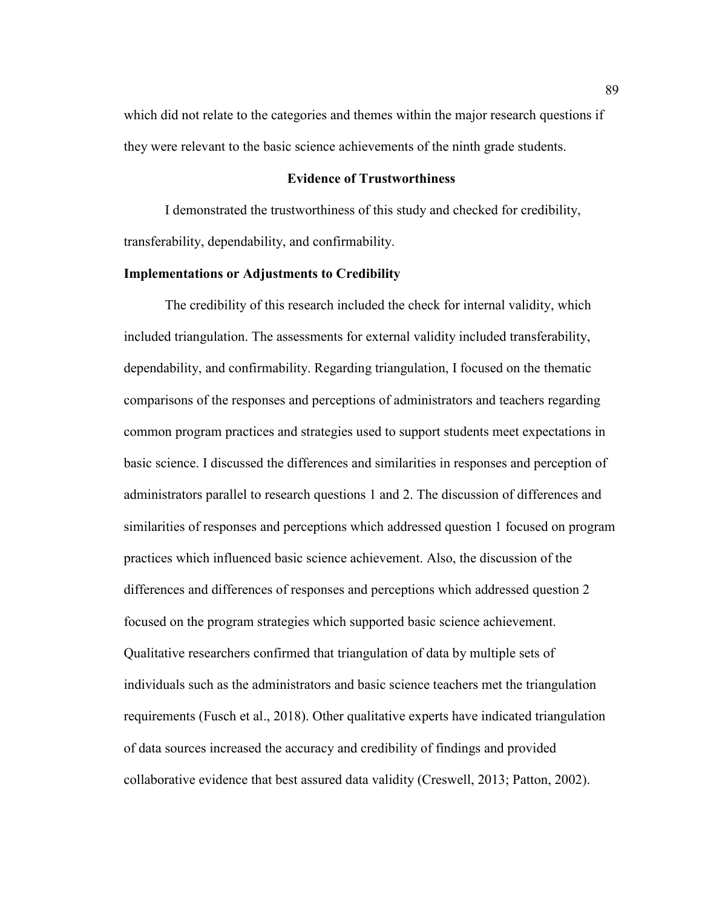which did not relate to the categories and themes within the major research questions if they were relevant to the basic science achievements of the ninth grade students.

## Evidence of Trustworthiness

I demonstrated the trustworthiness of this study and checked for credibility, transferability, dependability, and confirmability.

### Implementations or Adjustments to Credibility

The credibility of this research included the check for internal validity, which included triangulation. The assessments for external validity included transferability, dependability, and confirmability. Regarding triangulation, I focused on the thematic comparisons of the responses and perceptions of administrators and teachers regarding common program practices and strategies used to support students meet expectations in basic science. I discussed the differences and similarities in responses and perception of administrators parallel to research questions 1 and 2. The discussion of differences and similarities of responses and perceptions which addressed question 1 focused on program practices which influenced basic science achievement. Also, the discussion of the differences and differences of responses and perceptions which addressed question 2 focused on the program strategies which supported basic science achievement. Qualitative researchers confirmed that triangulation of data by multiple sets of individuals such as the administrators and basic science teachers met the triangulation requirements (Fusch et al., 2018). Other qualitative experts have indicated triangulation of data sources increased the accuracy and credibility of findings and provided collaborative evidence that best assured data validity (Creswell, 2013; Patton, 2002).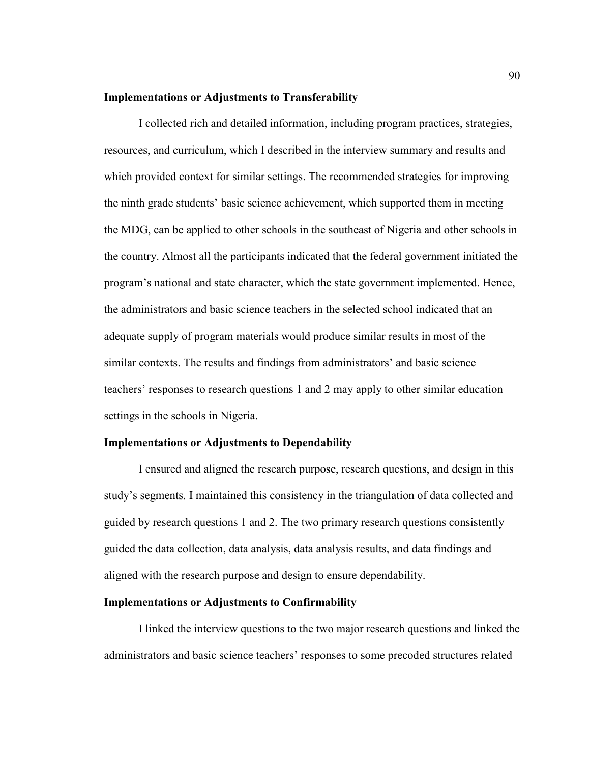### Implementations or Adjustments to Transferability

I collected rich and detailed information, including program practices, strategies, resources, and curriculum, which I described in the interview summary and results and which provided context for similar settings. The recommended strategies for improving the ninth grade students' basic science achievement, which supported them in meeting the MDG, can be applied to other schools in the southeast of Nigeria and other schools in the country. Almost all the participants indicated that the federal government initiated the program's national and state character, which the state government implemented. Hence, the administrators and basic science teachers in the selected school indicated that an adequate supply of program materials would produce similar results in most of the similar contexts. The results and findings from administrators' and basic science teachers' responses to research questions 1 and 2 may apply to other similar education settings in the schools in Nigeria.

### Implementations or Adjustments to Dependability

I ensured and aligned the research purpose, research questions, and design in this study's segments. I maintained this consistency in the triangulation of data collected and guided by research questions 1 and 2. The two primary research questions consistently guided the data collection, data analysis, data analysis results, and data findings and aligned with the research purpose and design to ensure dependability.

### Implementations or Adjustments to Confirmability

I linked the interview questions to the two major research questions and linked the administrators and basic science teachers' responses to some precoded structures related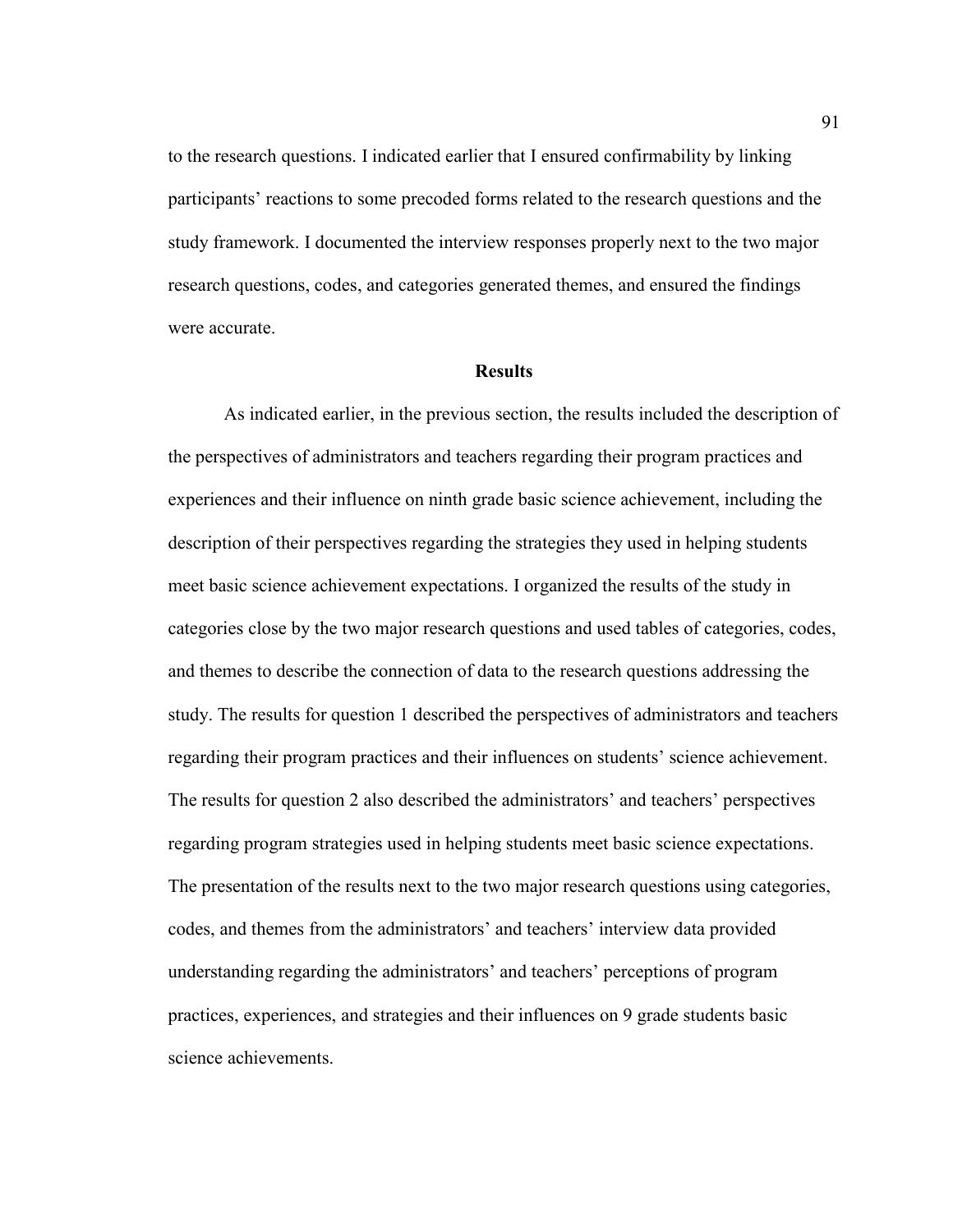to the research questions. I indicated earlier that I ensured confirmability by linking participants' reactions to some precoded forms related to the research questions and the study framework. I documented the interview responses properly next to the two major research questions, codes, and categories generated themes, and ensured the findings were accurate.

## Results

As indicated earlier, in the previous section, the results included the description of the perspectives of administrators and teachers regarding their program practices and experiences and their influence on ninth grade basic science achievement, including the description of their perspectives regarding the strategies they used in helping students meet basic science achievement expectations. I organized the results of the study in categories close by the two major research questions and used tables of categories, codes, and themes to describe the connection of data to the research questions addressing the study. The results for question 1 described the perspectives of administrators and teachers regarding their program practices and their influences on students' science achievement. The results for question 2 also described the administrators' and teachers' perspectives regarding program strategies used in helping students meet basic science expectations. The presentation of the results next to the two major research questions using categories, codes, and themes from the administrators' and teachers' interview data provided understanding regarding the administrators' and teachers' perceptions of program practices, experiences, and strategies and their influences on 9 grade students basic science achievements.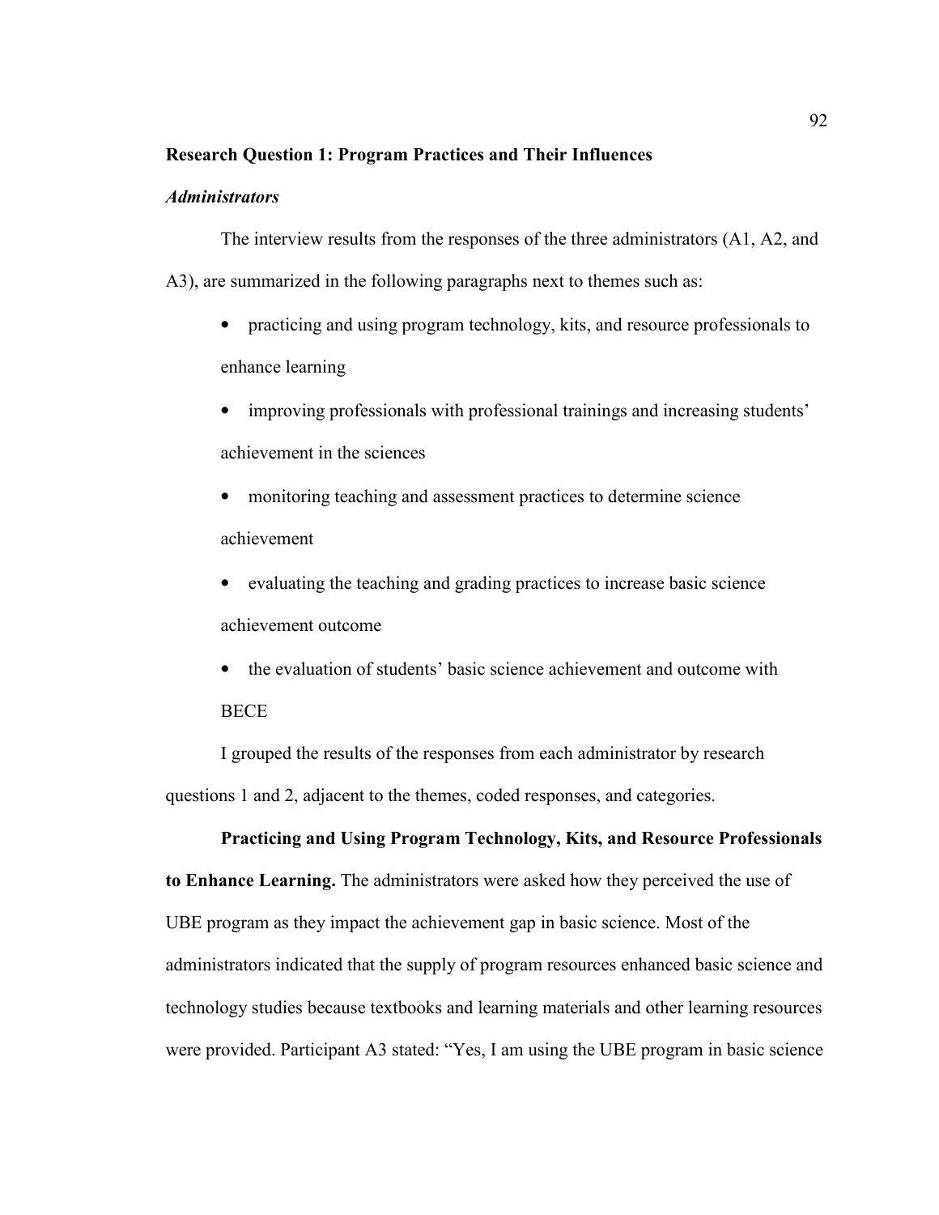### Research Question 1: Program Practices and Their Influences

#### *Administrators*

The interview results from the responses of the three administrators (A1, A2, and A3), are summarized in the following paragraphs next to themes such as:

- practicing and using program technology, kits, and resource professionals to enhance learning
- improving professionals with professional trainings and increasing students' achievement in the sciences
- monitoring teaching and assessment practices to determine science achievement
- evaluating the teaching and grading practices to increase basic science achievement outcome
- the evaluation of students' basic science achievement and outcome with BECE

I grouped the results of the responses from each administrator by research questions 1 and 2, adjacent to the themes, coded responses, and categories.

**Practicing and Using Program Technology, Kits, and Resource Professionals to Enhance Learning.** The administrators were asked how they perceived the use of UBE program as they impact the achievement gap in basic science. Most of the administrators indicated that the supply of program resources enhanced basic science and technology studies because textbooks and learning materials and other learning resources were provided. Participant A3 stated: "Yes, I am using the UBE program in basic science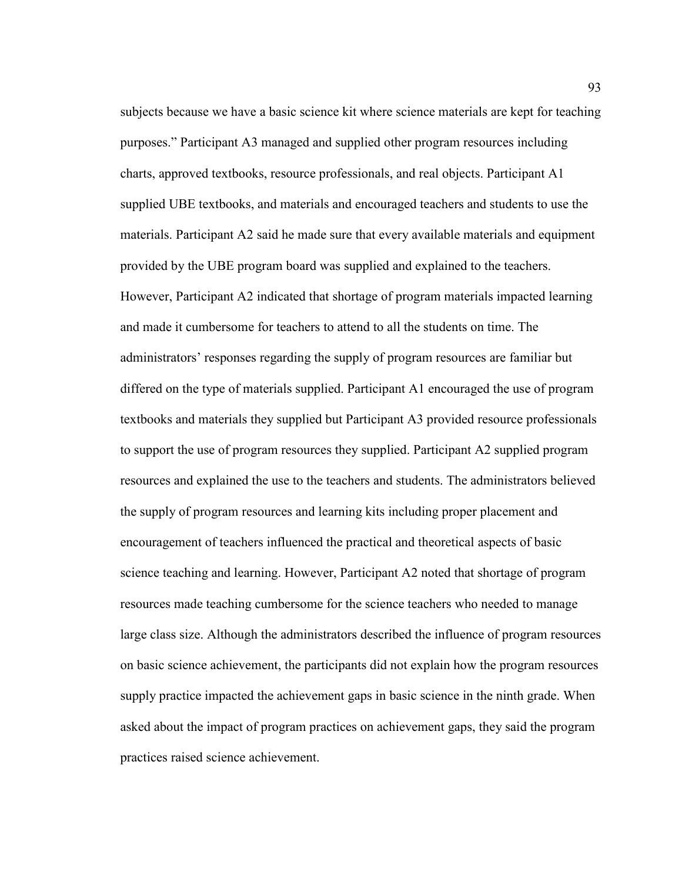subjects because we have a basic science kit where science materials are kept for teaching purposes." Participant A3 managed and supplied other program resources including charts, approved textbooks, resource professionals, and real objects. Participant A1 supplied UBE textbooks, and materials and encouraged teachers and students to use the materials. Participant A2 said he made sure that every available materials and equipment provided by the UBE program board was supplied and explained to the teachers. However, Participant A2 indicated that shortage of program materials impacted learning and made it cumbersome for teachers to attend to all the students on time. The administrators' responses regarding the supply of program resources are familiar but differed on the type of materials supplied. Participant A1 encouraged the use of program textbooks and materials they supplied but Participant A3 provided resource professionals to support the use of program resources they supplied. Participant A2 supplied program resources and explained the use to the teachers and students. The administrators believed the supply of program resources and learning kits including proper placement and encouragement of teachers influenced the practical and theoretical aspects of basic science teaching and learning. However, Participant A2 noted that shortage of program resources made teaching cumbersome for the science teachers who needed to manage large class size. Although the administrators described the influence of program resources on basic science achievement, the participants did not explain how the program resources supply practice impacted the achievement gaps in basic science in the ninth grade. When asked about the impact of program practices on achievement gaps, they said the program practices raised science achievement.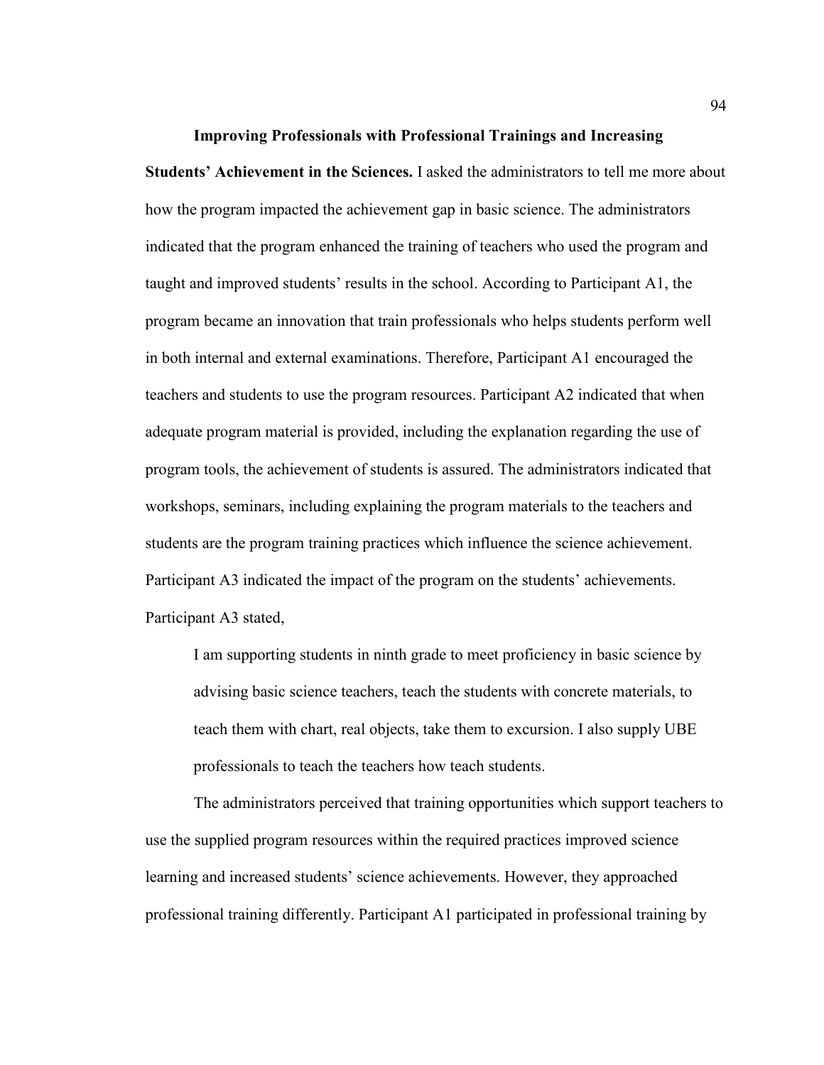**Improving Professionals with Professional Trainings and Increasing Students' Achievement in the Sciences.** I asked the administrators to tell me more about how the program impacted the achievement gap in basic science. The administrators indicated that the program enhanced the training of teachers who used the program and taught and improved students' results in the school. According to Participant A1, the program became an innovation that train professionals who helps students perform well in both internal and external examinations. Therefore, Participant A1 encouraged the teachers and students to use the program resources. Participant A2 indicated that when adequate program material is provided, including the explanation regarding the use of program tools, the achievement of students is assured. The administrators indicated that workshops, seminars, including explaining the program materials to the teachers and students are the program training practices which influence the science achievement. Participant A3 indicated the impact of the program on the students' achievements. Participant A3 stated,

> I am supporting students in ninth grade to meet proficiency in basic science by advising basic science teachers, teach the students with concrete materials, to teach them with chart, real objects, take them to excursion. I also supply UBE professionals to teach the teachers how teach students.

The administrators perceived that training opportunities which support teachers to use the supplied program resources within the required practices improved science learning and increased students' science achievements. However, they approached professional training differently. Participant A1 participated in professional training by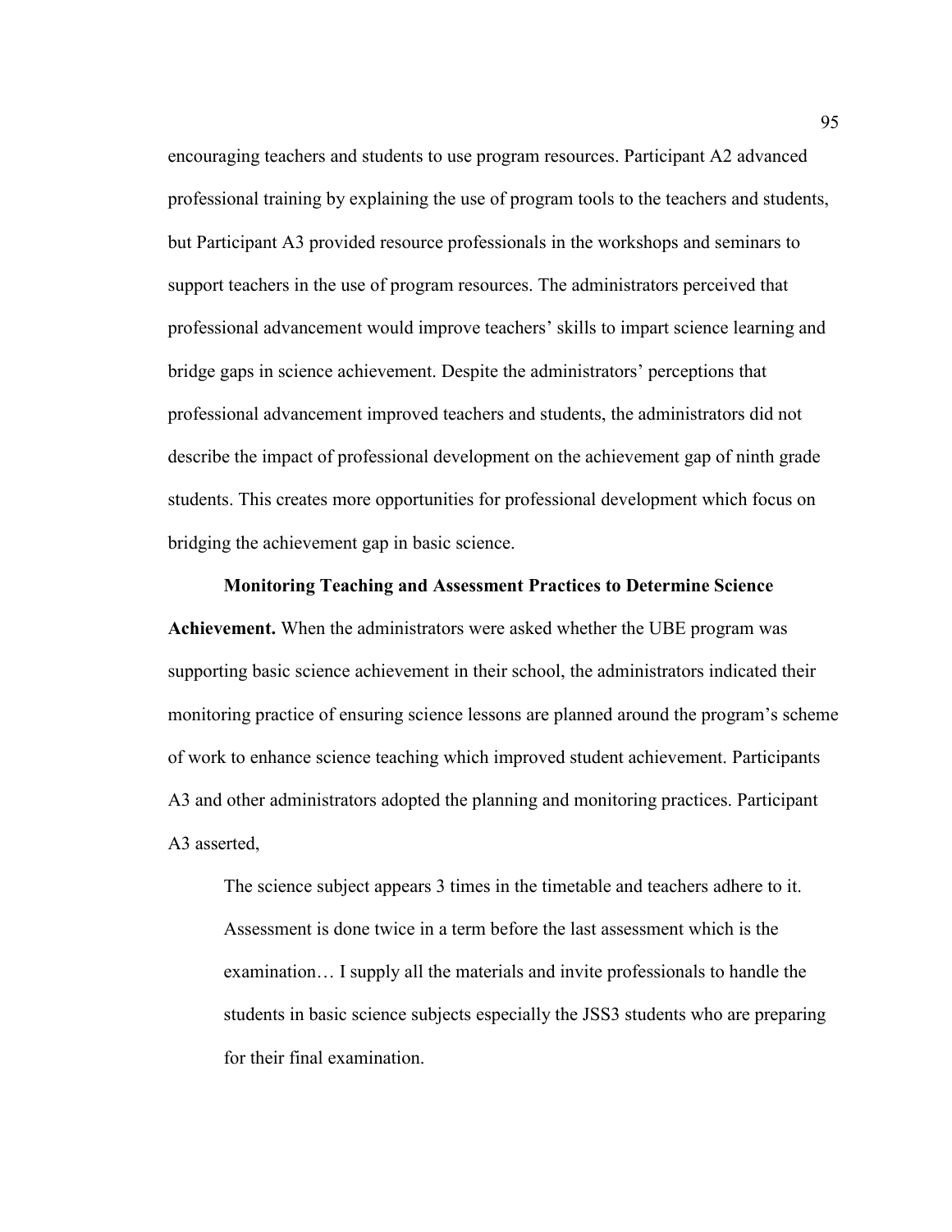encouraging teachers and students to use program resources. Participant A2 advanced professional training by explaining the use of program tools to the teachers and students, but Participant A3 provided resource professionals in the workshops and seminars to support teachers in the use of program resources. The administrators perceived that professional advancement would improve teachers' skills to impart science learning and bridge gaps in science achievement. Despite the administrators' perceptions that professional advancement improved teachers and students, the administrators did not describe the impact of professional development on the achievement gap of ninth grade students. This creates more opportunities for professional development which focus on bridging the achievement gap in basic science.

**Monitoring Teaching and Assessment Practices to Determine Science Achievement.** When the administrators were asked whether the UBE program was supporting basic science achievement in their school, the administrators indicated their monitoring practice of ensuring science lessons are planned around the program's scheme of work to enhance science teaching which improved student achievement. Participants A3 and other administrators adopted the planning and monitoring practices. Participant A3 asserted,

> The science subject appears 3 times in the timetable and teachers adhere to it. Assessment is done twice in a term before the last assessment which is the examination… I supply all the materials and invite professionals to handle the students in basic science subjects especially the JSS3 students who are preparing for their final examination.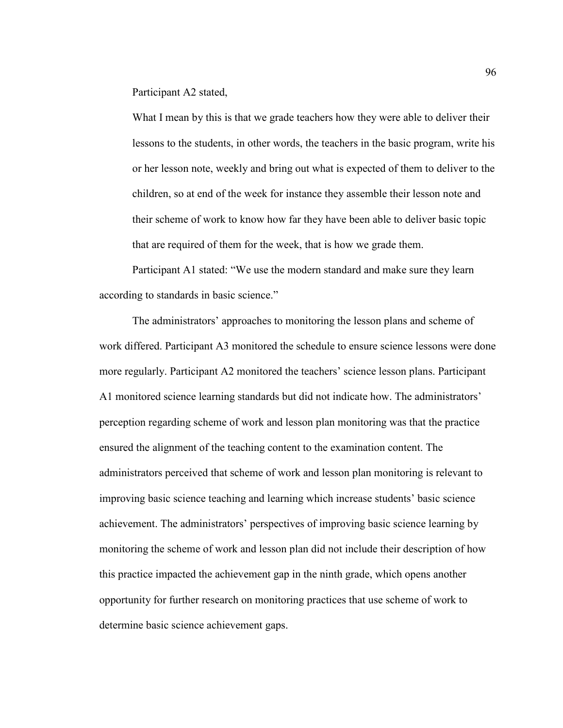Participant A2 stated,

> What I mean by this is that we grade teachers how they were able to deliver their lessons to the students, in other words, the teachers in the basic program, write his or her lesson note, weekly and bring out what is expected of them to deliver to the children, so at end of the week for instance they assemble their lesson note and their scheme of work to know how far they have been able to deliver basic topic that are required of them for the week, that is how we grade them.

Participant A1 stated: "We use the modern standard and make sure they learn according to standards in basic science."

The administrators' approaches to monitoring the lesson plans and scheme of work differed. Participant A3 monitored the schedule to ensure science lessons were done more regularly. Participant A2 monitored the teachers' science lesson plans. Participant A1 monitored science learning standards but did not indicate how. The administrators' perception regarding scheme of work and lesson plan monitoring was that the practice ensured the alignment of the teaching content to the examination content. The administrators perceived that scheme of work and lesson plan monitoring is relevant to improving basic science teaching and learning which increase students' basic science achievement. The administrators' perspectives of improving basic science learning by monitoring the scheme of work and lesson plan did not include their description of how this practice impacted the achievement gap in the ninth grade, which opens another opportunity for further research on monitoring practices that use scheme of work to determine basic science achievement gaps.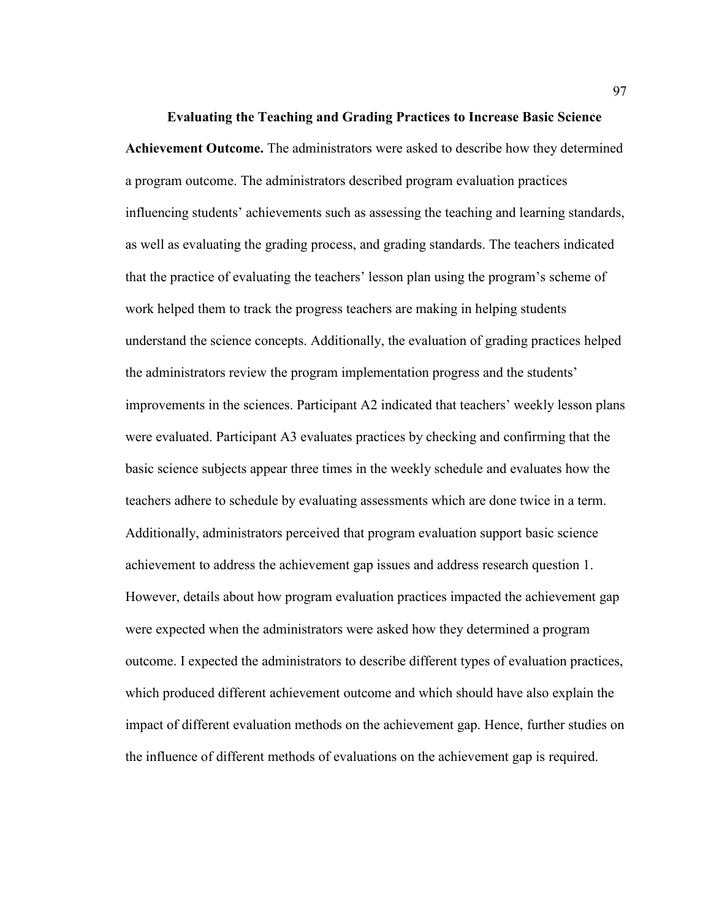**Evaluating the Teaching and Grading Practices to Increase Basic Science Achievement Outcome.** The administrators were asked to describe how they determined a program outcome. The administrators described program evaluation practices influencing students' achievements such as assessing the teaching and learning standards, as well as evaluating the grading process, and grading standards. The teachers indicated that the practice of evaluating the teachers' lesson plan using the program's scheme of work helped them to track the progress teachers are making in helping students understand the science concepts. Additionally, the evaluation of grading practices helped the administrators review the program implementation progress and the students' improvements in the sciences. Participant A2 indicated that teachers' weekly lesson plans were evaluated. Participant A3 evaluates practices by checking and confirming that the basic science subjects appear three times in the weekly schedule and evaluates how the teachers adhere to schedule by evaluating assessments which are done twice in a term. Additionally, administrators perceived that program evaluation support basic science achievement to address the achievement gap issues and address research question 1. However, details about how program evaluation practices impacted the achievement gap were expected when the administrators were asked how they determined a program outcome. I expected the administrators to describe different types of evaluation practices, which produced different achievement outcome and which should have also explain the impact of different evaluation methods on the achievement gap. Hence, further studies on the influence of different methods of evaluations on the achievement gap is required.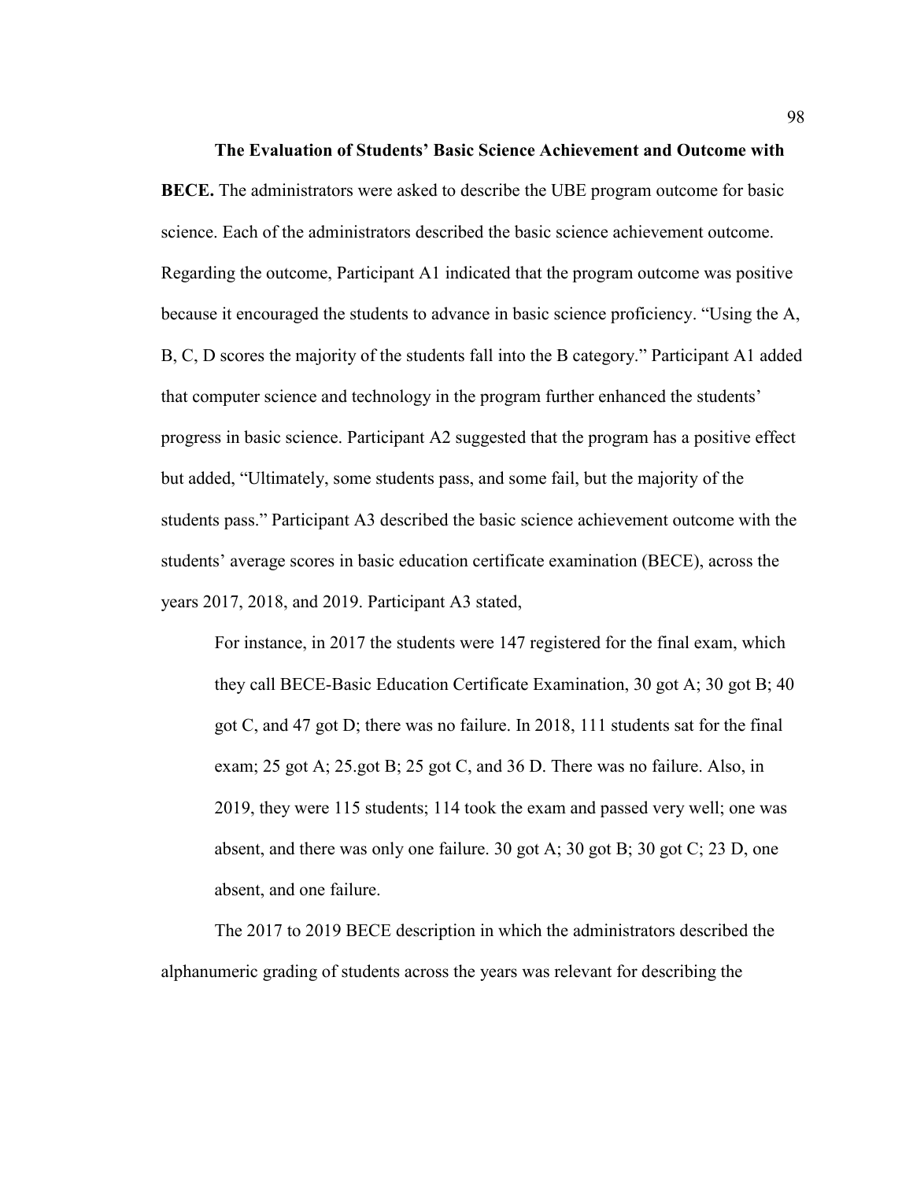**The Evaluation of Students' Basic Science Achievement and Outcome with BECE.** The administrators were asked to describe the UBE program outcome for basic science. Each of the administrators described the basic science achievement outcome. Regarding the outcome, Participant A1 indicated that the program outcome was positive because it encouraged the students to advance in basic science proficiency. "Using the A, B, C, D scores the majority of the students fall into the B category." Participant A1 added that computer science and technology in the program further enhanced the students' progress in basic science. Participant A2 suggested that the program has a positive effect but added, "Ultimately, some students pass, and some fail, but the majority of the students pass." Participant A3 described the basic science achievement outcome with the students' average scores in basic education certificate examination (BECE), across the years 2017, 2018, and 2019. Participant A3 stated,

> For instance, in 2017 the students were 147 registered for the final exam, which they call BECE-Basic Education Certificate Examination, 30 got A; 30 got B; 40 got C, and 47 got D; there was no failure. In 2018, 111 students sat for the final exam; 25 got A; 25.got B; 25 got C, and 36 D. There was no failure. Also, in 2019, they were 115 students; 114 took the exam and passed very well; one was absent, and there was only one failure. 30 got A; 30 got B; 30 got C; 23 D, one absent, and one failure.

The 2017 to 2019 BECE description in which the administrators described the alphanumeric grading of students across the years was relevant for describing the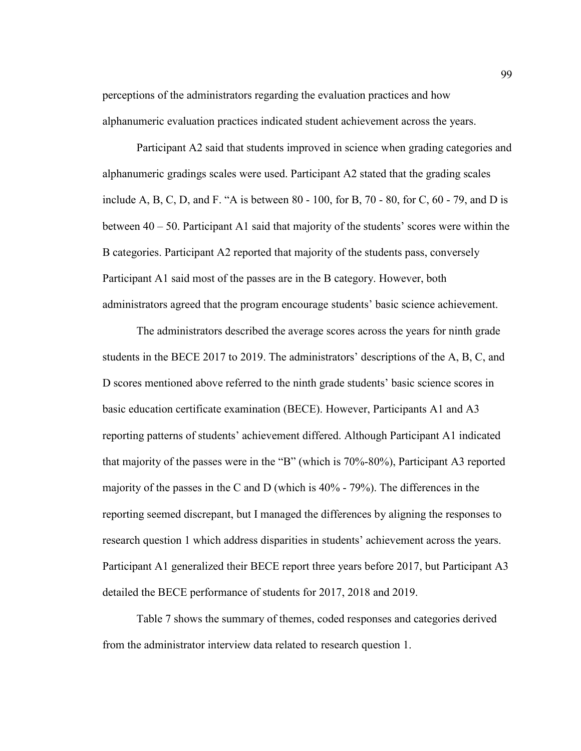perceptions of the administrators regarding the evaluation practices and how alphanumeric evaluation practices indicated student achievement across the years.

Participant A2 said that students improved in science when grading categories and alphanumeric gradings scales were used. Participant A2 stated that the grading scales include A, B, C, D, and F. "A is between 80 - 100, for B, 70 - 80, for C, 60 - 79, and D is between 40 – 50. Participant A1 said that majority of the students' scores were within the B categories. Participant A2 reported that majority of the students pass, conversely Participant A1 said most of the passes are in the B category. However, both administrators agreed that the program encourage students' basic science achievement.

The administrators described the average scores across the years for ninth grade students in the BECE 2017 to 2019. The administrators' descriptions of the A, B, C, and D scores mentioned above referred to the ninth grade students' basic science scores in basic education certificate examination (BECE). However, Participants A1 and A3 reporting patterns of students' achievement differed. Although Participant A1 indicated that majority of the passes were in the "B" (which is 70%-80%), Participant A3 reported majority of the passes in the C and D (which is 40% - 79%). The differences in the reporting seemed discrepant, but I managed the differences by aligning the responses to research question 1 which address disparities in students' achievement across the years. Participant A1 generalized their BECE report three years before 2017, but Participant A3 detailed the BECE performance of students for 2017, 2018 and 2019.

Table 7 shows the summary of themes, coded responses and categories derived from the administrator interview data related to research question 1.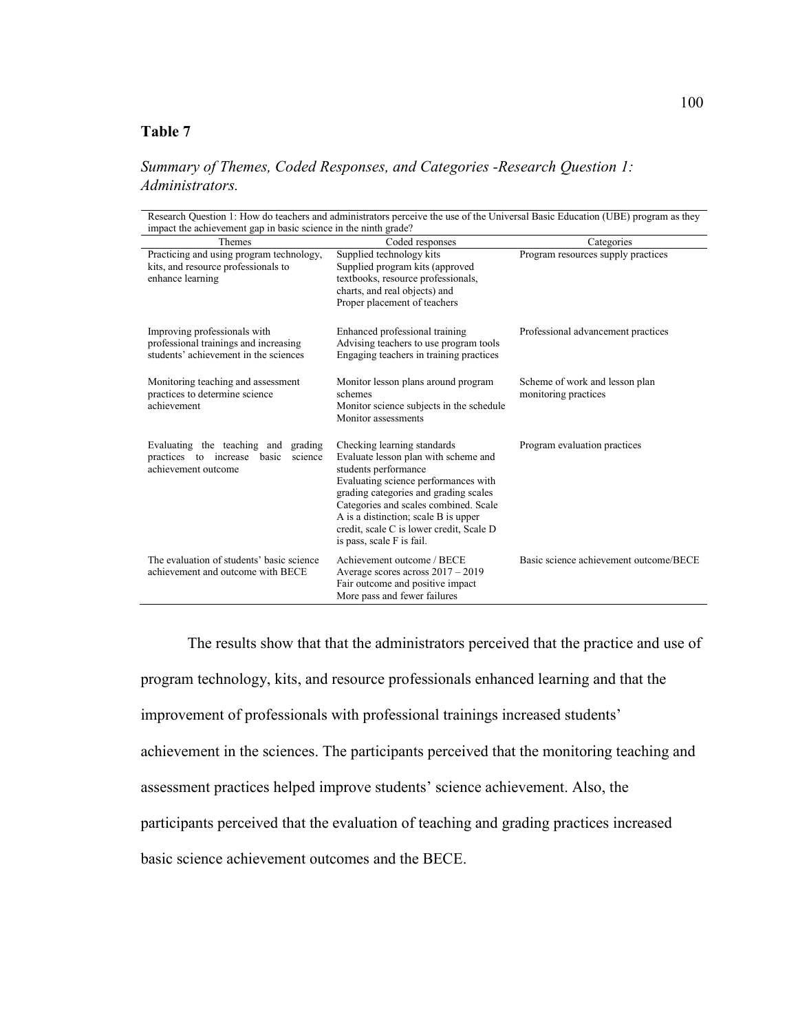**Table 7**

*Summary of Themes, Coded Responses, and Categories -Research Question 1: Administrators.*

| Research Question 1: How do teachers and administrators perceive the use of the Universal Basic Education (UBE) program as they impact the achievement gap in basic science in the ninth grade? | | |
|---|---|---|
| Themes | Coded responses | Categories |
| Practicing and using program technology, kits, and resource professionals to enhance learning | Supplied technology kits<br>Supplied program kits (approved textbooks, resource professionals, charts, and real objects) and<br>Proper placement of teachers | Program resources supply practices |
| Improving professionals with professional trainings and increasing students' achievement in the sciences | Enhanced professional training<br>Advising teachers to use program tools<br>Engaging teachers in training practices | Professional advancement practices |
| Monitoring teaching and assessment practices to determine science achievement | Monitor lesson plans around program schemes<br>Monitor science subjects in the schedule<br>Monitor assessments | Scheme of work and lesson plan monitoring practices |
| Evaluating the teaching and grading practices to increase basic science achievement outcome | Checking learning standards<br>Evaluate lesson plan with scheme and students performance<br>Evaluating science performances with grading categories and grading scales<br>Categories and scales combined. Scale A is a distinction; scale B is upper credit, scale C is lower credit, Scale D is pass, scale F is fail. | Program evaluation practices |
| The evaluation of students' basic science achievement and outcome with BECE | Achievement outcome / BECE<br>Average scores across 2017 – 2019<br>Fair outcome and positive impact<br>More pass and fewer failures | Basic science achievement outcome/BECE |

The results show that that the administrators perceived that the practice and use of program technology, kits, and resource professionals enhanced learning and that the improvement of professionals with professional trainings increased students' achievement in the sciences. The participants perceived that the monitoring teaching and assessment practices helped improve students' science achievement. Also, the participants perceived that the evaluation of teaching and grading practices increased basic science achievement outcomes and the BECE.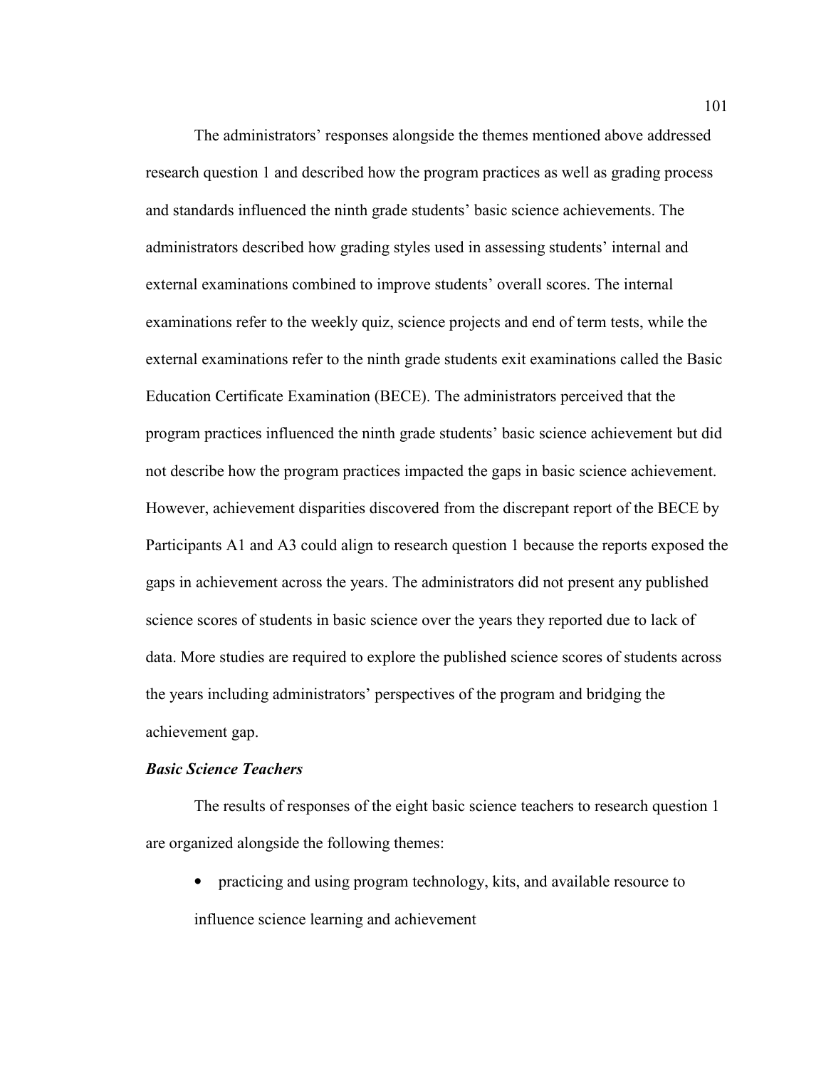The administrators' responses alongside the themes mentioned above addressed research question 1 and described how the program practices as well as grading process and standards influenced the ninth grade students' basic science achievements. The administrators described how grading styles used in assessing students' internal and external examinations combined to improve students' overall scores. The internal examinations refer to the weekly quiz, science projects and end of term tests, while the external examinations refer to the ninth grade students exit examinations called the Basic Education Certificate Examination (BECE). The administrators perceived that the program practices influenced the ninth grade students' basic science achievement but did not describe how the program practices impacted the gaps in basic science achievement. However, achievement disparities discovered from the discrepant report of the BECE by Participants A1 and A3 could align to research question 1 because the reports exposed the gaps in achievement across the years. The administrators did not present any published science scores of students in basic science over the years they reported due to lack of data. More studies are required to explore the published science scores of students across the years including administrators' perspectives of the program and bridging the achievement gap.

### ***Basic Science Teachers***

The results of responses of the eight basic science teachers to research question 1 are organized alongside the following themes:

- practicing and using program technology, kits, and available resource to influence science learning and achievement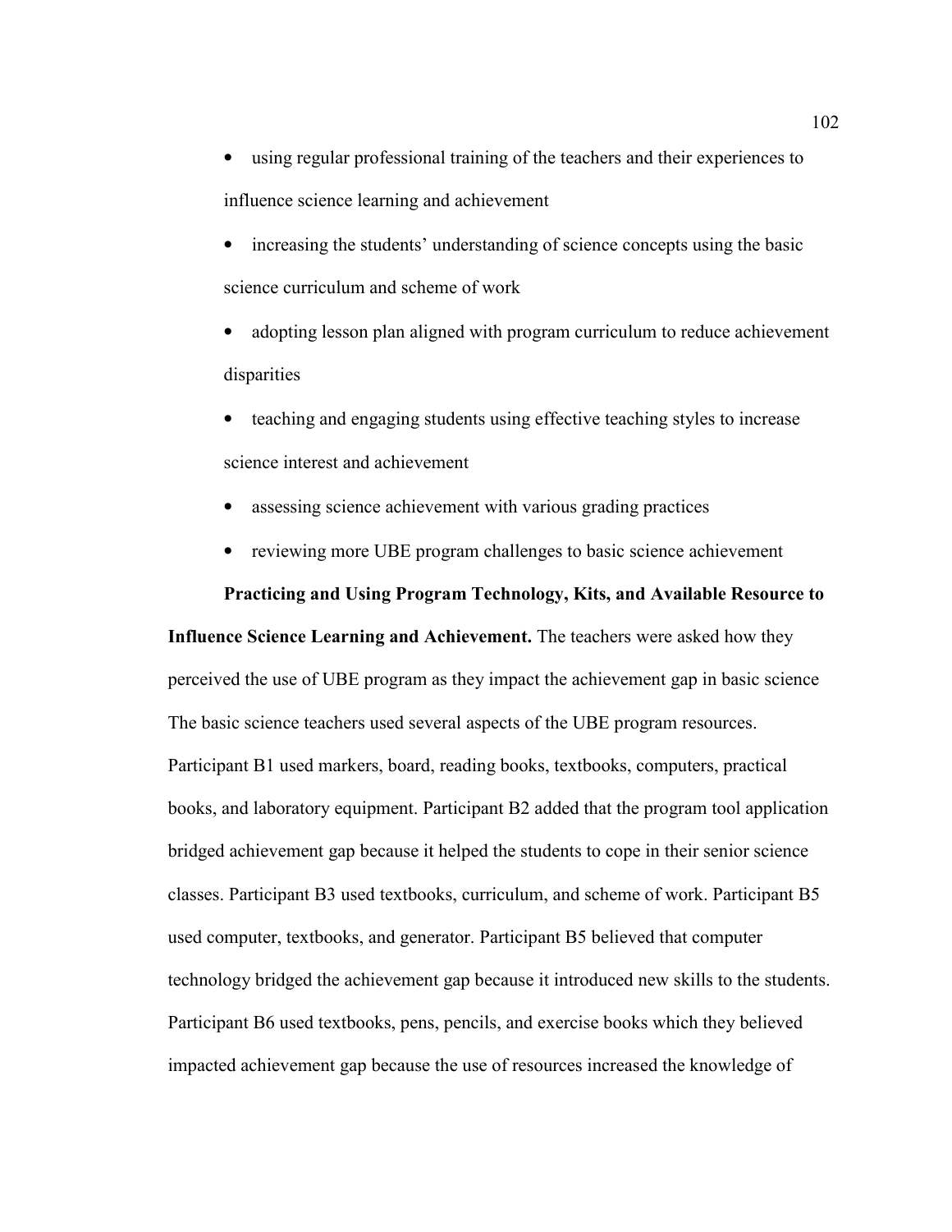- using regular professional training of the teachers and their experiences to influence science learning and achievement
- increasing the students' understanding of science concepts using the basic science curriculum and scheme of work
- adopting lesson plan aligned with program curriculum to reduce achievement disparities
- teaching and engaging students using effective teaching styles to increase science interest and achievement
- assessing science achievement with various grading practices
- reviewing more UBE program challenges to basic science achievement

**Practicing and Using Program Technology, Kits, and Available Resource to Influence Science Learning and Achievement.** The teachers were asked how they perceived the use of UBE program as they impact the achievement gap in basic science The basic science teachers used several aspects of the UBE program resources. Participant B1 used markers, board, reading books, textbooks, computers, practical books, and laboratory equipment. Participant B2 added that the program tool application bridged achievement gap because it helped the students to cope in their senior science classes. Participant B3 used textbooks, curriculum, and scheme of work. Participant B5 used computer, textbooks, and generator. Participant B5 believed that computer technology bridged the achievement gap because it introduced new skills to the students. Participant B6 used textbooks, pens, pencils, and exercise books which they believed impacted achievement gap because the use of resources increased the knowledge of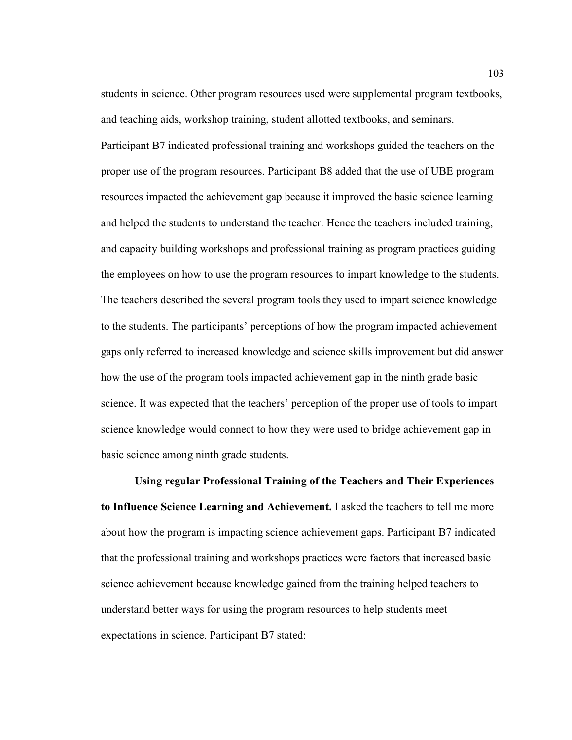students in science. Other program resources used were supplemental program textbooks, and teaching aids, workshop training, student allotted textbooks, and seminars. Participant B7 indicated professional training and workshops guided the teachers on the proper use of the program resources. Participant B8 added that the use of UBE program resources impacted the achievement gap because it improved the basic science learning and helped the students to understand the teacher. Hence the teachers included training, and capacity building workshops and professional training as program practices guiding the employees on how to use the program resources to impart knowledge to the students. The teachers described the several program tools they used to impart science knowledge to the students. The participants' perceptions of how the program impacted achievement gaps only referred to increased knowledge and science skills improvement but did answer how the use of the program tools impacted achievement gap in the ninth grade basic science. It was expected that the teachers' perception of the proper use of tools to impart science knowledge would connect to how they were used to bridge achievement gap in basic science among ninth grade students.

**Using regular Professional Training of the Teachers and Their Experiences to Influence Science Learning and Achievement.** I asked the teachers to tell me more about how the program is impacting science achievement gaps. Participant B7 indicated that the professional training and workshops practices were factors that increased basic science achievement because knowledge gained from the training helped teachers to understand better ways for using the program resources to help students meet expectations in science. Participant B7 stated: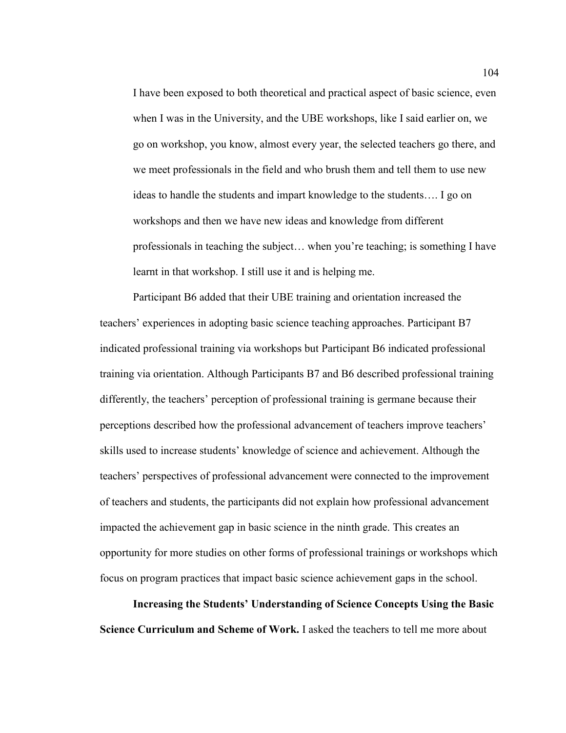> I have been exposed to both theoretical and practical aspect of basic science, even when I was in the University, and the UBE workshops, like I said earlier on, we go on workshop, you know, almost every year, the selected teachers go there, and we meet professionals in the field and who brush them and tell them to use new ideas to handle the students and impart knowledge to the students…. I go on workshops and then we have new ideas and knowledge from different professionals in teaching the subject… when you're teaching; is something I have learnt in that workshop. I still use it and is helping me.

Participant B6 added that their UBE training and orientation increased the teachers' experiences in adopting basic science teaching approaches. Participant B7 indicated professional training via workshops but Participant B6 indicated professional training via orientation. Although Participants B7 and B6 described professional training differently, the teachers' perception of professional training is germane because their perceptions described how the professional advancement of teachers improve teachers' skills used to increase students' knowledge of science and achievement. Although the teachers' perspectives of professional advancement were connected to the improvement of teachers and students, the participants did not explain how professional advancement impacted the achievement gap in basic science in the ninth grade. This creates an opportunity for more studies on other forms of professional trainings or workshops which focus on program practices that impact basic science achievement gaps in the school.

**Increasing the Students' Understanding of Science Concepts Using the Basic Science Curriculum and Scheme of Work.** I asked the teachers to tell me more about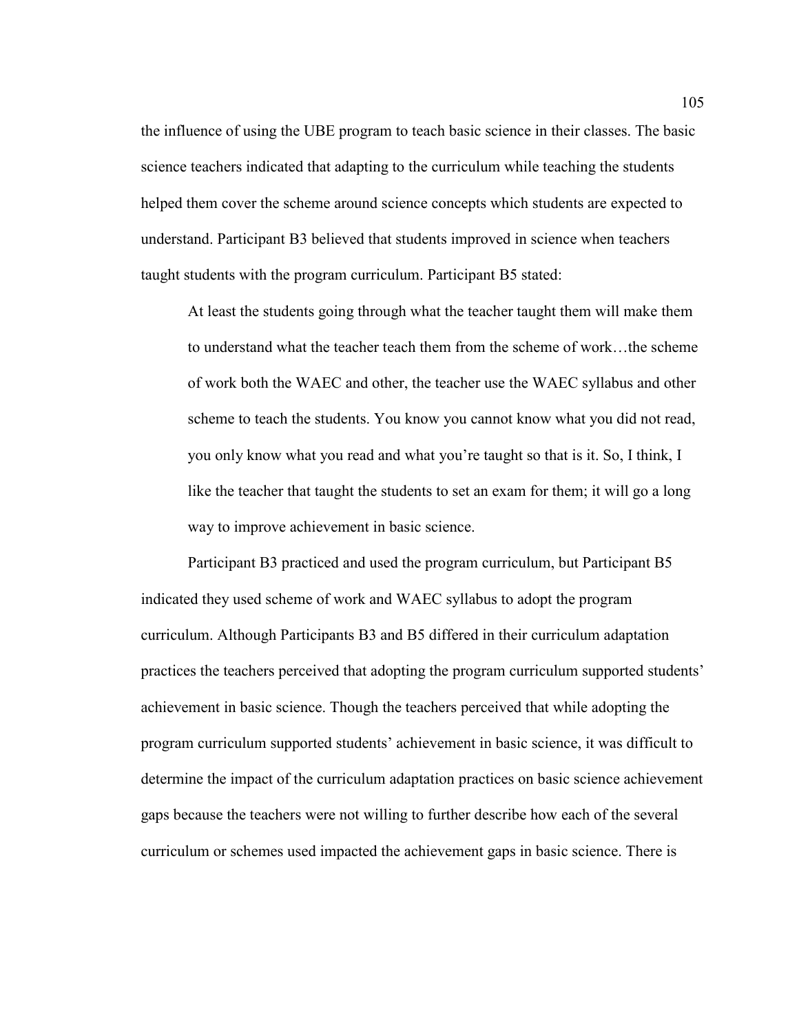the influence of using the UBE program to teach basic science in their classes. The basic science teachers indicated that adapting to the curriculum while teaching the students helped them cover the scheme around science concepts which students are expected to understand. Participant B3 believed that students improved in science when teachers taught students with the program curriculum. Participant B5 stated:

> At least the students going through what the teacher taught them will make them to understand what the teacher teach them from the scheme of work…the scheme of work both the WAEC and other, the teacher use the WAEC syllabus and other scheme to teach the students. You know you cannot know what you did not read, you only know what you read and what you're taught so that is it. So, I think, I like the teacher that taught the students to set an exam for them; it will go a long way to improve achievement in basic science.

Participant B3 practiced and used the program curriculum, but Participant B5 indicated they used scheme of work and WAEC syllabus to adopt the program curriculum. Although Participants B3 and B5 differed in their curriculum adaptation practices the teachers perceived that adopting the program curriculum supported students' achievement in basic science. Though the teachers perceived that while adopting the program curriculum supported students' achievement in basic science, it was difficult to determine the impact of the curriculum adaptation practices on basic science achievement gaps because the teachers were not willing to further describe how each of the several curriculum or schemes used impacted the achievement gaps in basic science. There is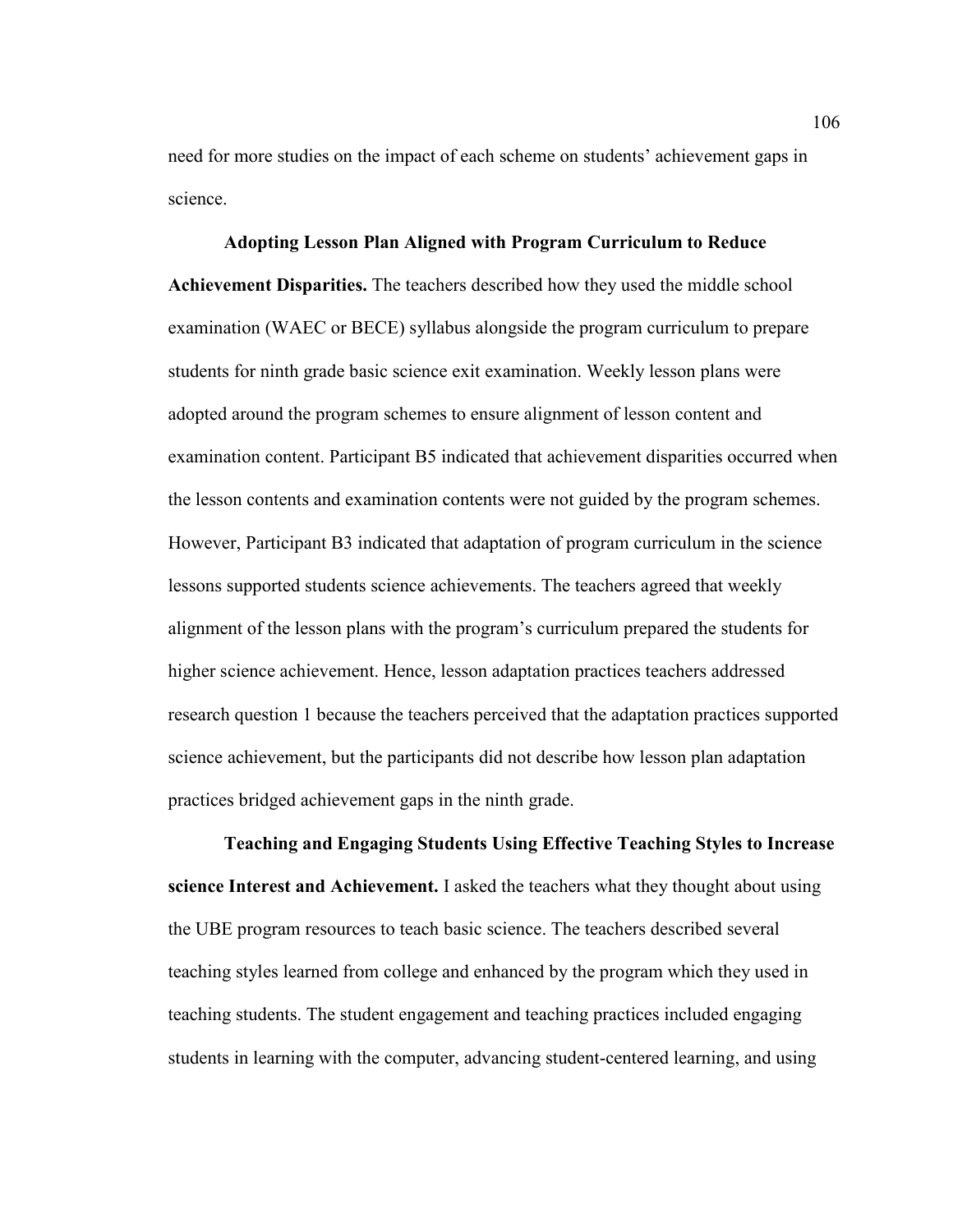need for more studies on the impact of each scheme on students' achievement gaps in science.

**Adopting Lesson Plan Aligned with Program Curriculum to Reduce Achievement Disparities.** The teachers described how they used the middle school examination (WAEC or BECE) syllabus alongside the program curriculum to prepare students for ninth grade basic science exit examination. Weekly lesson plans were adopted around the program schemes to ensure alignment of lesson content and examination content. Participant B5 indicated that achievement disparities occurred when the lesson contents and examination contents were not guided by the program schemes. However, Participant B3 indicated that adaptation of program curriculum in the science lessons supported students science achievements. The teachers agreed that weekly alignment of the lesson plans with the program's curriculum prepared the students for higher science achievement. Hence, lesson adaptation practices teachers addressed research question 1 because the teachers perceived that the adaptation practices supported science achievement, but the participants did not describe how lesson plan adaptation practices bridged achievement gaps in the ninth grade.

**Teaching and Engaging Students Using Effective Teaching Styles to Increase science Interest and Achievement.** I asked the teachers what they thought about using the UBE program resources to teach basic science. The teachers described several teaching styles learned from college and enhanced by the program which they used in teaching students. The student engagement and teaching practices included engaging students in learning with the computer, advancing student-centered learning, and using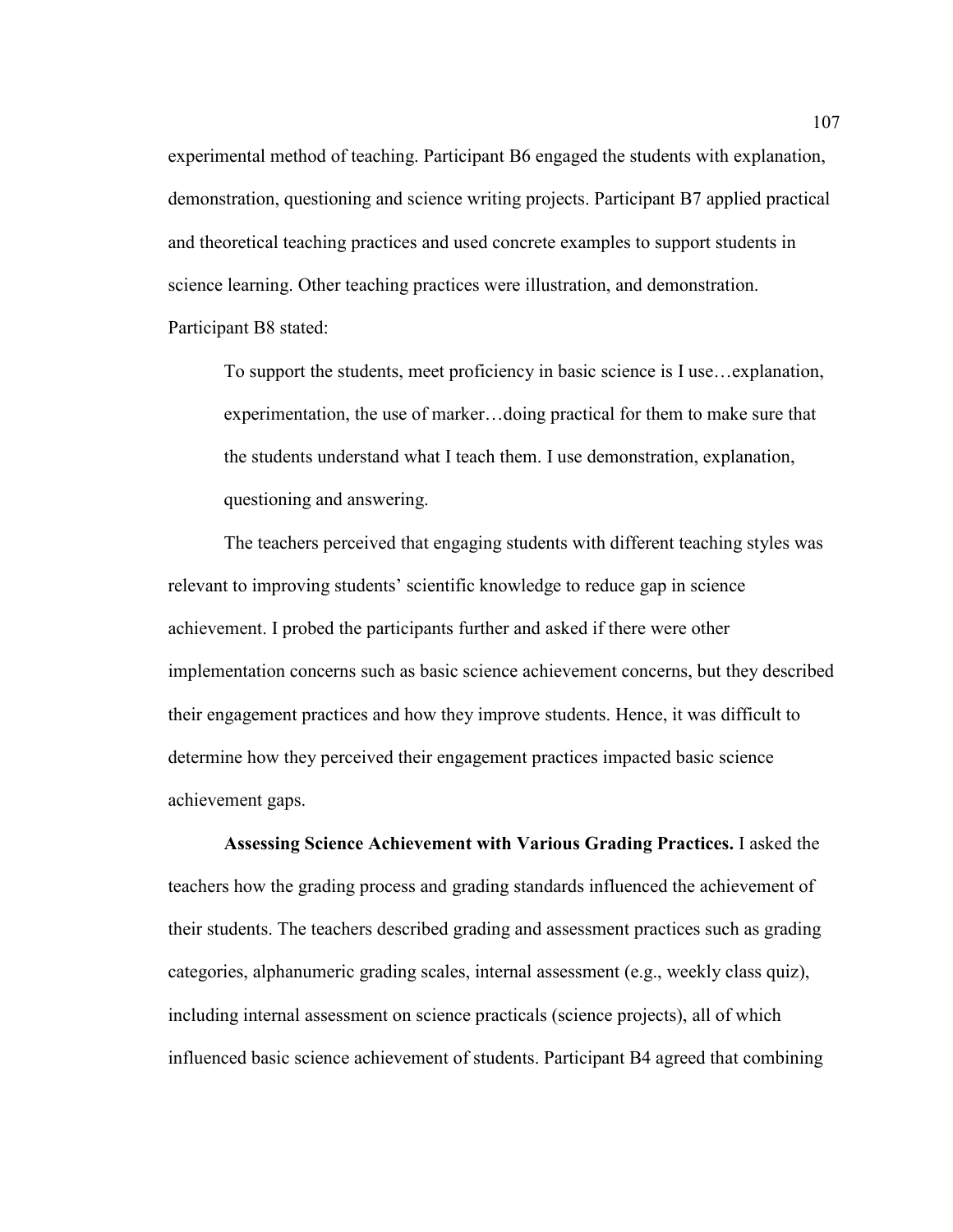experimental method of teaching. Participant B6 engaged the students with explanation, demonstration, questioning and science writing projects. Participant B7 applied practical and theoretical teaching practices and used concrete examples to support students in science learning. Other teaching practices were illustration, and demonstration. Participant B8 stated:

> To support the students, meet proficiency in basic science is I use…explanation, experimentation, the use of marker…doing practical for them to make sure that the students understand what I teach them. I use demonstration, explanation, questioning and answering.

The teachers perceived that engaging students with different teaching styles was relevant to improving students' scientific knowledge to reduce gap in science achievement. I probed the participants further and asked if there were other implementation concerns such as basic science achievement concerns, but they described their engagement practices and how they improve students. Hence, it was difficult to determine how they perceived their engagement practices impacted basic science achievement gaps.

**Assessing Science Achievement with Various Grading Practices.** I asked the teachers how the grading process and grading standards influenced the achievement of their students. The teachers described grading and assessment practices such as grading categories, alphanumeric grading scales, internal assessment (e.g., weekly class quiz), including internal assessment on science practicals (science projects), all of which influenced basic science achievement of students. Participant B4 agreed that combining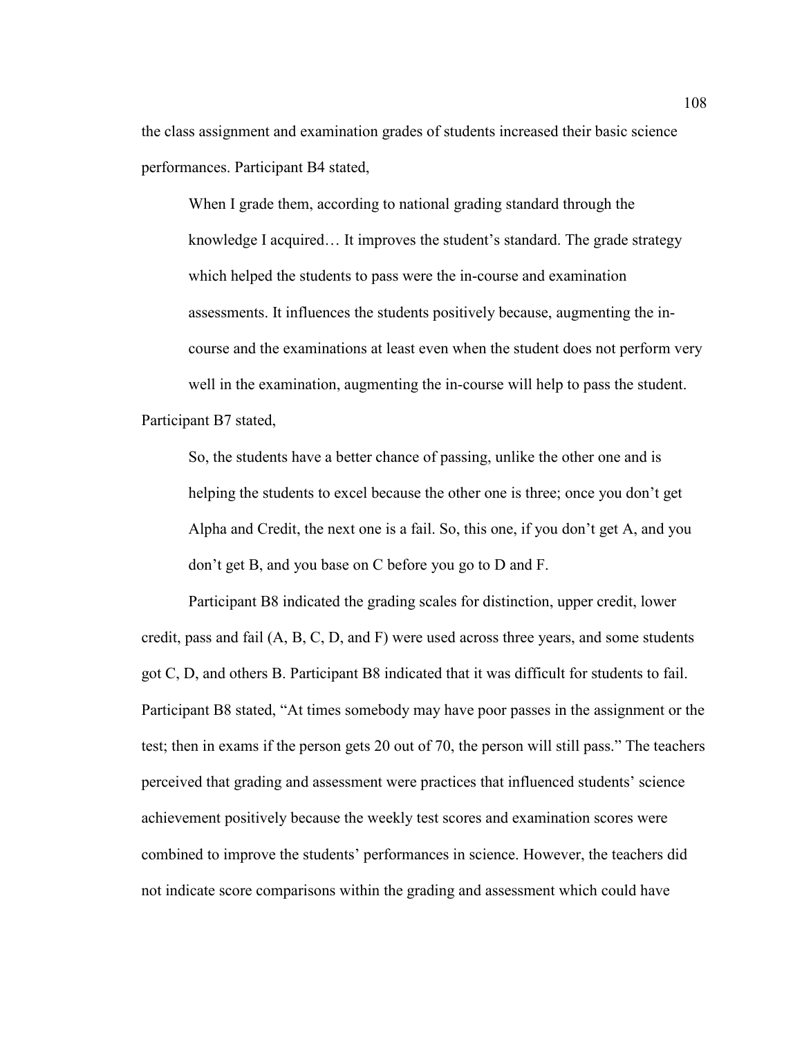the class assignment and examination grades of students increased their basic science performances. Participant B4 stated,

> When I grade them, according to national grading standard through the knowledge I acquired… It improves the student's standard. The grade strategy which helped the students to pass were the in-course and examination assessments. It influences the students positively because, augmenting the in-course and the examinations at least even when the student does not perform very well in the examination, augmenting the in-course will help to pass the student.

Participant B7 stated,

> So, the students have a better chance of passing, unlike the other one and is helping the students to excel because the other one is three; once you don't get Alpha and Credit, the next one is a fail. So, this one, if you don't get A, and you don't get B, and you base on C before you go to D and F.

Participant B8 indicated the grading scales for distinction, upper credit, lower credit, pass and fail (A, B, C, D, and F) were used across three years, and some students got C, D, and others B. Participant B8 indicated that it was difficult for students to fail. Participant B8 stated, "At times somebody may have poor passes in the assignment or the test; then in exams if the person gets 20 out of 70, the person will still pass." The teachers perceived that grading and assessment were practices that influenced students' science achievement positively because the weekly test scores and examination scores were combined to improve the students' performances in science. However, the teachers did not indicate score comparisons within the grading and assessment which could have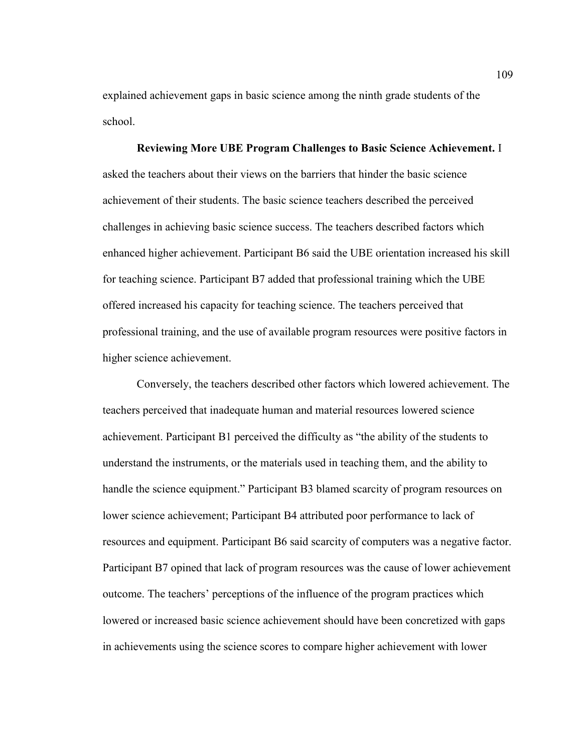explained achievement gaps in basic science among the ninth grade students of the school.

**Reviewing More UBE Program Challenges to Basic Science Achievement.** I asked the teachers about their views on the barriers that hinder the basic science achievement of their students. The basic science teachers described the perceived challenges in achieving basic science success. The teachers described factors which enhanced higher achievement. Participant B6 said the UBE orientation increased his skill for teaching science. Participant B7 added that professional training which the UBE offered increased his capacity for teaching science. The teachers perceived that professional training, and the use of available program resources were positive factors in higher science achievement.

Conversely, the teachers described other factors which lowered achievement. The teachers perceived that inadequate human and material resources lowered science achievement. Participant B1 perceived the difficulty as "the ability of the students to understand the instruments, or the materials used in teaching them, and the ability to handle the science equipment." Participant B3 blamed scarcity of program resources on lower science achievement; Participant B4 attributed poor performance to lack of resources and equipment. Participant B6 said scarcity of computers was a negative factor. Participant B7 opined that lack of program resources was the cause of lower achievement outcome. The teachers' perceptions of the influence of the program practices which lowered or increased basic science achievement should have been concretized with gaps in achievements using the science scores to compare higher achievement with lower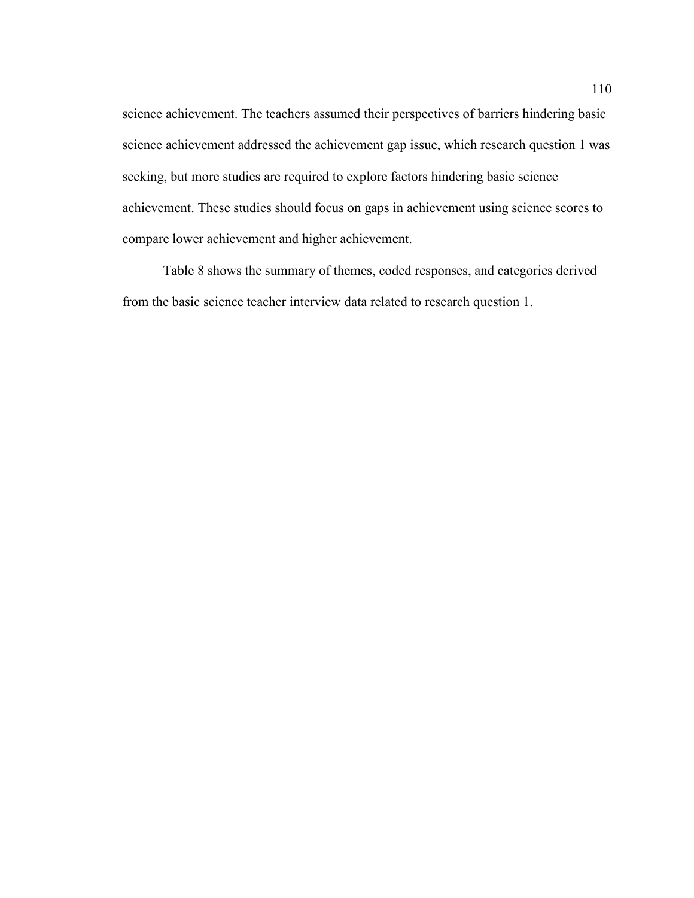science achievement. The teachers assumed their perspectives of barriers hindering basic science achievement addressed the achievement gap issue, which research question 1 was seeking, but more studies are required to explore factors hindering basic science achievement. These studies should focus on gaps in achievement using science scores to compare lower achievement and higher achievement.

Table 8 shows the summary of themes, coded responses, and categories derived from the basic science teacher interview data related to research question 1.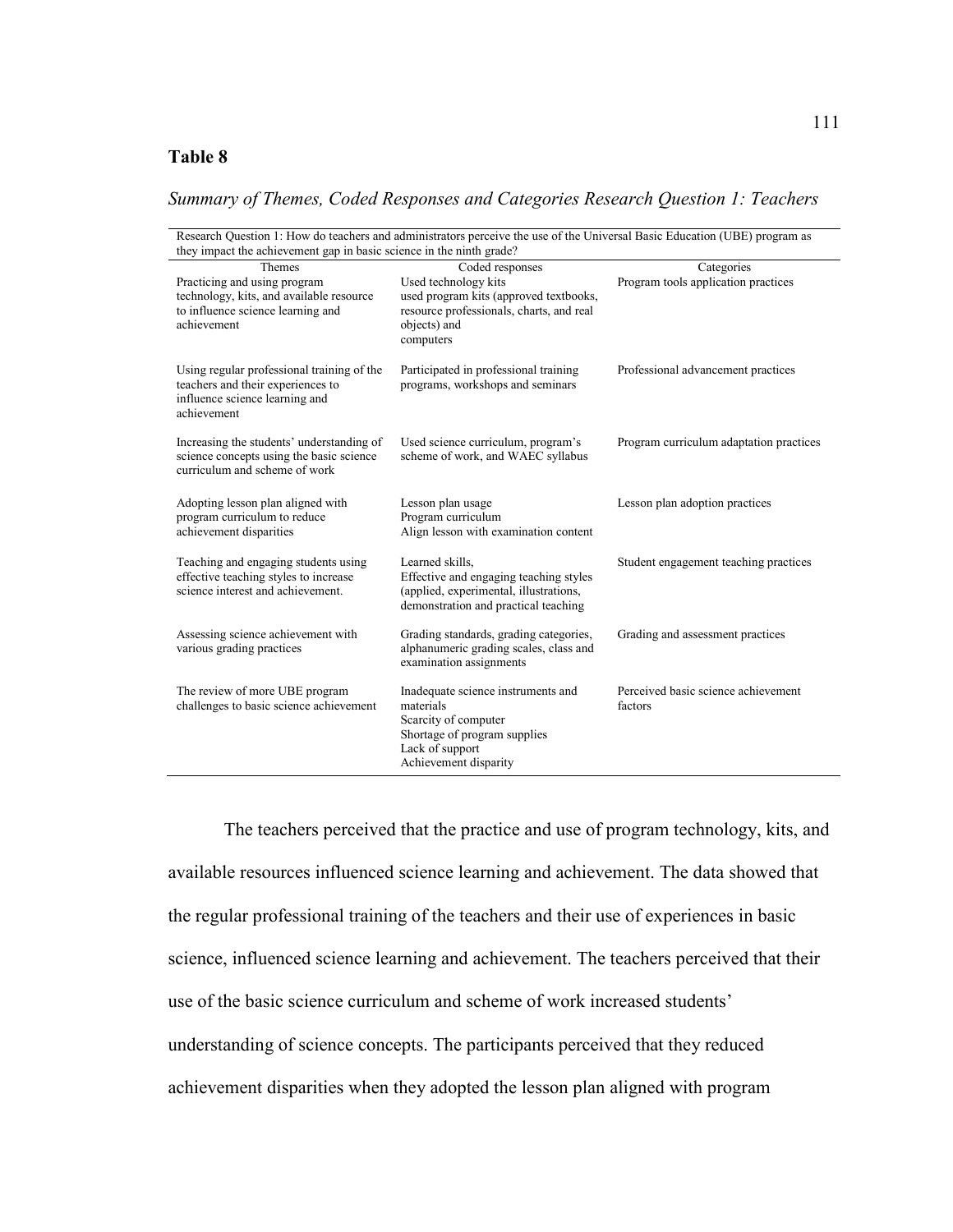**Table 8**

*Summary of Themes, Coded Responses and Categories Research Question 1: Teachers*

Research Question 1: How do teachers and administrators perceive the use of the Universal Basic Education (UBE) program as they impact the achievement gap in basic science in the ninth grade?

| Themes | Coded responses | Categories |
|---|---|---|
| Practicing and using program technology, kits, and available resource to influence science learning and achievement | Used technology kits<br>used program kits (approved textbooks, resource professionals, charts, and real objects) and<br>computers | Program tools application practices |
| Using regular professional training of the teachers and their experiences to influence science learning and achievement | Participated in professional training programs, workshops and seminars | Professional advancement practices |
| Increasing the students' understanding of science concepts using the basic science curriculum and scheme of work | Used science curriculum, program's scheme of work, and WAEC syllabus | Program curriculum adaptation practices |
| Adopting lesson plan aligned with program curriculum to reduce achievement disparities | Lesson plan usage<br>Program curriculum<br>Align lesson with examination content | Lesson plan adoption practices |
| Teaching and engaging students using effective teaching styles to increase science interest and achievement. | Learned skills,<br>Effective and engaging teaching styles (applied, experimental, illustrations, demonstration and practical teaching | Student engagement teaching practices |
| Assessing science achievement with various grading practices | Grading standards, grading categories, alphanumeric grading scales, class and examination assignments | Grading and assessment practices |
| The review of more UBE program challenges to basic science achievement | Inadequate science instruments and materials<br>Scarcity of computer<br>Shortage of program supplies<br>Lack of support<br>Achievement disparity | Perceived basic science achievement factors |

The teachers perceived that the practice and use of program technology, kits, and available resources influenced science learning and achievement. The data showed that the regular professional training of the teachers and their use of experiences in basic science, influenced science learning and achievement. The teachers perceived that their use of the basic science curriculum and scheme of work increased students' understanding of science concepts. The participants perceived that they reduced achievement disparities when they adopted the lesson plan aligned with program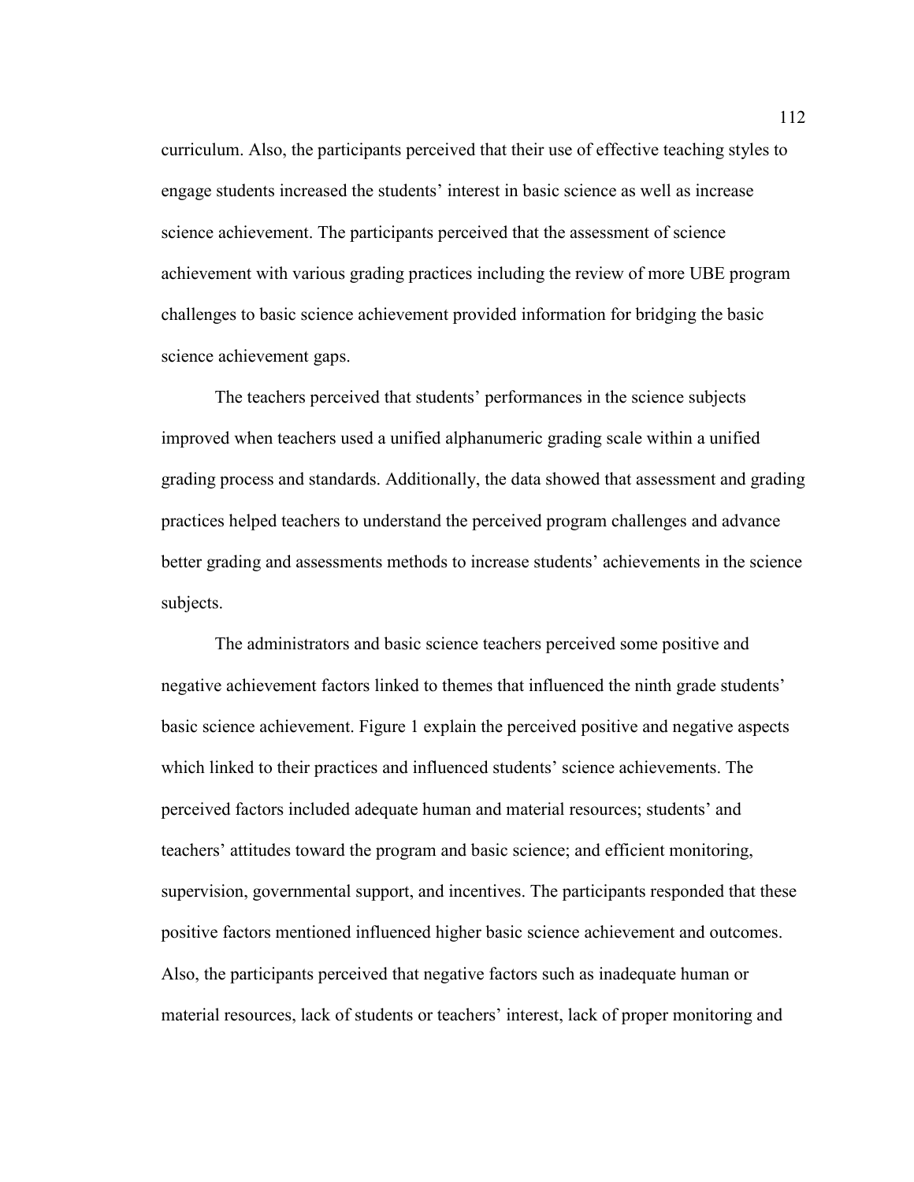curriculum. Also, the participants perceived that their use of effective teaching styles to engage students increased the students' interest in basic science as well as increase science achievement. The participants perceived that the assessment of science achievement with various grading practices including the review of more UBE program challenges to basic science achievement provided information for bridging the basic science achievement gaps.

The teachers perceived that students' performances in the science subjects improved when teachers used a unified alphanumeric grading scale within a unified grading process and standards. Additionally, the data showed that assessment and grading practices helped teachers to understand the perceived program challenges and advance better grading and assessments methods to increase students' achievements in the science subjects.

The administrators and basic science teachers perceived some positive and negative achievement factors linked to themes that influenced the ninth grade students' basic science achievement. Figure 1 explain the perceived positive and negative aspects which linked to their practices and influenced students' science achievements. The perceived factors included adequate human and material resources; students' and teachers' attitudes toward the program and basic science; and efficient monitoring, supervision, governmental support, and incentives. The participants responded that these positive factors mentioned influenced higher basic science achievement and outcomes. Also, the participants perceived that negative factors such as inadequate human or material resources, lack of students or teachers' interest, lack of proper monitoring and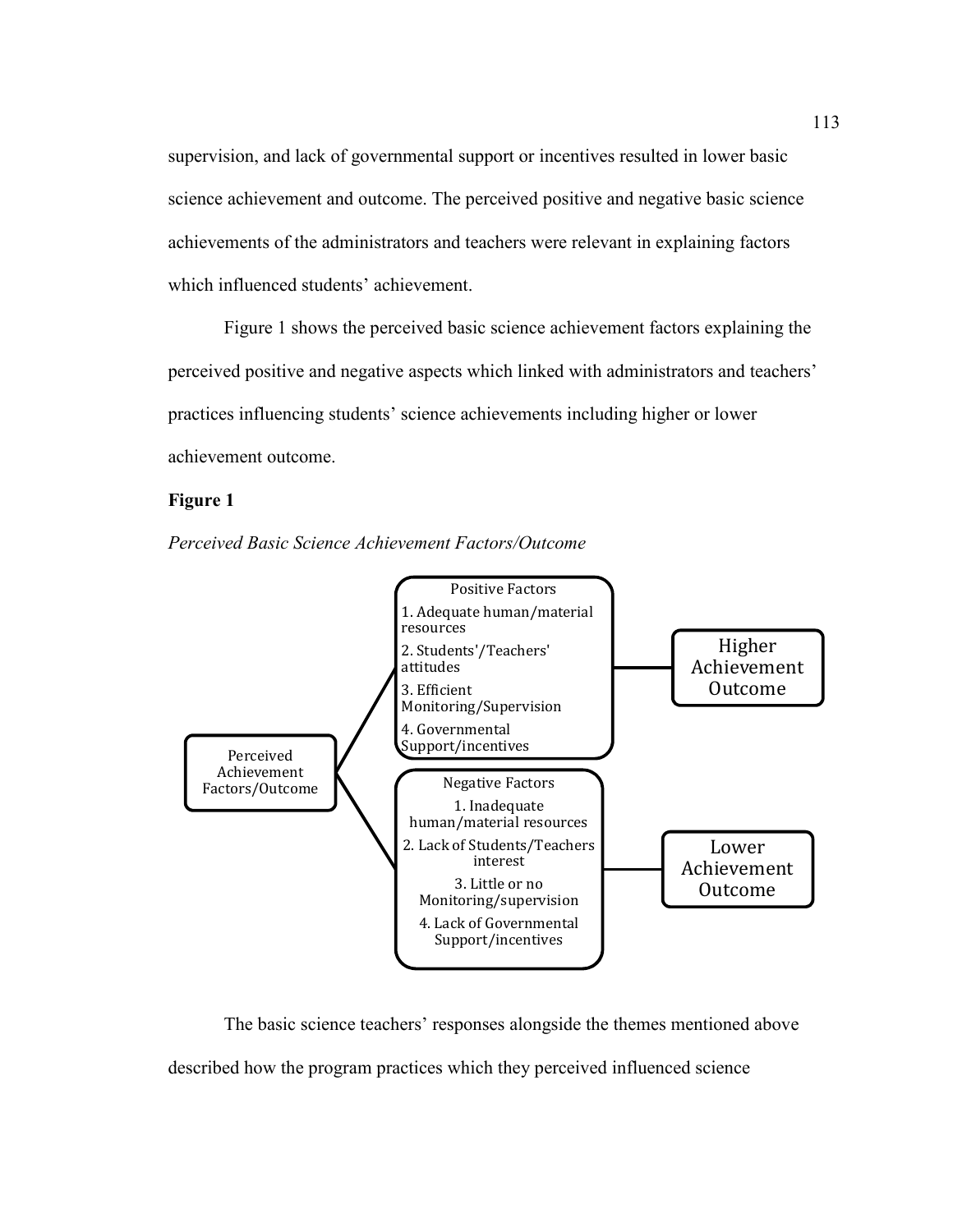supervision, and lack of governmental support or incentives resulted in lower basic science achievement and outcome. The perceived positive and negative basic science achievements of the administrators and teachers were relevant in explaining factors which influenced students' achievement.

Figure 1 shows the perceived basic science achievement factors explaining the perceived positive and negative aspects which linked with administrators and teachers' practices influencing students' science achievements including higher or lower achievement outcome.

**Figure 1**

*Perceived Basic Science Achievement Factors/Outcome*

Perceived Achievement Factors/Outcome

Positive Factors
1. Adequate human/material resources
2. Students'/Teachers' attitudes
3. Efficient Monitoring/Supervision
4. Governmental Support/incentives

Higher Achievement Outcome

Negative Factors
1. Inadequate human/material resources
2. Lack of Students/Teachers interest
3. Little or no Monitoring/supervision
4. Lack of Governmental Support/incentives

Lower Achievement Outcome

The basic science teachers' responses alongside the themes mentioned above described how the program practices which they perceived influenced science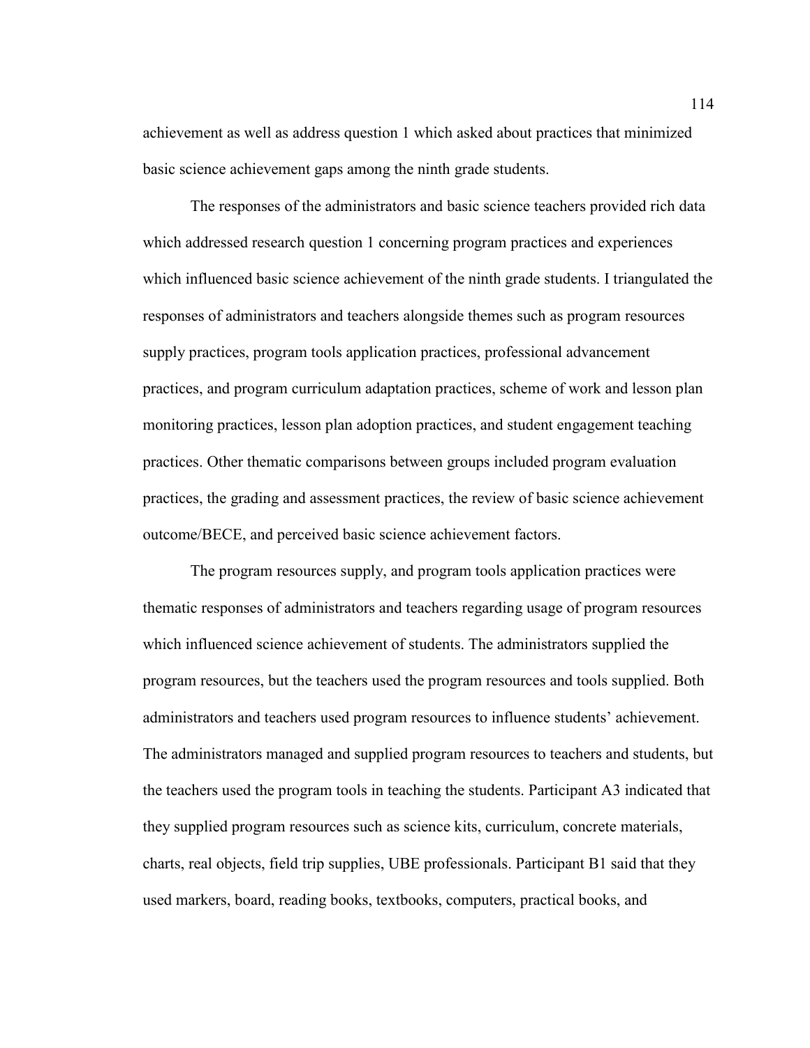achievement as well as address question 1 which asked about practices that minimized basic science achievement gaps among the ninth grade students.

The responses of the administrators and basic science teachers provided rich data which addressed research question 1 concerning program practices and experiences which influenced basic science achievement of the ninth grade students. I triangulated the responses of administrators and teachers alongside themes such as program resources supply practices, program tools application practices, professional advancement practices, and program curriculum adaptation practices, scheme of work and lesson plan monitoring practices, lesson plan adoption practices, and student engagement teaching practices. Other thematic comparisons between groups included program evaluation practices, the grading and assessment practices, the review of basic science achievement outcome/BECE, and perceived basic science achievement factors.

The program resources supply, and program tools application practices were thematic responses of administrators and teachers regarding usage of program resources which influenced science achievement of students. The administrators supplied the program resources, but the teachers used the program resources and tools supplied. Both administrators and teachers used program resources to influence students' achievement. The administrators managed and supplied program resources to teachers and students, but the teachers used the program tools in teaching the students. Participant A3 indicated that they supplied program resources such as science kits, curriculum, concrete materials, charts, real objects, field trip supplies, UBE professionals. Participant B1 said that they used markers, board, reading books, textbooks, computers, practical books, and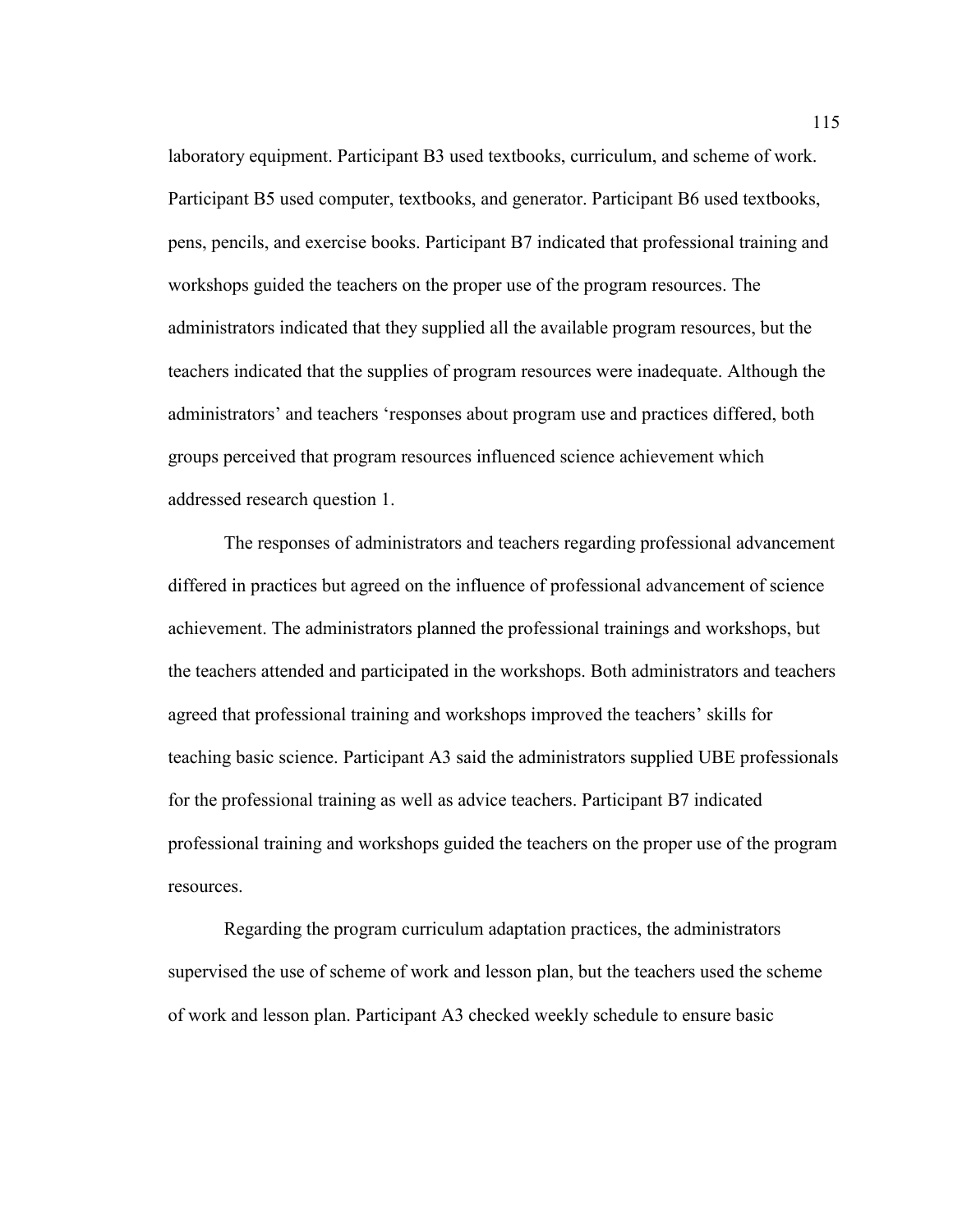laboratory equipment. Participant B3 used textbooks, curriculum, and scheme of work. Participant B5 used computer, textbooks, and generator. Participant B6 used textbooks, pens, pencils, and exercise books. Participant B7 indicated that professional training and workshops guided the teachers on the proper use of the program resources. The administrators indicated that they supplied all the available program resources, but the teachers indicated that the supplies of program resources were inadequate. Although the administrators' and teachers 'responses about program use and practices differed, both groups perceived that program resources influenced science achievement which addressed research question 1.

The responses of administrators and teachers regarding professional advancement differed in practices but agreed on the influence of professional advancement of science achievement. The administrators planned the professional trainings and workshops, but the teachers attended and participated in the workshops. Both administrators and teachers agreed that professional training and workshops improved the teachers' skills for teaching basic science. Participant A3 said the administrators supplied UBE professionals for the professional training as well as advice teachers. Participant B7 indicated professional training and workshops guided the teachers on the proper use of the program resources.

Regarding the program curriculum adaptation practices, the administrators supervised the use of scheme of work and lesson plan, but the teachers used the scheme of work and lesson plan. Participant A3 checked weekly schedule to ensure basic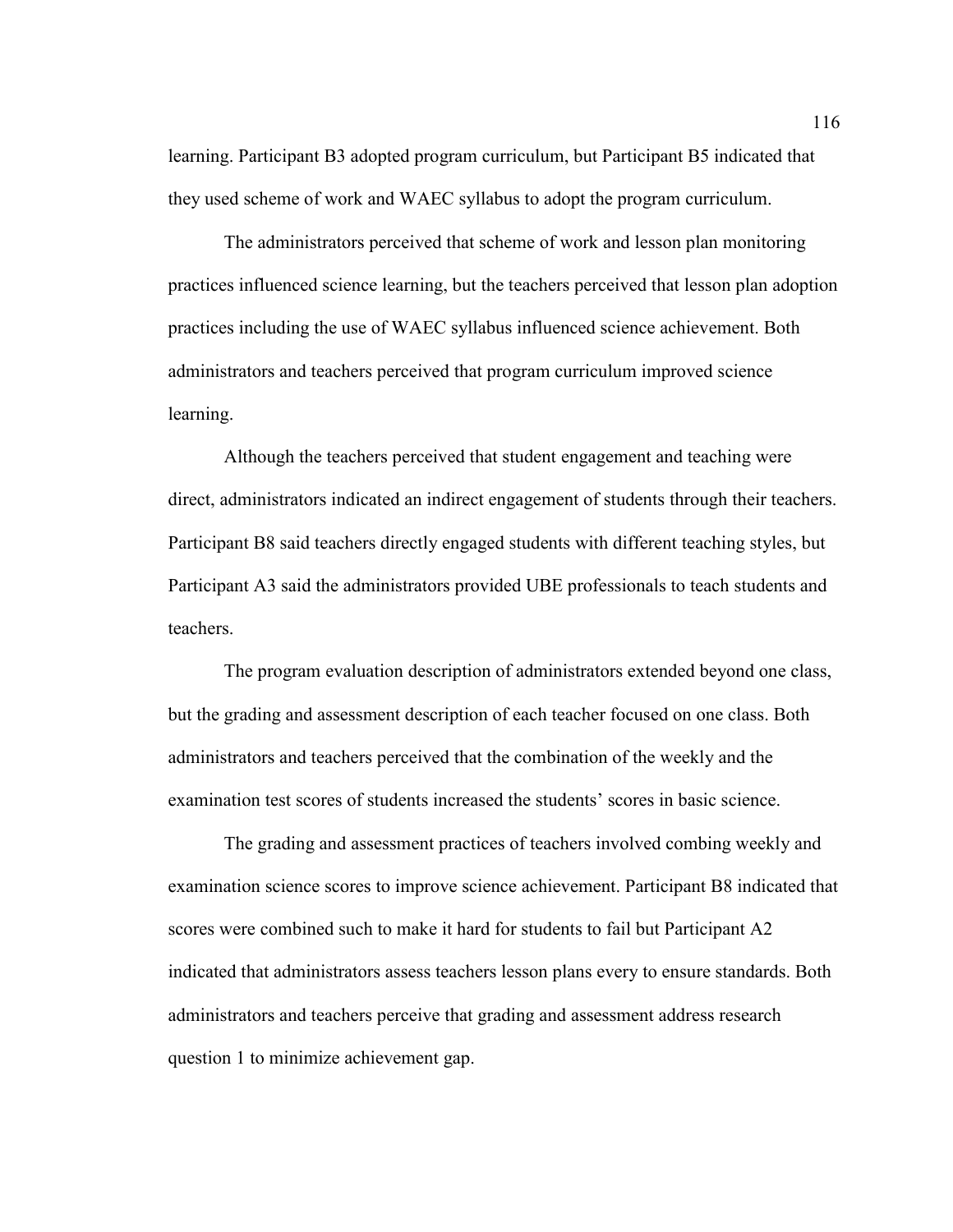learning. Participant B3 adopted program curriculum, but Participant B5 indicated that they used scheme of work and WAEC syllabus to adopt the program curriculum.

The administrators perceived that scheme of work and lesson plan monitoring practices influenced science learning, but the teachers perceived that lesson plan adoption practices including the use of WAEC syllabus influenced science achievement. Both administrators and teachers perceived that program curriculum improved science learning.

Although the teachers perceived that student engagement and teaching were direct, administrators indicated an indirect engagement of students through their teachers. Participant B8 said teachers directly engaged students with different teaching styles, but Participant A3 said the administrators provided UBE professionals to teach students and teachers.

The program evaluation description of administrators extended beyond one class, but the grading and assessment description of each teacher focused on one class. Both administrators and teachers perceived that the combination of the weekly and the examination test scores of students increased the students' scores in basic science.

The grading and assessment practices of teachers involved combing weekly and examination science scores to improve science achievement. Participant B8 indicated that scores were combined such to make it hard for students to fail but Participant A2 indicated that administrators assess teachers lesson plans every to ensure standards. Both administrators and teachers perceive that grading and assessment address research question 1 to minimize achievement gap.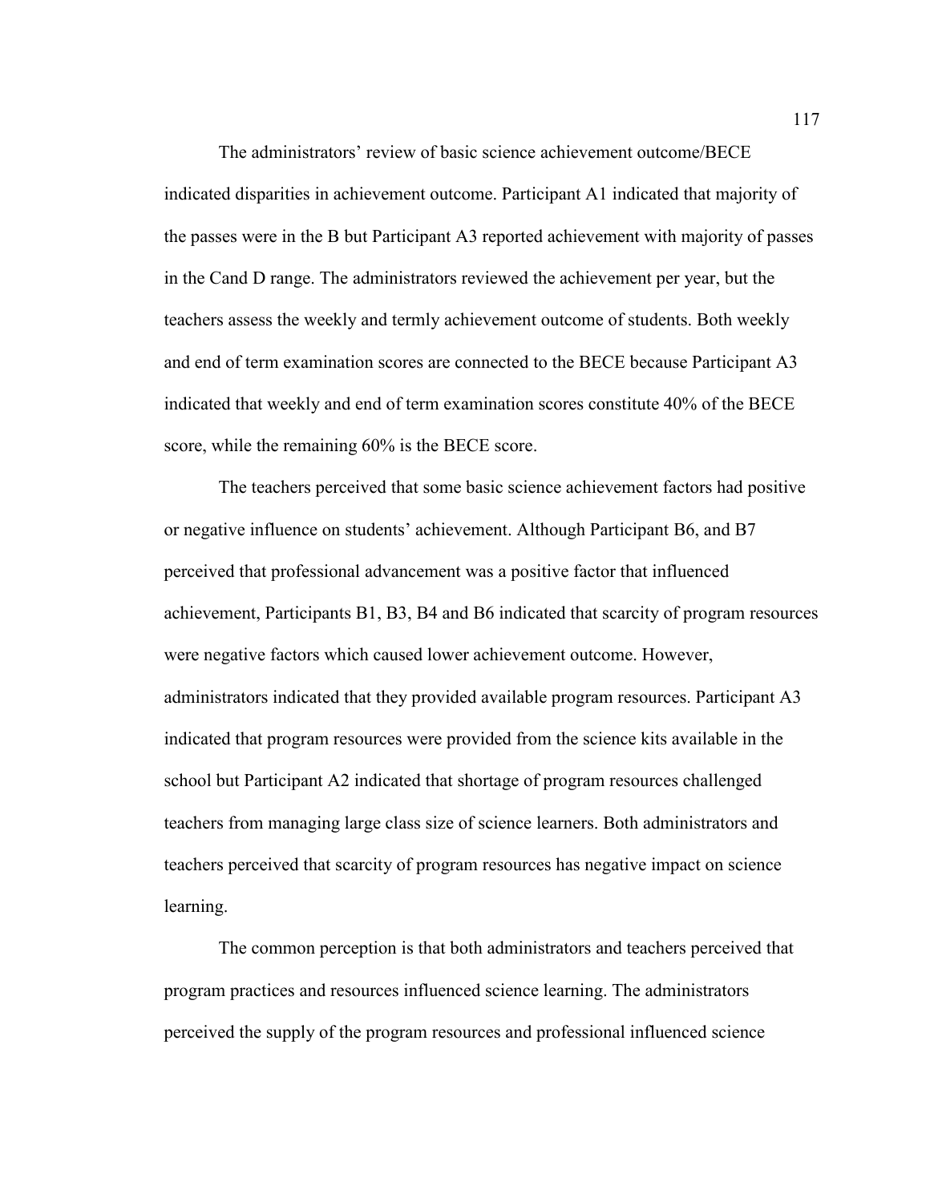The administrators' review of basic science achievement outcome/BECE indicated disparities in achievement outcome. Participant A1 indicated that majority of the passes were in the B but Participant A3 reported achievement with majority of passes in the Cand D range. The administrators reviewed the achievement per year, but the teachers assess the weekly and termly achievement outcome of students. Both weekly and end of term examination scores are connected to the BECE because Participant A3 indicated that weekly and end of term examination scores constitute 40% of the BECE score, while the remaining 60% is the BECE score.

The teachers perceived that some basic science achievement factors had positive or negative influence on students' achievement. Although Participant B6, and B7 perceived that professional advancement was a positive factor that influenced achievement, Participants B1, B3, B4 and B6 indicated that scarcity of program resources were negative factors which caused lower achievement outcome. However, administrators indicated that they provided available program resources. Participant A3 indicated that program resources were provided from the science kits available in the school but Participant A2 indicated that shortage of program resources challenged teachers from managing large class size of science learners. Both administrators and teachers perceived that scarcity of program resources has negative impact on science learning.

The common perception is that both administrators and teachers perceived that program practices and resources influenced science learning. The administrators perceived the supply of the program resources and professional influenced science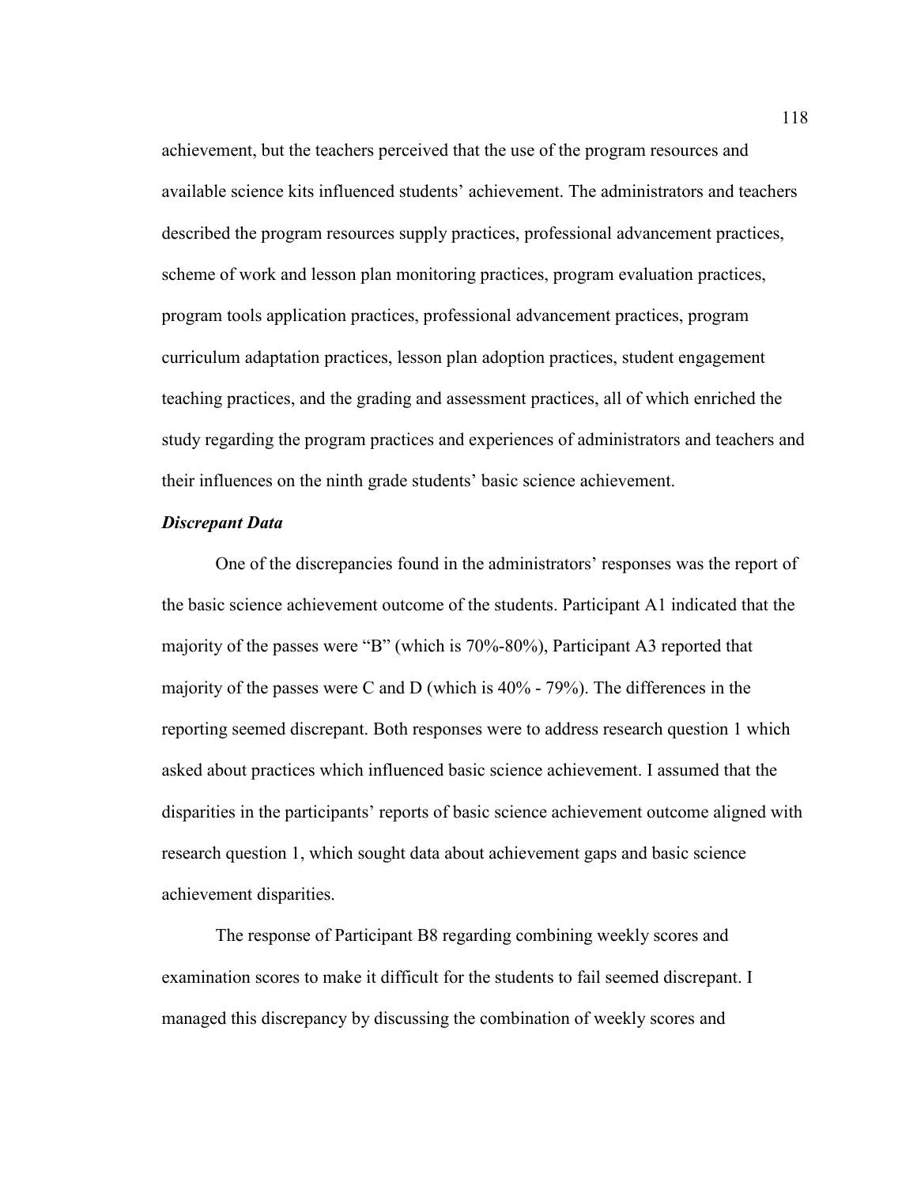achievement, but the teachers perceived that the use of the program resources and available science kits influenced students' achievement. The administrators and teachers described the program resources supply practices, professional advancement practices, scheme of work and lesson plan monitoring practices, program evaluation practices, program tools application practices, professional advancement practices, program curriculum adaptation practices, lesson plan adoption practices, student engagement teaching practices, and the grading and assessment practices, all of which enriched the study regarding the program practices and experiences of administrators and teachers and their influences on the ninth grade students' basic science achievement.

### *Discrepant Data*

One of the discrepancies found in the administrators' responses was the report of the basic science achievement outcome of the students. Participant A1 indicated that the majority of the passes were "B" (which is 70%-80%), Participant A3 reported that majority of the passes were C and D (which is 40% - 79%). The differences in the reporting seemed discrepant. Both responses were to address research question 1 which asked about practices which influenced basic science achievement. I assumed that the disparities in the participants' reports of basic science achievement outcome aligned with research question 1, which sought data about achievement gaps and basic science achievement disparities.

The response of Participant B8 regarding combining weekly scores and examination scores to make it difficult for the students to fail seemed discrepant. I managed this discrepancy by discussing the combination of weekly scores and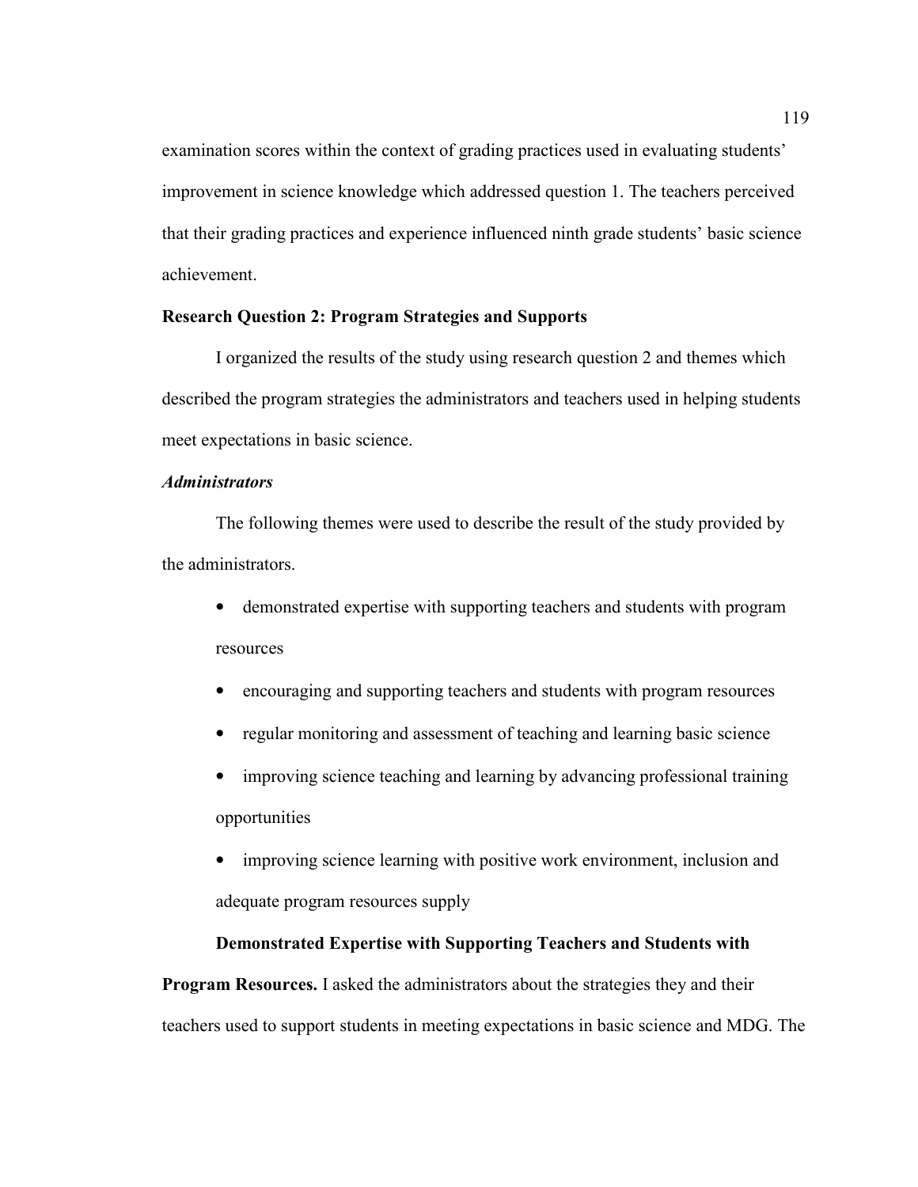examination scores within the context of grading practices used in evaluating students' improvement in science knowledge which addressed question 1. The teachers perceived that their grading practices and experience influenced ninth grade students' basic science achievement.

### Research Question 2: Program Strategies and Supports

I organized the results of the study using research question 2 and themes which described the program strategies the administrators and teachers used in helping students meet expectations in basic science.

#### *Administrators*

The following themes were used to describe the result of the study provided by the administrators.

- demonstrated expertise with supporting teachers and students with program resources
- encouraging and supporting teachers and students with program resources
- regular monitoring and assessment of teaching and learning basic science
- improving science teaching and learning by advancing professional training opportunities
- improving science learning with positive work environment, inclusion and adequate program resources supply

**Demonstrated Expertise with Supporting Teachers and Students with Program Resources.** I asked the administrators about the strategies they and their teachers used to support students in meeting expectations in basic science and MDG. The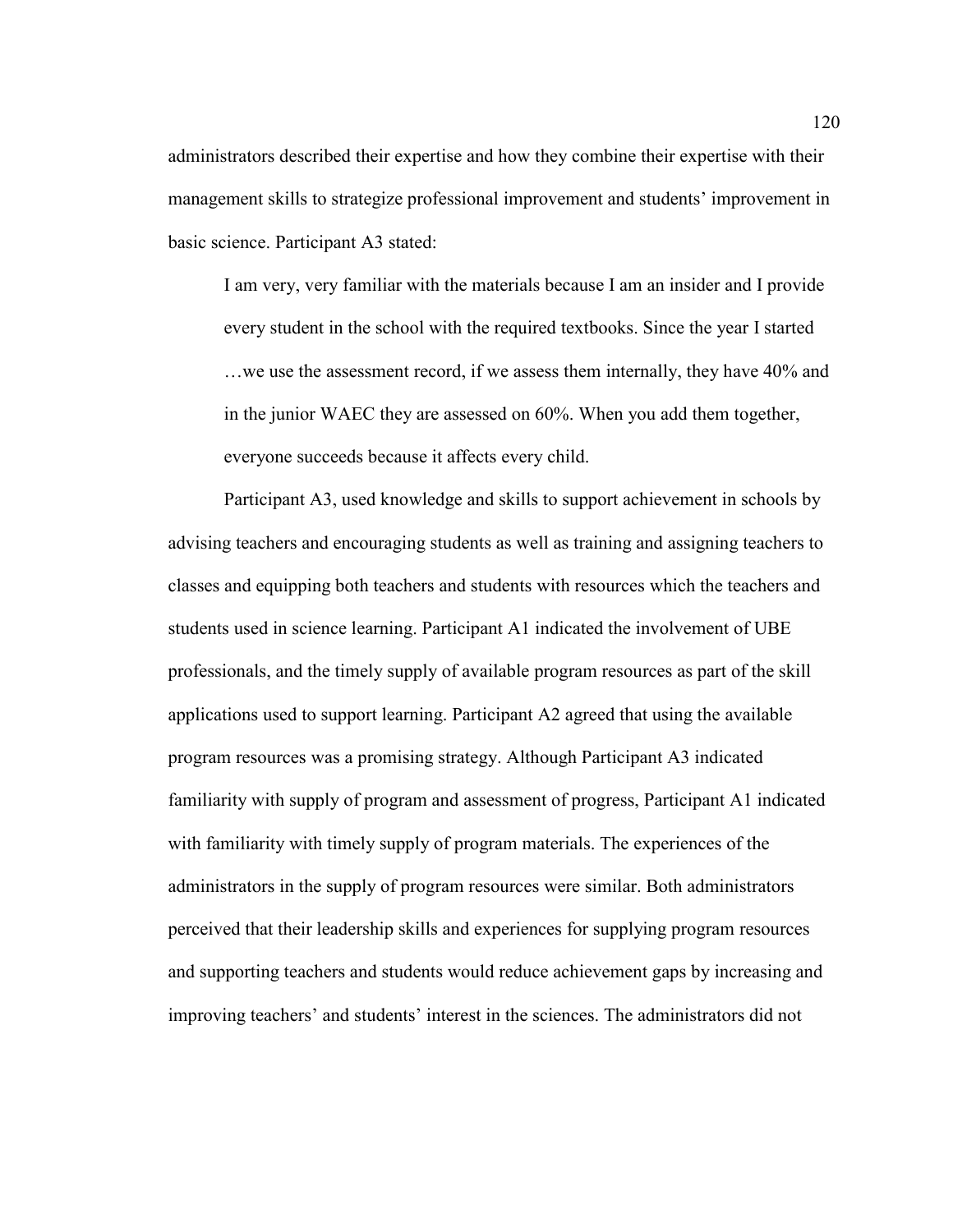administrators described their expertise and how they combine their expertise with their management skills to strategize professional improvement and students' improvement in basic science. Participant A3 stated:

> I am very, very familiar with the materials because I am an insider and I provide every student in the school with the required textbooks. Since the year I started …we use the assessment record, if we assess them internally, they have 40% and in the junior WAEC they are assessed on 60%. When you add them together, everyone succeeds because it affects every child.

Participant A3, used knowledge and skills to support achievement in schools by advising teachers and encouraging students as well as training and assigning teachers to classes and equipping both teachers and students with resources which the teachers and students used in science learning. Participant A1 indicated the involvement of UBE professionals, and the timely supply of available program resources as part of the skill applications used to support learning. Participant A2 agreed that using the available program resources was a promising strategy. Although Participant A3 indicated familiarity with supply of program and assessment of progress, Participant A1 indicated with familiarity with timely supply of program materials. The experiences of the administrators in the supply of program resources were similar. Both administrators perceived that their leadership skills and experiences for supplying program resources and supporting teachers and students would reduce achievement gaps by increasing and improving teachers' and students' interest in the sciences. The administrators did not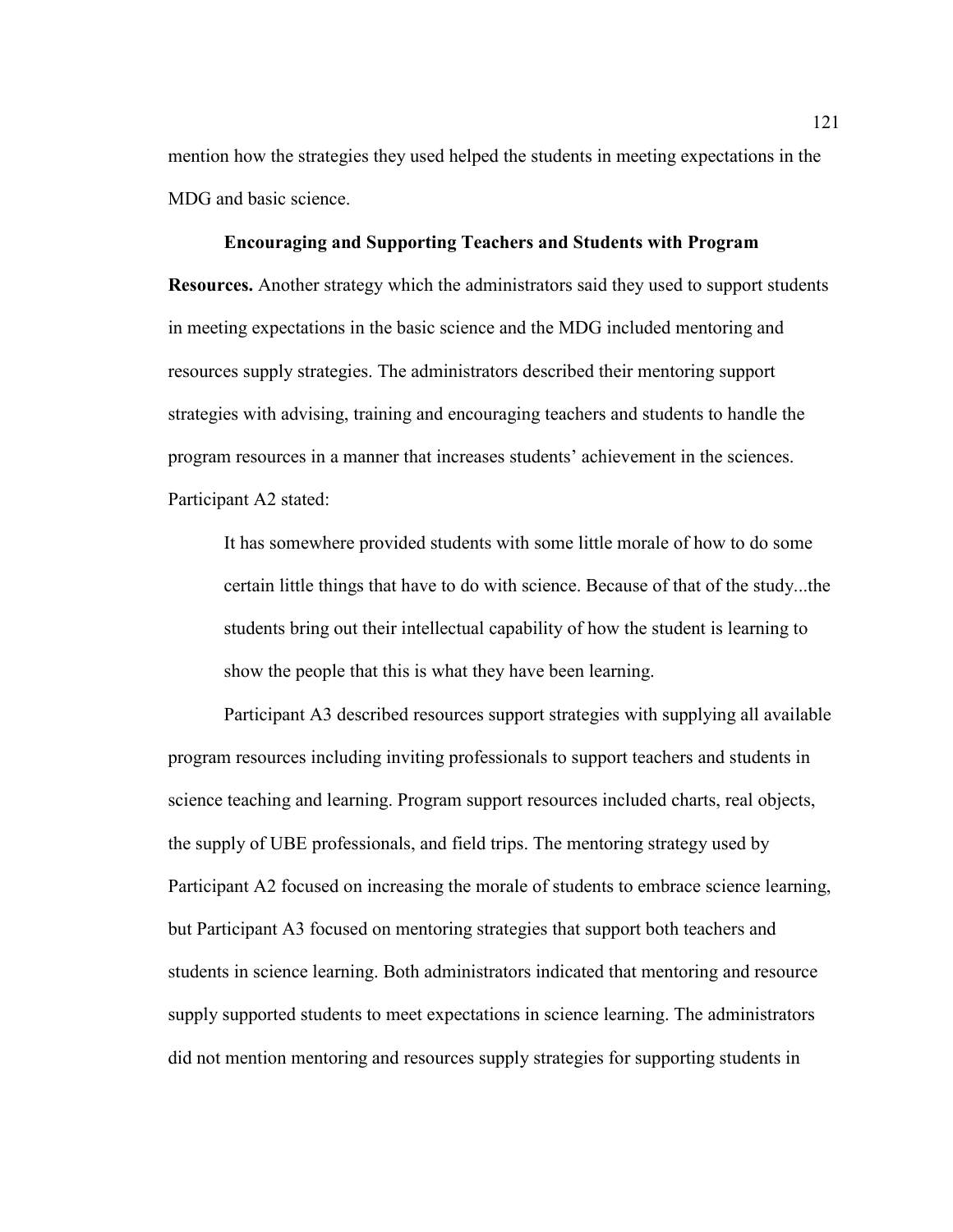mention how the strategies they used helped the students in meeting expectations in the MDG and basic science.

**Encouraging and Supporting Teachers and Students with Program Resources.** Another strategy which the administrators said they used to support students in meeting expectations in the basic science and the MDG included mentoring and resources supply strategies. The administrators described their mentoring support strategies with advising, training and encouraging teachers and students to handle the program resources in a manner that increases students' achievement in the sciences. Participant A2 stated:

> It has somewhere provided students with some little morale of how to do some certain little things that have to do with science. Because of that of the study...the students bring out their intellectual capability of how the student is learning to show the people that this is what they have been learning.

Participant A3 described resources support strategies with supplying all available program resources including inviting professionals to support teachers and students in science teaching and learning. Program support resources included charts, real objects, the supply of UBE professionals, and field trips. The mentoring strategy used by Participant A2 focused on increasing the morale of students to embrace science learning, but Participant A3 focused on mentoring strategies that support both teachers and students in science learning. Both administrators indicated that mentoring and resource supply supported students to meet expectations in science learning. The administrators did not mention mentoring and resources supply strategies for supporting students in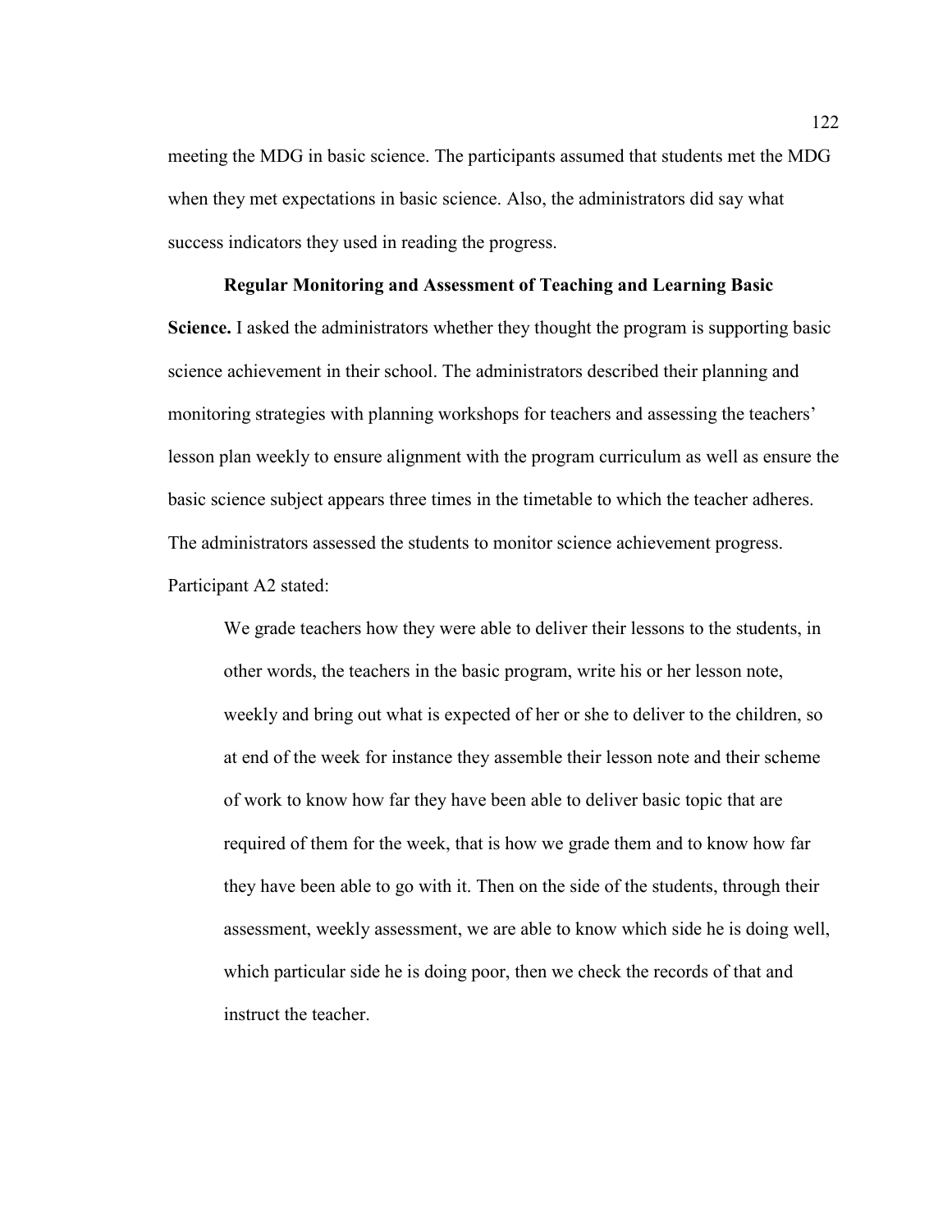meeting the MDG in basic science. The participants assumed that students met the MDG when they met expectations in basic science. Also, the administrators did say what success indicators they used in reading the progress.

**Regular Monitoring and Assessment of Teaching and Learning Basic Science.** I asked the administrators whether they thought the program is supporting basic science achievement in their school. The administrators described their planning and monitoring strategies with planning workshops for teachers and assessing the teachers' lesson plan weekly to ensure alignment with the program curriculum as well as ensure the basic science subject appears three times in the timetable to which the teacher adheres. The administrators assessed the students to monitor science achievement progress. Participant A2 stated:

> We grade teachers how they were able to deliver their lessons to the students, in other words, the teachers in the basic program, write his or her lesson note, weekly and bring out what is expected of her or she to deliver to the children, so at end of the week for instance they assemble their lesson note and their scheme of work to know how far they have been able to deliver basic topic that are required of them for the week, that is how we grade them and to know how far they have been able to go with it. Then on the side of the students, through their assessment, weekly assessment, we are able to know which side he is doing well, which particular side he is doing poor, then we check the records of that and instruct the teacher.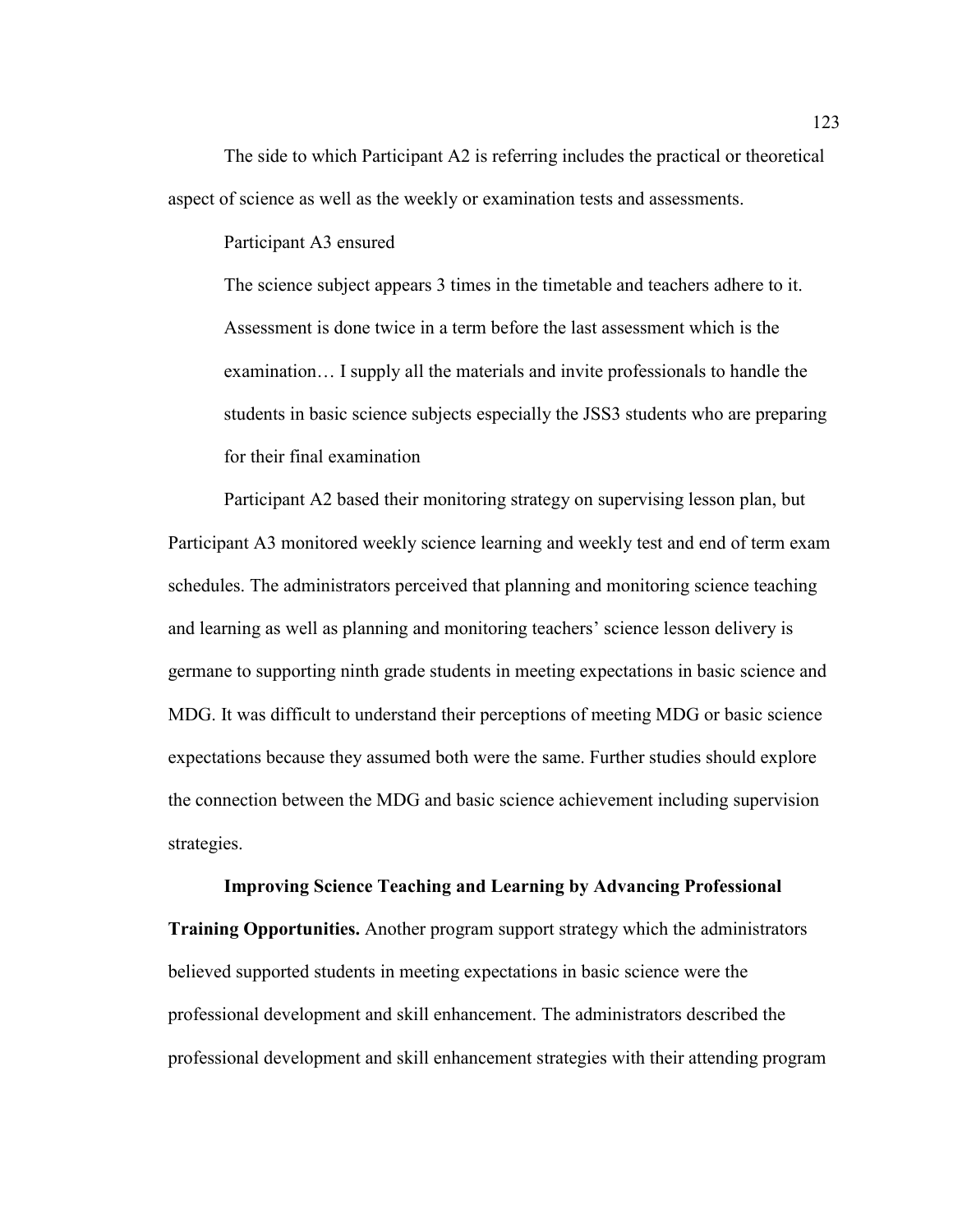The side to which Participant A2 is referring includes the practical or theoretical aspect of science as well as the weekly or examination tests and assessments.

Participant A3 ensured

> The science subject appears 3 times in the timetable and teachers adhere to it. Assessment is done twice in a term before the last assessment which is the examination… I supply all the materials and invite professionals to handle the students in basic science subjects especially the JSS3 students who are preparing for their final examination

Participant A2 based their monitoring strategy on supervising lesson plan, but Participant A3 monitored weekly science learning and weekly test and end of term exam schedules. The administrators perceived that planning and monitoring science teaching and learning as well as planning and monitoring teachers' science lesson delivery is germane to supporting ninth grade students in meeting expectations in basic science and MDG. It was difficult to understand their perceptions of meeting MDG or basic science expectations because they assumed both were the same. Further studies should explore the connection between the MDG and basic science achievement including supervision strategies.

**Improving Science Teaching and Learning by Advancing Professional Training Opportunities.** Another program support strategy which the administrators believed supported students in meeting expectations in basic science were the professional development and skill enhancement. The administrators described the professional development and skill enhancement strategies with their attending program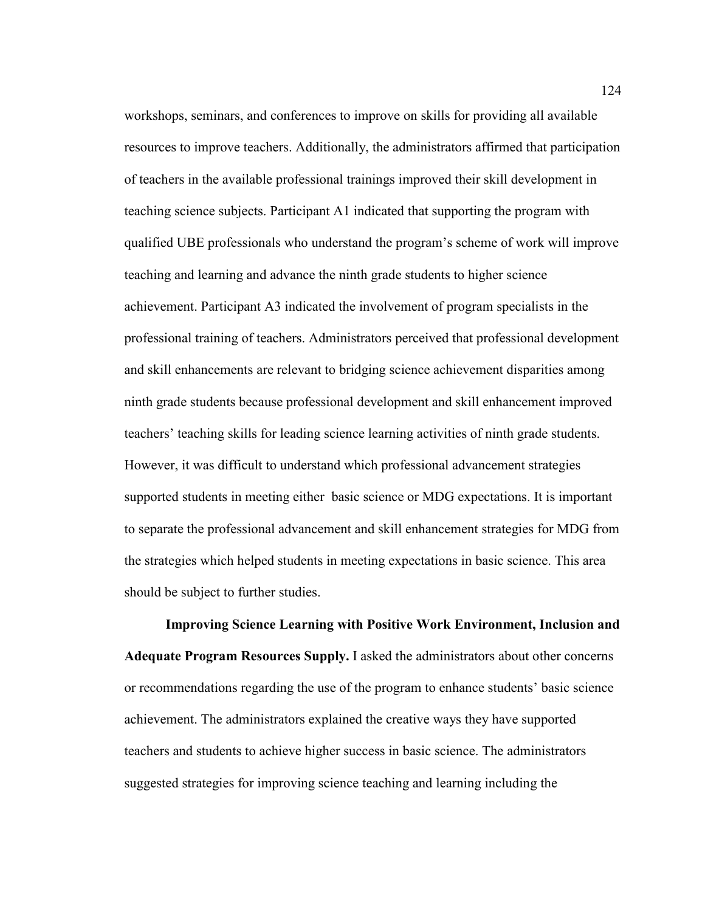workshops, seminars, and conferences to improve on skills for providing all available resources to improve teachers. Additionally, the administrators affirmed that participation of teachers in the available professional trainings improved their skill development in teaching science subjects. Participant A1 indicated that supporting the program with qualified UBE professionals who understand the program's scheme of work will improve teaching and learning and advance the ninth grade students to higher science achievement. Participant A3 indicated the involvement of program specialists in the professional training of teachers. Administrators perceived that professional development and skill enhancements are relevant to bridging science achievement disparities among ninth grade students because professional development and skill enhancement improved teachers' teaching skills for leading science learning activities of ninth grade students. However, it was difficult to understand which professional advancement strategies supported students in meeting either basic science or MDG expectations. It is important to separate the professional advancement and skill enhancement strategies for MDG from the strategies which helped students in meeting expectations in basic science. This area should be subject to further studies.

**Improving Science Learning with Positive Work Environment, Inclusion and Adequate Program Resources Supply.** I asked the administrators about other concerns or recommendations regarding the use of the program to enhance students' basic science achievement. The administrators explained the creative ways they have supported teachers and students to achieve higher success in basic science. The administrators suggested strategies for improving science teaching and learning including the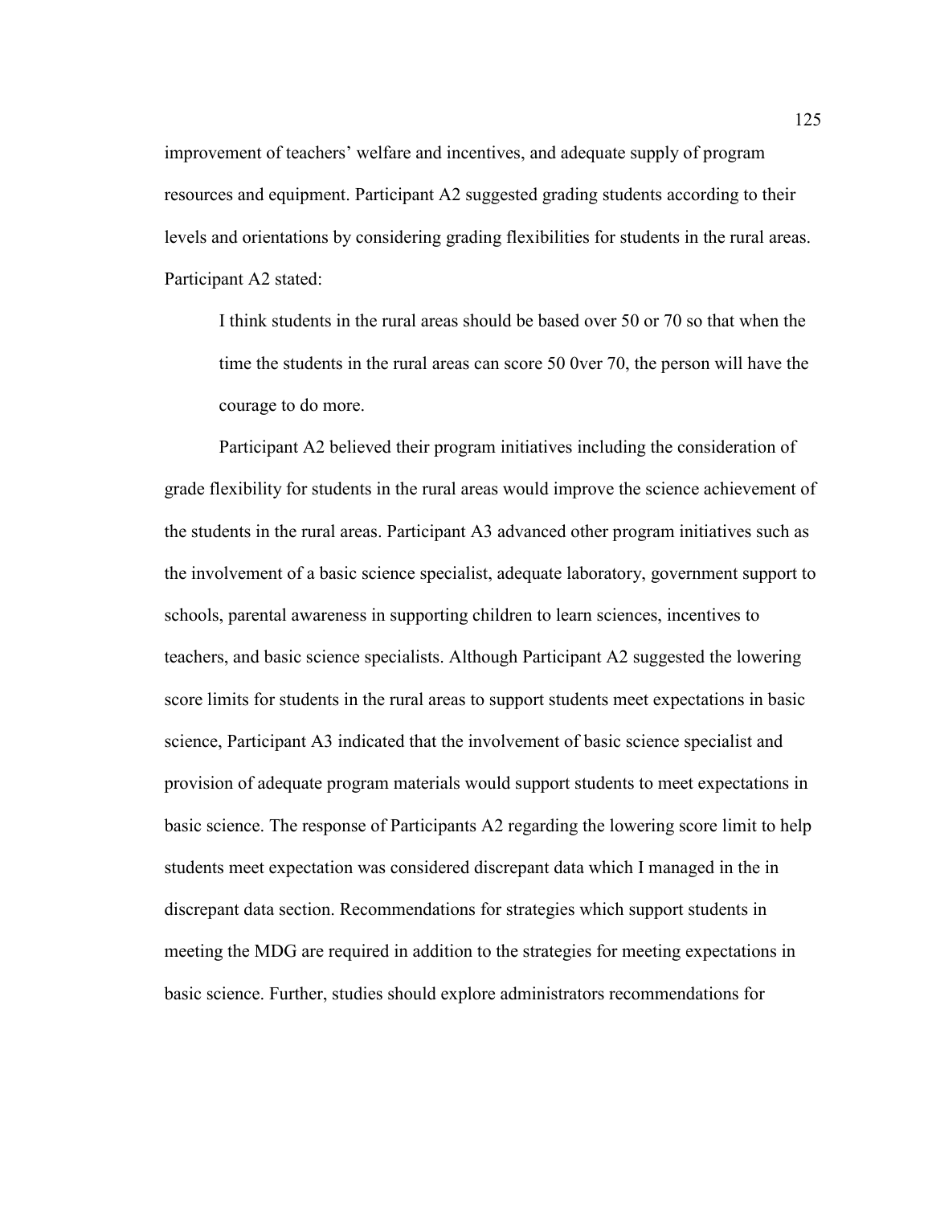improvement of teachers' welfare and incentives, and adequate supply of program resources and equipment. Participant A2 suggested grading students according to their levels and orientations by considering grading flexibilities for students in the rural areas. Participant A2 stated:

> I think students in the rural areas should be based over 50 or 70 so that when the time the students in the rural areas can score 50 0ver 70, the person will have the courage to do more.

Participant A2 believed their program initiatives including the consideration of grade flexibility for students in the rural areas would improve the science achievement of the students in the rural areas. Participant A3 advanced other program initiatives such as the involvement of a basic science specialist, adequate laboratory, government support to schools, parental awareness in supporting children to learn sciences, incentives to teachers, and basic science specialists. Although Participant A2 suggested the lowering score limits for students in the rural areas to support students meet expectations in basic science, Participant A3 indicated that the involvement of basic science specialist and provision of adequate program materials would support students to meet expectations in basic science. The response of Participants A2 regarding the lowering score limit to help students meet expectation was considered discrepant data which I managed in the in discrepant data section. Recommendations for strategies which support students in meeting the MDG are required in addition to the strategies for meeting expectations in basic science. Further, studies should explore administrators recommendations for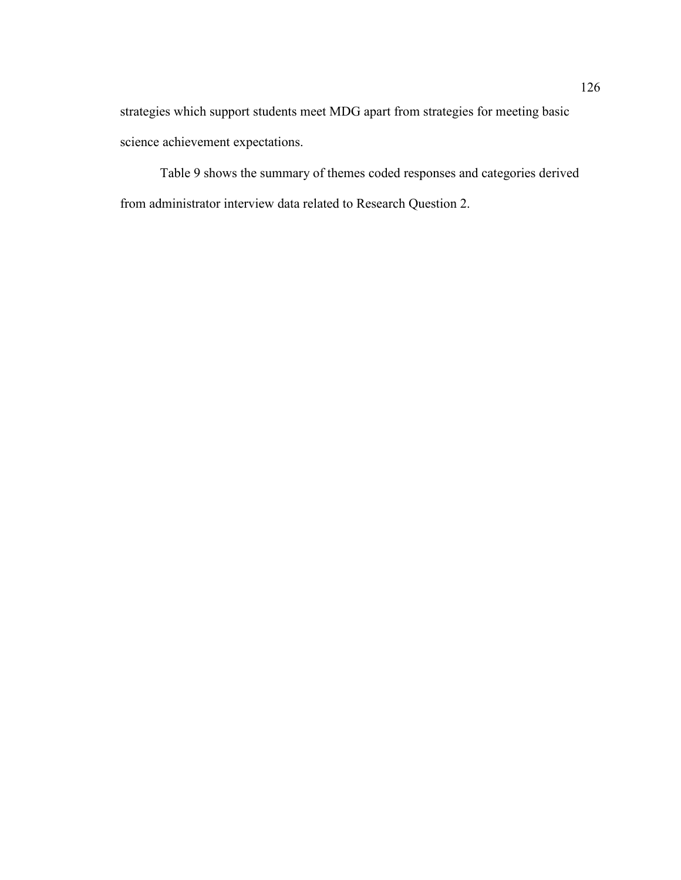strategies which support students meet MDG apart from strategies for meeting basic science achievement expectations.

Table 9 shows the summary of themes coded responses and categories derived from administrator interview data related to Research Question 2.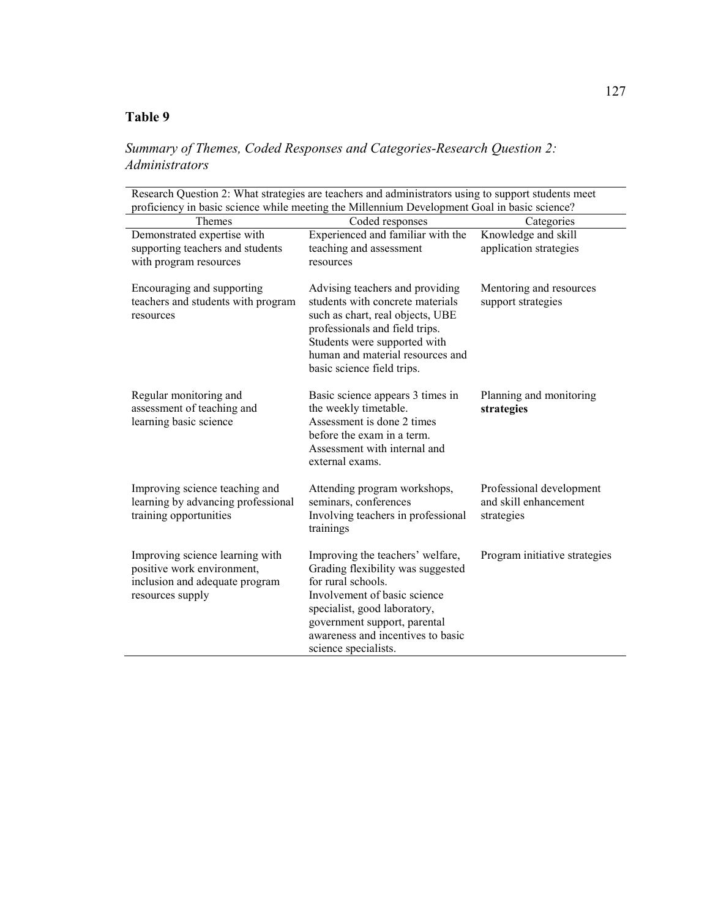**Table 9**

*Summary of Themes, Coded Responses and Categories-Research Question 2: Administrators*

| Research Question 2: What strategies are teachers and administrators using to support students meet proficiency in basic science while meeting the Millennium Development Goal in basic science? | | |
|---|---|---|
| Themes | Coded responses | Categories |
| Demonstrated expertise with supporting teachers and students with program resources | Experienced and familiar with the teaching and assessment resources | Knowledge and skill application strategies |
| Encouraging and supporting teachers and students with program resources | Advising teachers and providing students with concrete materials such as chart, real objects, UBE professionals and field trips. Students were supported with human and material resources and basic science field trips. | Mentoring and resources support strategies |
| Regular monitoring and assessment of teaching and learning basic science | Basic science appears 3 times in the weekly timetable. Assessment is done 2 times before the exam in a term. Assessment with internal and external exams. | Planning and monitoring **strategies** |
| Improving science teaching and learning by advancing professional training opportunities | Attending program workshops, seminars, conferences Involving teachers in professional trainings | Professional development and skill enhancement strategies |
| Improving science learning with positive work environment, inclusion and adequate program resources supply | Improving the teachers' welfare, Grading flexibility was suggested for rural schools. Involvement of basic science specialist, good laboratory, government support, parental awareness and incentives to basic science specialists. | Program initiative strategies |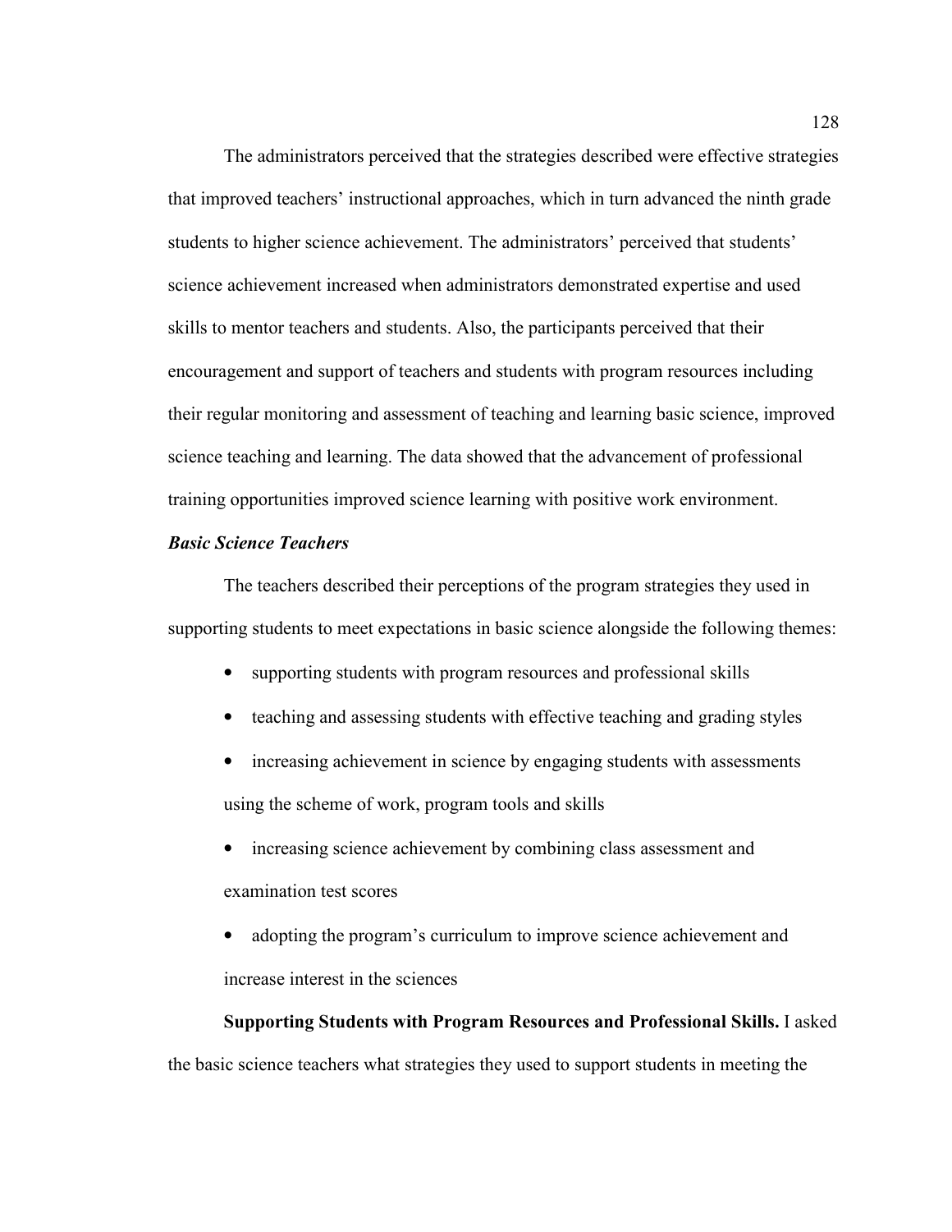The administrators perceived that the strategies described were effective strategies that improved teachers' instructional approaches, which in turn advanced the ninth grade students to higher science achievement. The administrators' perceived that students' science achievement increased when administrators demonstrated expertise and used skills to mentor teachers and students. Also, the participants perceived that their encouragement and support of teachers and students with program resources including their regular monitoring and assessment of teaching and learning basic science, improved science teaching and learning. The data showed that the advancement of professional training opportunities improved science learning with positive work environment.

### *Basic Science Teachers*

The teachers described their perceptions of the program strategies they used in supporting students to meet expectations in basic science alongside the following themes:

- supporting students with program resources and professional skills
- teaching and assessing students with effective teaching and grading styles
- increasing achievement in science by engaging students with assessments using the scheme of work, program tools and skills
- increasing science achievement by combining class assessment and examination test scores
- adopting the program's curriculum to improve science achievement and increase interest in the sciences

**Supporting Students with Program Resources and Professional Skills.** I asked the basic science teachers what strategies they used to support students in meeting the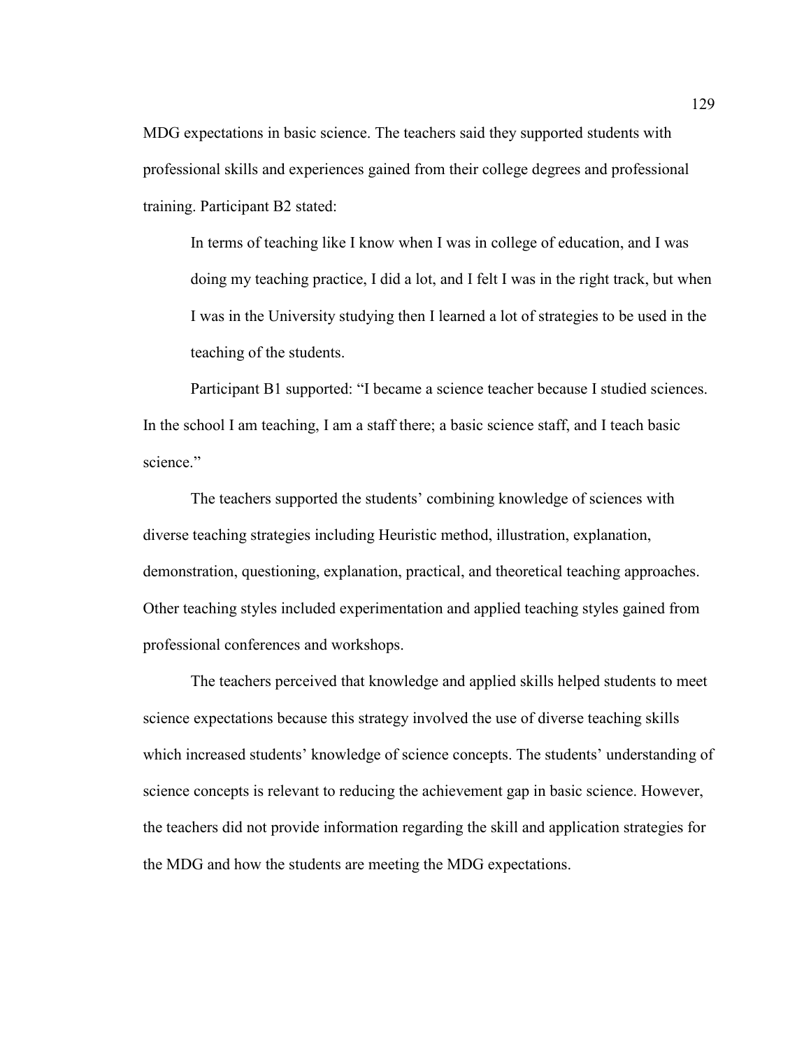MDG expectations in basic science. The teachers said they supported students with professional skills and experiences gained from their college degrees and professional training. Participant B2 stated:

> In terms of teaching like I know when I was in college of education, and I was doing my teaching practice, I did a lot, and I felt I was in the right track, but when I was in the University studying then I learned a lot of strategies to be used in the teaching of the students.

Participant B1 supported: "I became a science teacher because I studied sciences. In the school I am teaching, I am a staff there; a basic science staff, and I teach basic science."

The teachers supported the students' combining knowledge of sciences with diverse teaching strategies including Heuristic method, illustration, explanation, demonstration, questioning, explanation, practical, and theoretical teaching approaches. Other teaching styles included experimentation and applied teaching styles gained from professional conferences and workshops.

The teachers perceived that knowledge and applied skills helped students to meet science expectations because this strategy involved the use of diverse teaching skills which increased students' knowledge of science concepts. The students' understanding of science concepts is relevant to reducing the achievement gap in basic science. However, the teachers did not provide information regarding the skill and application strategies for the MDG and how the students are meeting the MDG expectations.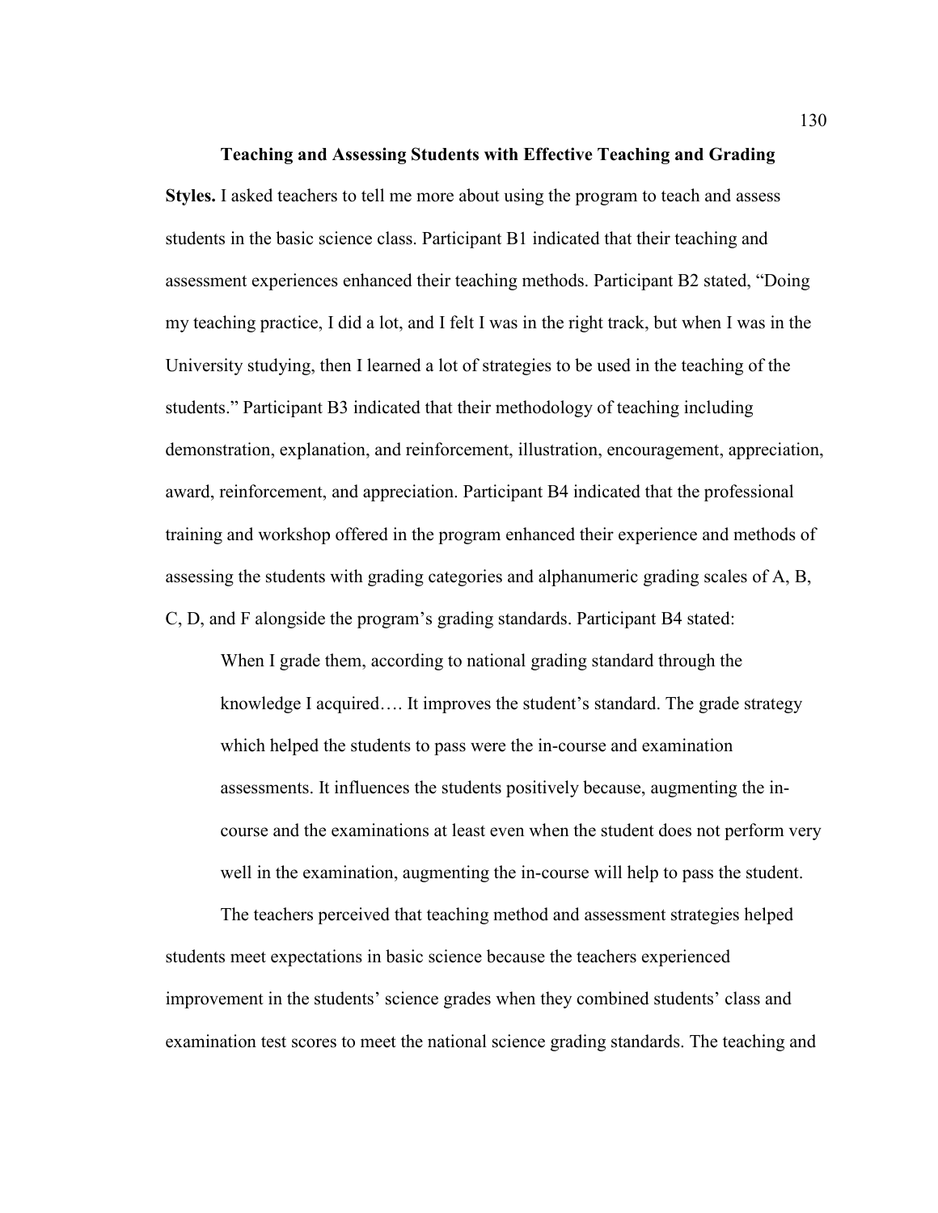**Teaching and Assessing Students with Effective Teaching and Grading Styles.** I asked teachers to tell me more about using the program to teach and assess students in the basic science class. Participant B1 indicated that their teaching and assessment experiences enhanced their teaching methods. Participant B2 stated, "Doing my teaching practice, I did a lot, and I felt I was in the right track, but when I was in the University studying, then I learned a lot of strategies to be used in the teaching of the students." Participant B3 indicated that their methodology of teaching including demonstration, explanation, and reinforcement, illustration, encouragement, appreciation, award, reinforcement, and appreciation. Participant B4 indicated that the professional training and workshop offered in the program enhanced their experience and methods of assessing the students with grading categories and alphanumeric grading scales of A, B, C, D, and F alongside the program's grading standards. Participant B4 stated:

> When I grade them, according to national grading standard through the knowledge I acquired…. It improves the student's standard. The grade strategy which helped the students to pass were the in-course and examination assessments. It influences the students positively because, augmenting the in-course and the examinations at least even when the student does not perform very well in the examination, augmenting the in-course will help to pass the student.

The teachers perceived that teaching method and assessment strategies helped students meet expectations in basic science because the teachers experienced improvement in the students' science grades when they combined students' class and examination test scores to meet the national science grading standards. The teaching and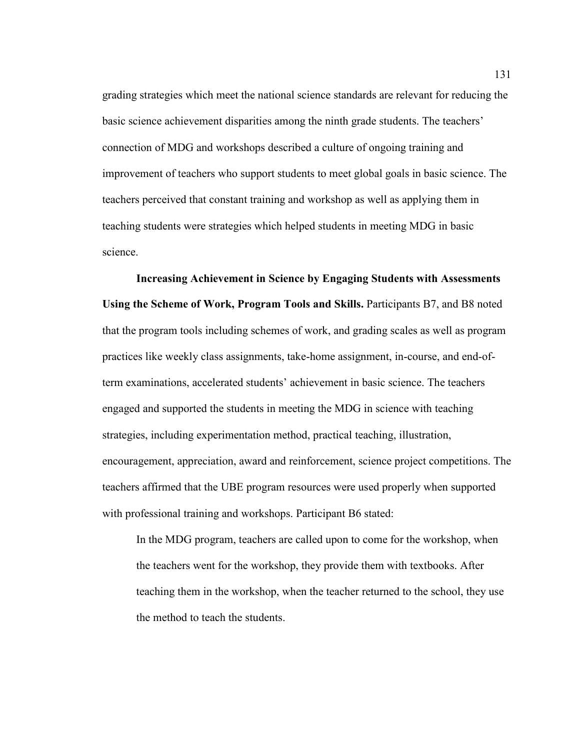grading strategies which meet the national science standards are relevant for reducing the basic science achievement disparities among the ninth grade students. The teachers' connection of MDG and workshops described a culture of ongoing training and improvement of teachers who support students to meet global goals in basic science. The teachers perceived that constant training and workshop as well as applying them in teaching students were strategies which helped students in meeting MDG in basic science.

**Increasing Achievement in Science by Engaging Students with Assessments Using the Scheme of Work, Program Tools and Skills.** Participants B7, and B8 noted that the program tools including schemes of work, and grading scales as well as program practices like weekly class assignments, take-home assignment, in-course, and end-of-term examinations, accelerated students' achievement in basic science. The teachers engaged and supported the students in meeting the MDG in science with teaching strategies, including experimentation method, practical teaching, illustration, encouragement, appreciation, award and reinforcement, science project competitions. The teachers affirmed that the UBE program resources were used properly when supported with professional training and workshops. Participant B6 stated:

> In the MDG program, teachers are called upon to come for the workshop, when the teachers went for the workshop, they provide them with textbooks. After teaching them in the workshop, when the teacher returned to the school, they use the method to teach the students.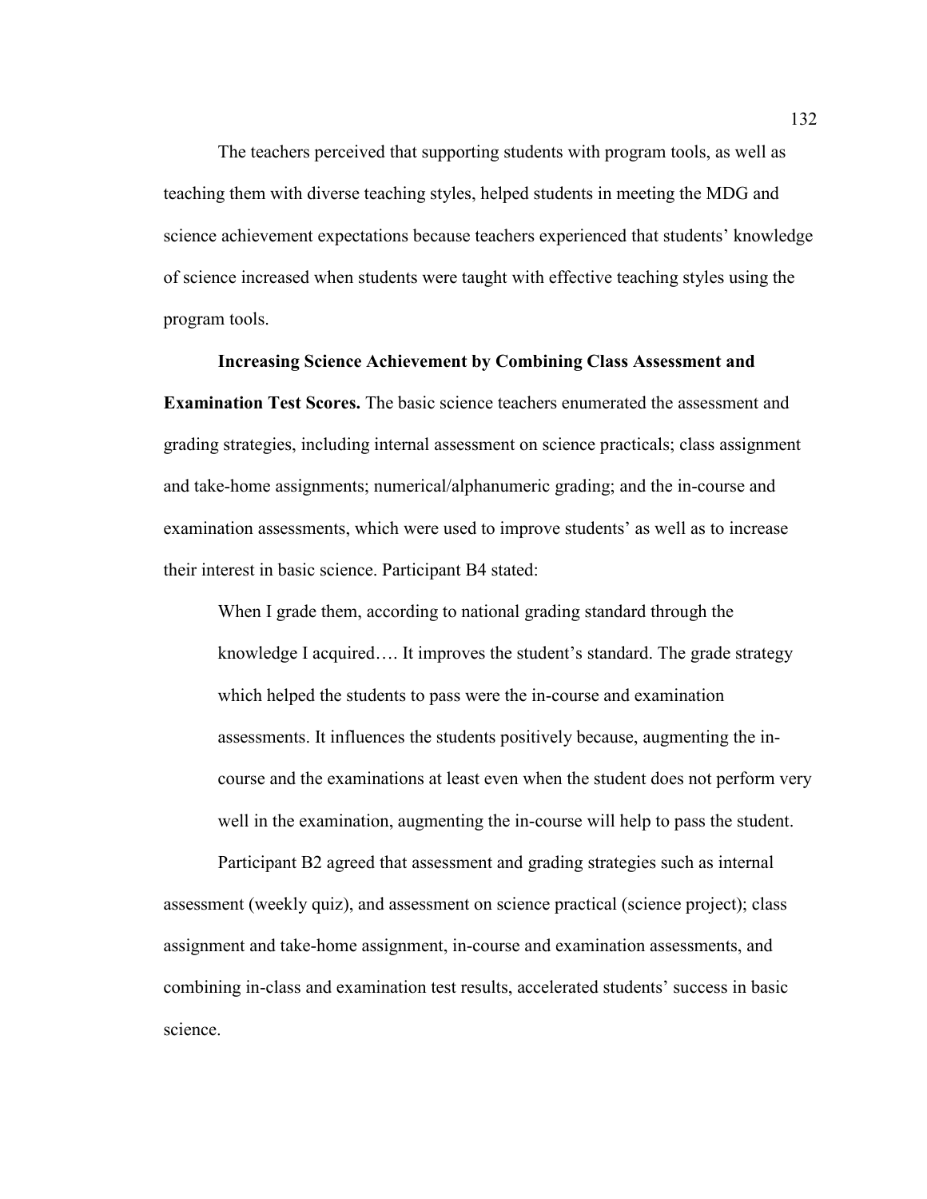The teachers perceived that supporting students with program tools, as well as teaching them with diverse teaching styles, helped students in meeting the MDG and science achievement expectations because teachers experienced that students' knowledge of science increased when students were taught with effective teaching styles using the program tools.

**Increasing Science Achievement by Combining Class Assessment and Examination Test Scores.** The basic science teachers enumerated the assessment and grading strategies, including internal assessment on science practicals; class assignment and take-home assignments; numerical/alphanumeric grading; and the in-course and examination assessments, which were used to improve students' as well as to increase their interest in basic science. Participant B4 stated:

> When I grade them, according to national grading standard through the knowledge I acquired…. It improves the student's standard. The grade strategy which helped the students to pass were the in-course and examination assessments. It influences the students positively because, augmenting the in-course and the examinations at least even when the student does not perform very well in the examination, augmenting the in-course will help to pass the student.

Participant B2 agreed that assessment and grading strategies such as internal assessment (weekly quiz), and assessment on science practical (science project); class assignment and take-home assignment, in-course and examination assessments, and combining in-class and examination test results, accelerated students' success in basic science.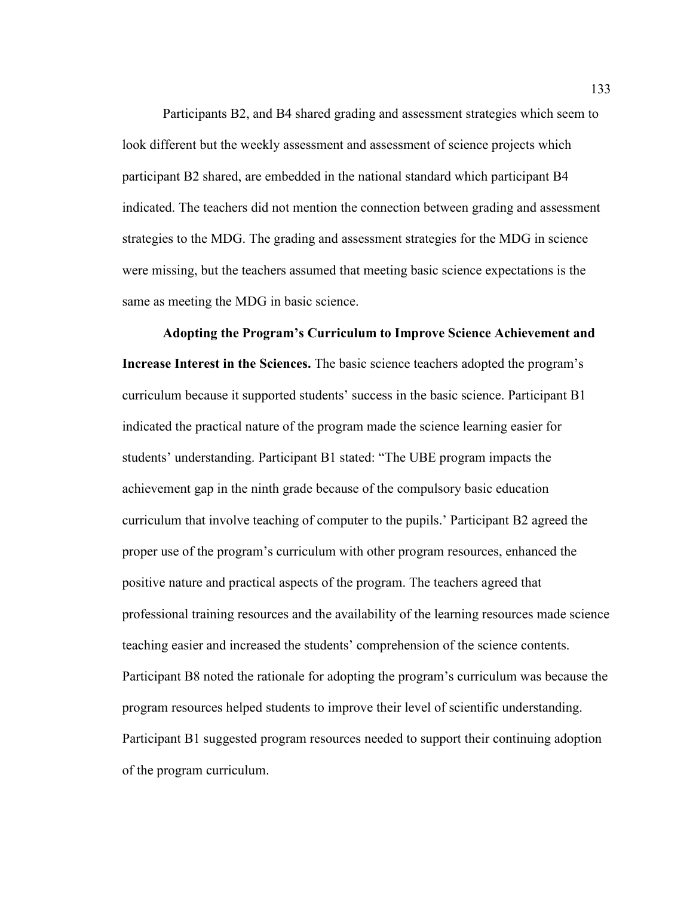Participants B2, and B4 shared grading and assessment strategies which seem to look different but the weekly assessment and assessment of science projects which participant B2 shared, are embedded in the national standard which participant B4 indicated. The teachers did not mention the connection between grading and assessment strategies to the MDG. The grading and assessment strategies for the MDG in science were missing, but the teachers assumed that meeting basic science expectations is the same as meeting the MDG in basic science.

**Adopting the Program's Curriculum to Improve Science Achievement and Increase Interest in the Sciences.** The basic science teachers adopted the program's curriculum because it supported students' success in the basic science. Participant B1 indicated the practical nature of the program made the science learning easier for students' understanding. Participant B1 stated: "The UBE program impacts the achievement gap in the ninth grade because of the compulsory basic education curriculum that involve teaching of computer to the pupils.' Participant B2 agreed the proper use of the program's curriculum with other program resources, enhanced the positive nature and practical aspects of the program. The teachers agreed that professional training resources and the availability of the learning resources made science teaching easier and increased the students' comprehension of the science contents. Participant B8 noted the rationale for adopting the program's curriculum was because the program resources helped students to improve their level of scientific understanding. Participant B1 suggested program resources needed to support their continuing adoption of the program curriculum.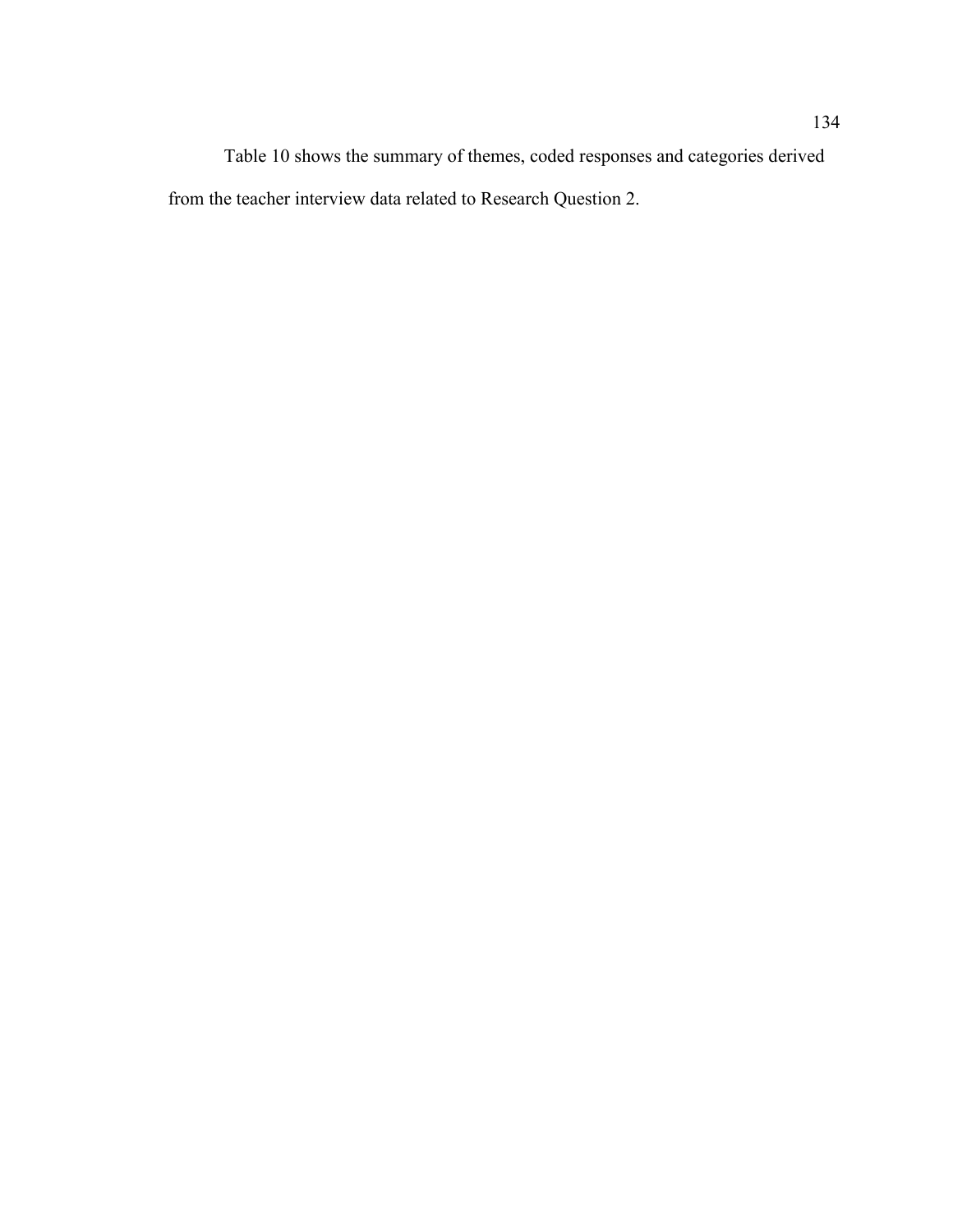Table 10 shows the summary of themes, coded responses and categories derived from the teacher interview data related to Research Question 2.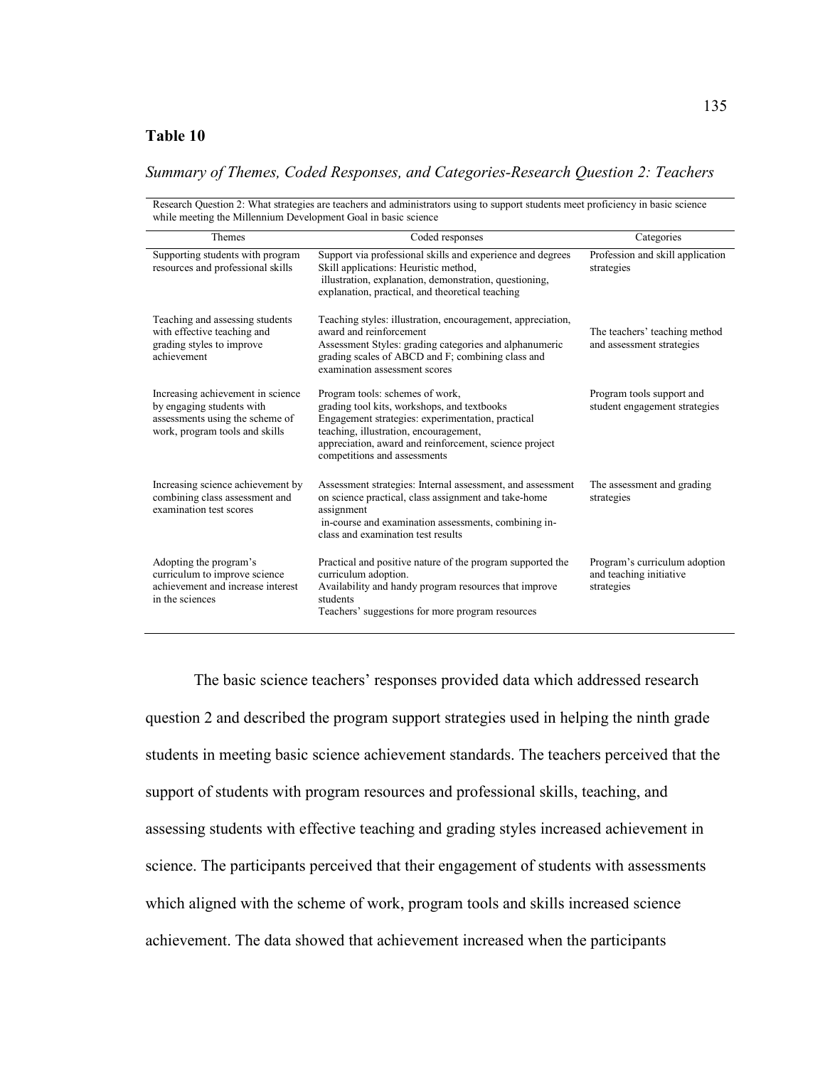**Table 10**

*Summary of Themes, Coded Responses, and Categories-Research Question 2: Teachers*

Research Question 2: What strategies are teachers and administrators using to support students meet proficiency in basic science while meeting the Millennium Development Goal in basic science

| Themes | Coded responses | Categories |
|---|---|---|
| Supporting students with program resources and professional skills | Support via professional skills and experience and degrees Skill applications: Heuristic method, illustration, explanation, demonstration, questioning, explanation, practical, and theoretical teaching | Profession and skill application strategies |
| Teaching and assessing students with effective teaching and grading styles to improve achievement | Teaching styles: illustration, encouragement, appreciation, award and reinforcement Assessment Styles: grading categories and alphanumeric grading scales of ABCD and F; combining class and examination assessment scores | The teachers' teaching method and assessment strategies |
| Increasing achievement in science by engaging students with assessments using the scheme of work, program tools and skills | Program tools: schemes of work, grading tool kits, workshops, and textbooks Engagement strategies: experimentation, practical teaching, illustration, encouragement, appreciation, award and reinforcement, science project competitions and assessments | Program tools support and student engagement strategies |
| Increasing science achievement by combining class assessment and examination test scores | Assessment strategies: Internal assessment, and assessment on science practical, class assignment and take-home assignment in-course and examination assessments, combining in-class and examination test results | The assessment and grading strategies |
| Adopting the program's curriculum to improve science achievement and increase interest in the sciences | Practical and positive nature of the program supported the curriculum adoption. Availability and handy program resources that improve students Teachers' suggestions for more program resources | Program's curriculum adoption and teaching initiative strategies |

The basic science teachers' responses provided data which addressed research question 2 and described the program support strategies used in helping the ninth grade students in meeting basic science achievement standards. The teachers perceived that the support of students with program resources and professional skills, teaching, and assessing students with effective teaching and grading styles increased achievement in science. The participants perceived that their engagement of students with assessments which aligned with the scheme of work, program tools and skills increased science achievement. The data showed that achievement increased when the participants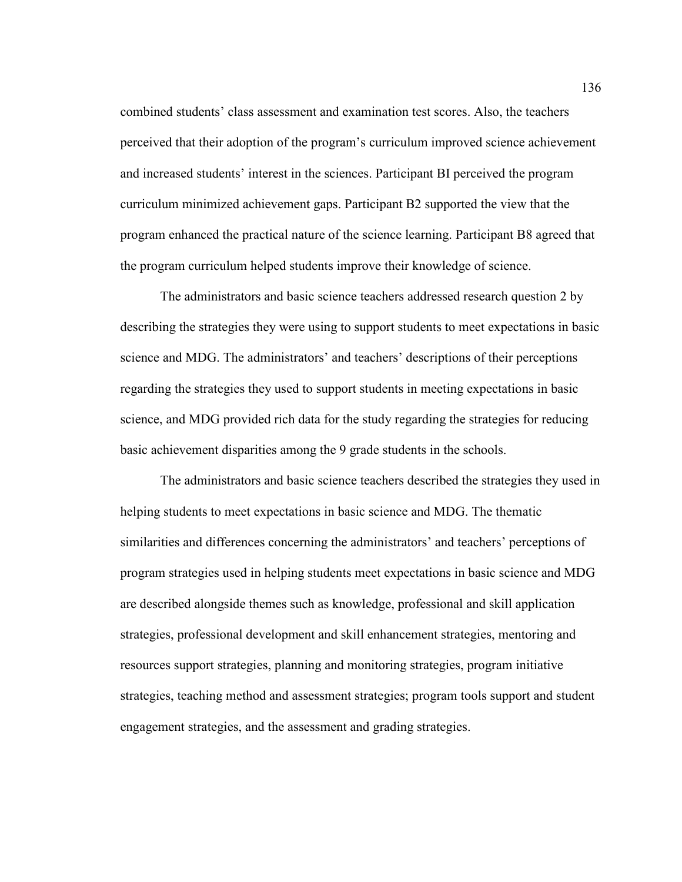combined students' class assessment and examination test scores. Also, the teachers perceived that their adoption of the program's curriculum improved science achievement and increased students' interest in the sciences. Participant BI perceived the program curriculum minimized achievement gaps. Participant B2 supported the view that the program enhanced the practical nature of the science learning. Participant B8 agreed that the program curriculum helped students improve their knowledge of science.

The administrators and basic science teachers addressed research question 2 by describing the strategies they were using to support students to meet expectations in basic science and MDG. The administrators' and teachers' descriptions of their perceptions regarding the strategies they used to support students in meeting expectations in basic science, and MDG provided rich data for the study regarding the strategies for reducing basic achievement disparities among the 9 grade students in the schools.

The administrators and basic science teachers described the strategies they used in helping students to meet expectations in basic science and MDG. The thematic similarities and differences concerning the administrators' and teachers' perceptions of program strategies used in helping students meet expectations in basic science and MDG are described alongside themes such as knowledge, professional and skill application strategies, professional development and skill enhancement strategies, mentoring and resources support strategies, planning and monitoring strategies, program initiative strategies, teaching method and assessment strategies; program tools support and student engagement strategies, and the assessment and grading strategies.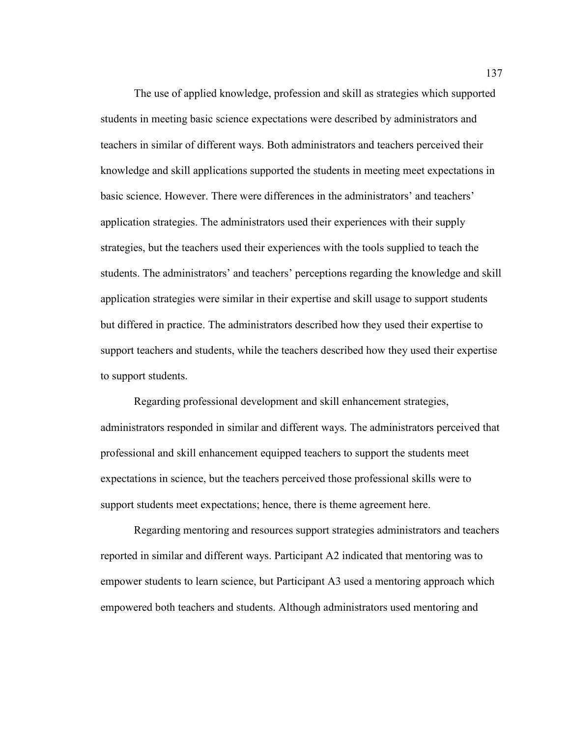The use of applied knowledge, profession and skill as strategies which supported students in meeting basic science expectations were described by administrators and teachers in similar of different ways. Both administrators and teachers perceived their knowledge and skill applications supported the students in meeting meet expectations in basic science. However. There were differences in the administrators' and teachers' application strategies. The administrators used their experiences with their supply strategies, but the teachers used their experiences with the tools supplied to teach the students. The administrators' and teachers' perceptions regarding the knowledge and skill application strategies were similar in their expertise and skill usage to support students but differed in practice. The administrators described how they used their expertise to support teachers and students, while the teachers described how they used their expertise to support students.

Regarding professional development and skill enhancement strategies, administrators responded in similar and different ways. The administrators perceived that professional and skill enhancement equipped teachers to support the students meet expectations in science, but the teachers perceived those professional skills were to support students meet expectations; hence, there is theme agreement here.

Regarding mentoring and resources support strategies administrators and teachers reported in similar and different ways. Participant A2 indicated that mentoring was to empower students to learn science, but Participant A3 used a mentoring approach which empowered both teachers and students. Although administrators used mentoring and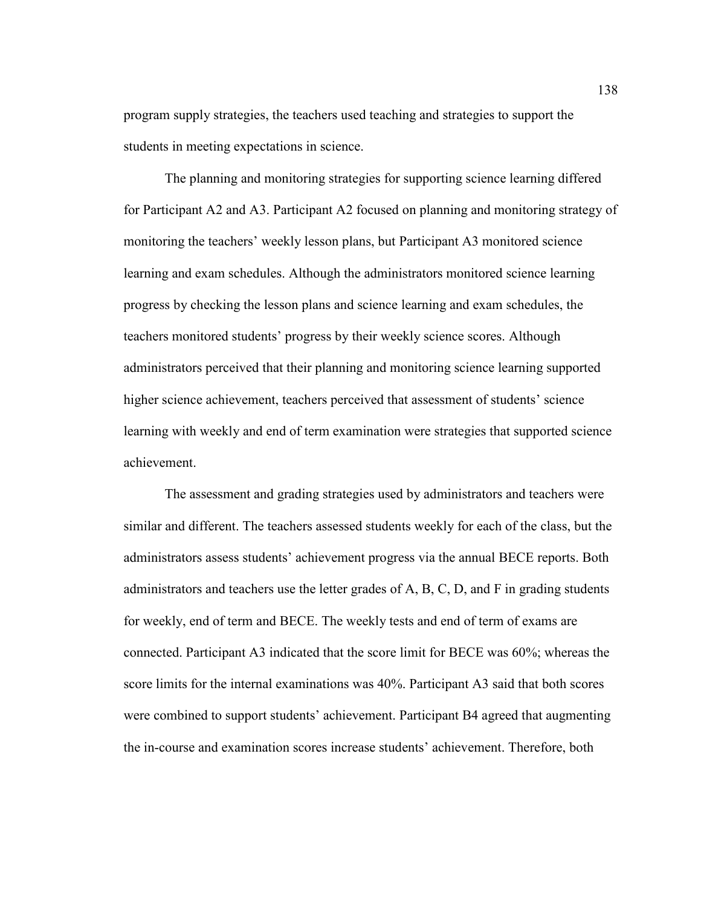program supply strategies, the teachers used teaching and strategies to support the students in meeting expectations in science.

The planning and monitoring strategies for supporting science learning differed for Participant A2 and A3. Participant A2 focused on planning and monitoring strategy of monitoring the teachers' weekly lesson plans, but Participant A3 monitored science learning and exam schedules. Although the administrators monitored science learning progress by checking the lesson plans and science learning and exam schedules, the teachers monitored students' progress by their weekly science scores. Although administrators perceived that their planning and monitoring science learning supported higher science achievement, teachers perceived that assessment of students' science learning with weekly and end of term examination were strategies that supported science achievement.

The assessment and grading strategies used by administrators and teachers were similar and different. The teachers assessed students weekly for each of the class, but the administrators assess students' achievement progress via the annual BECE reports. Both administrators and teachers use the letter grades of A, B, C, D, and F in grading students for weekly, end of term and BECE. The weekly tests and end of term of exams are connected. Participant A3 indicated that the score limit for BECE was 60%; whereas the score limits for the internal examinations was 40%. Participant A3 said that both scores were combined to support students' achievement. Participant B4 agreed that augmenting the in-course and examination scores increase students' achievement. Therefore, both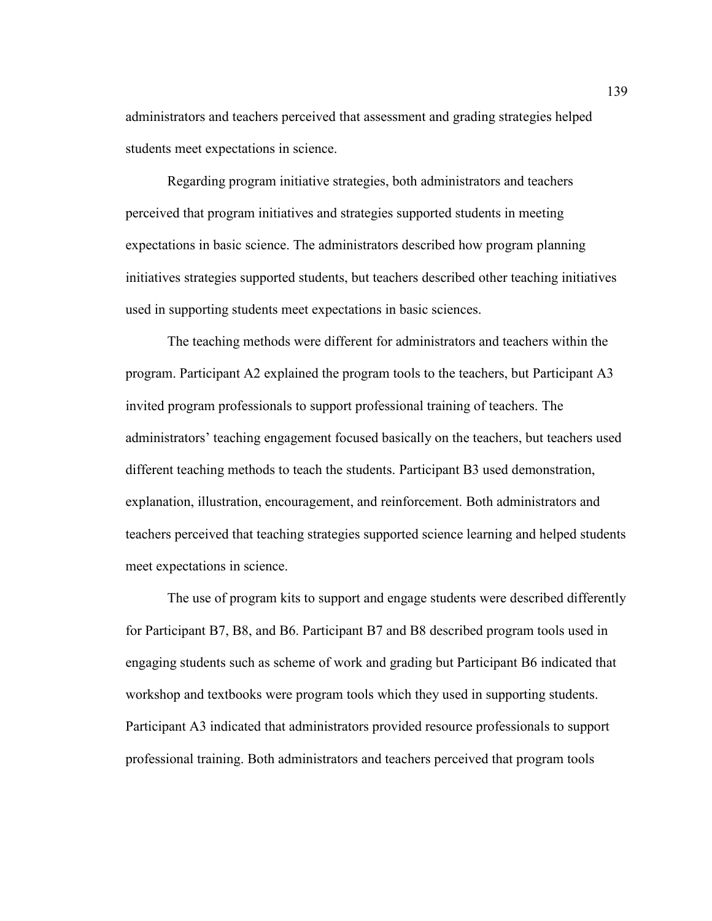administrators and teachers perceived that assessment and grading strategies helped students meet expectations in science.

Regarding program initiative strategies, both administrators and teachers perceived that program initiatives and strategies supported students in meeting expectations in basic science. The administrators described how program planning initiatives strategies supported students, but teachers described other teaching initiatives used in supporting students meet expectations in basic sciences.

The teaching methods were different for administrators and teachers within the program. Participant A2 explained the program tools to the teachers, but Participant A3 invited program professionals to support professional training of teachers. The administrators' teaching engagement focused basically on the teachers, but teachers used different teaching methods to teach the students. Participant B3 used demonstration, explanation, illustration, encouragement, and reinforcement. Both administrators and teachers perceived that teaching strategies supported science learning and helped students meet expectations in science.

The use of program kits to support and engage students were described differently for Participant B7, B8, and B6. Participant B7 and B8 described program tools used in engaging students such as scheme of work and grading but Participant B6 indicated that workshop and textbooks were program tools which they used in supporting students. Participant A3 indicated that administrators provided resource professionals to support professional training. Both administrators and teachers perceived that program tools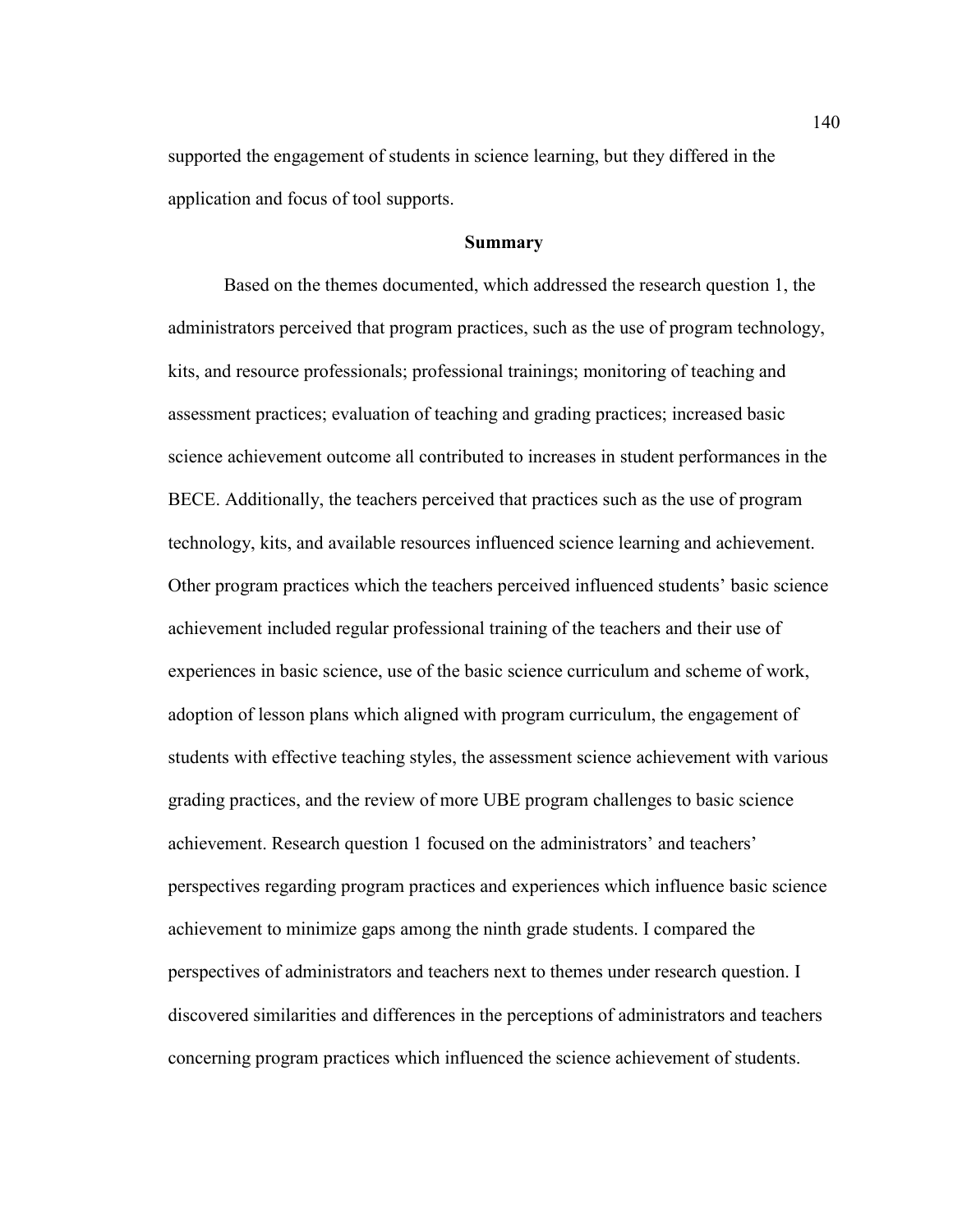supported the engagement of students in science learning, but they differed in the application and focus of tool supports.

## Summary

Based on the themes documented, which addressed the research question 1, the administrators perceived that program practices, such as the use of program technology, kits, and resource professionals; professional trainings; monitoring of teaching and assessment practices; evaluation of teaching and grading practices; increased basic science achievement outcome all contributed to increases in student performances in the BECE. Additionally, the teachers perceived that practices such as the use of program technology, kits, and available resources influenced science learning and achievement. Other program practices which the teachers perceived influenced students' basic science achievement included regular professional training of the teachers and their use of experiences in basic science, use of the basic science curriculum and scheme of work, adoption of lesson plans which aligned with program curriculum, the engagement of students with effective teaching styles, the assessment science achievement with various grading practices, and the review of more UBE program challenges to basic science achievement. Research question 1 focused on the administrators' and teachers' perspectives regarding program practices and experiences which influence basic science achievement to minimize gaps among the ninth grade students. I compared the perspectives of administrators and teachers next to themes under research question. I discovered similarities and differences in the perceptions of administrators and teachers concerning program practices which influenced the science achievement of students.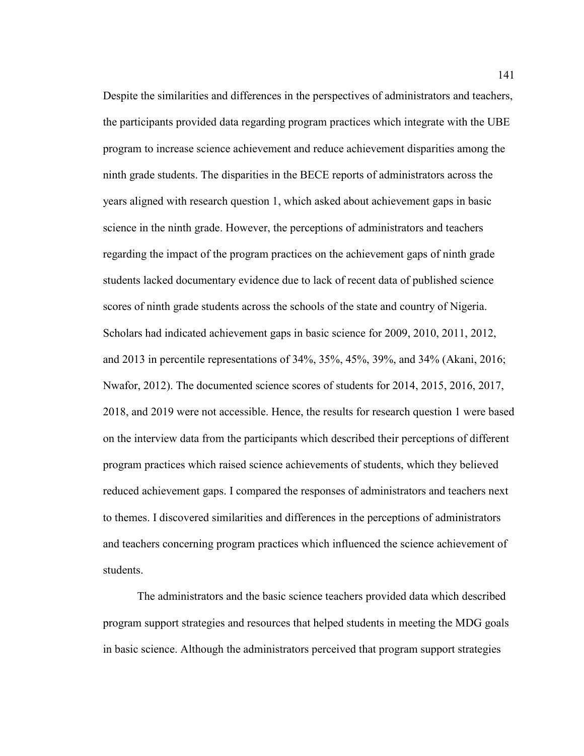Despite the similarities and differences in the perspectives of administrators and teachers, the participants provided data regarding program practices which integrate with the UBE program to increase science achievement and reduce achievement disparities among the ninth grade students. The disparities in the BECE reports of administrators across the years aligned with research question 1, which asked about achievement gaps in basic science in the ninth grade. However, the perceptions of administrators and teachers regarding the impact of the program practices on the achievement gaps of ninth grade students lacked documentary evidence due to lack of recent data of published science scores of ninth grade students across the schools of the state and country of Nigeria. Scholars had indicated achievement gaps in basic science for 2009, 2010, 2011, 2012, and 2013 in percentile representations of 34%, 35%, 45%, 39%, and 34% (Akani, 2016; Nwafor, 2012). The documented science scores of students for 2014, 2015, 2016, 2017, 2018, and 2019 were not accessible. Hence, the results for research question 1 were based on the interview data from the participants which described their perceptions of different program practices which raised science achievements of students, which they believed reduced achievement gaps. I compared the responses of administrators and teachers next to themes. I discovered similarities and differences in the perceptions of administrators and teachers concerning program practices which influenced the science achievement of students.

The administrators and the basic science teachers provided data which described program support strategies and resources that helped students in meeting the MDG goals in basic science. Although the administrators perceived that program support strategies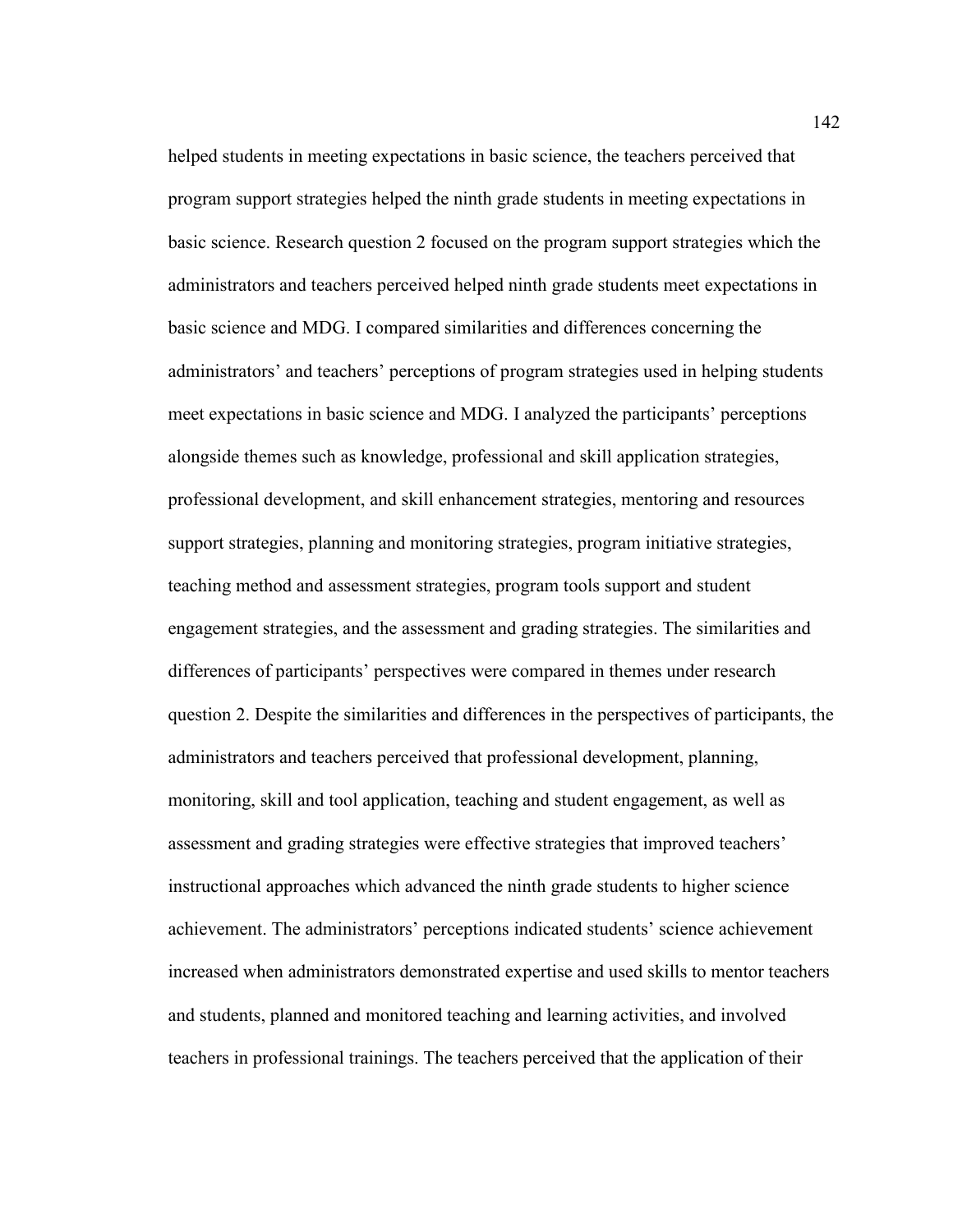helped students in meeting expectations in basic science, the teachers perceived that program support strategies helped the ninth grade students in meeting expectations in basic science. Research question 2 focused on the program support strategies which the administrators and teachers perceived helped ninth grade students meet expectations in basic science and MDG. I compared similarities and differences concerning the administrators' and teachers' perceptions of program strategies used in helping students meet expectations in basic science and MDG. I analyzed the participants' perceptions alongside themes such as knowledge, professional and skill application strategies, professional development, and skill enhancement strategies, mentoring and resources support strategies, planning and monitoring strategies, program initiative strategies, teaching method and assessment strategies, program tools support and student engagement strategies, and the assessment and grading strategies. The similarities and differences of participants' perspectives were compared in themes under research question 2. Despite the similarities and differences in the perspectives of participants, the administrators and teachers perceived that professional development, planning, monitoring, skill and tool application, teaching and student engagement, as well as assessment and grading strategies were effective strategies that improved teachers' instructional approaches which advanced the ninth grade students to higher science achievement. The administrators' perceptions indicated students' science achievement increased when administrators demonstrated expertise and used skills to mentor teachers and students, planned and monitored teaching and learning activities, and involved teachers in professional trainings. The teachers perceived that the application of their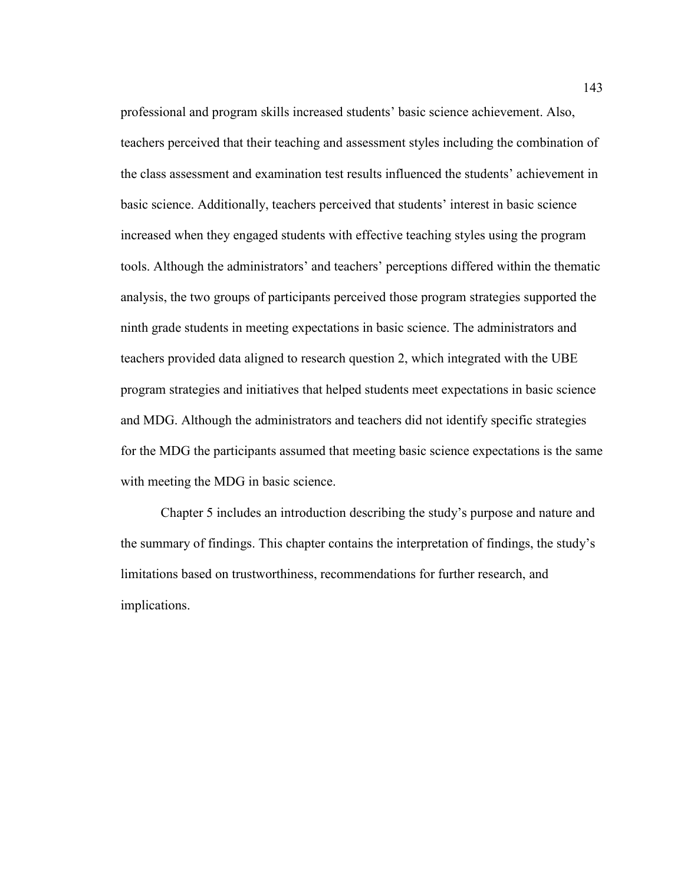professional and program skills increased students' basic science achievement. Also, teachers perceived that their teaching and assessment styles including the combination of the class assessment and examination test results influenced the students' achievement in basic science. Additionally, teachers perceived that students' interest in basic science increased when they engaged students with effective teaching styles using the program tools. Although the administrators' and teachers' perceptions differed within the thematic analysis, the two groups of participants perceived those program strategies supported the ninth grade students in meeting expectations in basic science. The administrators and teachers provided data aligned to research question 2, which integrated with the UBE program strategies and initiatives that helped students meet expectations in basic science and MDG. Although the administrators and teachers did not identify specific strategies for the MDG the participants assumed that meeting basic science expectations is the same with meeting the MDG in basic science.

Chapter 5 includes an introduction describing the study's purpose and nature and the summary of findings. This chapter contains the interpretation of findings, the study's limitations based on trustworthiness, recommendations for further research, and implications.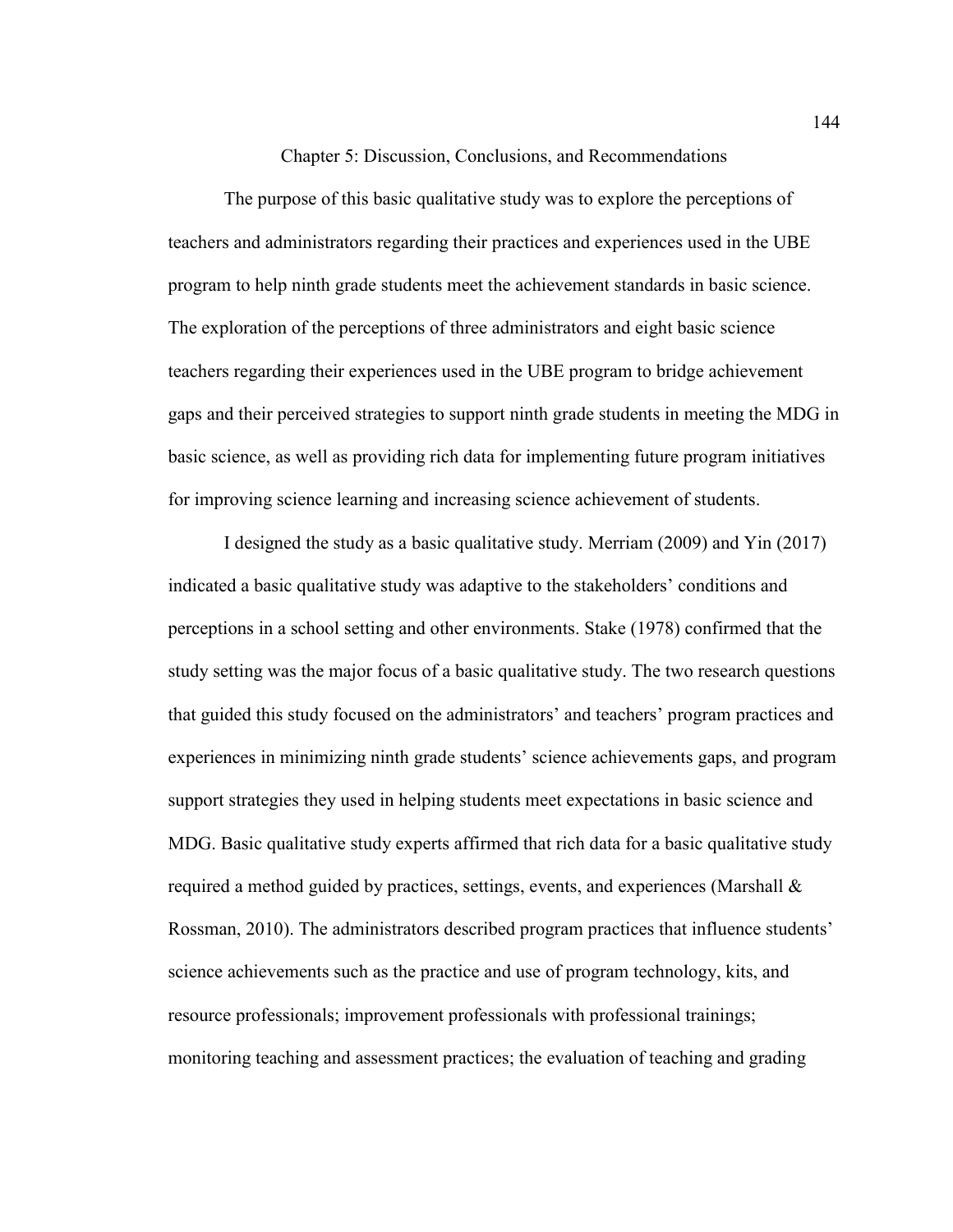# Chapter 5: Discussion, Conclusions, and Recommendations

The purpose of this basic qualitative study was to explore the perceptions of teachers and administrators regarding their practices and experiences used in the UBE program to help ninth grade students meet the achievement standards in basic science. The exploration of the perceptions of three administrators and eight basic science teachers regarding their experiences used in the UBE program to bridge achievement gaps and their perceived strategies to support ninth grade students in meeting the MDG in basic science, as well as providing rich data for implementing future program initiatives for improving science learning and increasing science achievement of students.

I designed the study as a basic qualitative study. Merriam (2009) and Yin (2017) indicated a basic qualitative study was adaptive to the stakeholders' conditions and perceptions in a school setting and other environments. Stake (1978) confirmed that the study setting was the major focus of a basic qualitative study. The two research questions that guided this study focused on the administrators' and teachers' program practices and experiences in minimizing ninth grade students' science achievements gaps, and program support strategies they used in helping students meet expectations in basic science and MDG. Basic qualitative study experts affirmed that rich data for a basic qualitative study required a method guided by practices, settings, events, and experiences (Marshall & Rossman, 2010). The administrators described program practices that influence students' science achievements such as the practice and use of program technology, kits, and resource professionals; improvement professionals with professional trainings; monitoring teaching and assessment practices; the evaluation of teaching and grading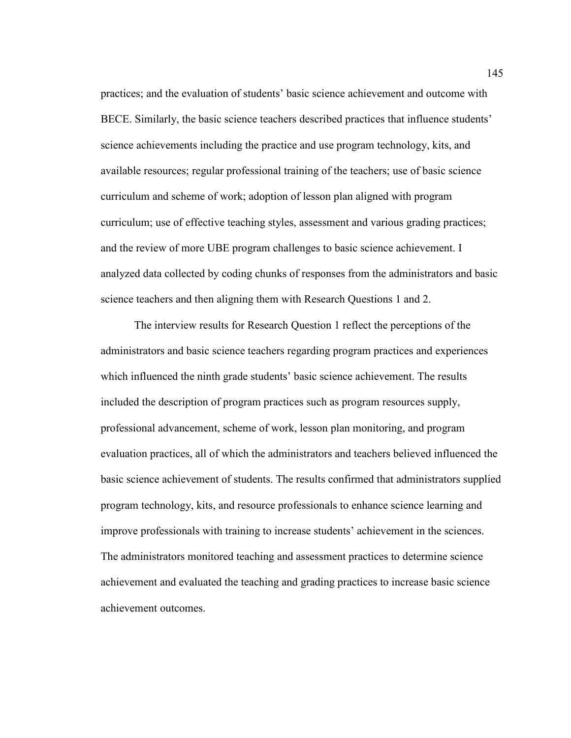practices; and the evaluation of students' basic science achievement and outcome with BECE. Similarly, the basic science teachers described practices that influence students' science achievements including the practice and use program technology, kits, and available resources; regular professional training of the teachers; use of basic science curriculum and scheme of work; adoption of lesson plan aligned with program curriculum; use of effective teaching styles, assessment and various grading practices; and the review of more UBE program challenges to basic science achievement. I analyzed data collected by coding chunks of responses from the administrators and basic science teachers and then aligning them with Research Questions 1 and 2.

The interview results for Research Question 1 reflect the perceptions of the administrators and basic science teachers regarding program practices and experiences which influenced the ninth grade students' basic science achievement. The results included the description of program practices such as program resources supply, professional advancement, scheme of work, lesson plan monitoring, and program evaluation practices, all of which the administrators and teachers believed influenced the basic science achievement of students. The results confirmed that administrators supplied program technology, kits, and resource professionals to enhance science learning and improve professionals with training to increase students' achievement in the sciences. The administrators monitored teaching and assessment practices to determine science achievement and evaluated the teaching and grading practices to increase basic science achievement outcomes.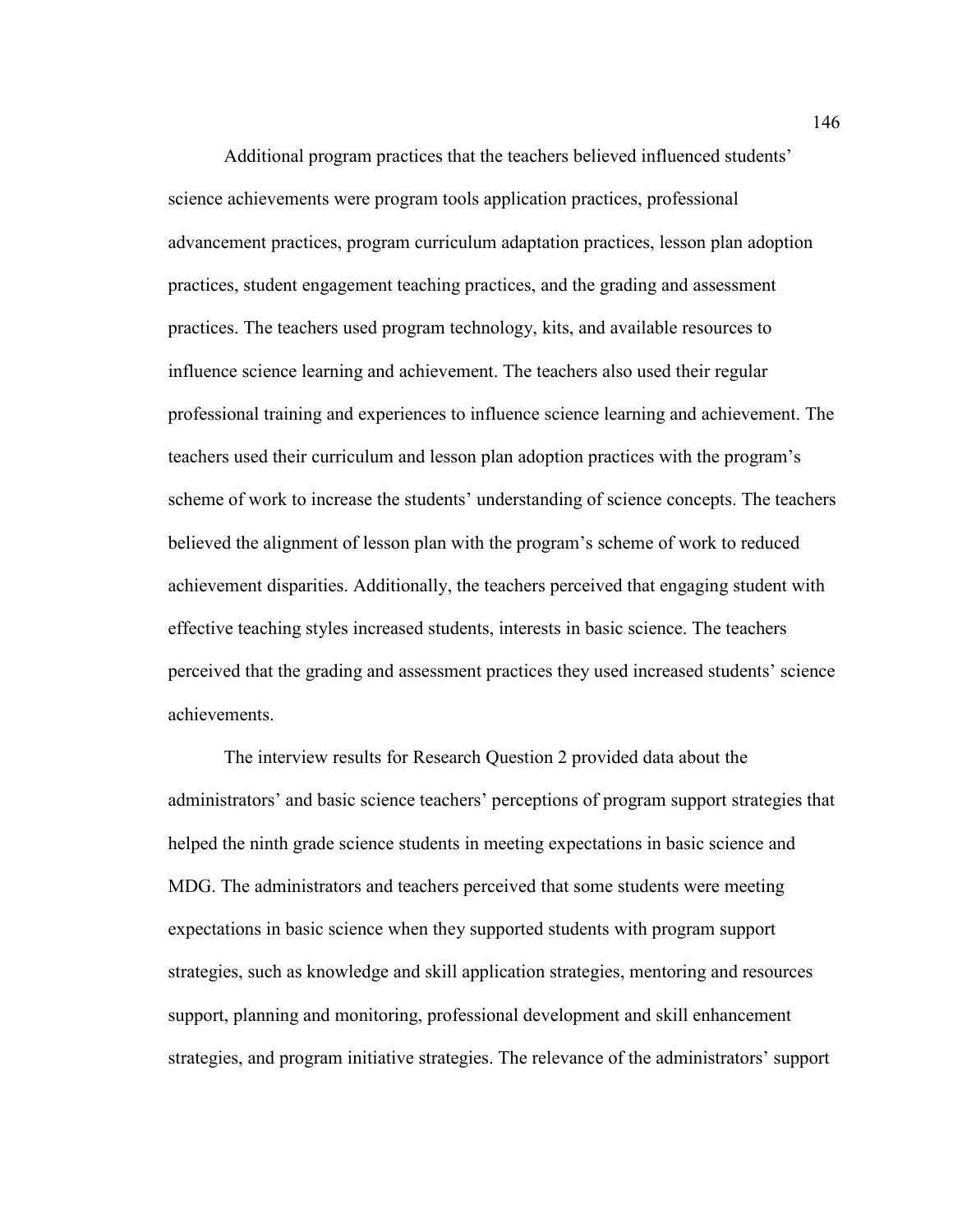Additional program practices that the teachers believed influenced students' science achievements were program tools application practices, professional advancement practices, program curriculum adaptation practices, lesson plan adoption practices, student engagement teaching practices, and the grading and assessment practices. The teachers used program technology, kits, and available resources to influence science learning and achievement. The teachers also used their regular professional training and experiences to influence science learning and achievement. The teachers used their curriculum and lesson plan adoption practices with the program's scheme of work to increase the students' understanding of science concepts. The teachers believed the alignment of lesson plan with the program's scheme of work to reduced achievement disparities. Additionally, the teachers perceived that engaging student with effective teaching styles increased students, interests in basic science. The teachers perceived that the grading and assessment practices they used increased students' science achievements.

The interview results for Research Question 2 provided data about the administrators' and basic science teachers' perceptions of program support strategies that helped the ninth grade science students in meeting expectations in basic science and MDG. The administrators and teachers perceived that some students were meeting expectations in basic science when they supported students with program support strategies, such as knowledge and skill application strategies, mentoring and resources support, planning and monitoring, professional development and skill enhancement strategies, and program initiative strategies. The relevance of the administrators' support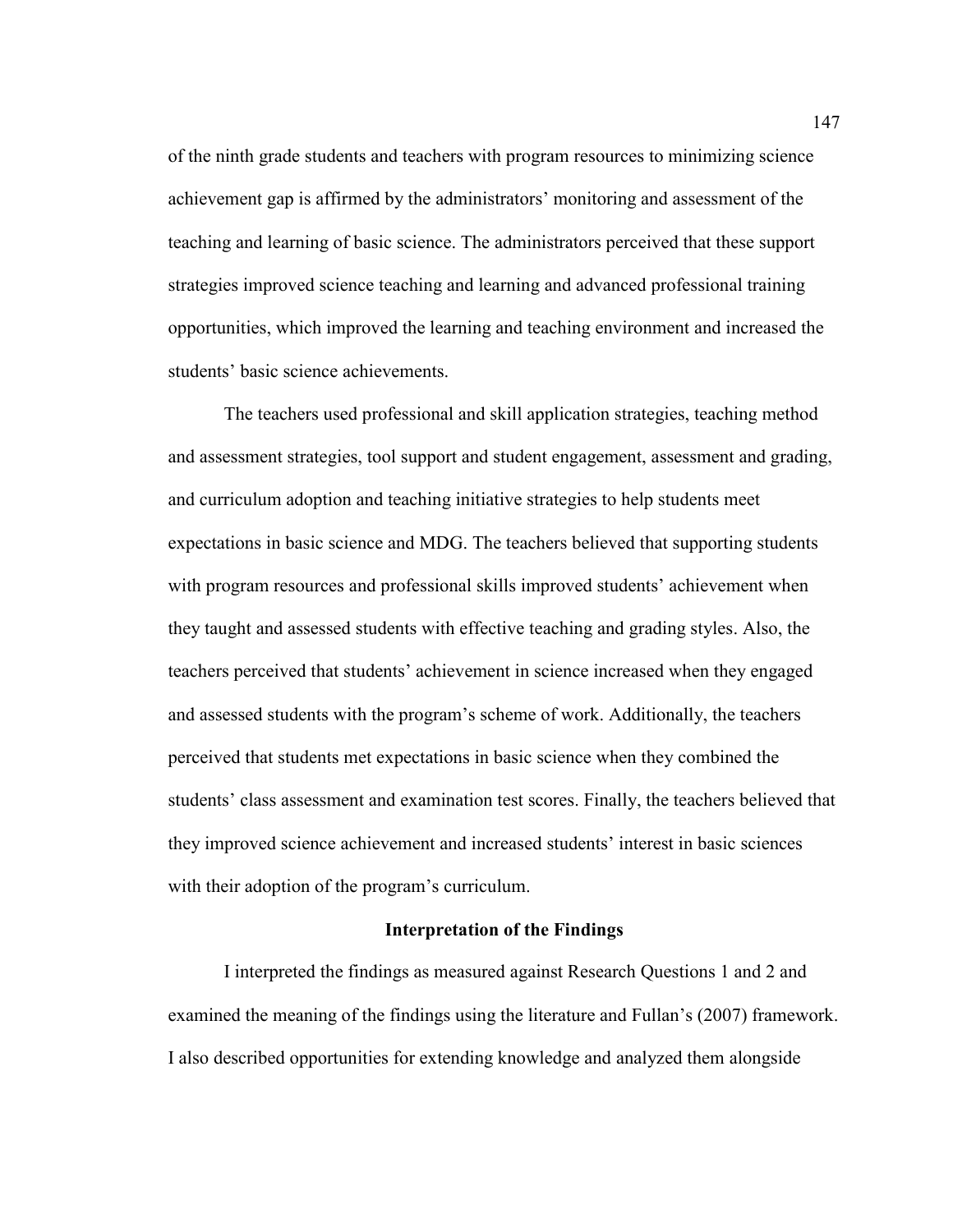of the ninth grade students and teachers with program resources to minimizing science achievement gap is affirmed by the administrators' monitoring and assessment of the teaching and learning of basic science. The administrators perceived that these support strategies improved science teaching and learning and advanced professional training opportunities, which improved the learning and teaching environment and increased the students' basic science achievements.

The teachers used professional and skill application strategies, teaching method and assessment strategies, tool support and student engagement, assessment and grading, and curriculum adoption and teaching initiative strategies to help students meet expectations in basic science and MDG. The teachers believed that supporting students with program resources and professional skills improved students' achievement when they taught and assessed students with effective teaching and grading styles. Also, the teachers perceived that students' achievement in science increased when they engaged and assessed students with the program's scheme of work. Additionally, the teachers perceived that students met expectations in basic science when they combined the students' class assessment and examination test scores. Finally, the teachers believed that they improved science achievement and increased students' interest in basic sciences with their adoption of the program's curriculum.

## Interpretation of the Findings

I interpreted the findings as measured against Research Questions 1 and 2 and examined the meaning of the findings using the literature and Fullan's (2007) framework. I also described opportunities for extending knowledge and analyzed them alongside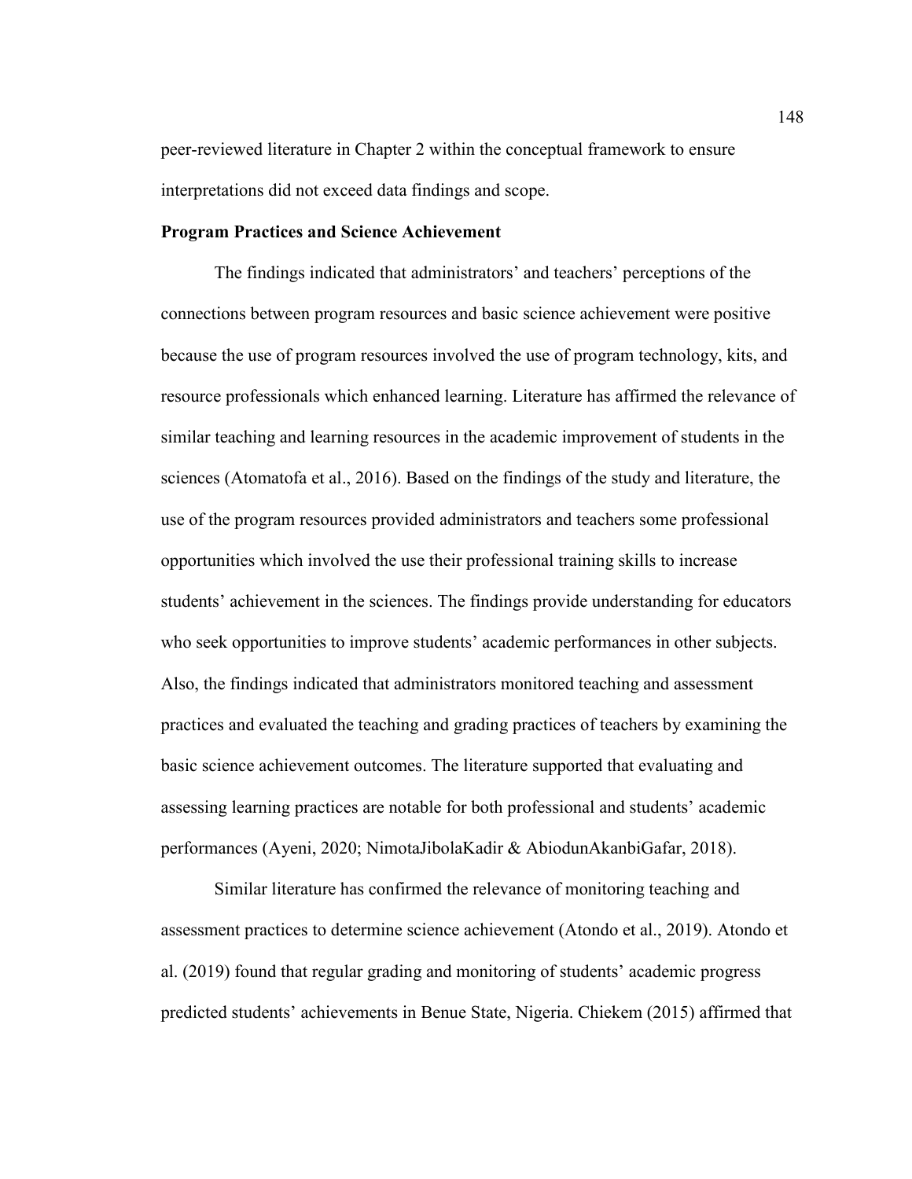peer-reviewed literature in Chapter 2 within the conceptual framework to ensure interpretations did not exceed data findings and scope.

### Program Practices and Science Achievement

The findings indicated that administrators' and teachers' perceptions of the connections between program resources and basic science achievement were positive because the use of program resources involved the use of program technology, kits, and resource professionals which enhanced learning. Literature has affirmed the relevance of similar teaching and learning resources in the academic improvement of students in the sciences (Atomatofa et al., 2016). Based on the findings of the study and literature, the use of the program resources provided administrators and teachers some professional opportunities which involved the use their professional training skills to increase students' achievement in the sciences. The findings provide understanding for educators who seek opportunities to improve students' academic performances in other subjects. Also, the findings indicated that administrators monitored teaching and assessment practices and evaluated the teaching and grading practices of teachers by examining the basic science achievement outcomes. The literature supported that evaluating and assessing learning practices are notable for both professional and students' academic performances (Ayeni, 2020; NimotaJibolaKadir & AbiodunAkanbiGafar, 2018).

Similar literature has confirmed the relevance of monitoring teaching and assessment practices to determine science achievement (Atondo et al., 2019). Atondo et al. (2019) found that regular grading and monitoring of students' academic progress predicted students' achievements in Benue State, Nigeria. Chiekem (2015) affirmed that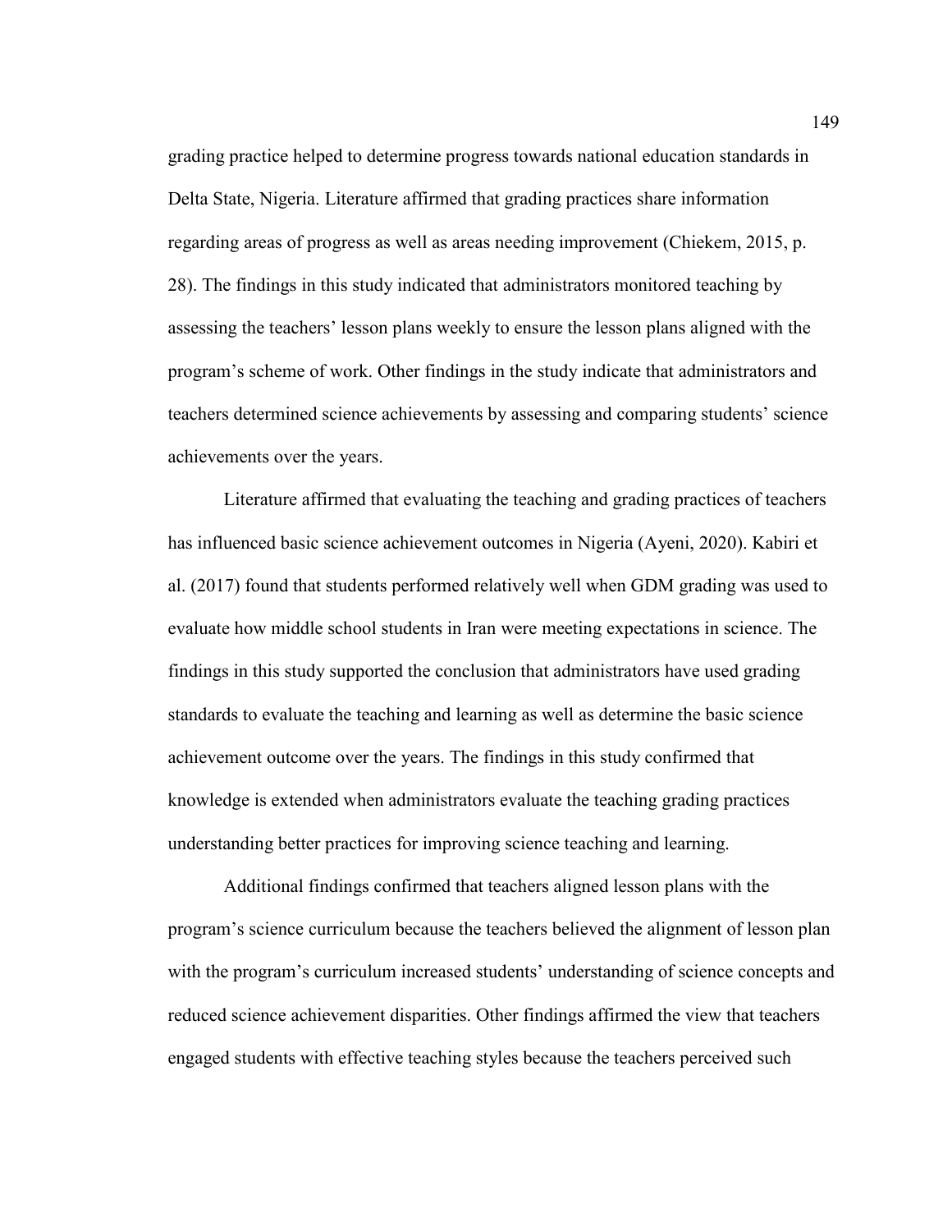grading practice helped to determine progress towards national education standards in Delta State, Nigeria. Literature affirmed that grading practices share information regarding areas of progress as well as areas needing improvement (Chiekem, 2015, p. 28). The findings in this study indicated that administrators monitored teaching by assessing the teachers' lesson plans weekly to ensure the lesson plans aligned with the program's scheme of work. Other findings in the study indicate that administrators and teachers determined science achievements by assessing and comparing students' science achievements over the years.

Literature affirmed that evaluating the teaching and grading practices of teachers has influenced basic science achievement outcomes in Nigeria (Ayeni, 2020). Kabiri et al. (2017) found that students performed relatively well when GDM grading was used to evaluate how middle school students in Iran were meeting expectations in science. The findings in this study supported the conclusion that administrators have used grading standards to evaluate the teaching and learning as well as determine the basic science achievement outcome over the years. The findings in this study confirmed that knowledge is extended when administrators evaluate the teaching grading practices understanding better practices for improving science teaching and learning.

Additional findings confirmed that teachers aligned lesson plans with the program's science curriculum because the teachers believed the alignment of lesson plan with the program's curriculum increased students' understanding of science concepts and reduced science achievement disparities. Other findings affirmed the view that teachers engaged students with effective teaching styles because the teachers perceived such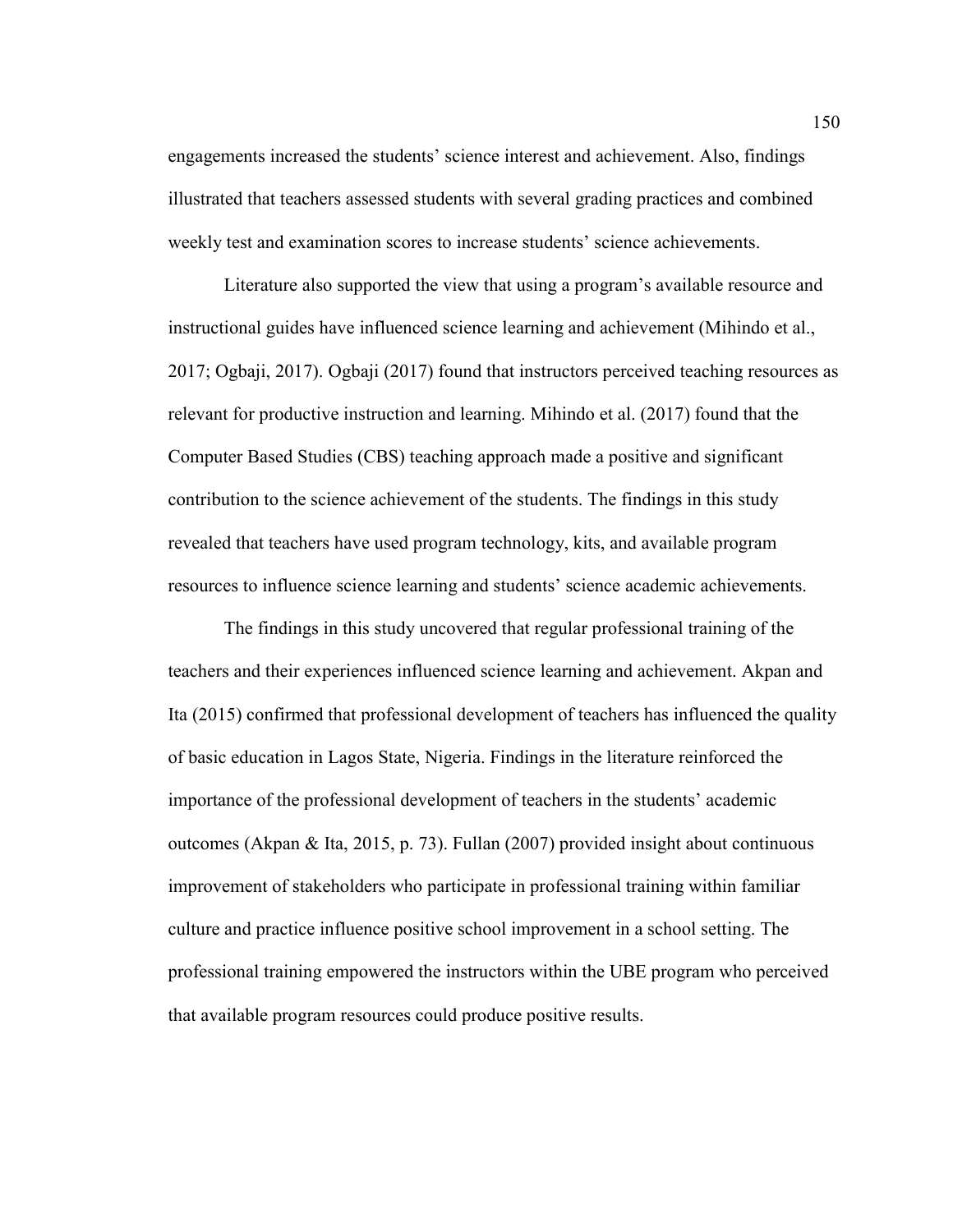engagements increased the students' science interest and achievement. Also, findings illustrated that teachers assessed students with several grading practices and combined weekly test and examination scores to increase students' science achievements.

Literature also supported the view that using a program's available resource and instructional guides have influenced science learning and achievement (Mihindo et al., 2017; Ogbaji, 2017). Ogbaji (2017) found that instructors perceived teaching resources as relevant for productive instruction and learning. Mihindo et al. (2017) found that the Computer Based Studies (CBS) teaching approach made a positive and significant contribution to the science achievement of the students. The findings in this study revealed that teachers have used program technology, kits, and available program resources to influence science learning and students' science academic achievements.

The findings in this study uncovered that regular professional training of the teachers and their experiences influenced science learning and achievement. Akpan and Ita (2015) confirmed that professional development of teachers has influenced the quality of basic education in Lagos State, Nigeria. Findings in the literature reinforced the importance of the professional development of teachers in the students' academic outcomes (Akpan & Ita, 2015, p. 73). Fullan (2007) provided insight about continuous improvement of stakeholders who participate in professional training within familiar culture and practice influence positive school improvement in a school setting. The professional training empowered the instructors within the UBE program who perceived that available program resources could produce positive results.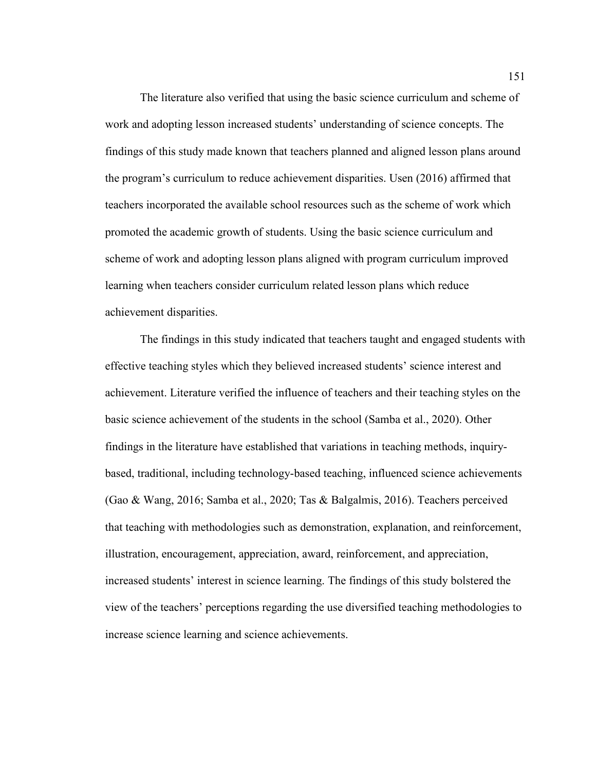The literature also verified that using the basic science curriculum and scheme of work and adopting lesson increased students' understanding of science concepts. The findings of this study made known that teachers planned and aligned lesson plans around the program's curriculum to reduce achievement disparities. Usen (2016) affirmed that teachers incorporated the available school resources such as the scheme of work which promoted the academic growth of students. Using the basic science curriculum and scheme of work and adopting lesson plans aligned with program curriculum improved learning when teachers consider curriculum related lesson plans which reduce achievement disparities.

The findings in this study indicated that teachers taught and engaged students with effective teaching styles which they believed increased students' science interest and achievement. Literature verified the influence of teachers and their teaching styles on the basic science achievement of the students in the school (Samba et al., 2020). Other findings in the literature have established that variations in teaching methods, inquiry-based, traditional, including technology-based teaching, influenced science achievements (Gao & Wang, 2016; Samba et al., 2020; Tas & Balgalmis, 2016). Teachers perceived that teaching with methodologies such as demonstration, explanation, and reinforcement, illustration, encouragement, appreciation, award, reinforcement, and appreciation, increased students' interest in science learning. The findings of this study bolstered the view of the teachers' perceptions regarding the use diversified teaching methodologies to increase science learning and science achievements.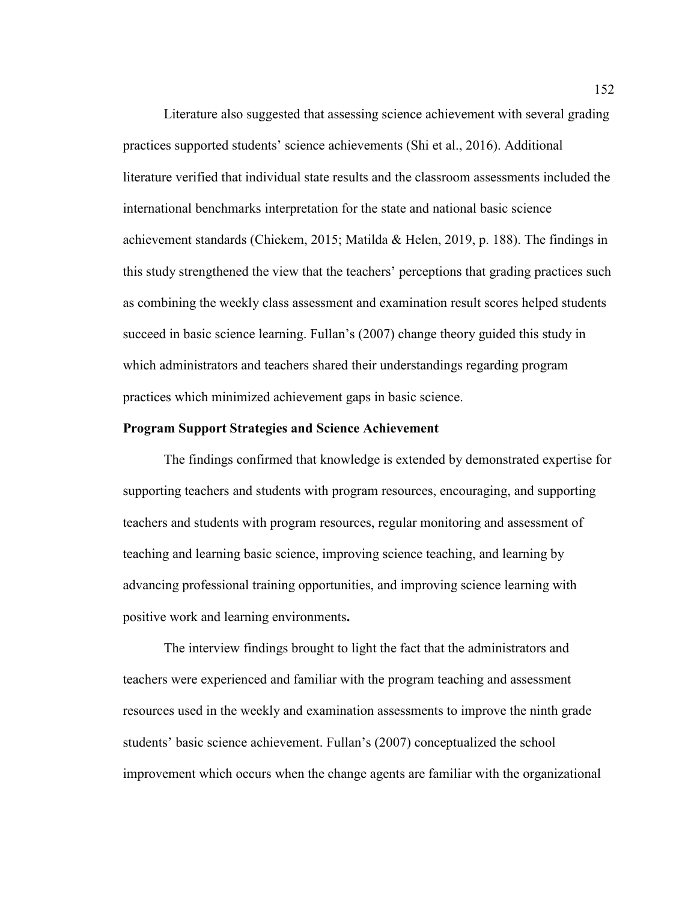Literature also suggested that assessing science achievement with several grading practices supported students' science achievements (Shi et al., 2016). Additional literature verified that individual state results and the classroom assessments included the international benchmarks interpretation for the state and national basic science achievement standards (Chiekem, 2015; Matilda & Helen, 2019, p. 188). The findings in this study strengthened the view that the teachers' perceptions that grading practices such as combining the weekly class assessment and examination result scores helped students succeed in basic science learning. Fullan's (2007) change theory guided this study in which administrators and teachers shared their understandings regarding program practices which minimized achievement gaps in basic science.

**Program Support Strategies and Science Achievement**

The findings confirmed that knowledge is extended by demonstrated expertise for supporting teachers and students with program resources, encouraging, and supporting teachers and students with program resources, regular monitoring and assessment of teaching and learning basic science, improving science teaching, and learning by advancing professional training opportunities, and improving science learning with positive work and learning environments**.**

The interview findings brought to light the fact that the administrators and teachers were experienced and familiar with the program teaching and assessment resources used in the weekly and examination assessments to improve the ninth grade students' basic science achievement. Fullan's (2007) conceptualized the school improvement which occurs when the change agents are familiar with the organizational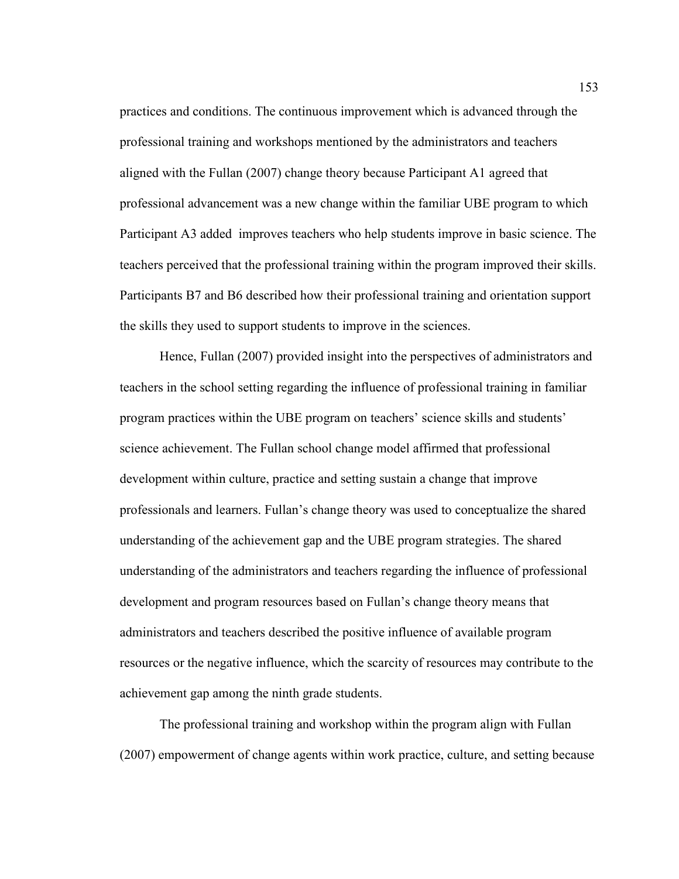practices and conditions. The continuous improvement which is advanced through the professional training and workshops mentioned by the administrators and teachers aligned with the Fullan (2007) change theory because Participant A1 agreed that professional advancement was a new change within the familiar UBE program to which Participant A3 added improves teachers who help students improve in basic science. The teachers perceived that the professional training within the program improved their skills. Participants B7 and B6 described how their professional training and orientation support the skills they used to support students to improve in the sciences.

Hence, Fullan (2007) provided insight into the perspectives of administrators and teachers in the school setting regarding the influence of professional training in familiar program practices within the UBE program on teachers' science skills and students' science achievement. The Fullan school change model affirmed that professional development within culture, practice and setting sustain a change that improve professionals and learners. Fullan's change theory was used to conceptualize the shared understanding of the achievement gap and the UBE program strategies. The shared understanding of the administrators and teachers regarding the influence of professional development and program resources based on Fullan's change theory means that administrators and teachers described the positive influence of available program resources or the negative influence, which the scarcity of resources may contribute to the achievement gap among the ninth grade students.

The professional training and workshop within the program align with Fullan (2007) empowerment of change agents within work practice, culture, and setting because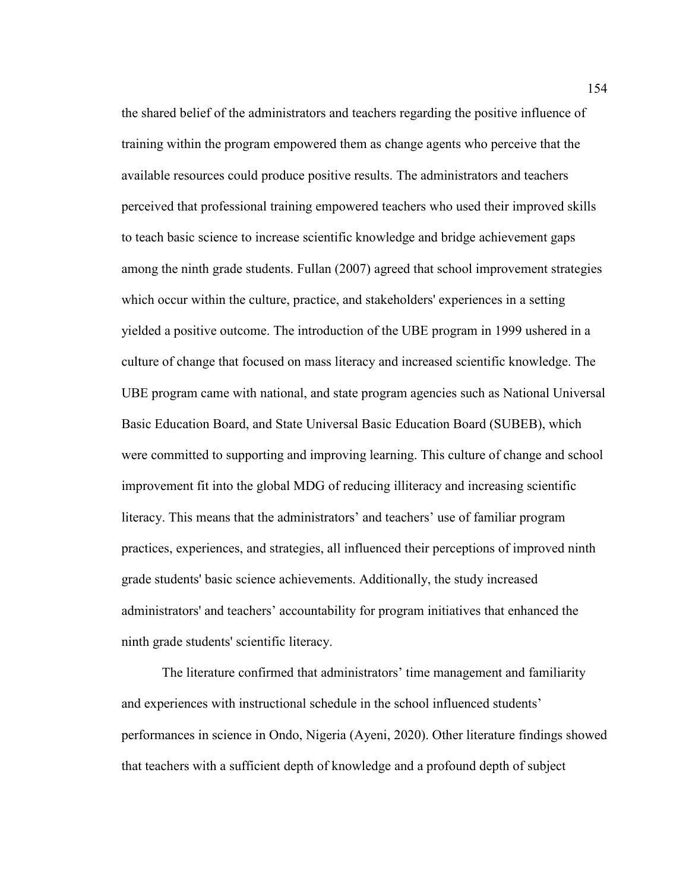the shared belief of the administrators and teachers regarding the positive influence of training within the program empowered them as change agents who perceive that the available resources could produce positive results. The administrators and teachers perceived that professional training empowered teachers who used their improved skills to teach basic science to increase scientific knowledge and bridge achievement gaps among the ninth grade students. Fullan (2007) agreed that school improvement strategies which occur within the culture, practice, and stakeholders' experiences in a setting yielded a positive outcome. The introduction of the UBE program in 1999 ushered in a culture of change that focused on mass literacy and increased scientific knowledge. The UBE program came with national, and state program agencies such as National Universal Basic Education Board, and State Universal Basic Education Board (SUBEB), which were committed to supporting and improving learning. This culture of change and school improvement fit into the global MDG of reducing illiteracy and increasing scientific literacy. This means that the administrators' and teachers' use of familiar program practices, experiences, and strategies, all influenced their perceptions of improved ninth grade students' basic science achievements. Additionally, the study increased administrators' and teachers' accountability for program initiatives that enhanced the ninth grade students' scientific literacy.

The literature confirmed that administrators' time management and familiarity and experiences with instructional schedule in the school influenced students' performances in science in Ondo, Nigeria (Ayeni, 2020). Other literature findings showed that teachers with a sufficient depth of knowledge and a profound depth of subject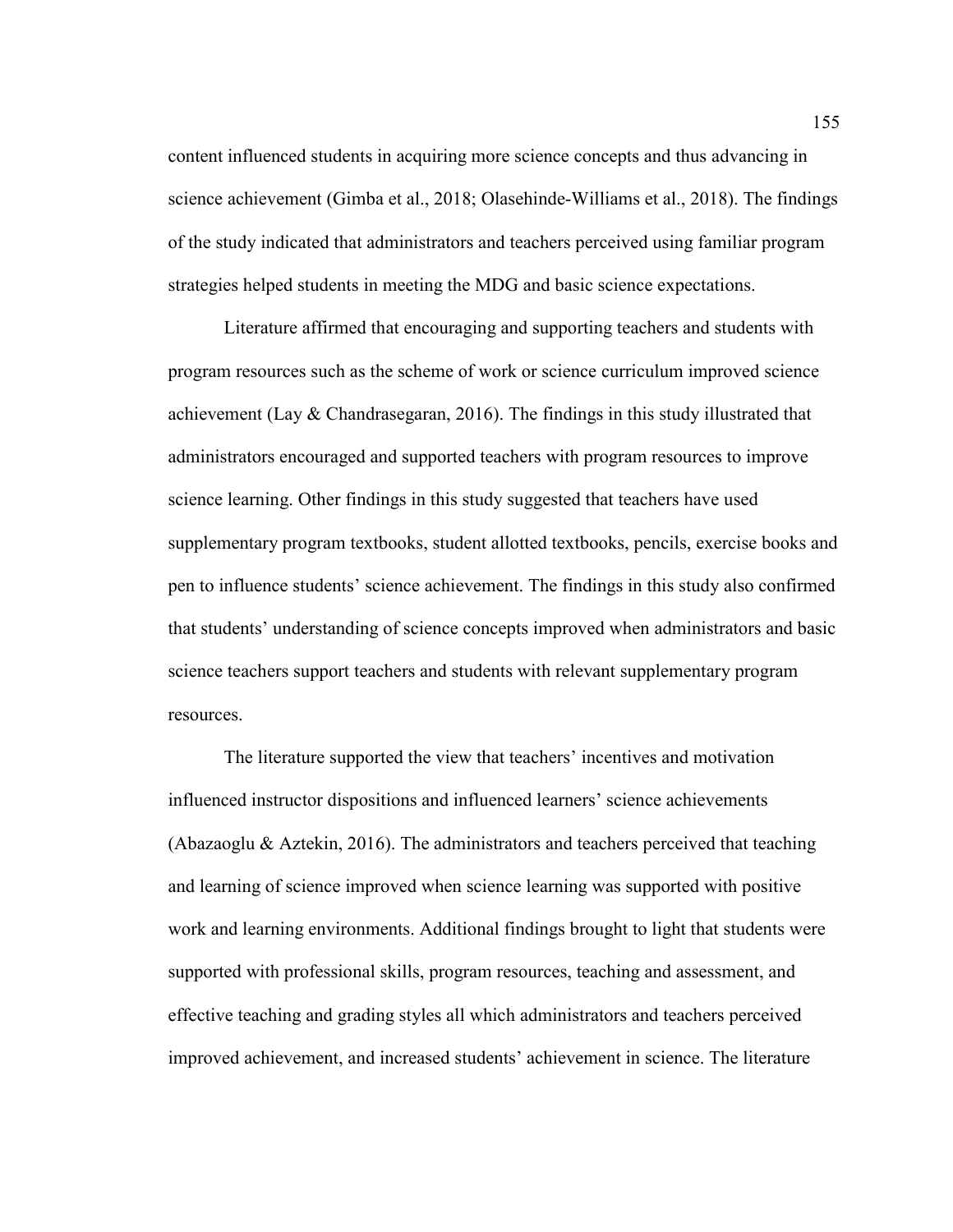content influenced students in acquiring more science concepts and thus advancing in science achievement (Gimba et al., 2018; Olasehinde-Williams et al., 2018). The findings of the study indicated that administrators and teachers perceived using familiar program strategies helped students in meeting the MDG and basic science expectations.

Literature affirmed that encouraging and supporting teachers and students with program resources such as the scheme of work or science curriculum improved science achievement (Lay & Chandrasegaran, 2016). The findings in this study illustrated that administrators encouraged and supported teachers with program resources to improve science learning. Other findings in this study suggested that teachers have used supplementary program textbooks, student allotted textbooks, pencils, exercise books and pen to influence students' science achievement. The findings in this study also confirmed that students' understanding of science concepts improved when administrators and basic science teachers support teachers and students with relevant supplementary program resources.

The literature supported the view that teachers' incentives and motivation influenced instructor dispositions and influenced learners' science achievements (Abazaoglu & Aztekin, 2016). The administrators and teachers perceived that teaching and learning of science improved when science learning was supported with positive work and learning environments. Additional findings brought to light that students were supported with professional skills, program resources, teaching and assessment, and effective teaching and grading styles all which administrators and teachers perceived improved achievement, and increased students' achievement in science. The literature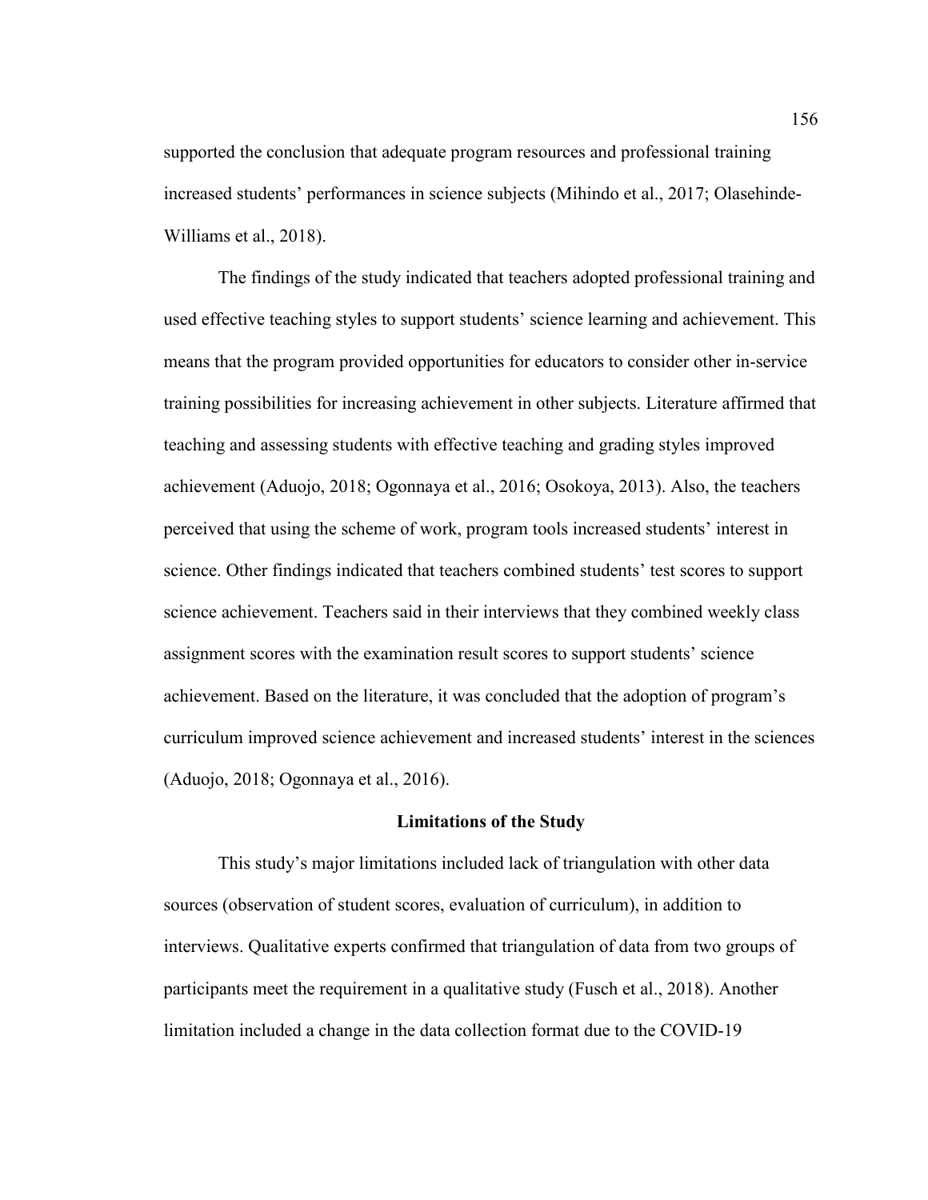supported the conclusion that adequate program resources and professional training increased students' performances in science subjects (Mihindo et al., 2017; Olasehinde-Williams et al., 2018).

The findings of the study indicated that teachers adopted professional training and used effective teaching styles to support students' science learning and achievement. This means that the program provided opportunities for educators to consider other in-service training possibilities for increasing achievement in other subjects. Literature affirmed that teaching and assessing students with effective teaching and grading styles improved achievement (Aduojo, 2018; Ogonnaya et al., 2016; Osokoya, 2013). Also, the teachers perceived that using the scheme of work, program tools increased students' interest in science. Other findings indicated that teachers combined students' test scores to support science achievement. Teachers said in their interviews that they combined weekly class assignment scores with the examination result scores to support students' science achievement. Based on the literature, it was concluded that the adoption of program's curriculum improved science achievement and increased students' interest in the sciences (Aduojo, 2018; Ogonnaya et al., 2016).

## Limitations of the Study

This study's major limitations included lack of triangulation with other data sources (observation of student scores, evaluation of curriculum), in addition to interviews. Qualitative experts confirmed that triangulation of data from two groups of participants meet the requirement in a qualitative study (Fusch et al., 2018). Another limitation included a change in the data collection format due to the COVID-19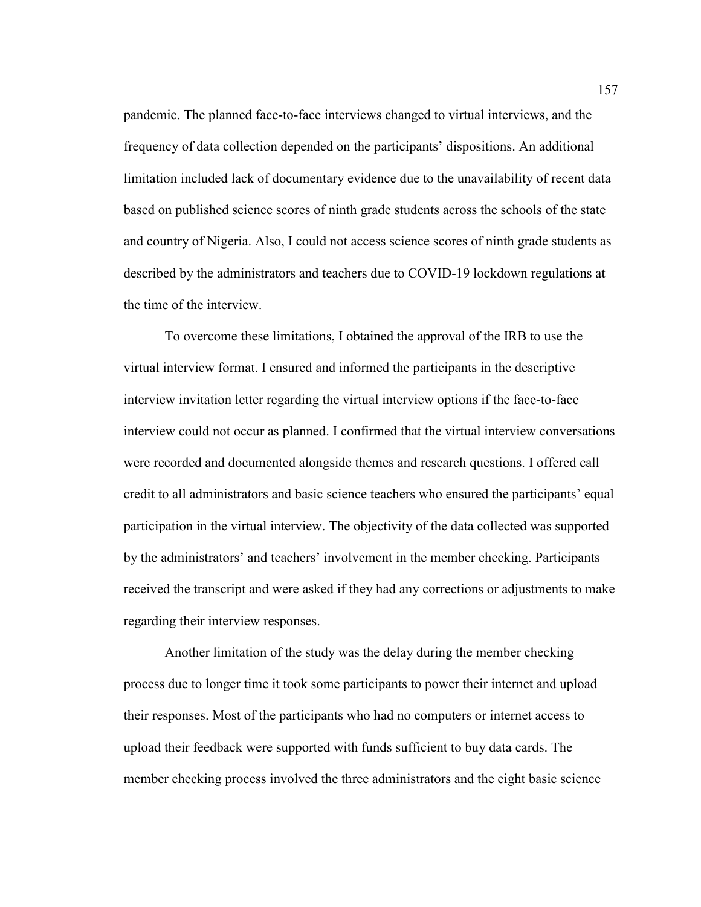pandemic. The planned face-to-face interviews changed to virtual interviews, and the frequency of data collection depended on the participants' dispositions. An additional limitation included lack of documentary evidence due to the unavailability of recent data based on published science scores of ninth grade students across the schools of the state and country of Nigeria. Also, I could not access science scores of ninth grade students as described by the administrators and teachers due to COVID-19 lockdown regulations at the time of the interview.

To overcome these limitations, I obtained the approval of the IRB to use the virtual interview format. I ensured and informed the participants in the descriptive interview invitation letter regarding the virtual interview options if the face-to-face interview could not occur as planned. I confirmed that the virtual interview conversations were recorded and documented alongside themes and research questions. I offered call credit to all administrators and basic science teachers who ensured the participants' equal participation in the virtual interview. The objectivity of the data collected was supported by the administrators' and teachers' involvement in the member checking. Participants received the transcript and were asked if they had any corrections or adjustments to make regarding their interview responses.

Another limitation of the study was the delay during the member checking process due to longer time it took some participants to power their internet and upload their responses. Most of the participants who had no computers or internet access to upload their feedback were supported with funds sufficient to buy data cards. The member checking process involved the three administrators and the eight basic science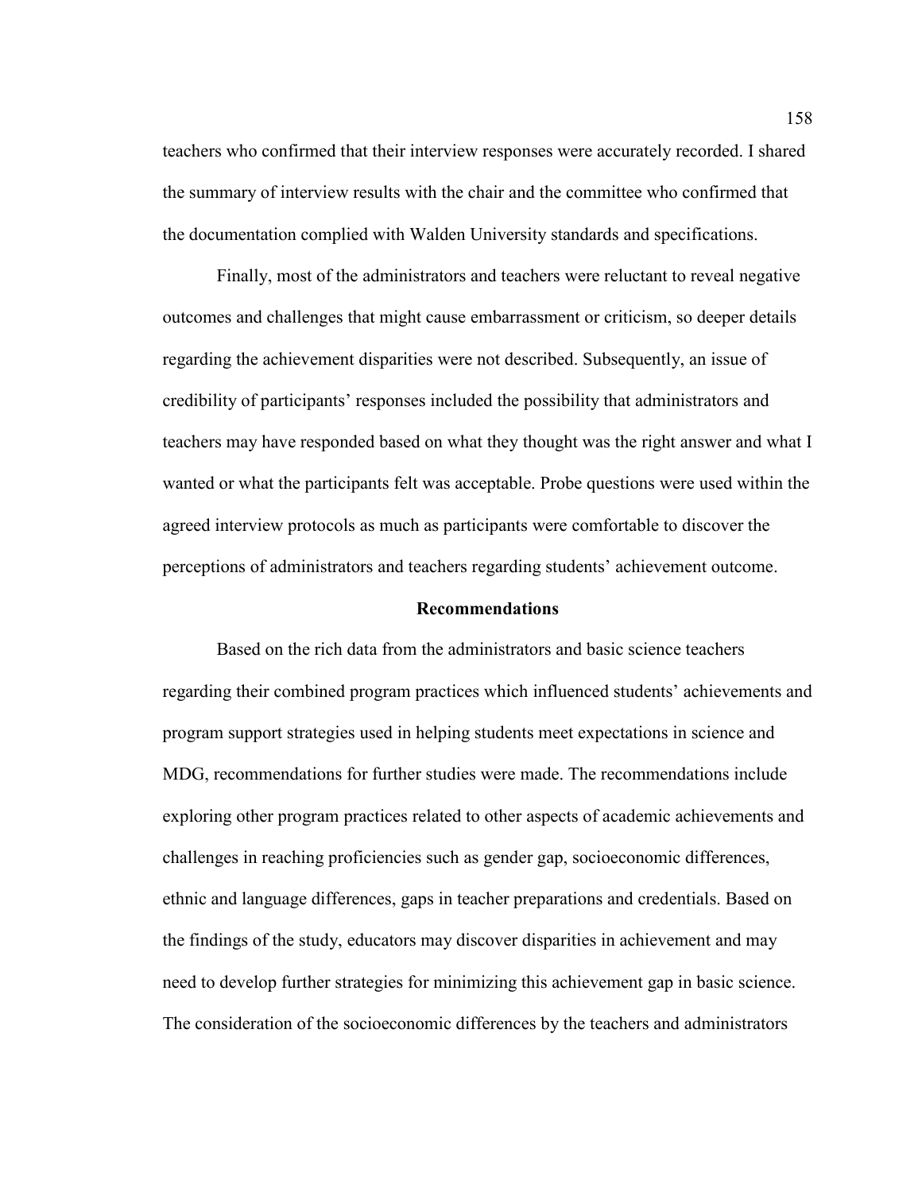teachers who confirmed that their interview responses were accurately recorded. I shared the summary of interview results with the chair and the committee who confirmed that the documentation complied with Walden University standards and specifications.

Finally, most of the administrators and teachers were reluctant to reveal negative outcomes and challenges that might cause embarrassment or criticism, so deeper details regarding the achievement disparities were not described. Subsequently, an issue of credibility of participants' responses included the possibility that administrators and teachers may have responded based on what they thought was the right answer and what I wanted or what the participants felt was acceptable. Probe questions were used within the agreed interview protocols as much as participants were comfortable to discover the perceptions of administrators and teachers regarding students' achievement outcome.

## Recommendations

Based on the rich data from the administrators and basic science teachers regarding their combined program practices which influenced students' achievements and program support strategies used in helping students meet expectations in science and MDG, recommendations for further studies were made. The recommendations include exploring other program practices related to other aspects of academic achievements and challenges in reaching proficiencies such as gender gap, socioeconomic differences, ethnic and language differences, gaps in teacher preparations and credentials. Based on the findings of the study, educators may discover disparities in achievement and may need to develop further strategies for minimizing this achievement gap in basic science. The consideration of the socioeconomic differences by the teachers and administrators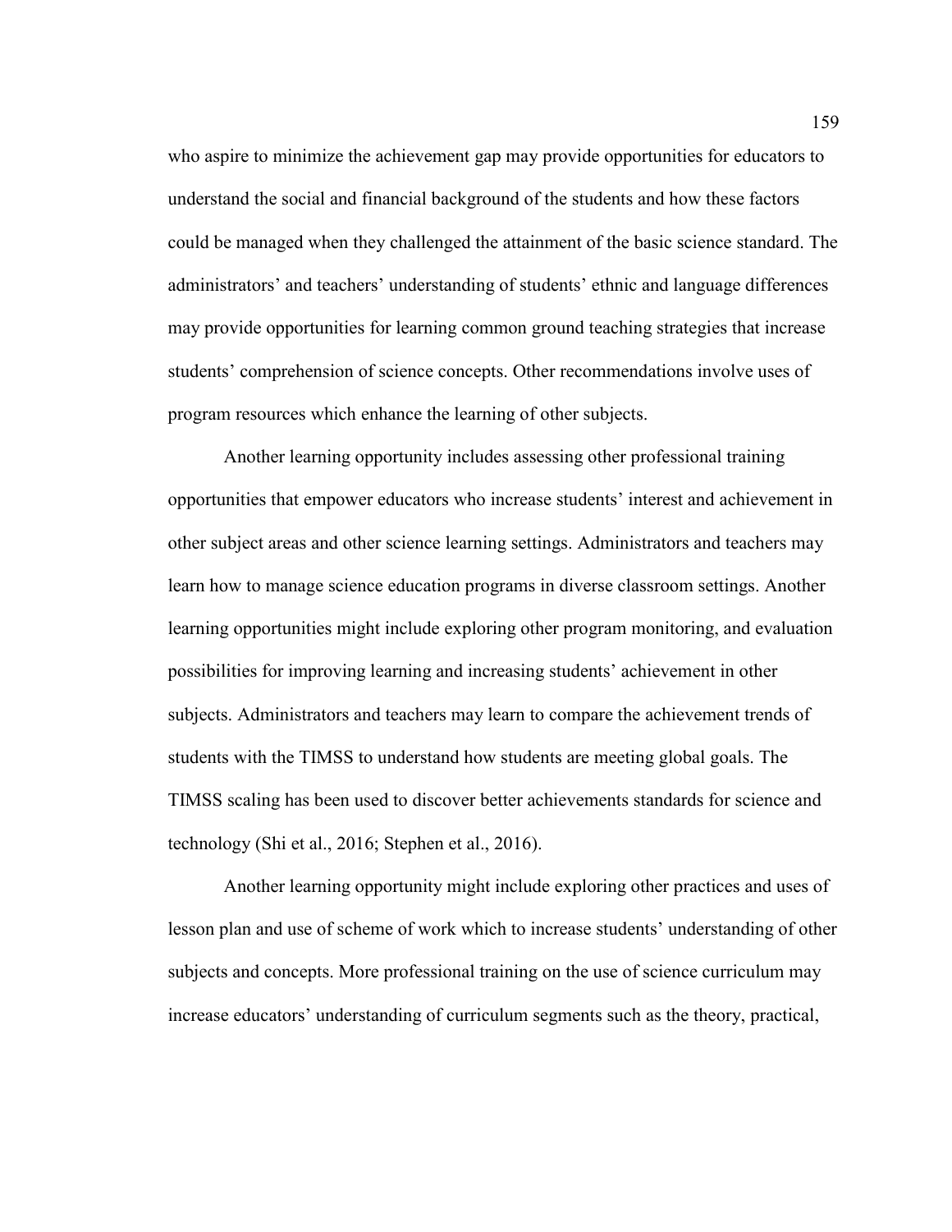who aspire to minimize the achievement gap may provide opportunities for educators to understand the social and financial background of the students and how these factors could be managed when they challenged the attainment of the basic science standard. The administrators' and teachers' understanding of students' ethnic and language differences may provide opportunities for learning common ground teaching strategies that increase students' comprehension of science concepts. Other recommendations involve uses of program resources which enhance the learning of other subjects.

Another learning opportunity includes assessing other professional training opportunities that empower educators who increase students' interest and achievement in other subject areas and other science learning settings. Administrators and teachers may learn how to manage science education programs in diverse classroom settings. Another learning opportunities might include exploring other program monitoring, and evaluation possibilities for improving learning and increasing students' achievement in other subjects. Administrators and teachers may learn to compare the achievement trends of students with the TIMSS to understand how students are meeting global goals. The TIMSS scaling has been used to discover better achievements standards for science and technology (Shi et al., 2016; Stephen et al., 2016).

Another learning opportunity might include exploring other practices and uses of lesson plan and use of scheme of work which to increase students' understanding of other subjects and concepts. More professional training on the use of science curriculum may increase educators' understanding of curriculum segments such as the theory, practical,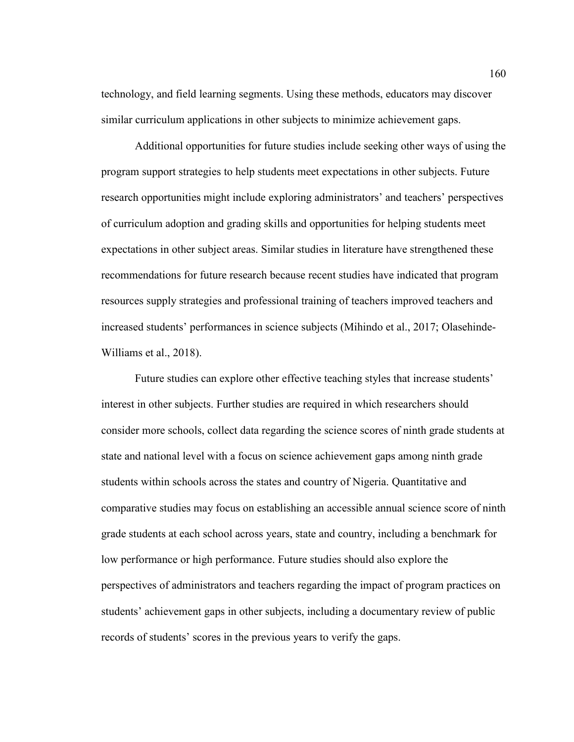technology, and field learning segments. Using these methods, educators may discover similar curriculum applications in other subjects to minimize achievement gaps.

Additional opportunities for future studies include seeking other ways of using the program support strategies to help students meet expectations in other subjects. Future research opportunities might include exploring administrators' and teachers' perspectives of curriculum adoption and grading skills and opportunities for helping students meet expectations in other subject areas. Similar studies in literature have strengthened these recommendations for future research because recent studies have indicated that program resources supply strategies and professional training of teachers improved teachers and increased students' performances in science subjects (Mihindo et al., 2017; Olasehinde-Williams et al., 2018).

Future studies can explore other effective teaching styles that increase students' interest in other subjects. Further studies are required in which researchers should consider more schools, collect data regarding the science scores of ninth grade students at state and national level with a focus on science achievement gaps among ninth grade students within schools across the states and country of Nigeria. Quantitative and comparative studies may focus on establishing an accessible annual science score of ninth grade students at each school across years, state and country, including a benchmark for low performance or high performance. Future studies should also explore the perspectives of administrators and teachers regarding the impact of program practices on students' achievement gaps in other subjects, including a documentary review of public records of students' scores in the previous years to verify the gaps.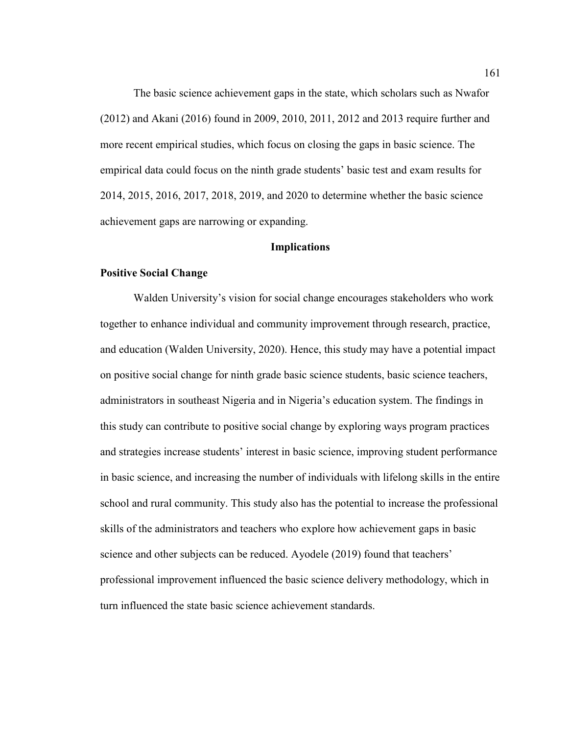The basic science achievement gaps in the state, which scholars such as Nwafor (2012) and Akani (2016) found in 2009, 2010, 2011, 2012 and 2013 require further and more recent empirical studies, which focus on closing the gaps in basic science. The empirical data could focus on the ninth grade students' basic test and exam results for 2014, 2015, 2016, 2017, 2018, 2019, and 2020 to determine whether the basic science achievement gaps are narrowing or expanding.

## Implications

### Positive Social Change

Walden University's vision for social change encourages stakeholders who work together to enhance individual and community improvement through research, practice, and education (Walden University, 2020). Hence, this study may have a potential impact on positive social change for ninth grade basic science students, basic science teachers, administrators in southeast Nigeria and in Nigeria's education system. The findings in this study can contribute to positive social change by exploring ways program practices and strategies increase students' interest in basic science, improving student performance in basic science, and increasing the number of individuals with lifelong skills in the entire school and rural community. This study also has the potential to increase the professional skills of the administrators and teachers who explore how achievement gaps in basic science and other subjects can be reduced. Ayodele (2019) found that teachers' professional improvement influenced the basic science delivery methodology, which in turn influenced the state basic science achievement standards.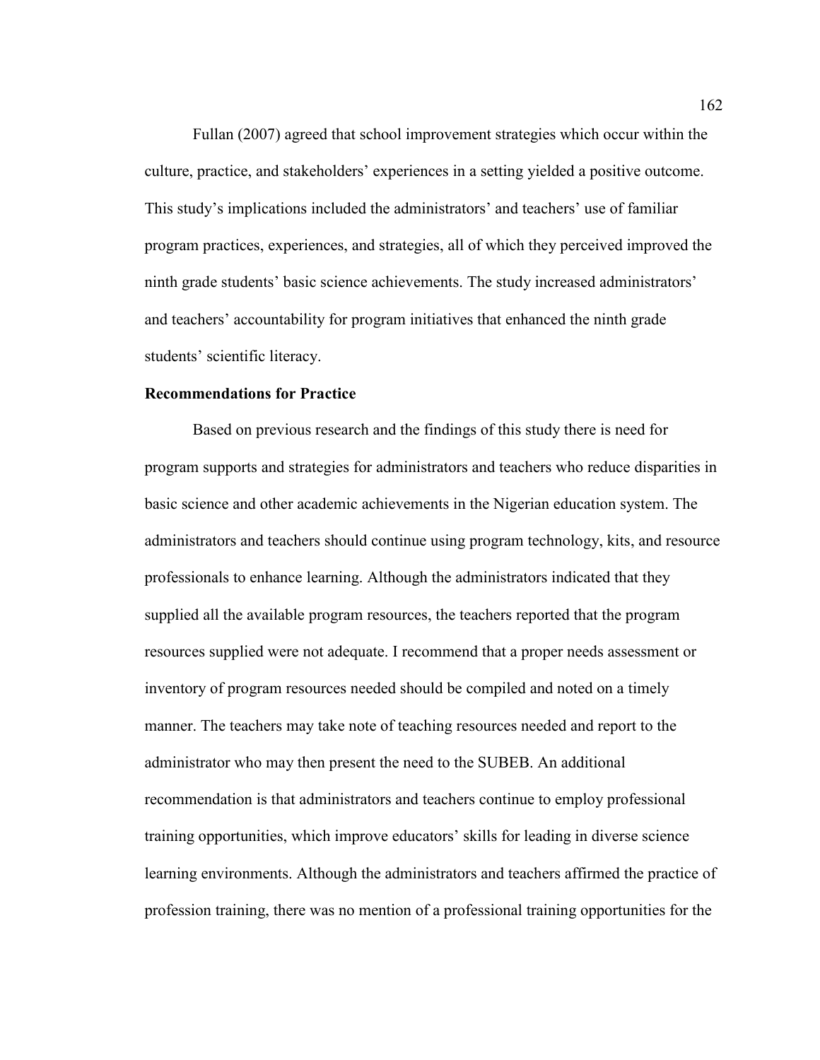Fullan (2007) agreed that school improvement strategies which occur within the culture, practice, and stakeholders' experiences in a setting yielded a positive outcome. This study's implications included the administrators' and teachers' use of familiar program practices, experiences, and strategies, all of which they perceived improved the ninth grade students' basic science achievements. The study increased administrators' and teachers' accountability for program initiatives that enhanced the ninth grade students' scientific literacy.

**Recommendations for Practice**

Based on previous research and the findings of this study there is need for program supports and strategies for administrators and teachers who reduce disparities in basic science and other academic achievements in the Nigerian education system. The administrators and teachers should continue using program technology, kits, and resource professionals to enhance learning. Although the administrators indicated that they supplied all the available program resources, the teachers reported that the program resources supplied were not adequate. I recommend that a proper needs assessment or inventory of program resources needed should be compiled and noted on a timely manner. The teachers may take note of teaching resources needed and report to the administrator who may then present the need to the SUBEB. An additional recommendation is that administrators and teachers continue to employ professional training opportunities, which improve educators' skills for leading in diverse science learning environments. Although the administrators and teachers affirmed the practice of profession training, there was no mention of a professional training opportunities for the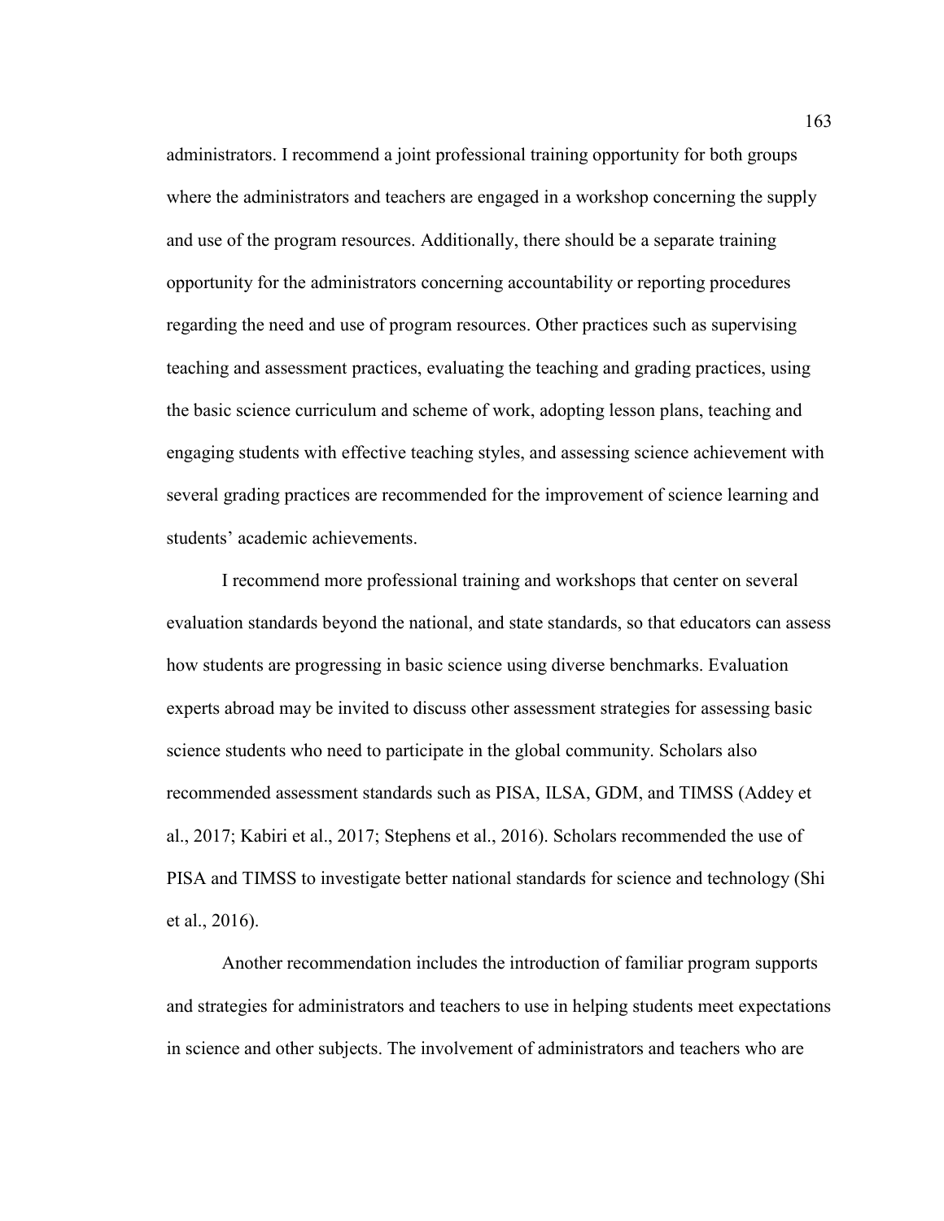administrators. I recommend a joint professional training opportunity for both groups where the administrators and teachers are engaged in a workshop concerning the supply and use of the program resources. Additionally, there should be a separate training opportunity for the administrators concerning accountability or reporting procedures regarding the need and use of program resources. Other practices such as supervising teaching and assessment practices, evaluating the teaching and grading practices, using the basic science curriculum and scheme of work, adopting lesson plans, teaching and engaging students with effective teaching styles, and assessing science achievement with several grading practices are recommended for the improvement of science learning and students' academic achievements.

I recommend more professional training and workshops that center on several evaluation standards beyond the national, and state standards, so that educators can assess how students are progressing in basic science using diverse benchmarks. Evaluation experts abroad may be invited to discuss other assessment strategies for assessing basic science students who need to participate in the global community. Scholars also recommended assessment standards such as PISA, ILSA, GDM, and TIMSS (Addey et al., 2017; Kabiri et al., 2017; Stephens et al., 2016). Scholars recommended the use of PISA and TIMSS to investigate better national standards for science and technology (Shi et al., 2016).

Another recommendation includes the introduction of familiar program supports and strategies for administrators and teachers to use in helping students meet expectations in science and other subjects. The involvement of administrators and teachers who are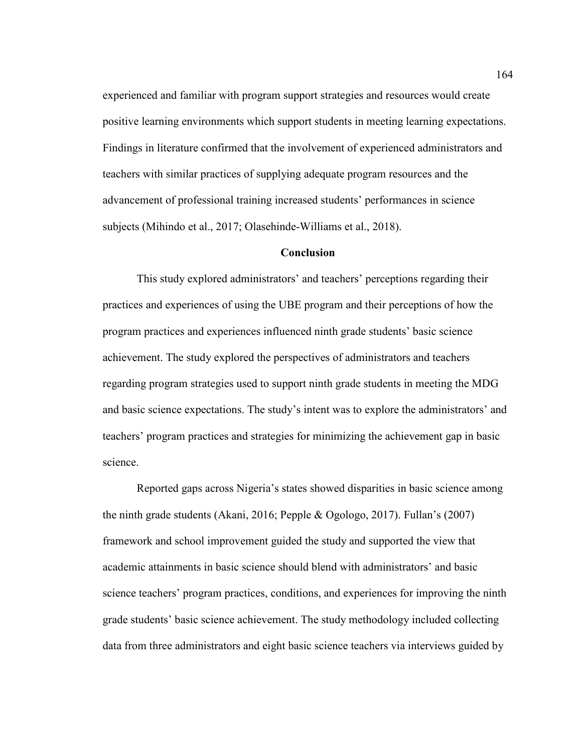experienced and familiar with program support strategies and resources would create positive learning environments which support students in meeting learning expectations. Findings in literature confirmed that the involvement of experienced administrators and teachers with similar practices of supplying adequate program resources and the advancement of professional training increased students' performances in science subjects (Mihindo et al., 2017; Olasehinde-Williams et al., 2018).

## Conclusion

This study explored administrators' and teachers' perceptions regarding their practices and experiences of using the UBE program and their perceptions of how the program practices and experiences influenced ninth grade students' basic science achievement. The study explored the perspectives of administrators and teachers regarding program strategies used to support ninth grade students in meeting the MDG and basic science expectations. The study's intent was to explore the administrators' and teachers' program practices and strategies for minimizing the achievement gap in basic science.

Reported gaps across Nigeria's states showed disparities in basic science among the ninth grade students (Akani, 2016; Pepple & Ogologo, 2017). Fullan's (2007) framework and school improvement guided the study and supported the view that academic attainments in basic science should blend with administrators' and basic science teachers' program practices, conditions, and experiences for improving the ninth grade students' basic science achievement. The study methodology included collecting data from three administrators and eight basic science teachers via interviews guided by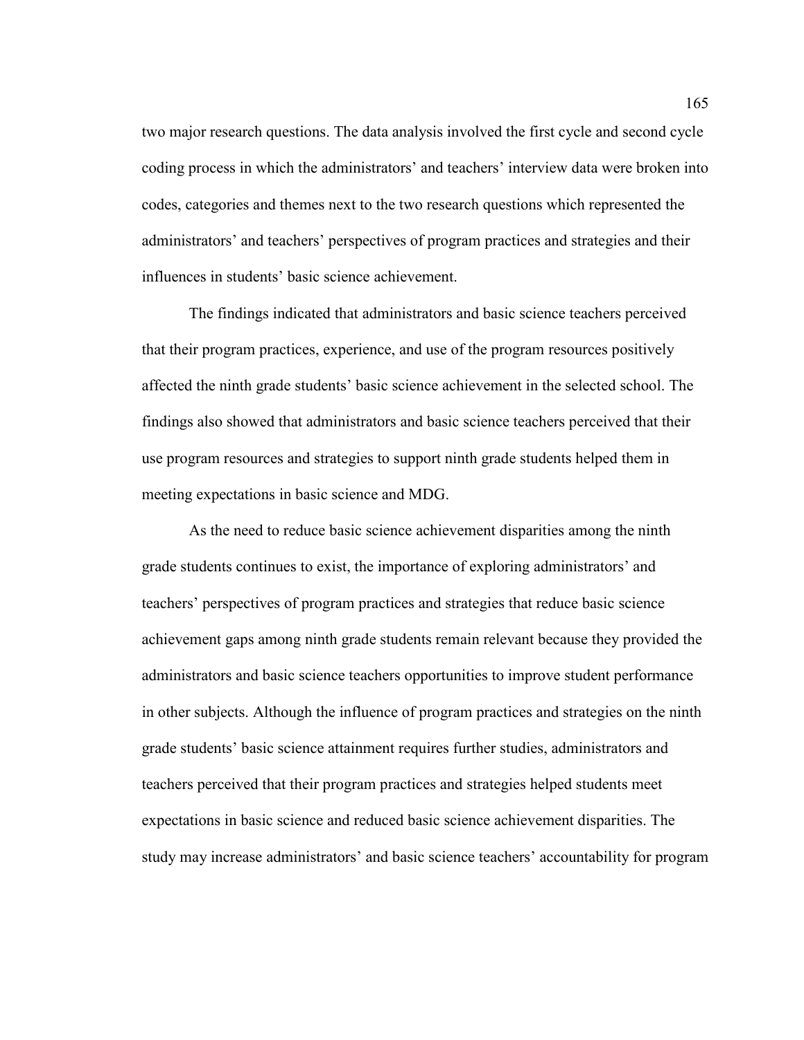two major research questions. The data analysis involved the first cycle and second cycle coding process in which the administrators' and teachers' interview data were broken into codes, categories and themes next to the two research questions which represented the administrators' and teachers' perspectives of program practices and strategies and their influences in students' basic science achievement.

The findings indicated that administrators and basic science teachers perceived that their program practices, experience, and use of the program resources positively affected the ninth grade students' basic science achievement in the selected school. The findings also showed that administrators and basic science teachers perceived that their use program resources and strategies to support ninth grade students helped them in meeting expectations in basic science and MDG.

As the need to reduce basic science achievement disparities among the ninth grade students continues to exist, the importance of exploring administrators' and teachers' perspectives of program practices and strategies that reduce basic science achievement gaps among ninth grade students remain relevant because they provided the administrators and basic science teachers opportunities to improve student performance in other subjects. Although the influence of program practices and strategies on the ninth grade students' basic science attainment requires further studies, administrators and teachers perceived that their program practices and strategies helped students meet expectations in basic science and reduced basic science achievement disparities. The study may increase administrators' and basic science teachers' accountability for program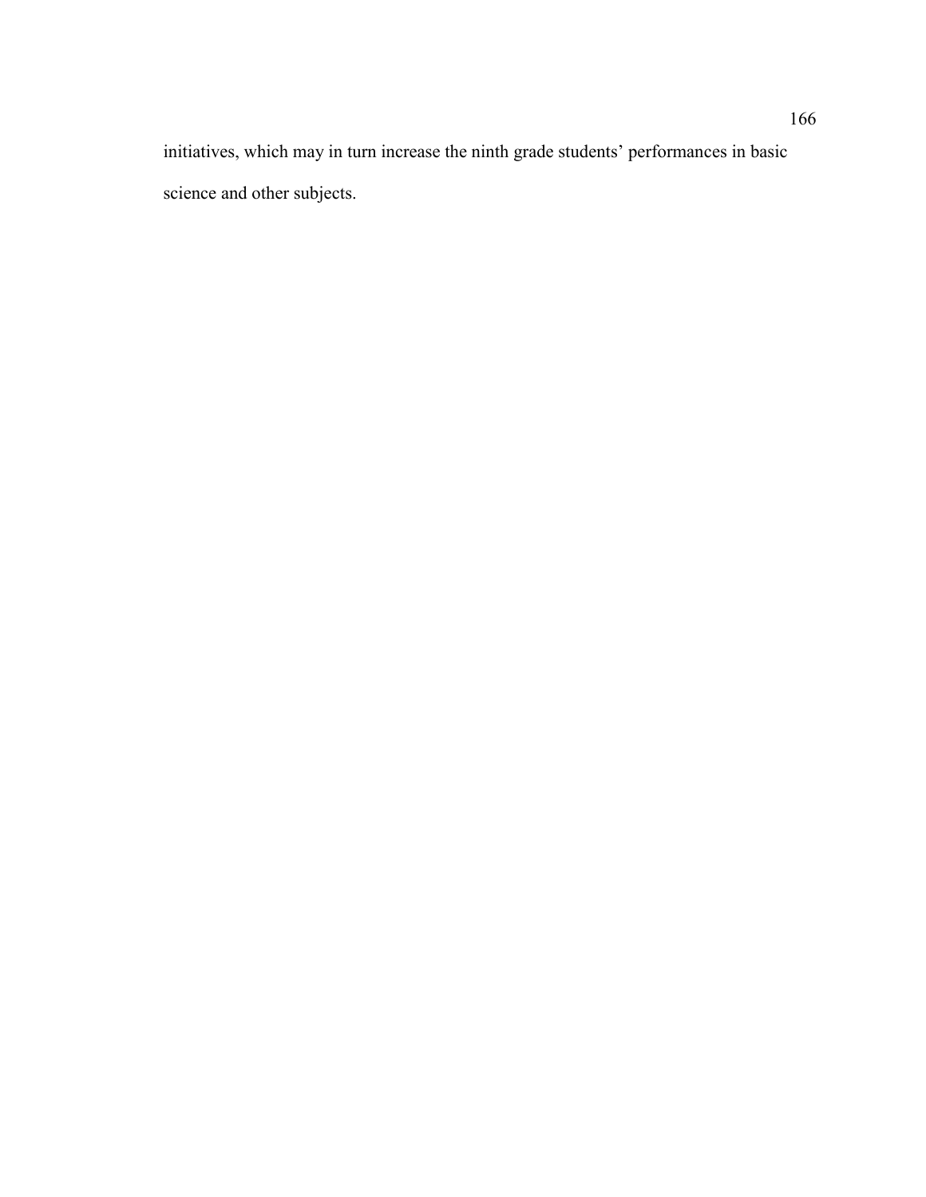initiatives, which may in turn increase the ninth grade students' performances in basic science and other subjects.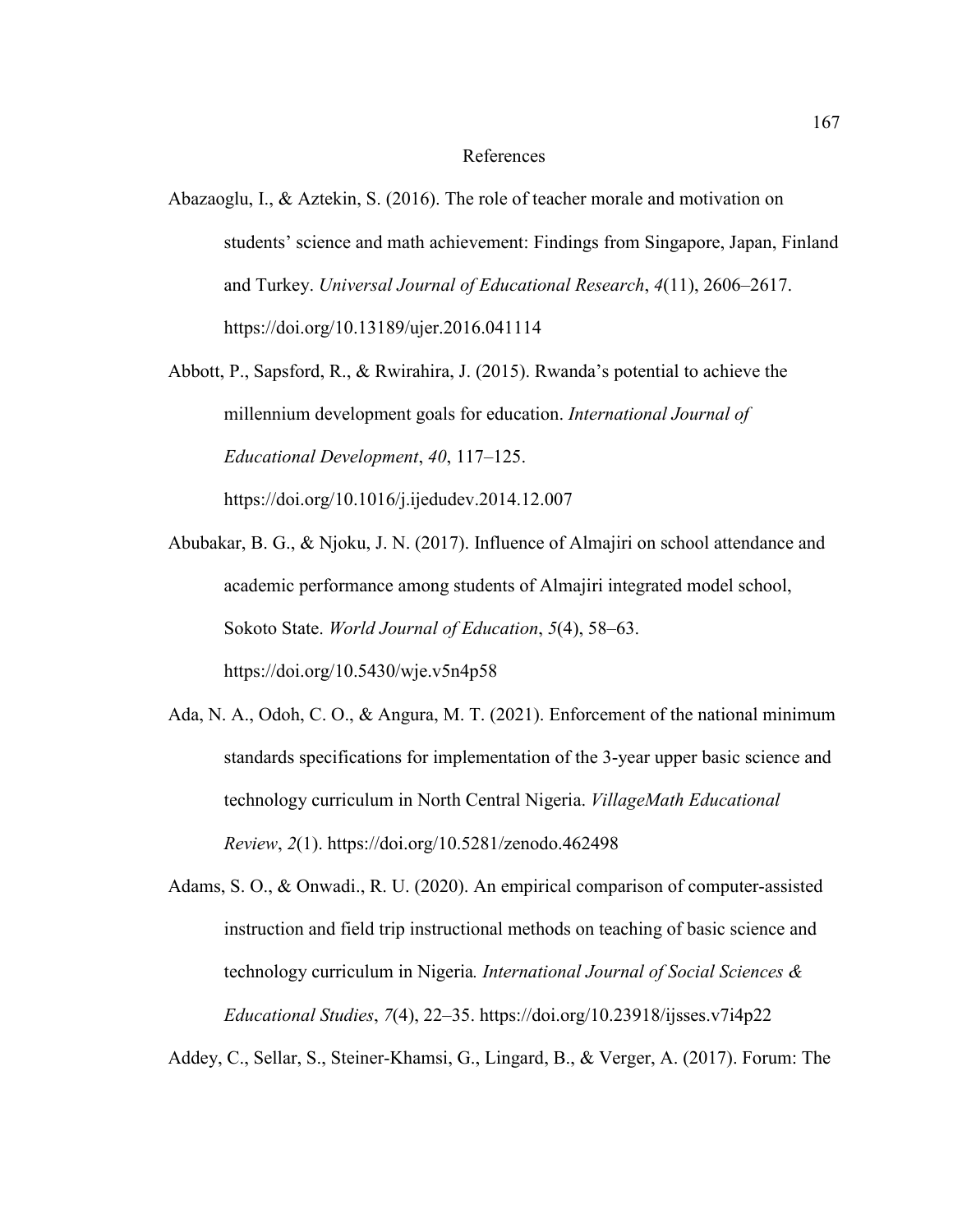# References

Abazaoglu, I., & Aztekin, S. (2016). The role of teacher morale and motivation on students' science and math achievement: Findings from Singapore, Japan, Finland and Turkey. *Universal Journal of Educational Research*, *4*(11), 2606–2617. https://doi.org/10.13189/ujer.2016.041114

Abbott, P., Sapsford, R., & Rwirahira, J. (2015). Rwanda's potential to achieve the millennium development goals for education. *International Journal of Educational Development*, *40*, 117–125. https://doi.org/10.1016/j.ijedudev.2014.12.007

Abubakar, B. G., & Njoku, J. N. (2017). Influence of Almajiri on school attendance and academic performance among students of Almajiri integrated model school, Sokoto State. *World Journal of Education*, *5*(4), 58–63. https://doi.org/10.5430/wje.v5n4p58

Ada, N. A., Odoh, C. O., & Angura, M. T. (2021). Enforcement of the national minimum standards specifications for implementation of the 3-year upper basic science and technology curriculum in North Central Nigeria. *VillageMath Educational Review*, *2*(1). https://doi.org/10.5281/zenodo.462498

Adams, S. O., & Onwadi., R. U. (2020). An empirical comparison of computer-assisted instruction and field trip instructional methods on teaching of basic science and technology curriculum in Nigeria*. International Journal of Social Sciences & Educational Studies*, *7*(4), 22–35. https://doi.org/10.23918/ijsses.v7i4p22

Addey, C., Sellar, S., Steiner-Khamsi, G., Lingard, B., & Verger, A. (2017). Forum: The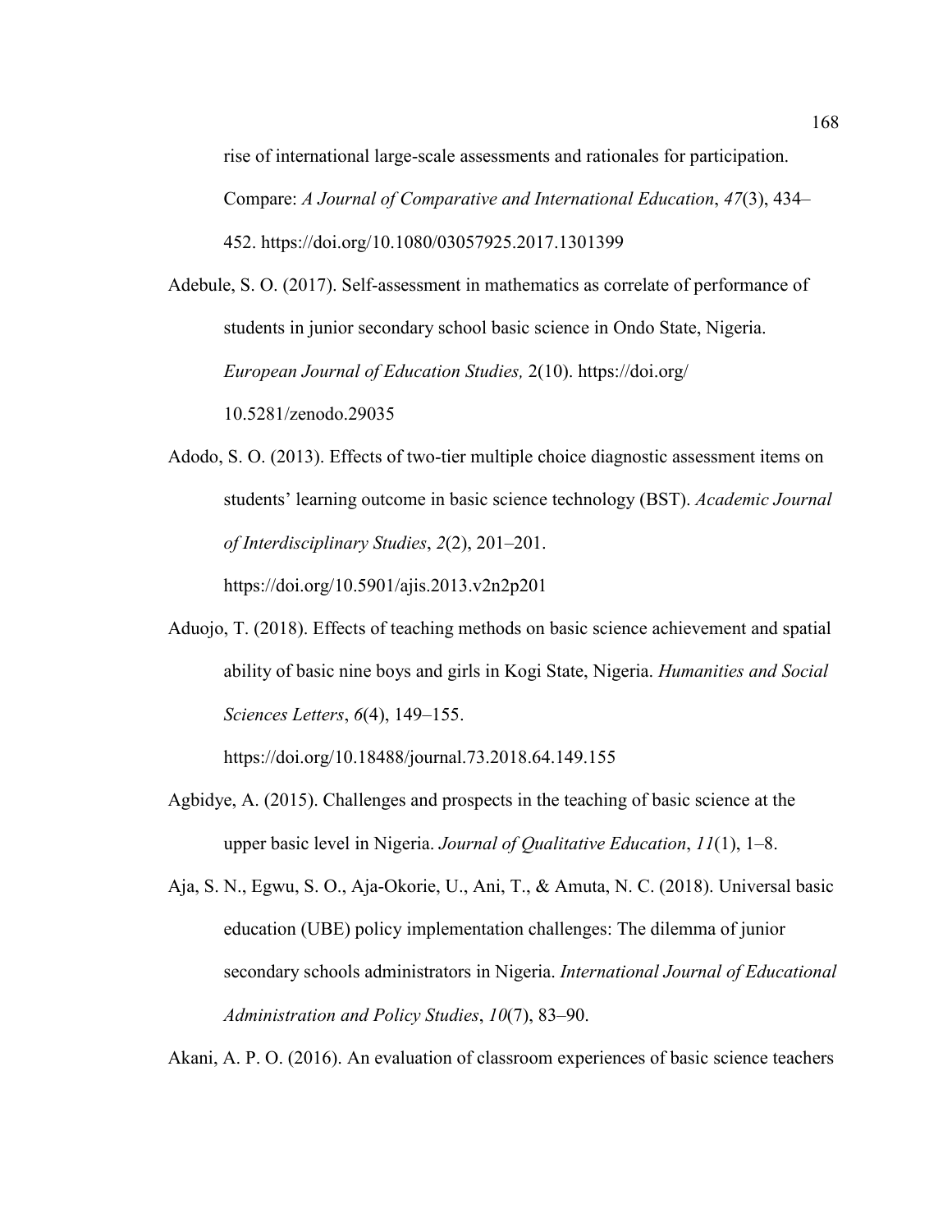rise of international large-scale assessments and rationales for participation. Compare: *A Journal of Comparative and International Education*, *47*(3), 434–452. https://doi.org/10.1080/03057925.2017.1301399

Adebule, S. O. (2017). Self-assessment in mathematics as correlate of performance of students in junior secondary school basic science in Ondo State, Nigeria. *European Journal of Education Studies,* 2(10). https://doi.org/ 10.5281/zenodo.29035

Adodo, S. O. (2013). Effects of two-tier multiple choice diagnostic assessment items on students' learning outcome in basic science technology (BST). *Academic Journal of Interdisciplinary Studies*, *2*(2), 201–201. https://doi.org/10.5901/ajis.2013.v2n2p201

Aduojo, T. (2018). Effects of teaching methods on basic science achievement and spatial ability of basic nine boys and girls in Kogi State, Nigeria. *Humanities and Social Sciences Letters*, *6*(4), 149–155. https://doi.org/10.18488/journal.73.2018.64.149.155

Agbidye, A. (2015). Challenges and prospects in the teaching of basic science at the upper basic level in Nigeria. *Journal of Qualitative Education*, *11*(1), 1–8.

Aja, S. N., Egwu, S. O., Aja-Okorie, U., Ani, T., & Amuta, N. C. (2018). Universal basic education (UBE) policy implementation challenges: The dilemma of junior secondary schools administrators in Nigeria. *International Journal of Educational Administration and Policy Studies*, *10*(7), 83–90.

Akani, A. P. O. (2016). An evaluation of classroom experiences of basic science teachers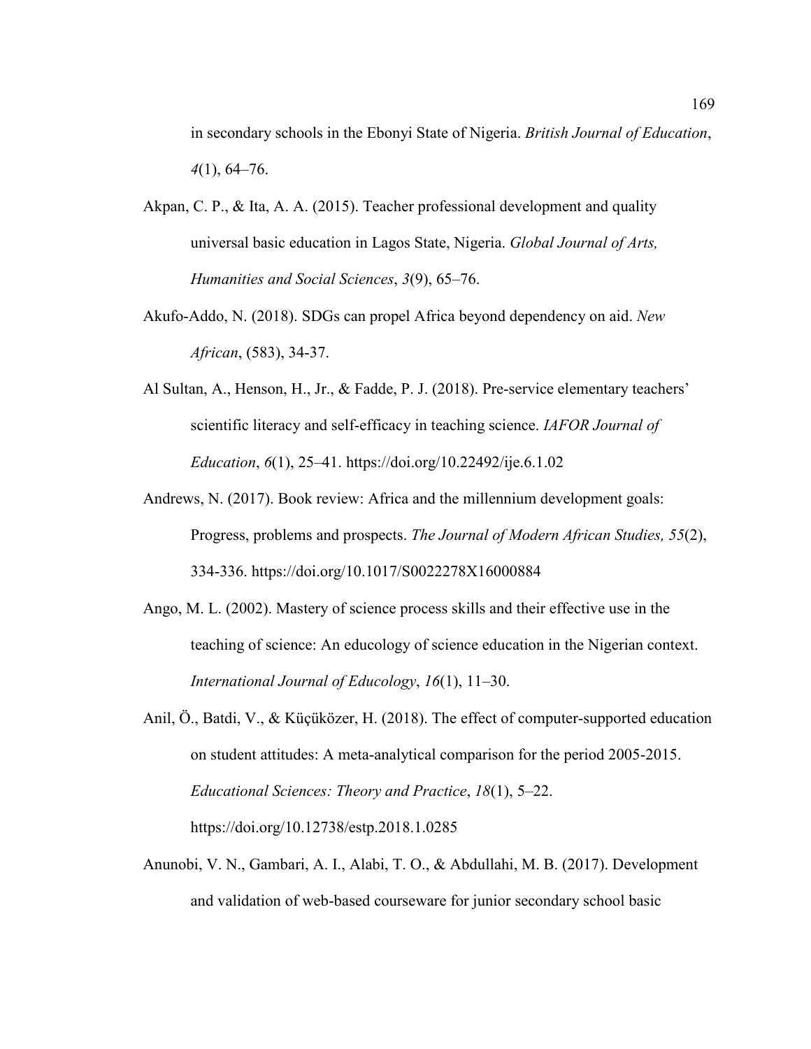in secondary schools in the Ebonyi State of Nigeria. *British Journal of Education*, *4*(1), 64–76.

Akpan, C. P., & Ita, A. A. (2015). Teacher professional development and quality universal basic education in Lagos State, Nigeria. *Global Journal of Arts, Humanities and Social Sciences*, *3*(9), 65–76.

Akufo-Addo, N. (2018). SDGs can propel Africa beyond dependency on aid. *New African*, (583), 34-37.

Al Sultan, A., Henson, H., Jr., & Fadde, P. J. (2018). Pre-service elementary teachers' scientific literacy and self-efficacy in teaching science. *IAFOR Journal of Education*, *6*(1), 25–41. https://doi.org/10.22492/ije.6.1.02

Andrews, N. (2017). Book review: Africa and the millennium development goals: Progress, problems and prospects. *The Journal of Modern African Studies, 55*(2), 334-336. https://doi.org/10.1017/S0022278X16000884

Ango, M. L. (2002). Mastery of science process skills and their effective use in the teaching of science: An educology of science education in the Nigerian context. *International Journal of Educology*, *16*(1), 11–30.

Anil, Ö., Batdi, V., & Küçüközer, H. (2018). The effect of computer-supported education on student attitudes: A meta-analytical comparison for the period 2005-2015. *Educational Sciences: Theory and Practice*, *18*(1), 5–22. https://doi.org/10.12738/estp.2018.1.0285

Anunobi, V. N., Gambari, A. I., Alabi, T. O., & Abdullahi, M. B. (2017). Development and validation of web-based courseware for junior secondary school basic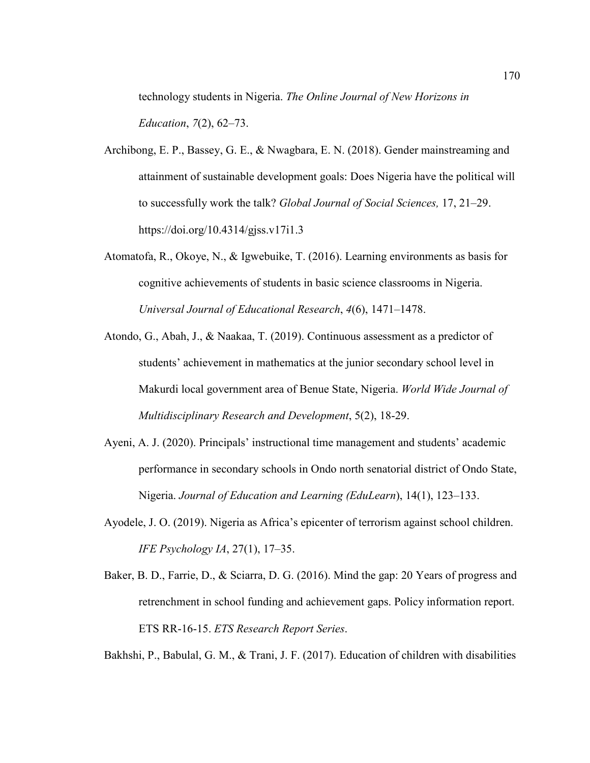technology students in Nigeria. *The Online Journal of New Horizons in Education*, *7*(2), 62–73.

Archibong, E. P., Bassey, G. E., & Nwagbara, E. N. (2018). Gender mainstreaming and attainment of sustainable development goals: Does Nigeria have the political will to successfully work the talk? *Global Journal of Social Sciences,* 17, 21–29. https://doi.org/10.4314/gjss.v17i1.3

Atomatofa, R., Okoye, N., & Igwebuike, T. (2016). Learning environments as basis for cognitive achievements of students in basic science classrooms in Nigeria. *Universal Journal of Educational Research*, *4*(6), 1471–1478.

Atondo, G., Abah, J., & Naakaa, T. (2019). Continuous assessment as a predictor of students' achievement in mathematics at the junior secondary school level in Makurdi local government area of Benue State, Nigeria. *World Wide Journal of Multidisciplinary Research and Development*, 5(2), 18-29.

Ayeni, A. J. (2020). Principals' instructional time management and students' academic performance in secondary schools in Ondo north senatorial district of Ondo State, Nigeria. *Journal of Education and Learning (EduLearn*), 14(1), 123–133.

Ayodele, J. O. (2019). Nigeria as Africa's epicenter of terrorism against school children. *IFE Psychology IA*, 27(1), 17–35.

Baker, B. D., Farrie, D., & Sciarra, D. G. (2016). Mind the gap: 20 Years of progress and retrenchment in school funding and achievement gaps. Policy information report. ETS RR-16-15. *ETS Research Report Series*.

Bakhshi, P., Babulal, G. M., & Trani, J. F. (2017). Education of children with disabilities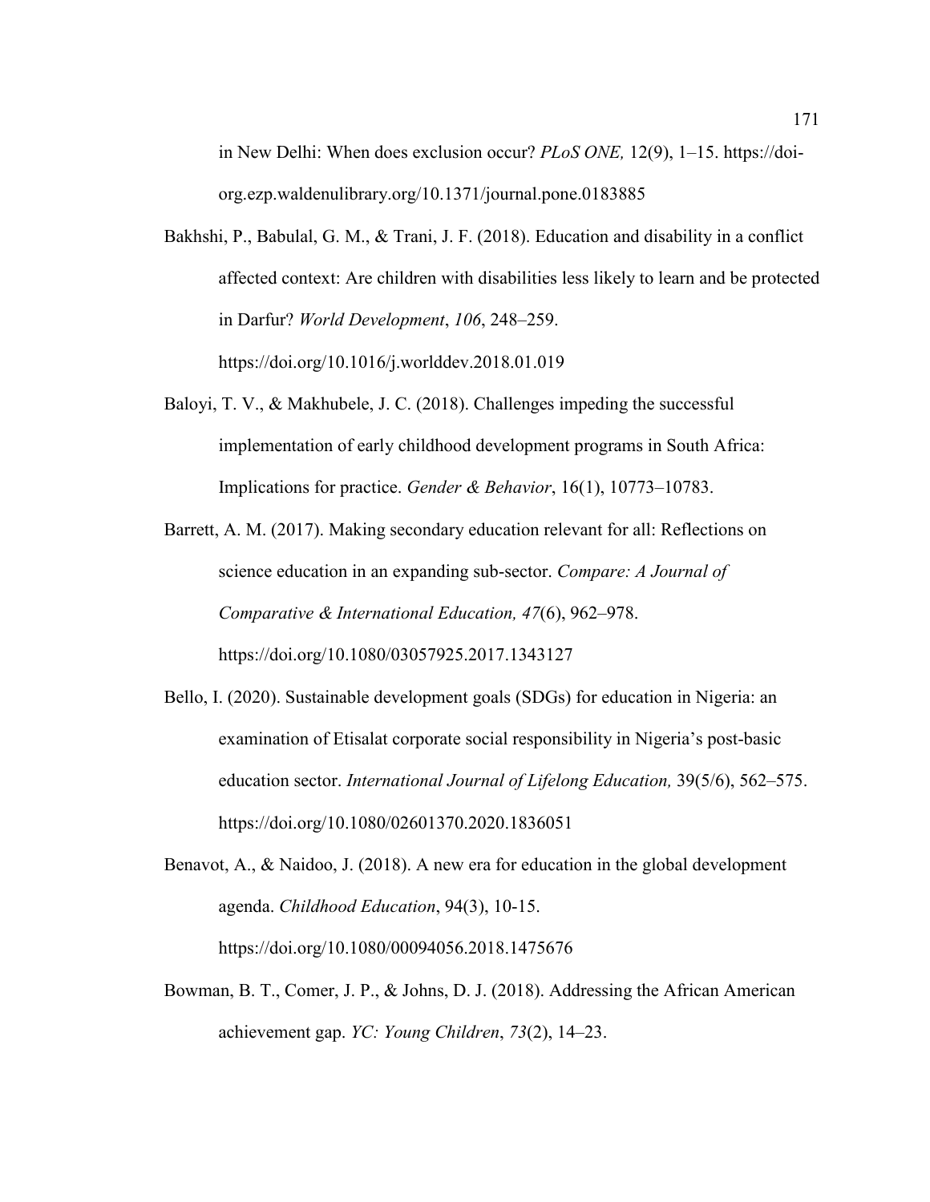in New Delhi: When does exclusion occur? *PLoS ONE,* 12(9), 1–15. https://doi-org.ezp.waldenulibrary.org/10.1371/journal.pone.0183885

Bakhshi, P., Babulal, G. M., & Trani, J. F. (2018). Education and disability in a conflict affected context: Are children with disabilities less likely to learn and be protected in Darfur? *World Development*, *106*, 248–259. https://doi.org/10.1016/j.worlddev.2018.01.019

Baloyi, T. V., & Makhubele, J. C. (2018). Challenges impeding the successful implementation of early childhood development programs in South Africa: Implications for practice. *Gender & Behavior*, 16(1), 10773–10783.

Barrett, A. M. (2017). Making secondary education relevant for all: Reflections on science education in an expanding sub-sector. *Compare: A Journal of Comparative & International Education, 47*(6), 962–978. https://doi.org/10.1080/03057925.2017.1343127

Bello, I. (2020). Sustainable development goals (SDGs) for education in Nigeria: an examination of Etisalat corporate social responsibility in Nigeria's post-basic education sector. *International Journal of Lifelong Education,* 39(5/6), 562–575. https://doi.org/10.1080/02601370.2020.1836051

Benavot, A., & Naidoo, J. (2018). A new era for education in the global development agenda. *Childhood Education*, 94(3), 10-15. https://doi.org/10.1080/00094056.2018.1475676

Bowman, B. T., Comer, J. P., & Johns, D. J. (2018). Addressing the African American achievement gap. *YC: Young Children*, *73*(2), 14–23.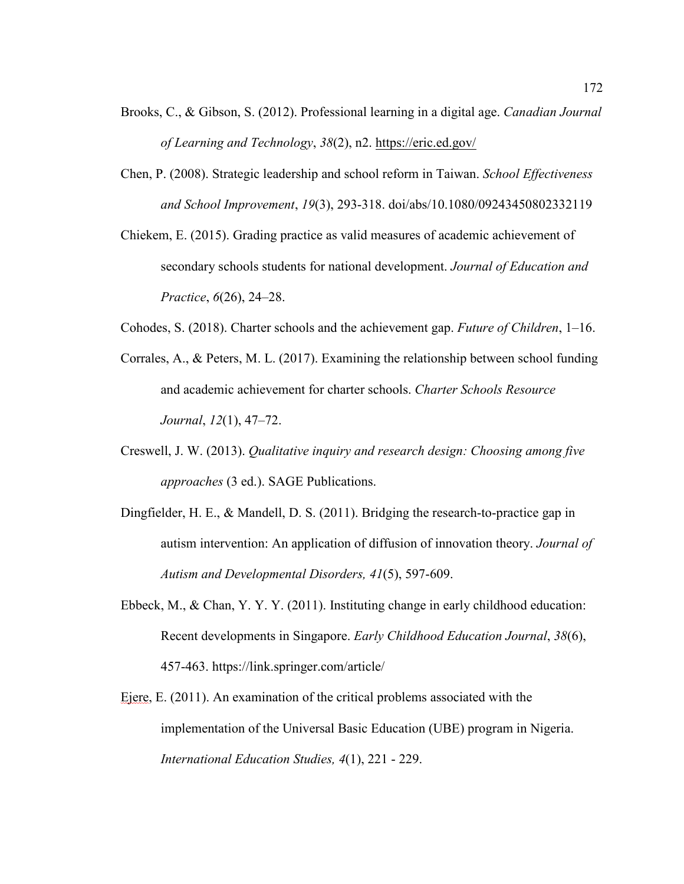Brooks, C., & Gibson, S. (2012). Professional learning in a digital age. *Canadian Journal of Learning and Technology*, *38*(2), n2. https://eric.ed.gov/

Chen, P. (2008). Strategic leadership and school reform in Taiwan. *School Effectiveness and School Improvement*, *19*(3), 293-318. doi/abs/10.1080/09243450802332119

Chiekem, E. (2015). Grading practice as valid measures of academic achievement of secondary schools students for national development. *Journal of Education and Practice*, *6*(26), 24–28.

Cohodes, S. (2018). Charter schools and the achievement gap. *Future of Children*, 1–16.

Corrales, A., & Peters, M. L. (2017). Examining the relationship between school funding and academic achievement for charter schools. *Charter Schools Resource Journal*, *12*(1), 47–72.

Creswell, J. W. (2013). *Qualitative inquiry and research design: Choosing among five approaches* (3 ed.). SAGE Publications.

Dingfielder, H. E., & Mandell, D. S. (2011). Bridging the research-to-practice gap in autism intervention: An application of diffusion of innovation theory. *Journal of Autism and Developmental Disorders, 41*(5), 597-609.

Ebbeck, M., & Chan, Y. Y. Y. (2011). Instituting change in early childhood education: Recent developments in Singapore. *Early Childhood Education Journal*, *38*(6), 457-463. https://link.springer.com/article/

Ejere, E. (2011). An examination of the critical problems associated with the implementation of the Universal Basic Education (UBE) program in Nigeria. *International Education Studies, 4*(1), 221 - 229.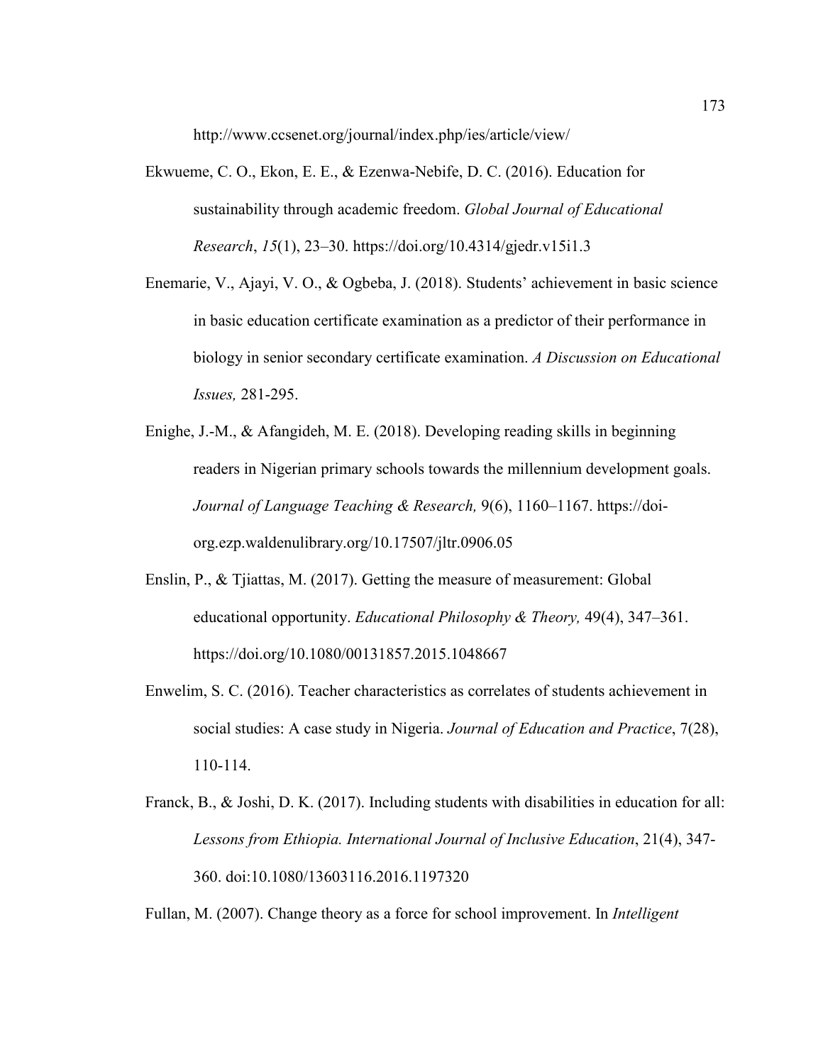http://www.ccsenet.org/journal/index.php/ies/article/view/

Ekwueme, C. O., Ekon, E. E., & Ezenwa-Nebife, D. C. (2016). Education for sustainability through academic freedom. *Global Journal of Educational Research*, *15*(1), 23–30. https://doi.org/10.4314/gjedr.v15i1.3

Enemarie, V., Ajayi, V. O., & Ogbeba, J. (2018). Students' achievement in basic science in basic education certificate examination as a predictor of their performance in biology in senior secondary certificate examination. *A Discussion on Educational Issues,* 281-295.

Enighe, J.-M., & Afangideh, M. E. (2018). Developing reading skills in beginning readers in Nigerian primary schools towards the millennium development goals. *Journal of Language Teaching & Research,* 9(6), 1160–1167. https://doi-org.ezp.waldenulibrary.org/10.17507/jltr.0906.05

Enslin, P., & Tjiattas, M. (2017). Getting the measure of measurement: Global educational opportunity. *Educational Philosophy & Theory,* 49(4), 347–361. https://doi.org/10.1080/00131857.2015.1048667

Enwelim, S. C. (2016). Teacher characteristics as correlates of students achievement in social studies: A case study in Nigeria. *Journal of Education and Practice*, 7(28), 110-114.

Franck, B., & Joshi, D. K. (2017). Including students with disabilities in education for all: *Lessons from Ethiopia. International Journal of Inclusive Education*, 21(4), 347-360. doi:10.1080/13603116.2016.1197320

Fullan, M. (2007). Change theory as a force for school improvement. In *Intelligent*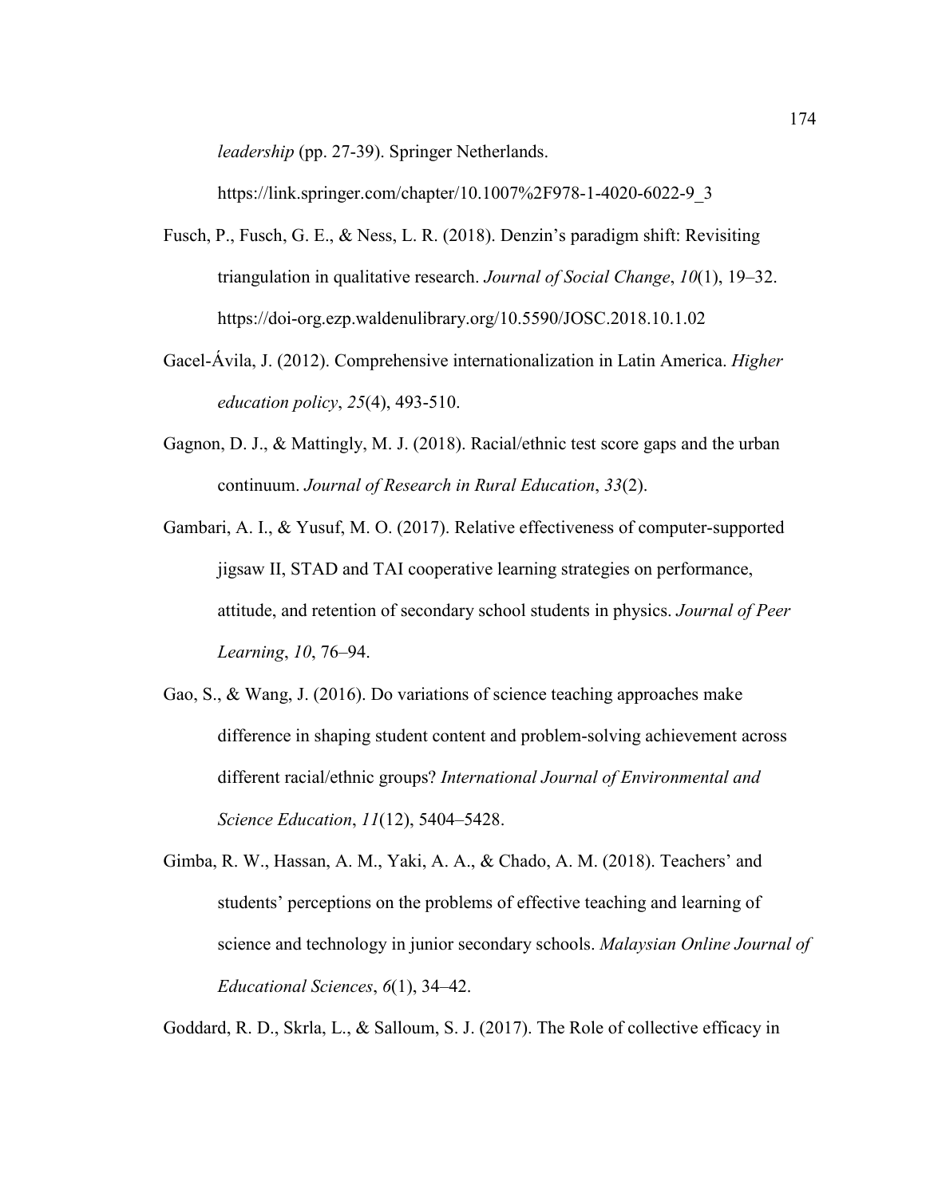*leadership* (pp. 27-39). Springer Netherlands. https://link.springer.com/chapter/10.1007%2F978-1-4020-6022-9_3

Fusch, P., Fusch, G. E., & Ness, L. R. (2018). Denzin's paradigm shift: Revisiting triangulation in qualitative research. *Journal of Social Change*, *10*(1), 19–32. https://doi-org.ezp.waldenulibrary.org/10.5590/JOSC.2018.10.1.02

Gacel-Ávila, J. (2012). Comprehensive internationalization in Latin America. *Higher education policy*, *25*(4), 493-510.

Gagnon, D. J., & Mattingly, M. J. (2018). Racial/ethnic test score gaps and the urban continuum. *Journal of Research in Rural Education*, *33*(2).

Gambari, A. I., & Yusuf, M. O. (2017). Relative effectiveness of computer-supported jigsaw II, STAD and TAI cooperative learning strategies on performance, attitude, and retention of secondary school students in physics. *Journal of Peer Learning*, *10*, 76–94.

Gao, S., & Wang, J. (2016). Do variations of science teaching approaches make difference in shaping student content and problem-solving achievement across different racial/ethnic groups? *International Journal of Environmental and Science Education*, *11*(12), 5404–5428.

Gimba, R. W., Hassan, A. M., Yaki, A. A., & Chado, A. M. (2018). Teachers' and students' perceptions on the problems of effective teaching and learning of science and technology in junior secondary schools. *Malaysian Online Journal of Educational Sciences*, *6*(1), 34–42.

Goddard, R. D., Skrla, L., & Salloum, S. J. (2017). The Role of collective efficacy in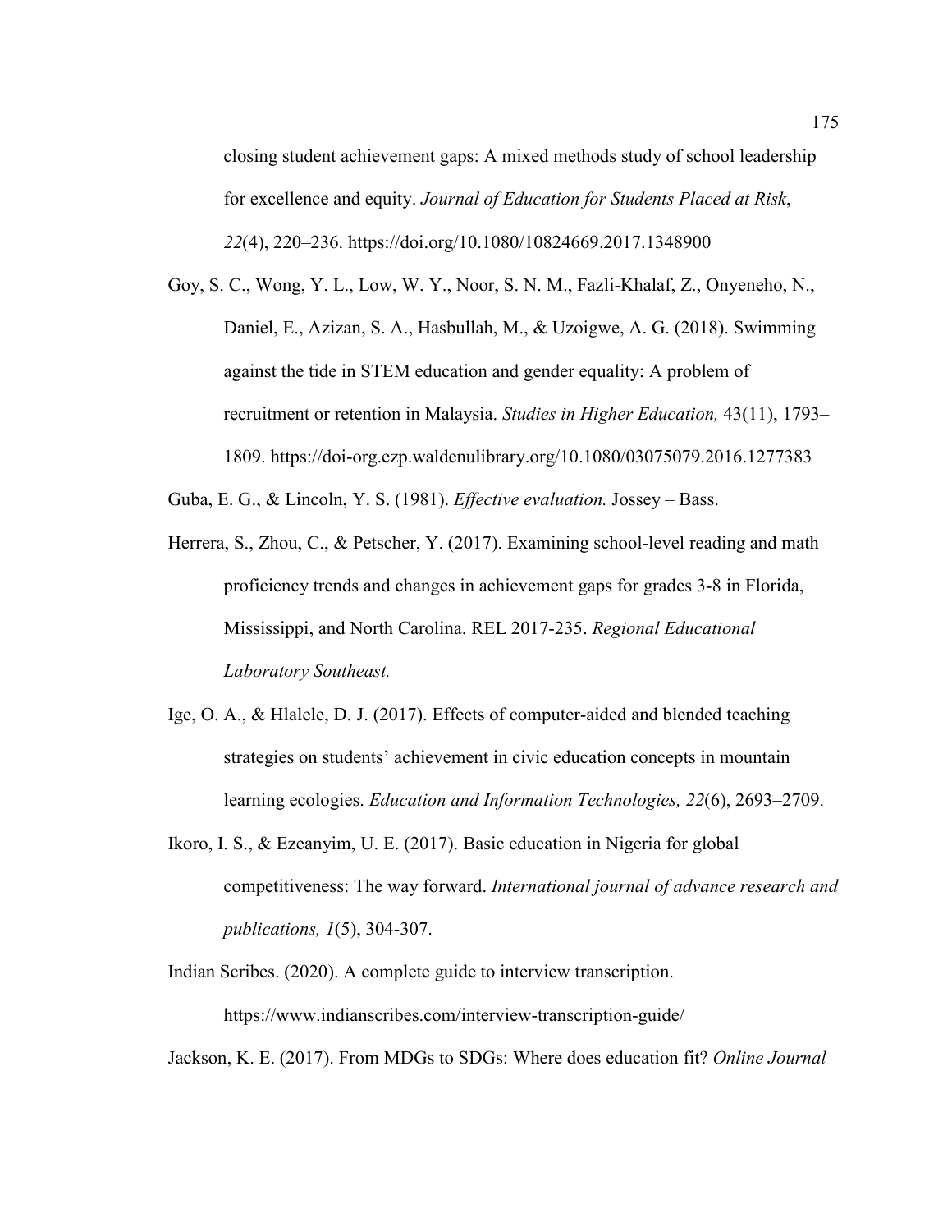closing student achievement gaps: A mixed methods study of school leadership for excellence and equity. *Journal of Education for Students Placed at Risk*, *22*(4), 220–236. https://doi.org/10.1080/10824669.2017.1348900

Goy, S. C., Wong, Y. L., Low, W. Y., Noor, S. N. M., Fazli-Khalaf, Z., Onyeneho, N., Daniel, E., Azizan, S. A., Hasbullah, M., & Uzoigwe, A. G. (2018). Swimming against the tide in STEM education and gender equality: A problem of recruitment or retention in Malaysia. *Studies in Higher Education,* 43(11), 1793–1809. https://doi-org.ezp.waldenulibrary.org/10.1080/03075079.2016.1277383

Guba, E. G., & Lincoln, Y. S. (1981). *Effective evaluation.* Jossey – Bass.

Herrera, S., Zhou, C., & Petscher, Y. (2017). Examining school-level reading and math proficiency trends and changes in achievement gaps for grades 3-8 in Florida, Mississippi, and North Carolina. REL 2017-235. *Regional Educational Laboratory Southeast.*

Ige, O. A., & Hlalele, D. J. (2017). Effects of computer-aided and blended teaching strategies on students' achievement in civic education concepts in mountain learning ecologies. *Education and Information Technologies, 22*(6), 2693–2709.

Ikoro, I. S., & Ezeanyim, U. E. (2017). Basic education in Nigeria for global competitiveness: The way forward. *International journal of advance research and publications, 1*(5), 304-307.

Indian Scribes. (2020). A complete guide to interview transcription. https://www.indianscribes.com/interview-transcription-guide/

Jackson, K. E. (2017). From MDGs to SDGs: Where does education fit? *Online Journal*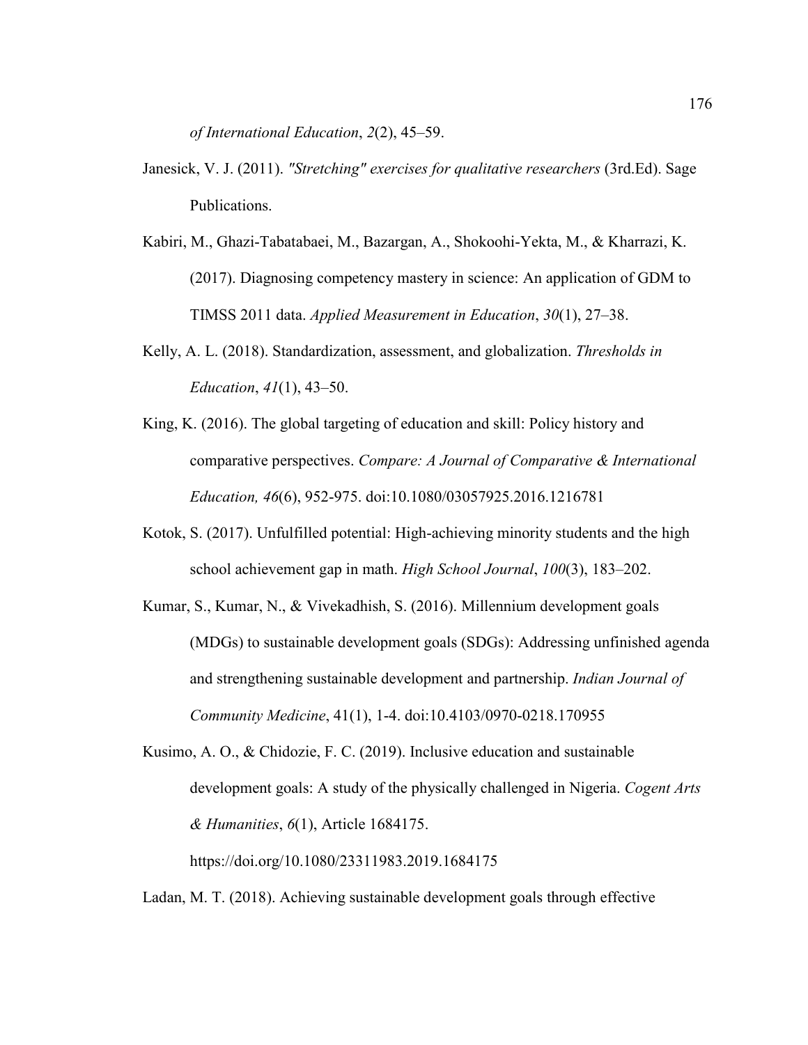*of International Education*, *2*(2), 45–59.

Janesick, V. J. (2011). *"Stretching" exercises for qualitative researchers* (3rd.Ed). Sage Publications.

Kabiri, M., Ghazi-Tabatabaei, M., Bazargan, A., Shokoohi-Yekta, M., & Kharrazi, K. (2017). Diagnosing competency mastery in science: An application of GDM to TIMSS 2011 data. *Applied Measurement in Education*, *30*(1), 27–38.

Kelly, A. L. (2018). Standardization, assessment, and globalization. *Thresholds in Education*, *41*(1), 43–50.

King, K. (2016). The global targeting of education and skill: Policy history and comparative perspectives. *Compare: A Journal of Comparative & International Education, 46*(6), 952-975. doi:10.1080/03057925.2016.1216781

Kotok, S. (2017). Unfulfilled potential: High-achieving minority students and the high school achievement gap in math. *High School Journal*, *100*(3), 183–202.

Kumar, S., Kumar, N., & Vivekadhish, S. (2016). Millennium development goals (MDGs) to sustainable development goals (SDGs): Addressing unfinished agenda and strengthening sustainable development and partnership. *Indian Journal of Community Medicine*, 41(1), 1-4. doi:10.4103/0970-0218.170955

Kusimo, A. O., & Chidozie, F. C. (2019). Inclusive education and sustainable development goals: A study of the physically challenged in Nigeria. *Cogent Arts & Humanities*, *6*(1), Article 1684175. https://doi.org/10.1080/23311983.2019.1684175

Ladan, M. T. (2018). Achieving sustainable development goals through effective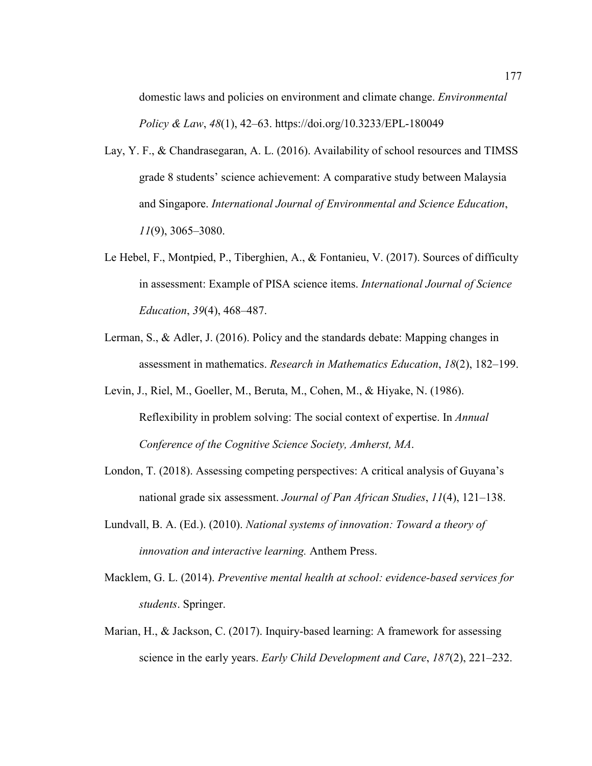domestic laws and policies on environment and climate change. *Environmental Policy & Law*, *48*(1), 42–63. https://doi.org/10.3233/EPL-180049

Lay, Y. F., & Chandrasegaran, A. L. (2016). Availability of school resources and TIMSS grade 8 students' science achievement: A comparative study between Malaysia and Singapore. *International Journal of Environmental and Science Education*, *11*(9), 3065–3080.

Le Hebel, F., Montpied, P., Tiberghien, A., & Fontanieu, V. (2017). Sources of difficulty in assessment: Example of PISA science items. *International Journal of Science Education*, *39*(4), 468–487.

Lerman, S., & Adler, J. (2016). Policy and the standards debate: Mapping changes in assessment in mathematics. *Research in Mathematics Education*, *18*(2), 182–199.

Levin, J., Riel, M., Goeller, M., Beruta, M., Cohen, M., & Hiyake, N. (1986). Reflexibility in problem solving: The social context of expertise. In *Annual Conference of the Cognitive Science Society, Amherst, MA*.

London, T. (2018). Assessing competing perspectives: A critical analysis of Guyana's national grade six assessment. *Journal of Pan African Studies*, *11*(4), 121–138.

Lundvall, B. A. (Ed.). (2010). *National systems of innovation: Toward a theory of innovation and interactive learning.* Anthem Press.

Macklem, G. L. (2014). *Preventive mental health at school: evidence-based services for students*. Springer.

Marian, H., & Jackson, C. (2017). Inquiry-based learning: A framework for assessing science in the early years. *Early Child Development and Care*, *187*(2), 221–232.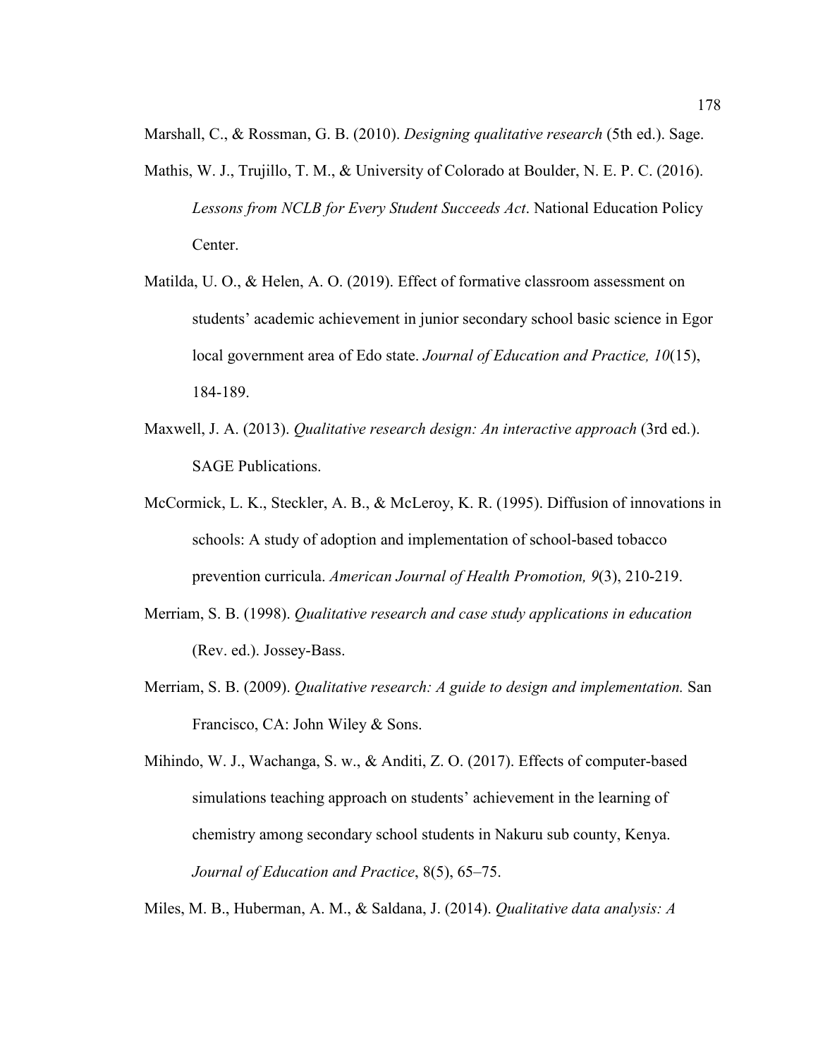Marshall, C., & Rossman, G. B. (2010). *Designing qualitative research* (5th ed.). Sage.

Mathis, W. J., Trujillo, T. M., & University of Colorado at Boulder, N. E. P. C. (2016). *Lessons from NCLB for Every Student Succeeds Act*. National Education Policy Center.

Matilda, U. O., & Helen, A. O. (2019). Effect of formative classroom assessment on students' academic achievement in junior secondary school basic science in Egor local government area of Edo state. *Journal of Education and Practice, 10*(15), 184-189.

Maxwell, J. A. (2013). *Qualitative research design: An interactive approach* (3rd ed.). SAGE Publications.

McCormick, L. K., Steckler, A. B., & McLeroy, K. R. (1995). Diffusion of innovations in schools: A study of adoption and implementation of school-based tobacco prevention curricula. *American Journal of Health Promotion, 9*(3), 210-219.

Merriam, S. B. (1998). *Qualitative research and case study applications in education* (Rev. ed.). Jossey-Bass.

Merriam, S. B. (2009). *Qualitative research: A guide to design and implementation.* San Francisco, CA: John Wiley & Sons.

Mihindo, W. J., Wachanga, S. w., & Anditi, Z. O. (2017). Effects of computer-based simulations teaching approach on students' achievement in the learning of chemistry among secondary school students in Nakuru sub county, Kenya. *Journal of Education and Practice*, 8(5), 65–75.

Miles, M. B., Huberman, A. M., & Saldana, J. (2014). *Qualitative data analysis: A*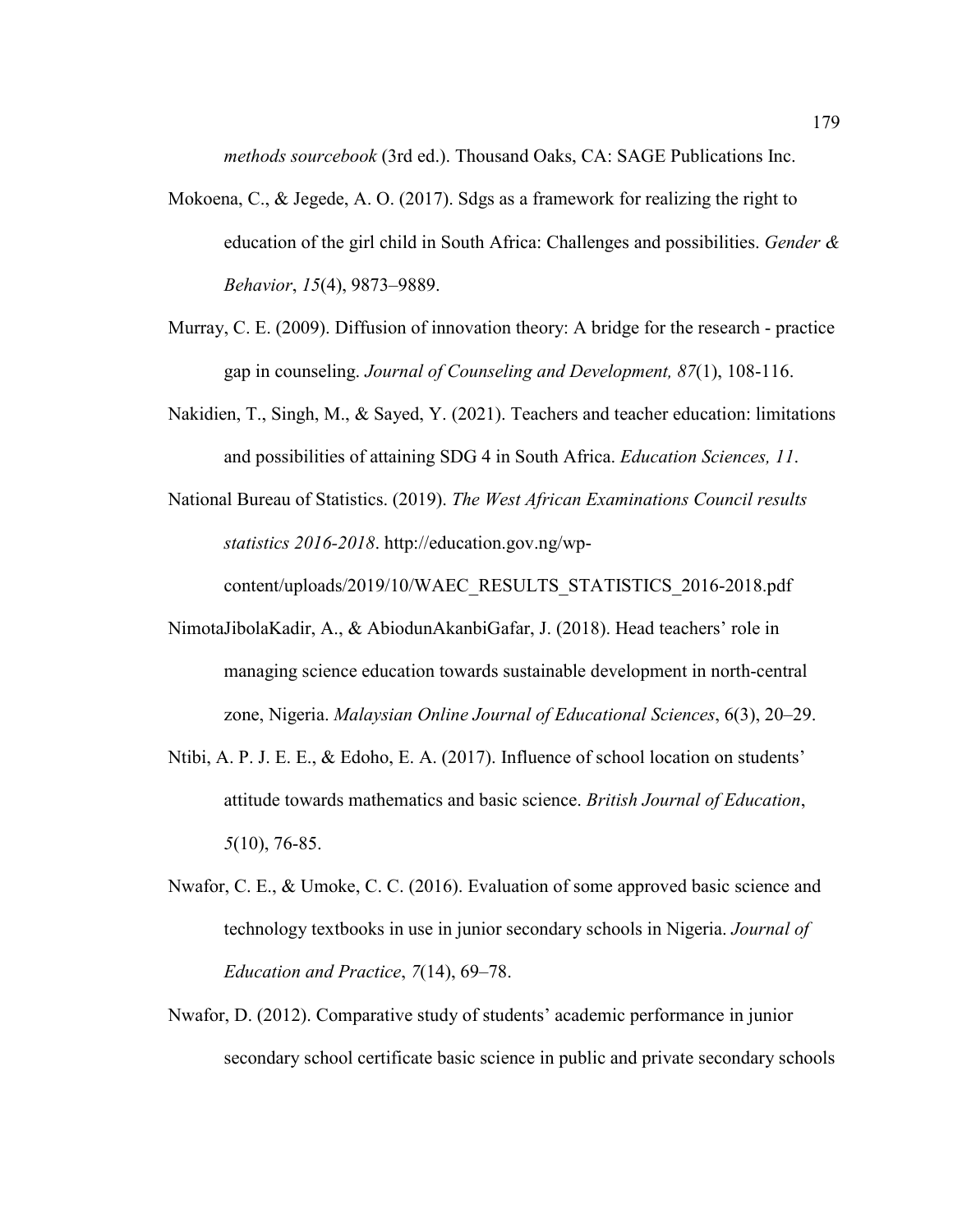*methods sourcebook* (3rd ed.). Thousand Oaks, CA: SAGE Publications Inc.

Mokoena, C., & Jegede, A. O. (2017). Sdgs as a framework for realizing the right to education of the girl child in South Africa: Challenges and possibilities. *Gender & Behavior*, *15*(4), 9873–9889.

Murray, C. E. (2009). Diffusion of innovation theory: A bridge for the research - practice gap in counseling. *Journal of Counseling and Development, 87*(1), 108-116.

Nakidien, T., Singh, M., & Sayed, Y. (2021). Teachers and teacher education: limitations and possibilities of attaining SDG 4 in South Africa. *Education Sciences, 11*.

National Bureau of Statistics. (2019). *The West African Examinations Council results statistics 2016-2018*. http://education.gov.ng/wp-content/uploads/2019/10/WAEC_RESULTS_STATISTICS_2016-2018.pdf

NimotaJibolaKadir, A., & AbiodunAkanbiGafar, J. (2018). Head teachers' role in managing science education towards sustainable development in north-central zone, Nigeria. *Malaysian Online Journal of Educational Sciences*, 6(3), 20–29.

Ntibi, A. P. J. E. E., & Edoho, E. A. (2017). Influence of school location on students' attitude towards mathematics and basic science. *British Journal of Education*, *5*(10), 76-85.

Nwafor, C. E., & Umoke, C. C. (2016). Evaluation of some approved basic science and technology textbooks in use in junior secondary schools in Nigeria. *Journal of Education and Practice*, *7*(14), 69–78.

Nwafor, D. (2012). Comparative study of students' academic performance in junior secondary school certificate basic science in public and private secondary schools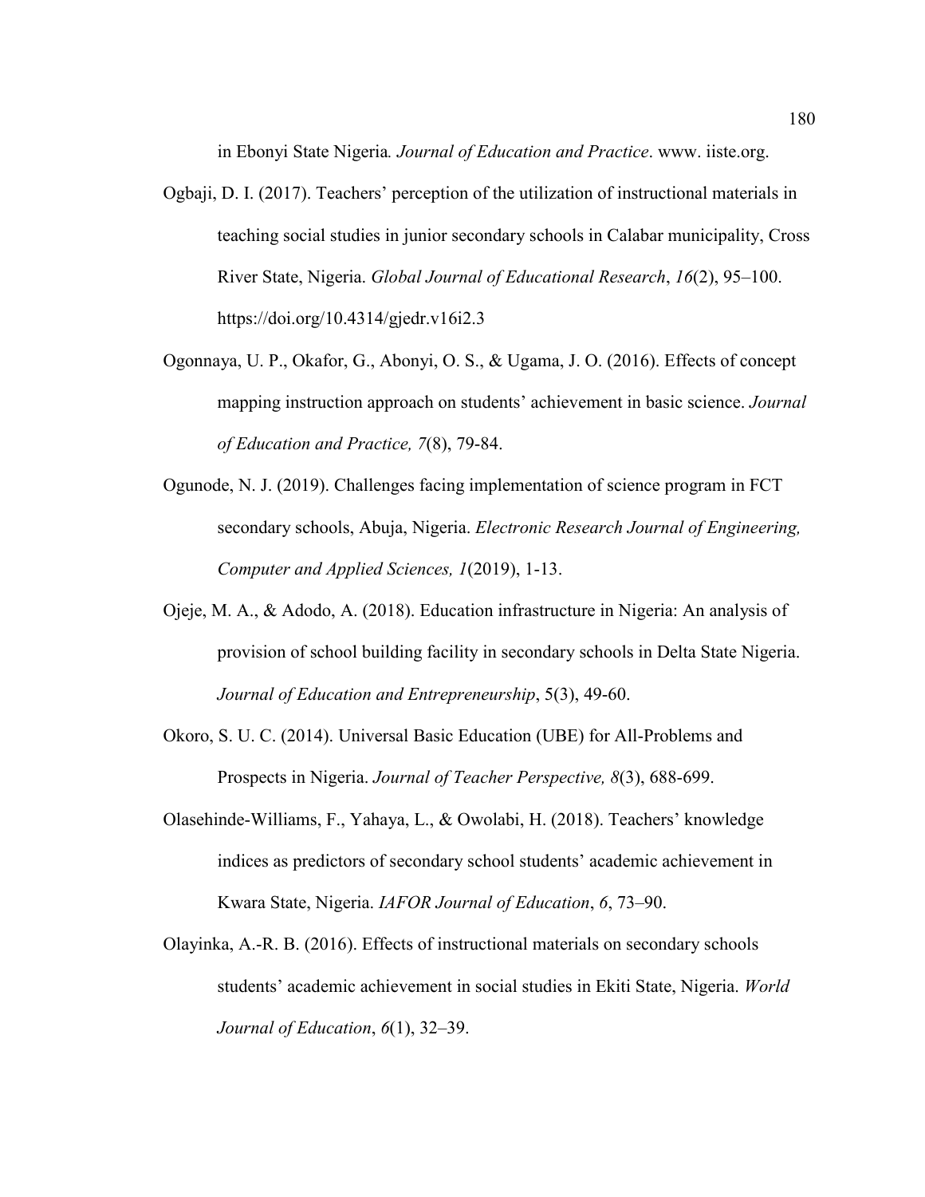in Ebonyi State Nigeria*. Journal of Education and Practice*. www. iiste.org.

Ogbaji, D. I. (2017). Teachers' perception of the utilization of instructional materials in teaching social studies in junior secondary schools in Calabar municipality, Cross River State, Nigeria. *Global Journal of Educational Research*, *16*(2), 95–100. https://doi.org/10.4314/gjedr.v16i2.3

Ogonnaya, U. P., Okafor, G., Abonyi, O. S., & Ugama, J. O. (2016). Effects of concept mapping instruction approach on students' achievement in basic science. *Journal of Education and Practice, 7*(8), 79-84.

Ogunode, N. J. (2019). Challenges facing implementation of science program in FCT secondary schools, Abuja, Nigeria. *Electronic Research Journal of Engineering, Computer and Applied Sciences, 1*(2019), 1-13.

Ojeje, M. A., & Adodo, A. (2018). Education infrastructure in Nigeria: An analysis of provision of school building facility in secondary schools in Delta State Nigeria. *Journal of Education and Entrepreneurship*, 5(3), 49-60.

Okoro, S. U. C. (2014). Universal Basic Education (UBE) for All-Problems and Prospects in Nigeria. *Journal of Teacher Perspective, 8*(3), 688-699.

Olasehinde-Williams, F., Yahaya, L., & Owolabi, H. (2018). Teachers' knowledge indices as predictors of secondary school students' academic achievement in Kwara State, Nigeria. *IAFOR Journal of Education*, *6*, 73–90.

Olayinka, A.-R. B. (2016). Effects of instructional materials on secondary schools students' academic achievement in social studies in Ekiti State, Nigeria. *World Journal of Education*, *6*(1), 32–39.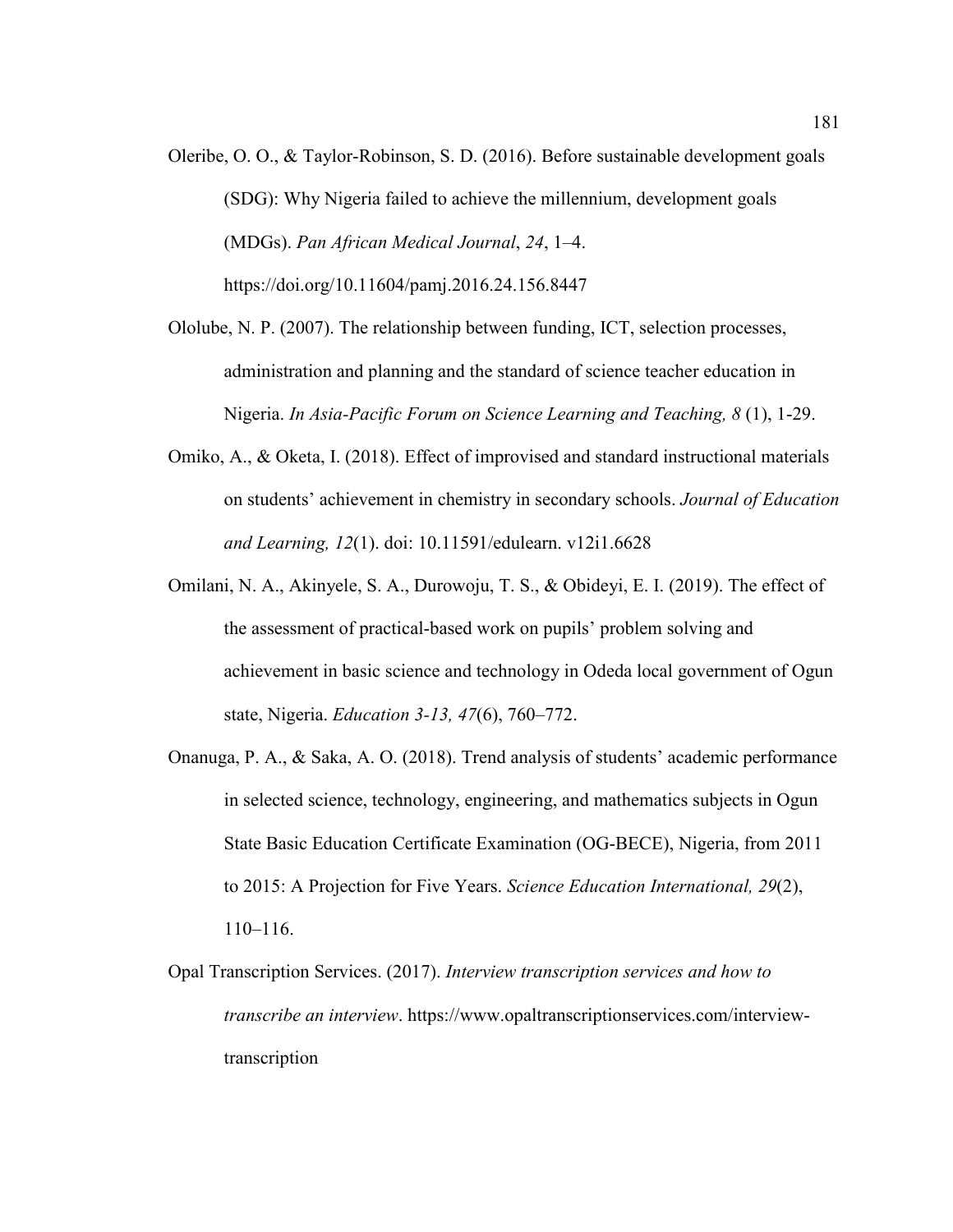Oleribe, O. O., & Taylor-Robinson, S. D. (2016). Before sustainable development goals (SDG): Why Nigeria failed to achieve the millennium, development goals (MDGs). *Pan African Medical Journal*, *24*, 1–4. https://doi.org/10.11604/pamj.2016.24.156.8447

Ololube, N. P. (2007). The relationship between funding, ICT, selection processes, administration and planning and the standard of science teacher education in Nigeria. *In Asia-Pacific Forum on Science Learning and Teaching, 8* (1), 1-29.

Omiko, A., & Oketa, I. (2018). Effect of improvised and standard instructional materials on students' achievement in chemistry in secondary schools. *Journal of Education and Learning, 12*(1). doi: 10.11591/edulearn. v12i1.6628

Omilani, N. A., Akinyele, S. A., Durowoju, T. S., & Obideyi, E. I. (2019). The effect of the assessment of practical-based work on pupils' problem solving and achievement in basic science and technology in Odeda local government of Ogun state, Nigeria. *Education 3-13, 47*(6), 760–772.

Onanuga, P. A., & Saka, A. O. (2018). Trend analysis of students' academic performance in selected science, technology, engineering, and mathematics subjects in Ogun State Basic Education Certificate Examination (OG-BECE), Nigeria, from 2011 to 2015: A Projection for Five Years. *Science Education International, 29*(2), 110–116.

Opal Transcription Services. (2017). *Interview transcription services and how to transcribe an interview*. https://www.opaltranscriptionservices.com/interview-transcription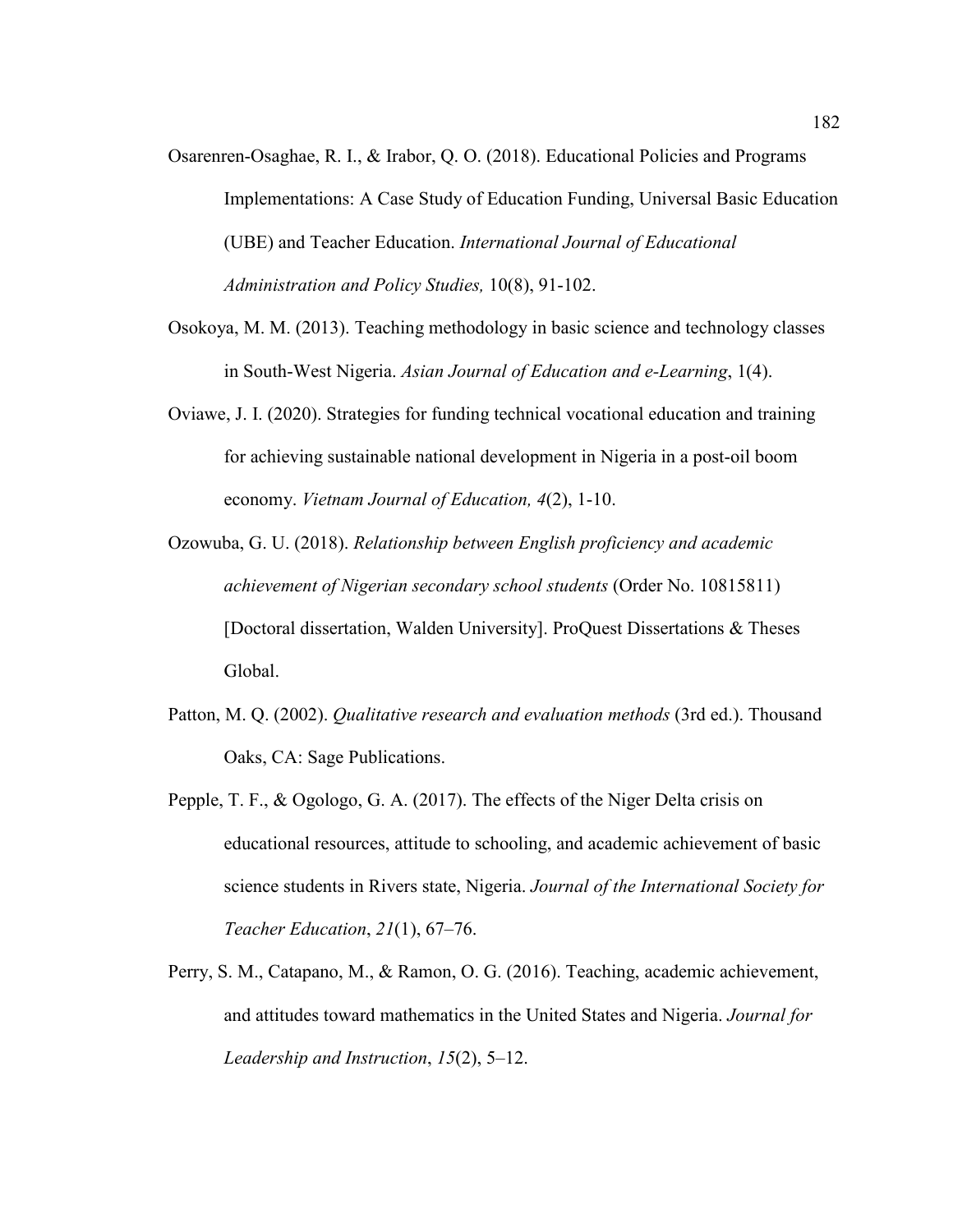Osarenren-Osaghae, R. I., & Irabor, Q. O. (2018). Educational Policies and Programs Implementations: A Case Study of Education Funding, Universal Basic Education (UBE) and Teacher Education. *International Journal of Educational Administration and Policy Studies,* 10(8), 91-102.

Osokoya, M. M. (2013). Teaching methodology in basic science and technology classes in South-West Nigeria. *Asian Journal of Education and e-Learning*, 1(4).

Oviawe, J. I. (2020). Strategies for funding technical vocational education and training for achieving sustainable national development in Nigeria in a post-oil boom economy. *Vietnam Journal of Education, 4*(2), 1-10.

Ozowuba, G. U. (2018). *Relationship between English proficiency and academic achievement of Nigerian secondary school students* (Order No. 10815811) [Doctoral dissertation, Walden University]. ProQuest Dissertations & Theses Global.

Patton, M. Q. (2002). *Qualitative research and evaluation methods* (3rd ed.). Thousand Oaks, CA: Sage Publications.

Pepple, T. F., & Ogologo, G. A. (2017). The effects of the Niger Delta crisis on educational resources, attitude to schooling, and academic achievement of basic science students in Rivers state, Nigeria. *Journal of the International Society for Teacher Education*, *21*(1), 67–76.

Perry, S. M., Catapano, M., & Ramon, O. G. (2016). Teaching, academic achievement, and attitudes toward mathematics in the United States and Nigeria. *Journal for Leadership and Instruction*, *15*(2), 5–12.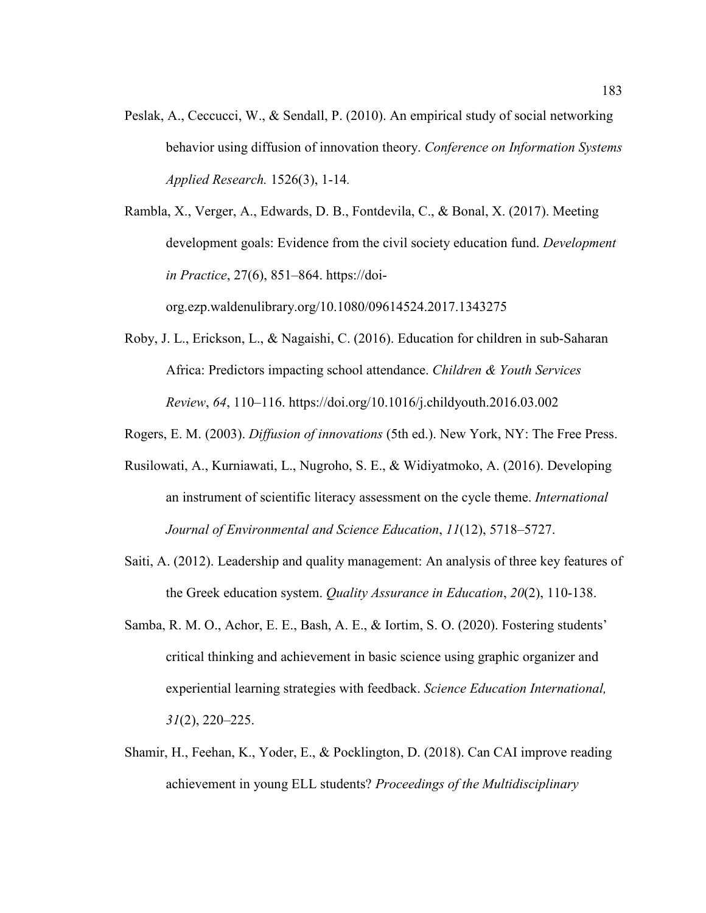Peslak, A., Ceccucci, W., & Sendall, P. (2010). An empirical study of social networking behavior using diffusion of innovation theory. *Conference on Information Systems Applied Research.* 1526(3), 1-14*.*

Rambla, X., Verger, A., Edwards, D. B., Fontdevila, C., & Bonal, X. (2017). Meeting development goals: Evidence from the civil society education fund. *Development in Practice*, 27(6), 851–864. https://doi-org.ezp.waldenulibrary.org/10.1080/09614524.2017.1343275

Roby, J. L., Erickson, L., & Nagaishi, C. (2016). Education for children in sub-Saharan Africa: Predictors impacting school attendance. *Children & Youth Services Review*, *64*, 110–116. https://doi.org/10.1016/j.childyouth.2016.03.002

Rogers, E. M. (2003). *Diffusion of innovations* (5th ed.). New York, NY: The Free Press.

Rusilowati, A., Kurniawati, L., Nugroho, S. E., & Widiyatmoko, A. (2016). Developing an instrument of scientific literacy assessment on the cycle theme. *International Journal of Environmental and Science Education*, *11*(12), 5718–5727.

Saiti, A. (2012). Leadership and quality management: An analysis of three key features of the Greek education system. *Quality Assurance in Education*, *20*(2), 110-138.

Samba, R. M. O., Achor, E. E., Bash, A. E., & Iortim, S. O. (2020). Fostering students' critical thinking and achievement in basic science using graphic organizer and experiential learning strategies with feedback. *Science Education International, 31*(2), 220–225.

Shamir, H., Feehan, K., Yoder, E., & Pocklington, D. (2018). Can CAI improve reading achievement in young ELL students? *Proceedings of the Multidisciplinary*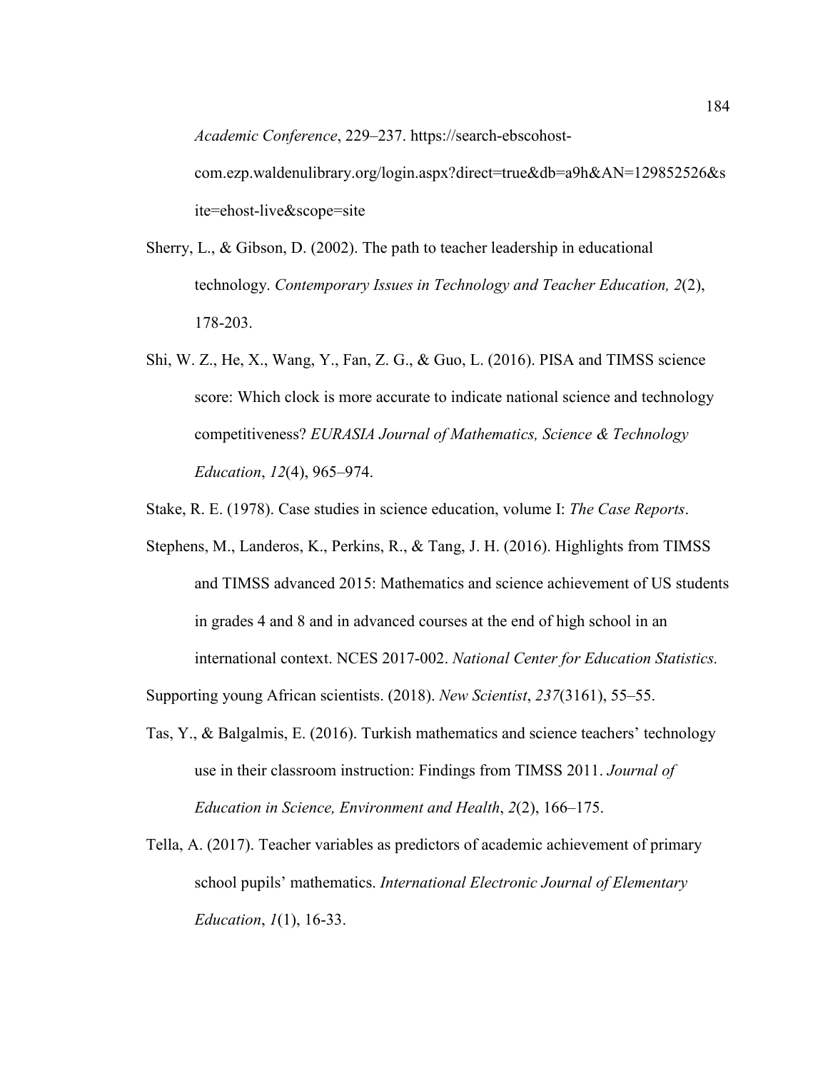*Academic Conference*, 229–237. https://search-ebscohost-com.ezp.waldenulibrary.org/login.aspx?direct=true&db=a9h&AN=129852526&site=ehost-live&scope=site

Sherry, L., & Gibson, D. (2002). The path to teacher leadership in educational technology. *Contemporary Issues in Technology and Teacher Education, 2*(2), 178-203.

Shi, W. Z., He, X., Wang, Y., Fan, Z. G., & Guo, L. (2016). PISA and TIMSS science score: Which clock is more accurate to indicate national science and technology competitiveness? *EURASIA Journal of Mathematics, Science & Technology Education*, *12*(4), 965–974.

Stake, R. E. (1978). Case studies in science education, volume I: *The Case Reports*.

Stephens, M., Landeros, K., Perkins, R., & Tang, J. H. (2016). Highlights from TIMSS and TIMSS advanced 2015: Mathematics and science achievement of US students in grades 4 and 8 and in advanced courses at the end of high school in an international context. NCES 2017-002. *National Center for Education Statistics.*

Supporting young African scientists. (2018). *New Scientist*, *237*(3161), 55–55.

Tas, Y., & Balgalmis, E. (2016). Turkish mathematics and science teachers' technology use in their classroom instruction: Findings from TIMSS 2011. *Journal of Education in Science, Environment and Health*, *2*(2), 166–175.

Tella, A. (2017). Teacher variables as predictors of academic achievement of primary school pupils' mathematics. *International Electronic Journal of Elementary Education*, *1*(1), 16-33.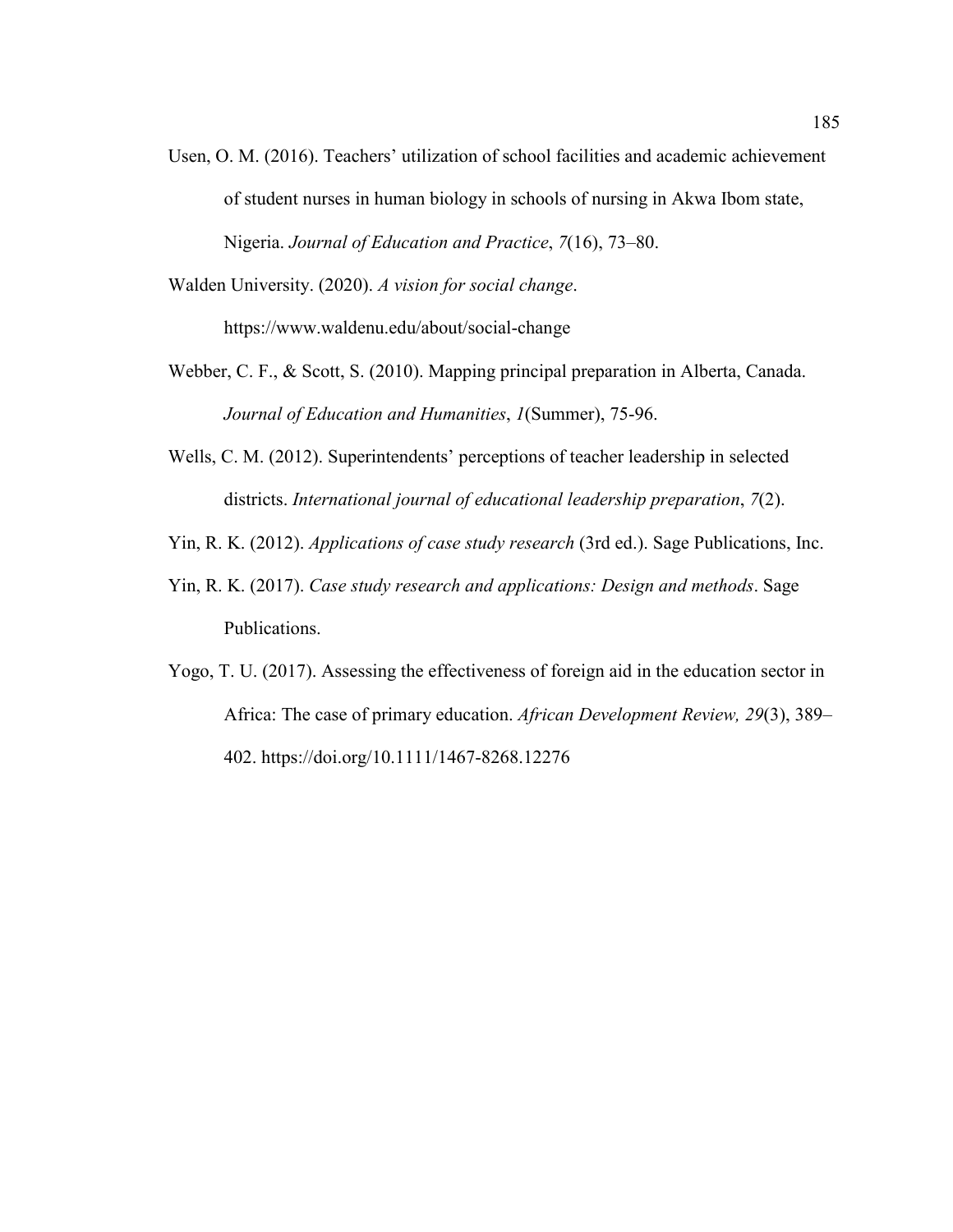Usen, O. M. (2016). Teachers' utilization of school facilities and academic achievement of student nurses in human biology in schools of nursing in Akwa Ibom state, Nigeria. *Journal of Education and Practice*, *7*(16), 73–80.

Walden University. (2020). *A vision for social change*. https://www.waldenu.edu/about/social-change

Webber, C. F., & Scott, S. (2010). Mapping principal preparation in Alberta, Canada. *Journal of Education and Humanities*, *1*(Summer), 75-96.

Wells, C. M. (2012). Superintendents' perceptions of teacher leadership in selected districts. *International journal of educational leadership preparation*, *7*(2).

Yin, R. K. (2012). *Applications of case study research* (3rd ed.). Sage Publications, Inc.

Yin, R. K. (2017). *Case study research and applications: Design and methods*. Sage Publications.

Yogo, T. U. (2017). Assessing the effectiveness of foreign aid in the education sector in Africa: The case of primary education. *African Development Review, 29*(3), 389–402. https://doi.org/10.1111/1467-8268.12276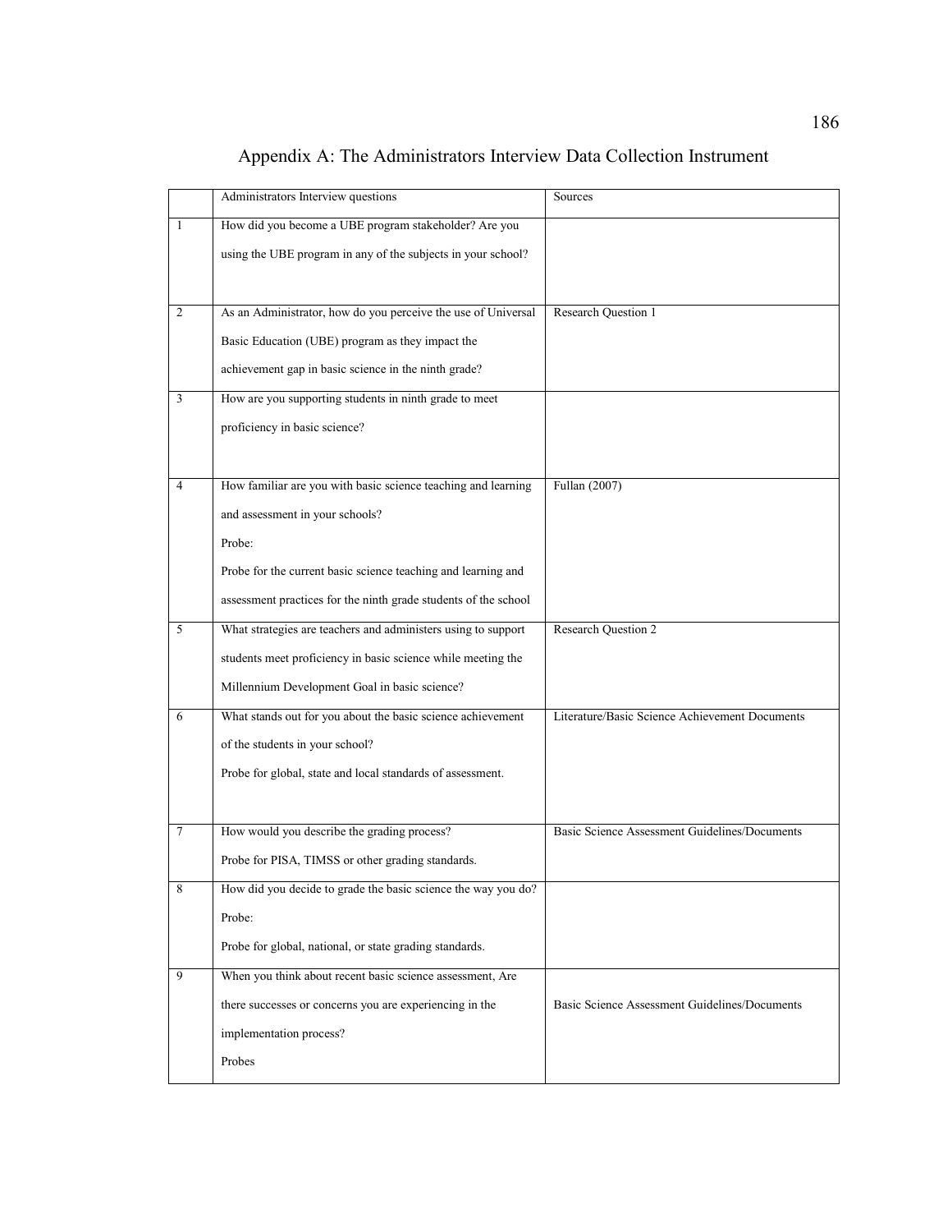# Appendix A: The Administrators Interview Data Collection Instrument

| | Administrators Interview questions | Sources |
|---|---|---|
| 1 | How did you become a UBE program stakeholder? Are you using the UBE program in any of the subjects in your school? | |
| 2 | As an Administrator, how do you perceive the use of Universal Basic Education (UBE) program as they impact the achievement gap in basic science in the ninth grade? | Research Question 1 |
| 3 | How are you supporting students in ninth grade to meet proficiency in basic science? | |
| 4 | How familiar are you with basic science teaching and learning and assessment in your schools?<br>Probe:<br>Probe for the current basic science teaching and learning and assessment practices for the ninth grade students of the school | Fullan (2007) |
| 5 | What strategies are teachers and administers using to support students meet proficiency in basic science while meeting the Millennium Development Goal in basic science? | Research Question 2 |
| 6 | What stands out for you about the basic science achievement of the students in your school?<br>Probe for global, state and local standards of assessment. | Literature/Basic Science Achievement Documents |
| 7 | How would you describe the grading process?<br>Probe for PISA, TIMSS or other grading standards. | Basic Science Assessment Guidelines/Documents |
| 8 | How did you decide to grade the basic science the way you do?<br>Probe:<br>Probe for global, national, or state grading standards. | |
| 9 | When you think about recent basic science assessment, Are there successes or concerns you are experiencing in the implementation process?<br>Probes | Basic Science Assessment Guidelines/Documents |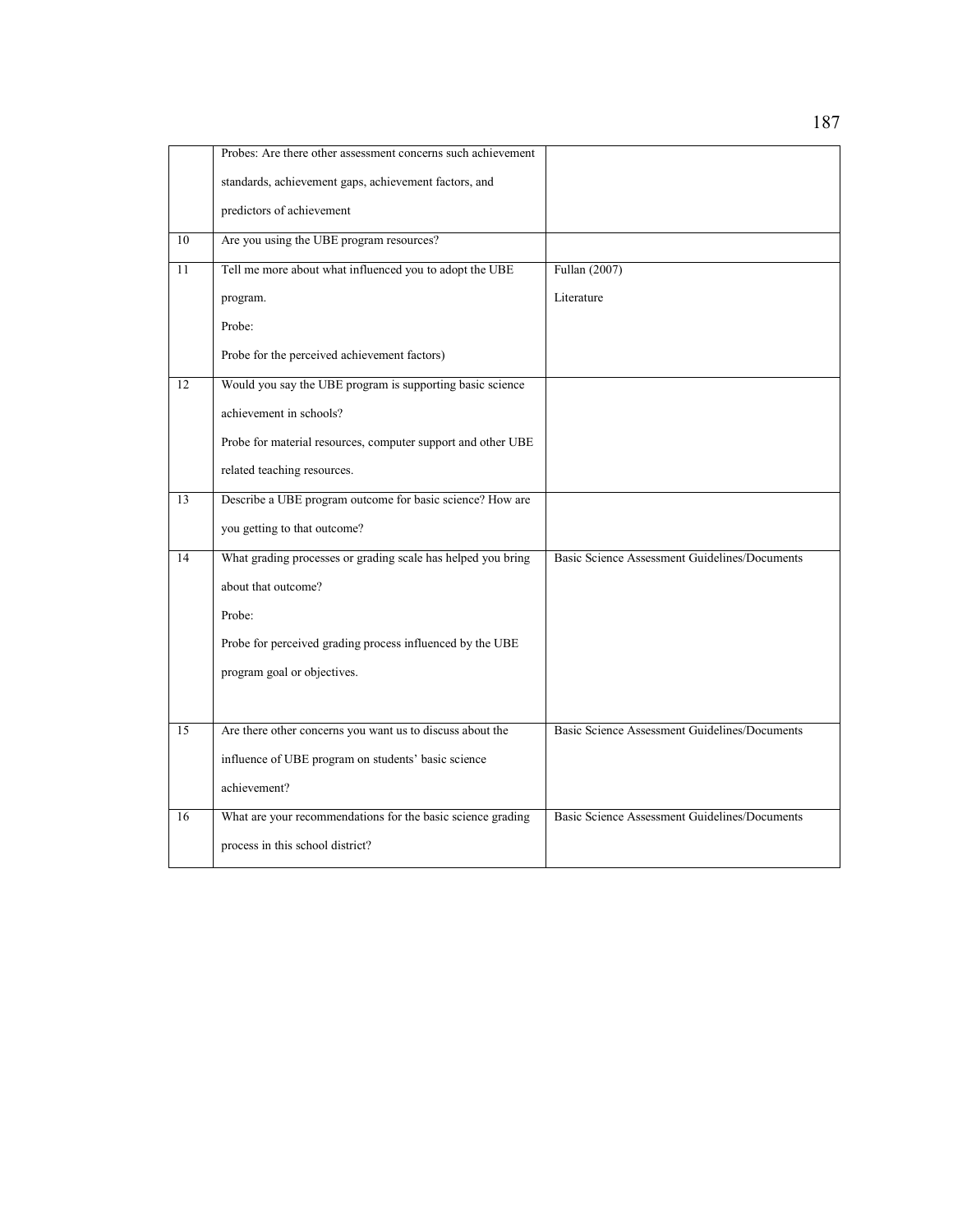| | | |
|---|---|---|
| | Probes: Are there other assessment concerns such achievement standards, achievement gaps, achievement factors, and predictors of achievement | |
| 10 | Are you using the UBE program resources? | |
| 11 | Tell me more about what influenced you to adopt the UBE program.<br>Probe:<br>Probe for the perceived achievement factors) | Fullan (2007)<br>Literature |
| 12 | Would you say the UBE program is supporting basic science achievement in schools?<br>Probe for material resources, computer support and other UBE related teaching resources. | |
| 13 | Describe a UBE program outcome for basic science? How are you getting to that outcome? | |
| 14 | What grading processes or grading scale has helped you bring about that outcome?<br>Probe:<br>Probe for perceived grading process influenced by the UBE program goal or objectives. | Basic Science Assessment Guidelines/Documents |
| 15 | Are there other concerns you want us to discuss about the influence of UBE program on students' basic science achievement? | Basic Science Assessment Guidelines/Documents |
| 16 | What are your recommendations for the basic science grading process in this school district? | Basic Science Assessment Guidelines/Documents |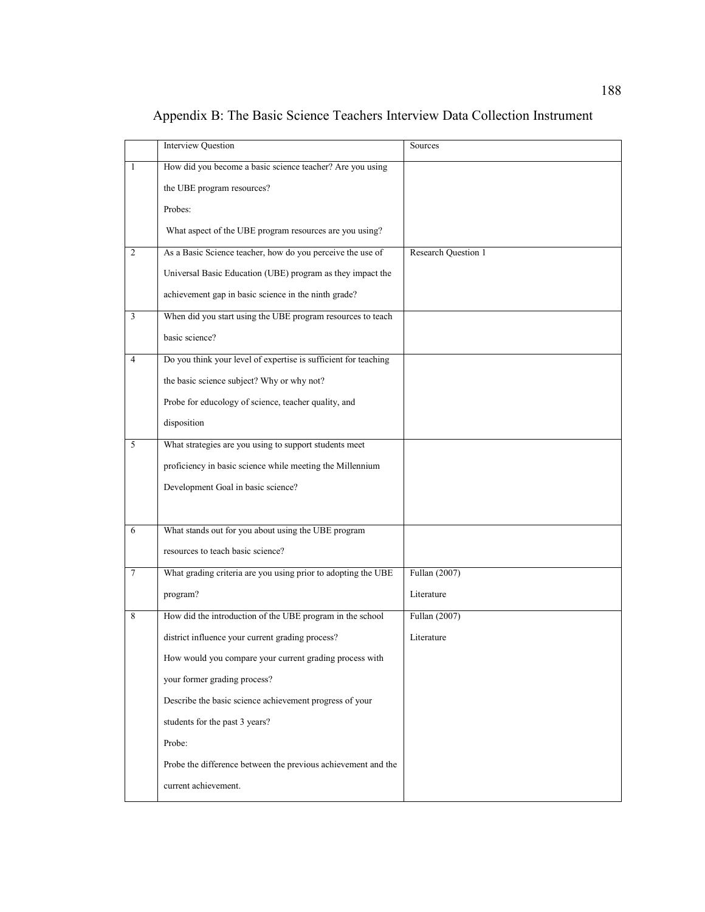# Appendix B: The Basic Science Teachers Interview Data Collection Instrument

| | Interview Question | Sources |
|---|---|---|
| 1 | How did you become a basic science teacher? Are you using the UBE program resources?<br>Probes:<br>What aspect of the UBE program resources are you using? | |
| 2 | As a Basic Science teacher, how do you perceive the use of Universal Basic Education (UBE) program as they impact the achievement gap in basic science in the ninth grade? | Research Question 1 |
| 3 | When did you start using the UBE program resources to teach basic science? | |
| 4 | Do you think your level of expertise is sufficient for teaching the basic science subject? Why or why not?<br>Probe for educology of science, teacher quality, and disposition | |
| 5 | What strategies are you using to support students meet proficiency in basic science while meeting the Millennium Development Goal in basic science? | |
| 6 | What stands out for you about using the UBE program resources to teach basic science? | |
| 7 | What grading criteria are you using prior to adopting the UBE program? | Fullan (2007)<br>Literature |
| 8 | How did the introduction of the UBE program in the school district influence your current grading process?<br>How would you compare your current grading process with your former grading process?<br>Describe the basic science achievement progress of your students for the past 3 years?<br>Probe:<br>Probe the difference between the previous achievement and the current achievement. | Fullan (2007)<br>Literature |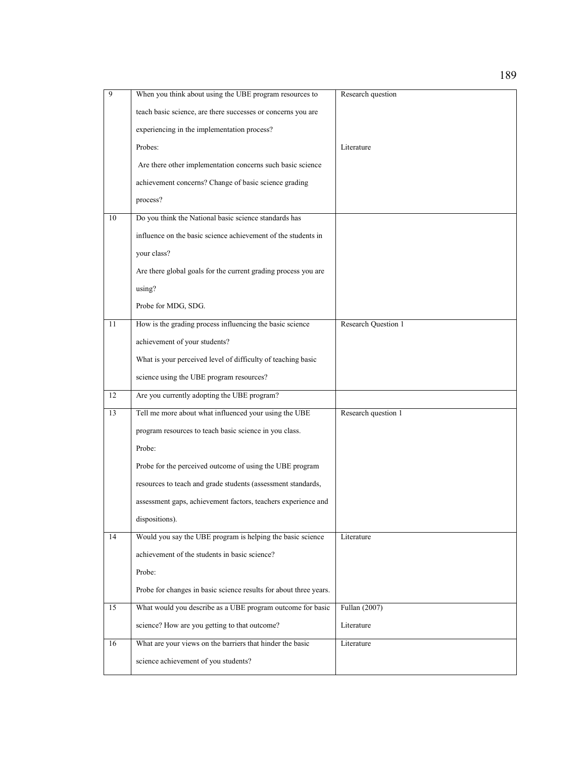| | | |
|---|---|---|
| 9 | When you think about using the UBE program resources to teach basic science, are there successes or concerns you are experiencing in the implementation process?<br>Probes:<br>Are there other implementation concerns such basic science achievement concerns? Change of basic science grading process? | Research question<br><br>Literature |
| 10 | Do you think the National basic science standards has influence on the basic science achievement of the students in your class?<br>Are there global goals for the current grading process you are using?<br>Probe for MDG, SDG. | |
| 11 | How is the grading process influencing the basic science achievement of your students?<br>What is your perceived level of difficulty of teaching basic science using the UBE program resources? | Research Question 1 |
| 12 | Are you currently adopting the UBE program? | |
| 13 | Tell me more about what influenced your using the UBE program resources to teach basic science in you class.<br>Probe:<br>Probe for the perceived outcome of using the UBE program resources to teach and grade students (assessment standards, assessment gaps, achievement factors, teachers experience and dispositions). | Research question 1 |
| 14 | Would you say the UBE program is helping the basic science achievement of the students in basic science?<br>Probe:<br>Probe for changes in basic science results for about three years. | Literature |
| 15 | What would you describe as a UBE program outcome for basic science? How are you getting to that outcome? | Fullan (2007)<br>Literature |
| 16 | What are your views on the barriers that hinder the basic science achievement of you students? | Literature |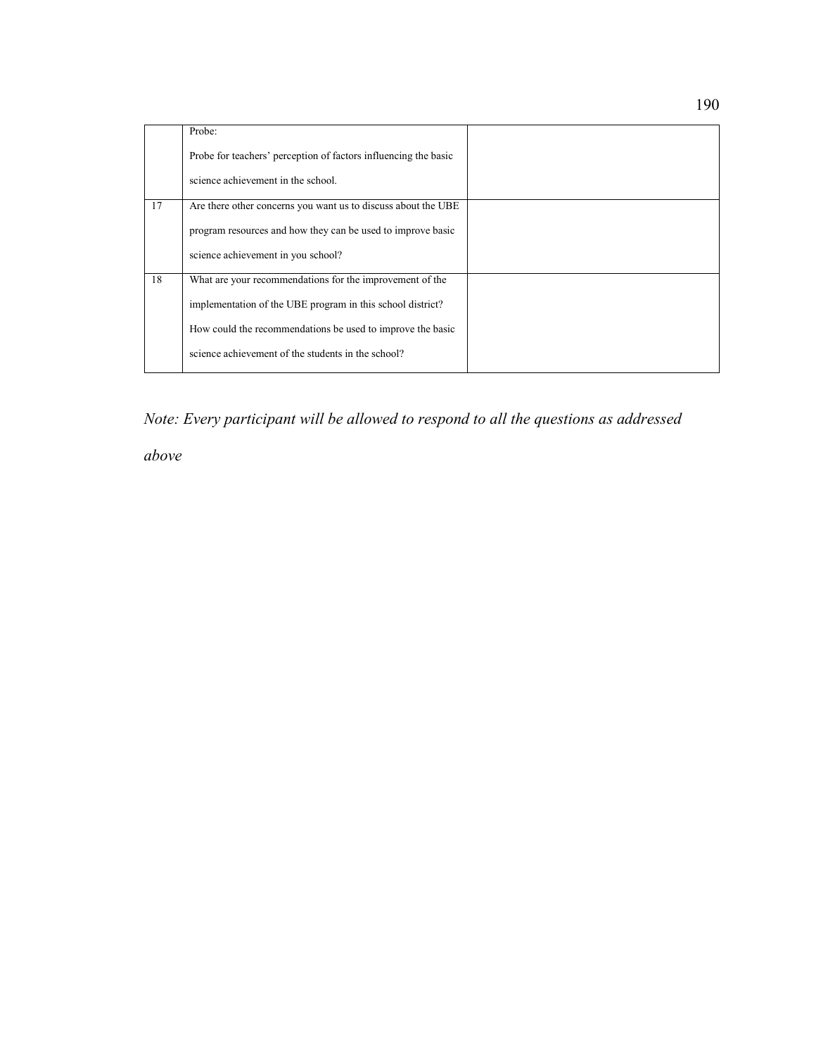| | | |
|---|---|---|
| | Probe:<br><br>Probe for teachers' perception of factors influencing the basic science achievement in the school. | |
| 17 | Are there other concerns you want us to discuss about the UBE program resources and how they can be used to improve basic science achievement in you school? | |
| 18 | What are your recommendations for the improvement of the implementation of the UBE program in this school district? How could the recommendations be used to improve the basic science achievement of the students in the school? | |

*Note: Every participant will be allowed to respond to all the questions as addressed above*